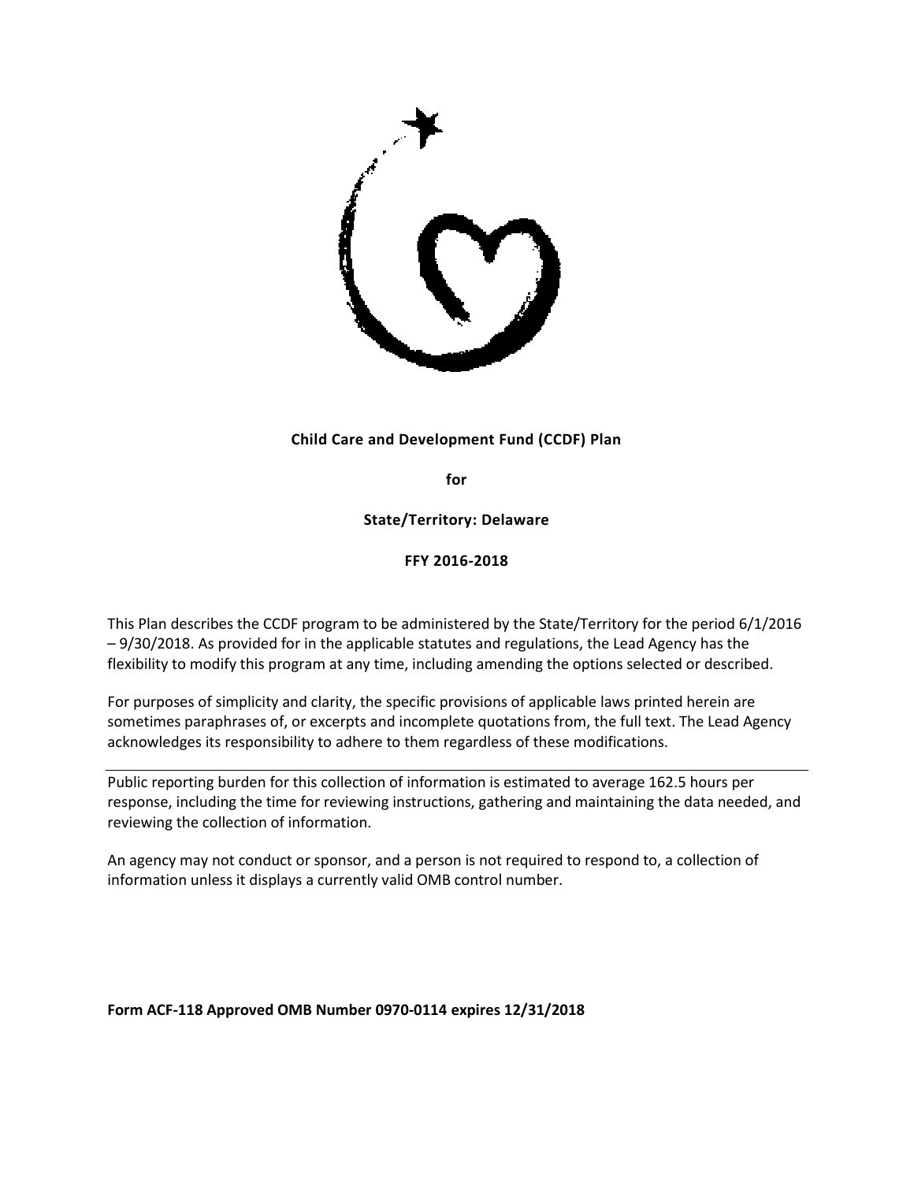**Child Care and Development Fund (CCDF) Plan**

**for**

**State/Territory: Delaware**

**FFY 2016-2018**

This Plan describes the CCDF program to be administered by the State/Territory for the period 6/1/2016 – 9/30/2018. As provided for in the applicable statutes and regulations, the Lead Agency has the flexibility to modify this program at any time, including amending the options selected or described.

For purposes of simplicity and clarity, the specific provisions of applicable laws printed herein are sometimes paraphrases of, or excerpts and incomplete quotations from, the full text. The Lead Agency acknowledges its responsibility to adhere to them regardless of these modifications.

---

Public reporting burden for this collection of information is estimated to average 162.5 hours per response, including the time for reviewing instructions, gathering and maintaining the data needed, and reviewing the collection of information.

An agency may not conduct or sponsor, and a person is not required to respond to, a collection of information unless it displays a currently valid OMB control number.

**Form ACF-118 Approved OMB Number 0970-0114 expires 12/31/2018**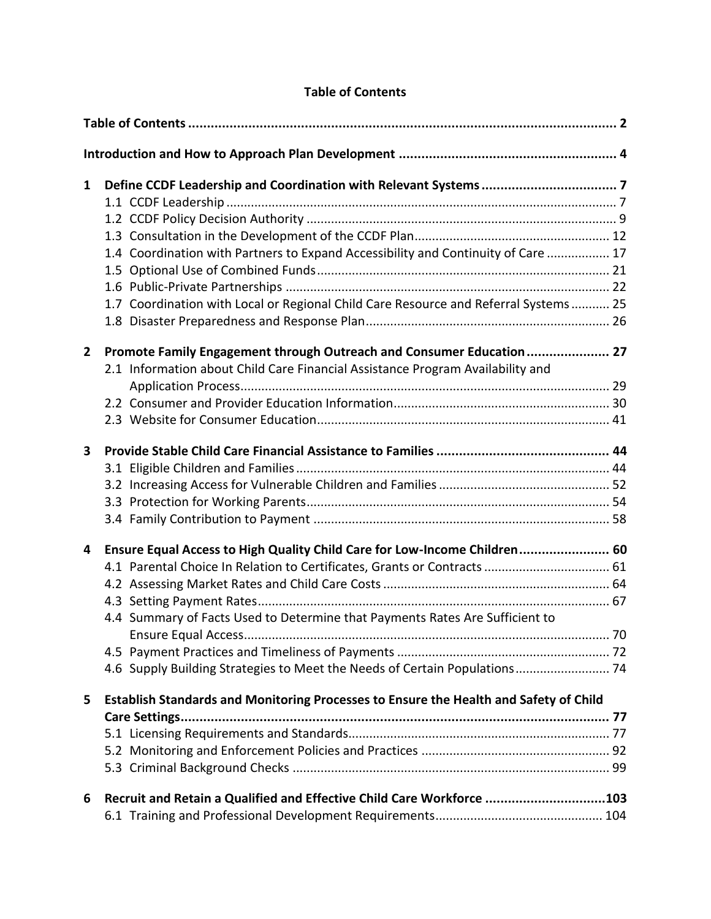# Table of Contents

**Table of Contents** ..................................................................................................................... **2**

**Introduction and How to Approach Plan Development** ............................................................ **4**

**1 Define CCDF Leadership and Coordination with Relevant Systems** .................................... **7**

- 1.1 CCDF Leadership ................................................................................................................ 7
- 1.2 CCDF Policy Decision Authority ......................................................................................... 9
- 1.3 Consultation in the Development of the CCDF Plan........................................................ 12
- 1.4 Coordination with Partners to Expand Accessibility and Continuity of Care .................. 17
- 1.5 Optional Use of Combined Funds.................................................................................... 21
- 1.6 Public-Private Partnerships ............................................................................................. 22
- 1.7 Coordination with Local or Regional Child Care Resource and Referral Systems ........... 25
- 1.8 Disaster Preparedness and Response Plan...................................................................... 26

**2 Promote Family Engagement through Outreach and Consumer Education** ...................... **27**

- 2.1 Information about Child Care Financial Assistance Program Availability and Application Process.......................................................................................................... 29
- 2.2 Consumer and Provider Education Information.............................................................. 30
- 2.3 Website for Consumer Education.................................................................................... 41

**3 Provide Stable Child Care Financial Assistance to Families** .............................................. **44**

- 3.1 Eligible Children and Families.......................................................................................... 44
- 3.2 Increasing Access for Vulnerable Children and Families ................................................. 52
- 3.3 Protection for Working Parents....................................................................................... 54
- 3.4 Family Contribution to Payment ..................................................................................... 58

**4 Ensure Equal Access to High Quality Child Care for Low-Income Children** ........................ **60**

- 4.1 Parental Choice In Relation to Certificates, Grants or Contracts .................................... 61
- 4.2 Assessing Market Rates and Child Care Costs ................................................................. 64
- 4.3 Setting Payment Rates..................................................................................................... 67
- 4.4 Summary of Facts Used to Determine that Payments Rates Are Sufficient to Ensure Equal Access......................................................................................................... 70
- 4.5 Payment Practices and Timeliness of Payments ............................................................. 72
- 4.6 Supply Building Strategies to Meet the Needs of Certain Populations........................... 74

**5 Establish Standards and Monitoring Processes to Ensure the Health and Safety of Child Care Settings** .................................................................................................................... **77**

- 5.1 Licensing Requirements and Standards........................................................................... 77
- 5.2 Monitoring and Enforcement Policies and Practices ...................................................... 92
- 5.3 Criminal Background Checks ........................................................................................... 99

**6 Recruit and Retain a Qualified and Effective Child Care Workforce** ................................**103**

- 6.1 Training and Professional Development Requirements................................................ 104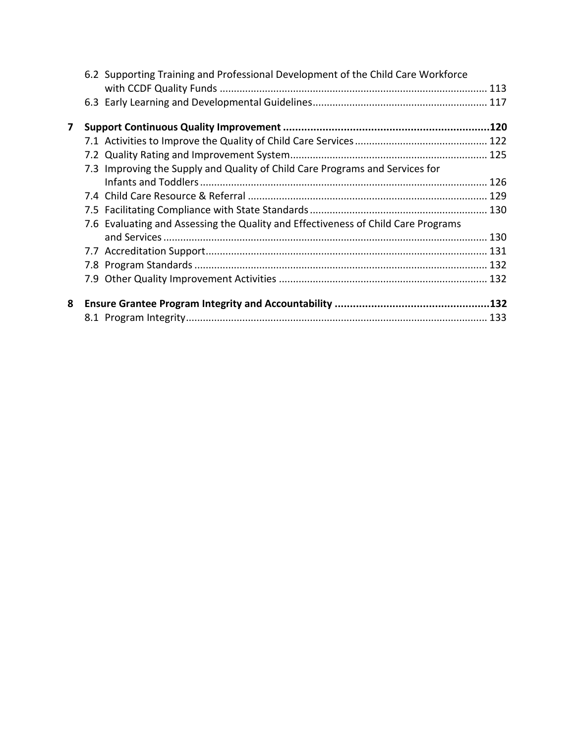6.2 Supporting Training and Professional Development of the Child Care Workforce with CCDF Quality Funds ............................................................................................ 113

6.3 Early Learning and Developmental Guidelines............................................................ 117

**7 Support Continuous Quality Improvement ....................................................................120**

7.1 Activities to Improve the Quality of Child Care Services.............................................. 122

7.2 Quality Rating and Improvement System.................................................................... 125

7.3 Improving the Supply and Quality of Child Care Programs and Services for Infants and Toddlers ................................................................................................... 126

7.4 Child Care Resource & Referral ................................................................................... 129

7.5 Facilitating Compliance with State Standards .............................................................. 130

7.6 Evaluating and Assessing the Quality and Effectiveness of Child Care Programs and Services ................................................................................................................ 130

7.7 Accreditation Support.................................................................................................. 131

7.8 Program Standards ...................................................................................................... 132

7.9 Other Quality Improvement Activities ......................................................................... 132

**8 Ensure Grantee Program Integrity and Accountability ...................................................132**

8.1 Program Integrity.......................................................................................................... 133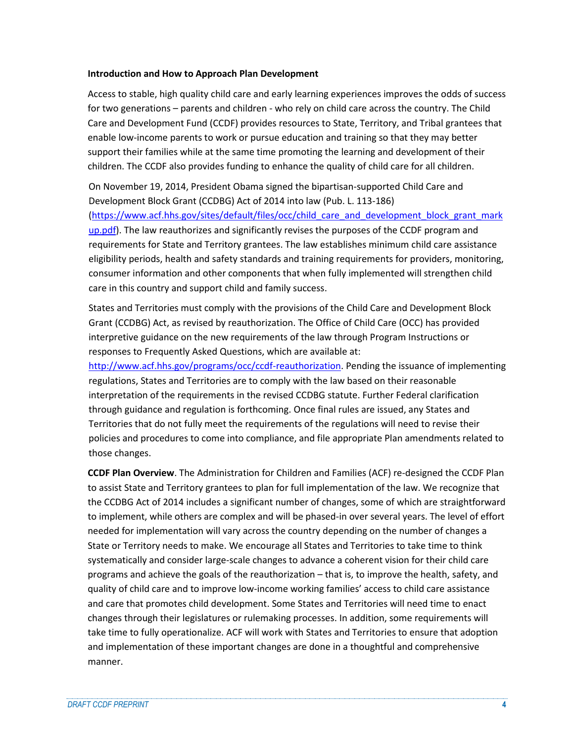**Introduction and How to Approach Plan Development**

Access to stable, high quality child care and early learning experiences improves the odds of success for two generations – parents and children - who rely on child care across the country. The Child Care and Development Fund (CCDF) provides resources to State, Territory, and Tribal grantees that enable low-income parents to work or pursue education and training so that they may better support their families while at the same time promoting the learning and development of their children. The CCDF also provides funding to enhance the quality of child care for all children.

On November 19, 2014, President Obama signed the bipartisan-supported Child Care and Development Block Grant (CCDBG) Act of 2014 into law (Pub. L. 113-186) (https://www.acf.hhs.gov/sites/default/files/occ/child_care_and_development_block_grant_markup.pdf). The law reauthorizes and significantly revises the purposes of the CCDF program and requirements for State and Territory grantees. The law establishes minimum child care assistance eligibility periods, health and safety standards and training requirements for providers, monitoring, consumer information and other components that when fully implemented will strengthen child care in this country and support child and family success.

States and Territories must comply with the provisions of the Child Care and Development Block Grant (CCDBG) Act, as revised by reauthorization. The Office of Child Care (OCC) has provided interpretive guidance on the new requirements of the law through Program Instructions or responses to Frequently Asked Questions, which are available at: http://www.acf.hhs.gov/programs/occ/ccdf-reauthorization. Pending the issuance of implementing regulations, States and Territories are to comply with the law based on their reasonable interpretation of the requirements in the revised CCDBG statute. Further Federal clarification through guidance and regulation is forthcoming. Once final rules are issued, any States and Territories that do not fully meet the requirements of the regulations will need to revise their policies and procedures to come into compliance, and file appropriate Plan amendments related to those changes.

**CCDF Plan Overview**. The Administration for Children and Families (ACF) re-designed the CCDF Plan to assist State and Territory grantees to plan for full implementation of the law. We recognize that the CCDBG Act of 2014 includes a significant number of changes, some of which are straightforward to implement, while others are complex and will be phased-in over several years. The level of effort needed for implementation will vary across the country depending on the number of changes a State or Territory needs to make. We encourage all States and Territories to take time to think systematically and consider large-scale changes to advance a coherent vision for their child care programs and achieve the goals of the reauthorization – that is, to improve the health, safety, and quality of child care and to improve low-income working families' access to child care assistance and care that promotes child development. Some States and Territories will need time to enact changes through their legislatures or rulemaking processes. In addition, some requirements will take time to fully operationalize. ACF will work with States and Territories to ensure that adoption and implementation of these important changes are done in a thoughtful and comprehensive manner.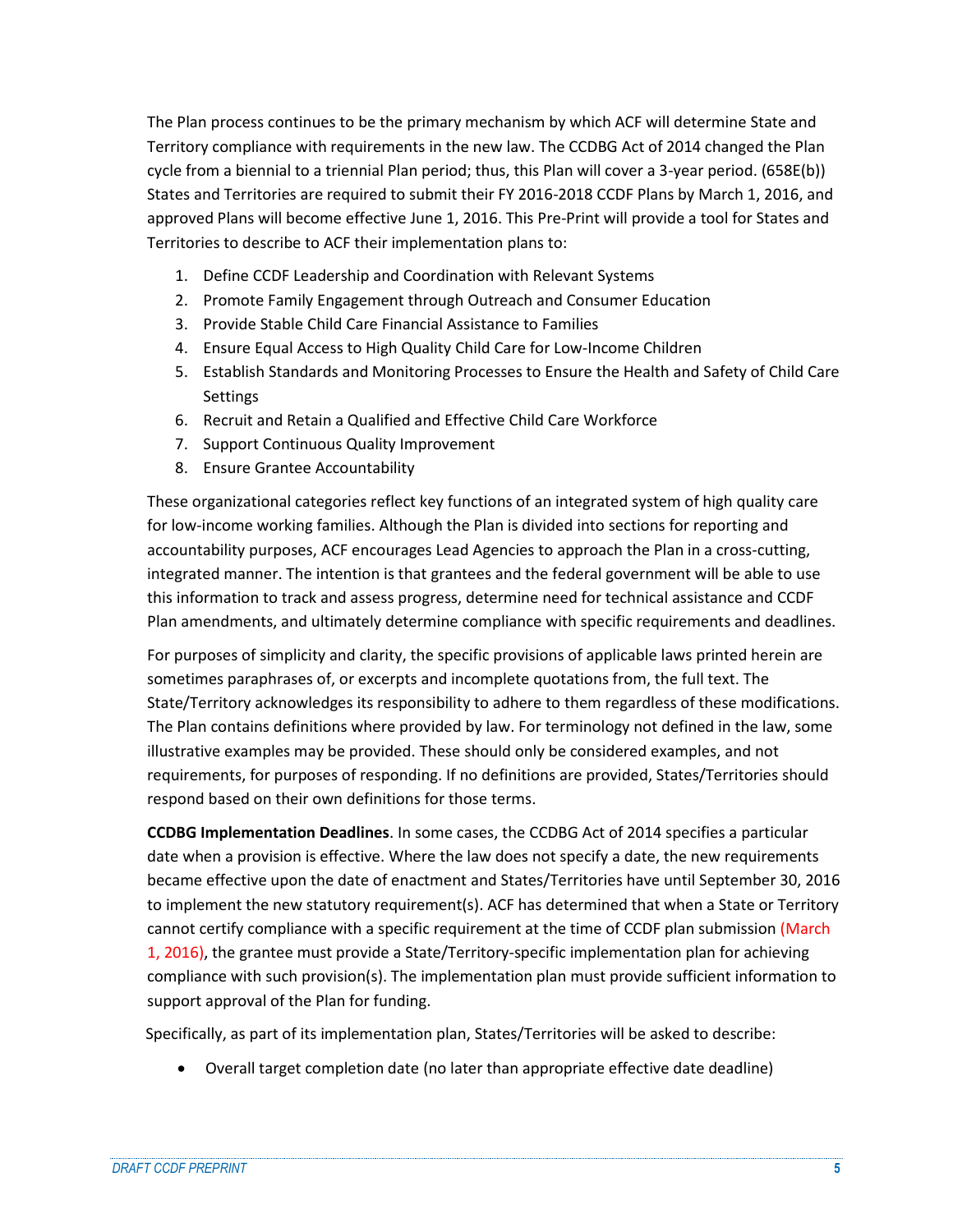The Plan process continues to be the primary mechanism by which ACF will determine State and Territory compliance with requirements in the new law. The CCDBG Act of 2014 changed the Plan cycle from a biennial to a triennial Plan period; thus, this Plan will cover a 3-year period. (658E(b)) States and Territories are required to submit their FY 2016-2018 CCDF Plans by March 1, 2016, and approved Plans will become effective June 1, 2016. This Pre-Print will provide a tool for States and Territories to describe to ACF their implementation plans to:

1. Define CCDF Leadership and Coordination with Relevant Systems
2. Promote Family Engagement through Outreach and Consumer Education
3. Provide Stable Child Care Financial Assistance to Families
4. Ensure Equal Access to High Quality Child Care for Low-Income Children
5. Establish Standards and Monitoring Processes to Ensure the Health and Safety of Child Care Settings
6. Recruit and Retain a Qualified and Effective Child Care Workforce
7. Support Continuous Quality Improvement
8. Ensure Grantee Accountability

These organizational categories reflect key functions of an integrated system of high quality care for low-income working families. Although the Plan is divided into sections for reporting and accountability purposes, ACF encourages Lead Agencies to approach the Plan in a cross-cutting, integrated manner. The intention is that grantees and the federal government will be able to use this information to track and assess progress, determine need for technical assistance and CCDF Plan amendments, and ultimately determine compliance with specific requirements and deadlines.

For purposes of simplicity and clarity, the specific provisions of applicable laws printed herein are sometimes paraphrases of, or excerpts and incomplete quotations from, the full text. The State/Territory acknowledges its responsibility to adhere to them regardless of these modifications. The Plan contains definitions where provided by law. For terminology not defined in the law, some illustrative examples may be provided. These should only be considered examples, and not requirements, for purposes of responding. If no definitions are provided, States/Territories should respond based on their own definitions for those terms.

**CCDBG Implementation Deadlines**. In some cases, the CCDBG Act of 2014 specifies a particular date when a provision is effective. Where the law does not specify a date, the new requirements became effective upon the date of enactment and States/Territories have until September 30, 2016 to implement the new statutory requirement(s). ACF has determined that when a State or Territory cannot certify compliance with a specific requirement at the time of CCDF plan submission (March 1, 2016), the grantee must provide a State/Territory-specific implementation plan for achieving compliance with such provision(s). The implementation plan must provide sufficient information to support approval of the Plan for funding.

Specifically, as part of its implementation plan, States/Territories will be asked to describe:

- Overall target completion date (no later than appropriate effective date deadline)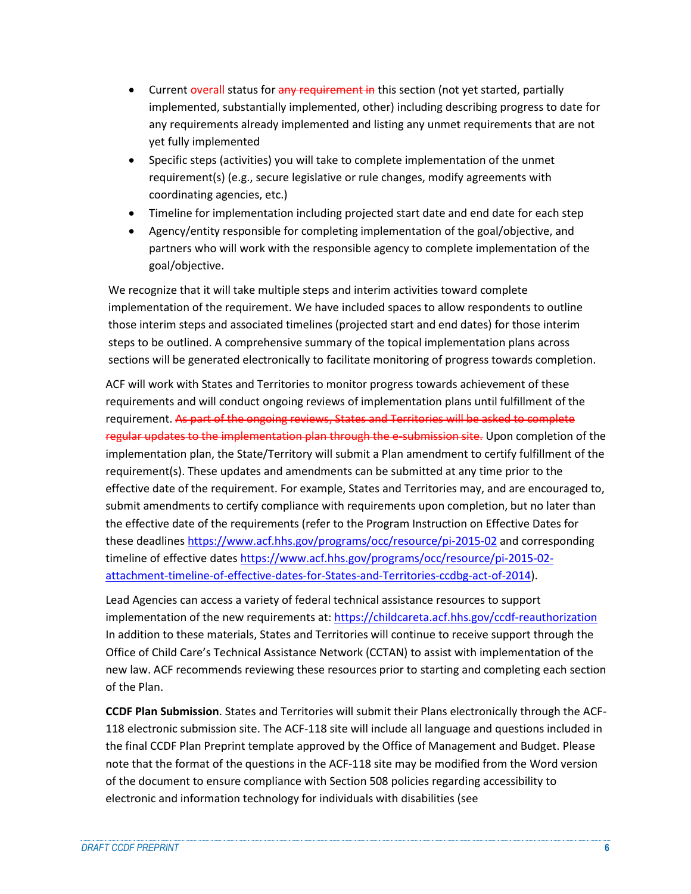- Current overall status for ~~any requirement in~~ this section (not yet started, partially implemented, substantially implemented, other) including describing progress to date for any requirements already implemented and listing any unmet requirements that are not yet fully implemented
- Specific steps (activities) you will take to complete implementation of the unmet requirement(s) (e.g., secure legislative or rule changes, modify agreements with coordinating agencies, etc.)
- Timeline for implementation including projected start date and end date for each step
- Agency/entity responsible for completing implementation of the goal/objective, and partners who will work with the responsible agency to complete implementation of the goal/objective.

We recognize that it will take multiple steps and interim activities toward complete implementation of the requirement. We have included spaces to allow respondents to outline those interim steps and associated timelines (projected start and end dates) for those interim steps to be outlined. A comprehensive summary of the topical implementation plans across sections will be generated electronically to facilitate monitoring of progress towards completion.

ACF will work with States and Territories to monitor progress towards achievement of these requirements and will conduct ongoing reviews of implementation plans until fulfillment of the requirement. ~~As part of the ongoing reviews, States and Territories will be asked to complete regular updates to the implementation plan through the e-submission site.~~ Upon completion of the implementation plan, the State/Territory will submit a Plan amendment to certify fulfillment of the requirement(s). These updates and amendments can be submitted at any time prior to the effective date of the requirement. For example, States and Territories may, and are encouraged to, submit amendments to certify compliance with requirements upon completion, but no later than the effective date of the requirements (refer to the Program Instruction on Effective Dates for these deadlines https://www.acf.hhs.gov/programs/occ/resource/pi-2015-02 and corresponding timeline of effective dates https://www.acf.hhs.gov/programs/occ/resource/pi-2015-02-attachment-timeline-of-effective-dates-for-States-and-Territories-ccdbg-act-of-2014).

Lead Agencies can access a variety of federal technical assistance resources to support implementation of the new requirements at: https://childcareta.acf.hhs.gov/ccdf-reauthorization In addition to these materials, States and Territories will continue to receive support through the Office of Child Care's Technical Assistance Network (CCTAN) to assist with implementation of the new law. ACF recommends reviewing these resources prior to starting and completing each section of the Plan.

**CCDF Plan Submission**. States and Territories will submit their Plans electronically through the ACF-118 electronic submission site. The ACF-118 site will include all language and questions included in the final CCDF Plan Preprint template approved by the Office of Management and Budget. Please note that the format of the questions in the ACF-118 site may be modified from the Word version of the document to ensure compliance with Section 508 policies regarding accessibility to electronic and information technology for individuals with disabilities (see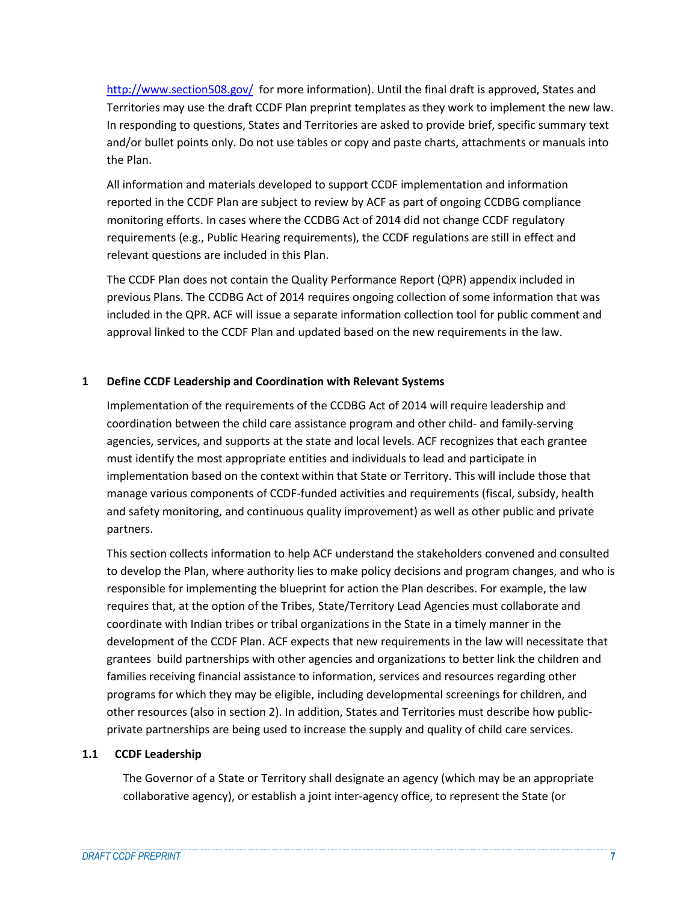http://www.section508.gov/ for more information). Until the final draft is approved, States and Territories may use the draft CCDF Plan preprint templates as they work to implement the new law. In responding to questions, States and Territories are asked to provide brief, specific summary text and/or bullet points only. Do not use tables or copy and paste charts, attachments or manuals into the Plan.

All information and materials developed to support CCDF implementation and information reported in the CCDF Plan are subject to review by ACF as part of ongoing CCDBG compliance monitoring efforts. In cases where the CCDBG Act of 2014 did not change CCDF regulatory requirements (e.g., Public Hearing requirements), the CCDF regulations are still in effect and relevant questions are included in this Plan.

The CCDF Plan does not contain the Quality Performance Report (QPR) appendix included in previous Plans. The CCDBG Act of 2014 requires ongoing collection of some information that was included in the QPR. ACF will issue a separate information collection tool for public comment and approval linked to the CCDF Plan and updated based on the new requirements in the law.

## 1 Define CCDF Leadership and Coordination with Relevant Systems

Implementation of the requirements of the CCDBG Act of 2014 will require leadership and coordination between the child care assistance program and other child- and family-serving agencies, services, and supports at the state and local levels. ACF recognizes that each grantee must identify the most appropriate entities and individuals to lead and participate in implementation based on the context within that State or Territory. This will include those that manage various components of CCDF-funded activities and requirements (fiscal, subsidy, health and safety monitoring, and continuous quality improvement) as well as other public and private partners.

This section collects information to help ACF understand the stakeholders convened and consulted to develop the Plan, where authority lies to make policy decisions and program changes, and who is responsible for implementing the blueprint for action the Plan describes. For example, the law requires that, at the option of the Tribes, State/Territory Lead Agencies must collaborate and coordinate with Indian tribes or tribal organizations in the State in a timely manner in the development of the CCDF Plan. ACF expects that new requirements in the law will necessitate that grantees build partnerships with other agencies and organizations to better link the children and families receiving financial assistance to information, services and resources regarding other programs for which they may be eligible, including developmental screenings for children, and other resources (also in section 2). In addition, States and Territories must describe how public-private partnerships are being used to increase the supply and quality of child care services.

### 1.1 CCDF Leadership

The Governor of a State or Territory shall designate an agency (which may be an appropriate collaborative agency), or establish a joint inter-agency office, to represent the State (or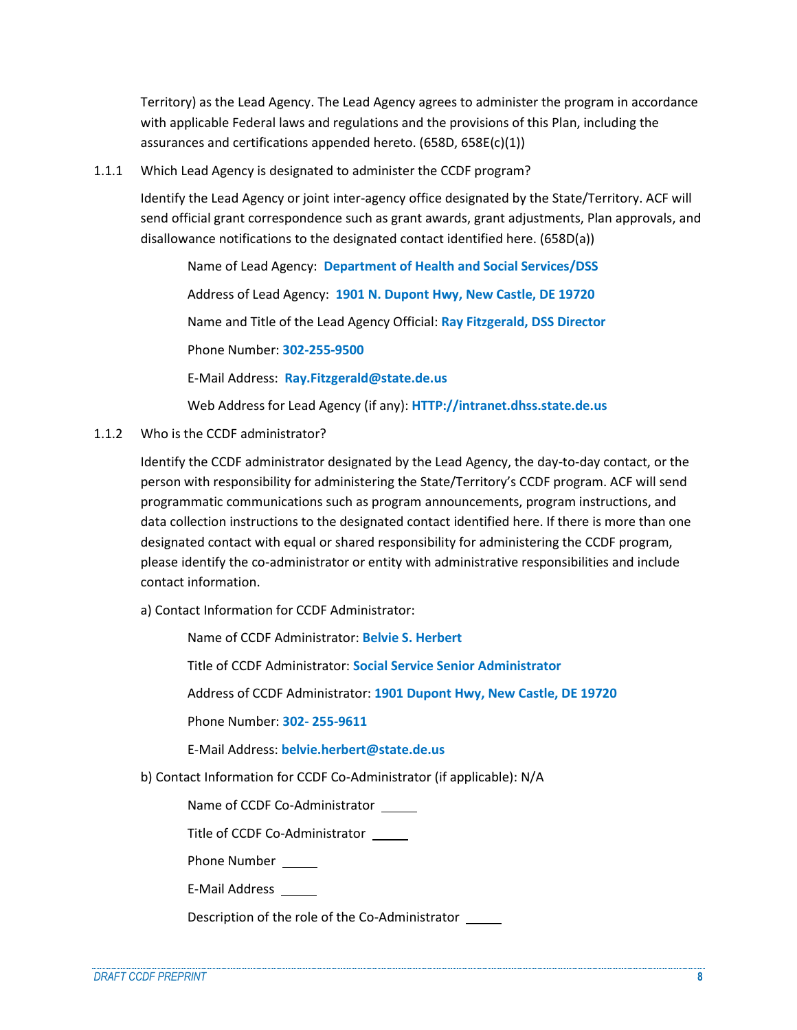Territory) as the Lead Agency. The Lead Agency agrees to administer the program in accordance with applicable Federal laws and regulations and the provisions of this Plan, including the assurances and certifications appended hereto. (658D, 658E(c)(1))

1.1.1 Which Lead Agency is designated to administer the CCDF program?

Identify the Lead Agency or joint inter-agency office designated by the State/Territory. ACF will send official grant correspondence such as grant awards, grant adjustments, Plan approvals, and disallowance notifications to the designated contact identified here. (658D(a))

Name of Lead Agency: **Department of Health and Social Services/DSS**

Address of Lead Agency: **1901 N. Dupont Hwy, New Castle, DE 19720**

Name and Title of the Lead Agency Official: **Ray Fitzgerald, DSS Director**

Phone Number: **302-255-9500**

E-Mail Address: **Ray.Fitzgerald@state.de.us**

Web Address for Lead Agency (if any): **HTTP://intranet.dhss.state.de.us**

1.1.2 Who is the CCDF administrator?

Identify the CCDF administrator designated by the Lead Agency, the day-to-day contact, or the person with responsibility for administering the State/Territory's CCDF program. ACF will send programmatic communications such as program announcements, program instructions, and data collection instructions to the designated contact identified here. If there is more than one designated contact with equal or shared responsibility for administering the CCDF program, please identify the co-administrator or entity with administrative responsibilities and include contact information.

a) Contact Information for CCDF Administrator:

Name of CCDF Administrator: **Belvie S. Herbert**

Title of CCDF Administrator: **Social Service Senior Administrator**

Address of CCDF Administrator: **1901 Dupont Hwy, New Castle, DE 19720**

Phone Number: **302- 255-9611**

E-Mail Address: **belvie.herbert@state.de.us**

b) Contact Information for CCDF Co-Administrator (if applicable): N/A

Name of CCDF Co-Administrator _____

Title of CCDF Co-Administrator _____

Phone Number _____

E-Mail Address _____

Description of the role of the Co-Administrator _____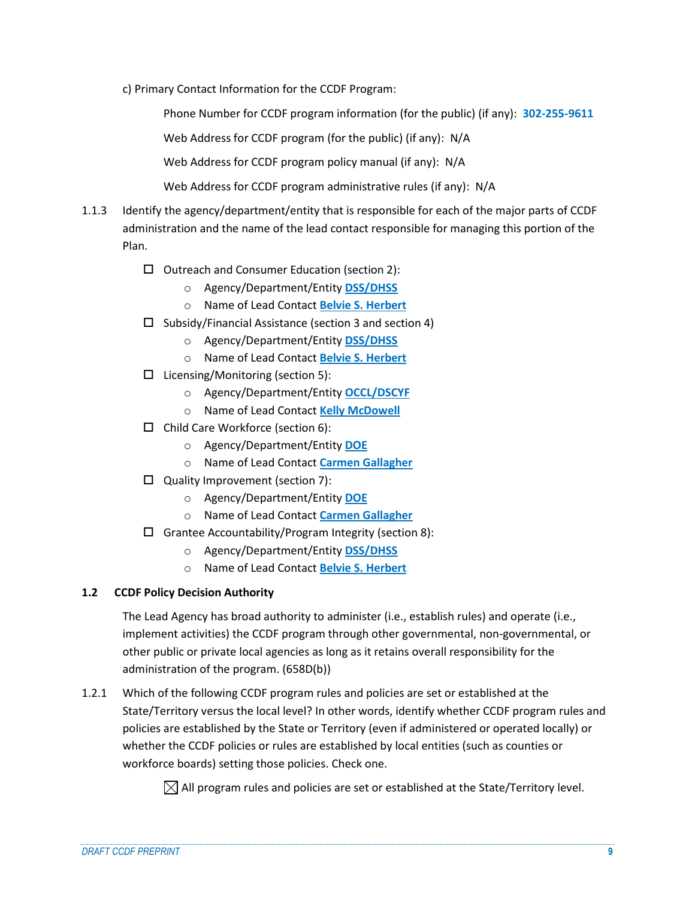c) Primary Contact Information for the CCDF Program:

Phone Number for CCDF program information (for the public) (if any): **302-255-9611**

Web Address for CCDF program (for the public) (if any): N/A

Web Address for CCDF program policy manual (if any): N/A

Web Address for CCDF program administrative rules (if any): N/A

1.1.3 Identify the agency/department/entity that is responsible for each of the major parts of CCDF administration and the name of the lead contact responsible for managing this portion of the Plan.

- ☐ Outreach and Consumer Education (section 2):
  - Agency/Department/Entity **DSS/DHSS**
  - Name of Lead Contact **Belvie S. Herbert**
- ☐ Subsidy/Financial Assistance (section 3 and section 4)
  - Agency/Department/Entity **DSS/DHSS**
  - Name of Lead Contact **Belvie S. Herbert**
- ☐ Licensing/Monitoring (section 5):
  - Agency/Department/Entity **OCCL/DSCYF**
  - Name of Lead Contact **Kelly McDowell**
- ☐ Child Care Workforce (section 6):
  - Agency/Department/Entity **DOE**
  - Name of Lead Contact **Carmen Gallagher**
- ☐ Quality Improvement (section 7):
  - Agency/Department/Entity **DOE**
  - Name of Lead Contact **Carmen Gallagher**
- ☐ Grantee Accountability/Program Integrity (section 8):
  - Agency/Department/Entity **DSS/DHSS**
  - Name of Lead Contact **Belvie S. Herbert**

### 1.2 CCDF Policy Decision Authority

The Lead Agency has broad authority to administer (i.e., establish rules) and operate (i.e., implement activities) the CCDF program through other governmental, non-governmental, or other public or private local agencies as long as it retains overall responsibility for the administration of the program. (658D(b))

1.2.1 Which of the following CCDF program rules and policies are set or established at the State/Territory versus the local level? In other words, identify whether CCDF program rules and policies are established by the State or Territory (even if administered or operated locally) or whether the CCDF policies or rules are established by local entities (such as counties or workforce boards) setting those policies. Check one.

☒ All program rules and policies are set or established at the State/Territory level.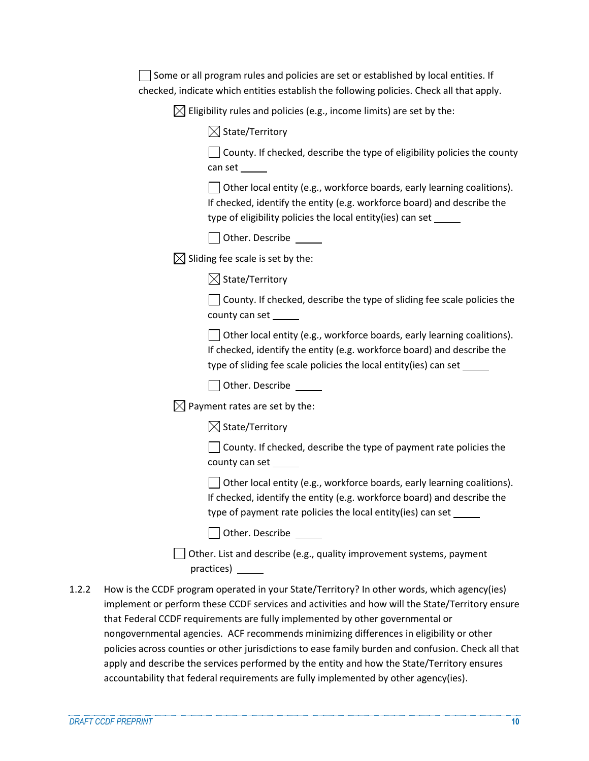- [ ] Some or all program rules and policies are set or established by local entities. If checked, indicate which entities establish the following policies. Check all that apply.

  - [x] Eligibility rules and policies (e.g., income limits) are set by the:

    - [x] State/Territory
    - [ ] County. If checked, describe the type of eligibility policies the county can set ______
    - [ ] Other local entity (e.g., workforce boards, early learning coalitions). If checked, identify the entity (e.g. workforce board) and describe the type of eligibility policies the local entity(ies) can set ______
    - [ ] Other. Describe ______

  - [x] Sliding fee scale is set by the:

    - [x] State/Territory
    - [ ] County. If checked, describe the type of sliding fee scale policies the county can set ______
    - [ ] Other local entity (e.g., workforce boards, early learning coalitions). If checked, identify the entity (e.g. workforce board) and describe the type of sliding fee scale policies the local entity(ies) can set ______
    - [ ] Other. Describe ______

  - [x] Payment rates are set by the:

    - [x] State/Territory
    - [ ] County. If checked, describe the type of payment rate policies the county can set ______
    - [ ] Other local entity (e.g., workforce boards, early learning coalitions). If checked, identify the entity (e.g. workforce board) and describe the type of payment rate policies the local entity(ies) can set ______
    - [ ] Other. Describe ______

  - [ ] Other. List and describe (e.g., quality improvement systems, payment practices) ______

1.2.2 How is the CCDF program operated in your State/Territory? In other words, which agency(ies) implement or perform these CCDF services and activities and how will the State/Territory ensure that Federal CCDF requirements are fully implemented by other governmental or nongovernmental agencies. ACF recommends minimizing differences in eligibility or other policies across counties or other jurisdictions to ease family burden and confusion. Check all that apply and describe the services performed by the entity and how the State/Territory ensures accountability that federal requirements are fully implemented by other agency(ies).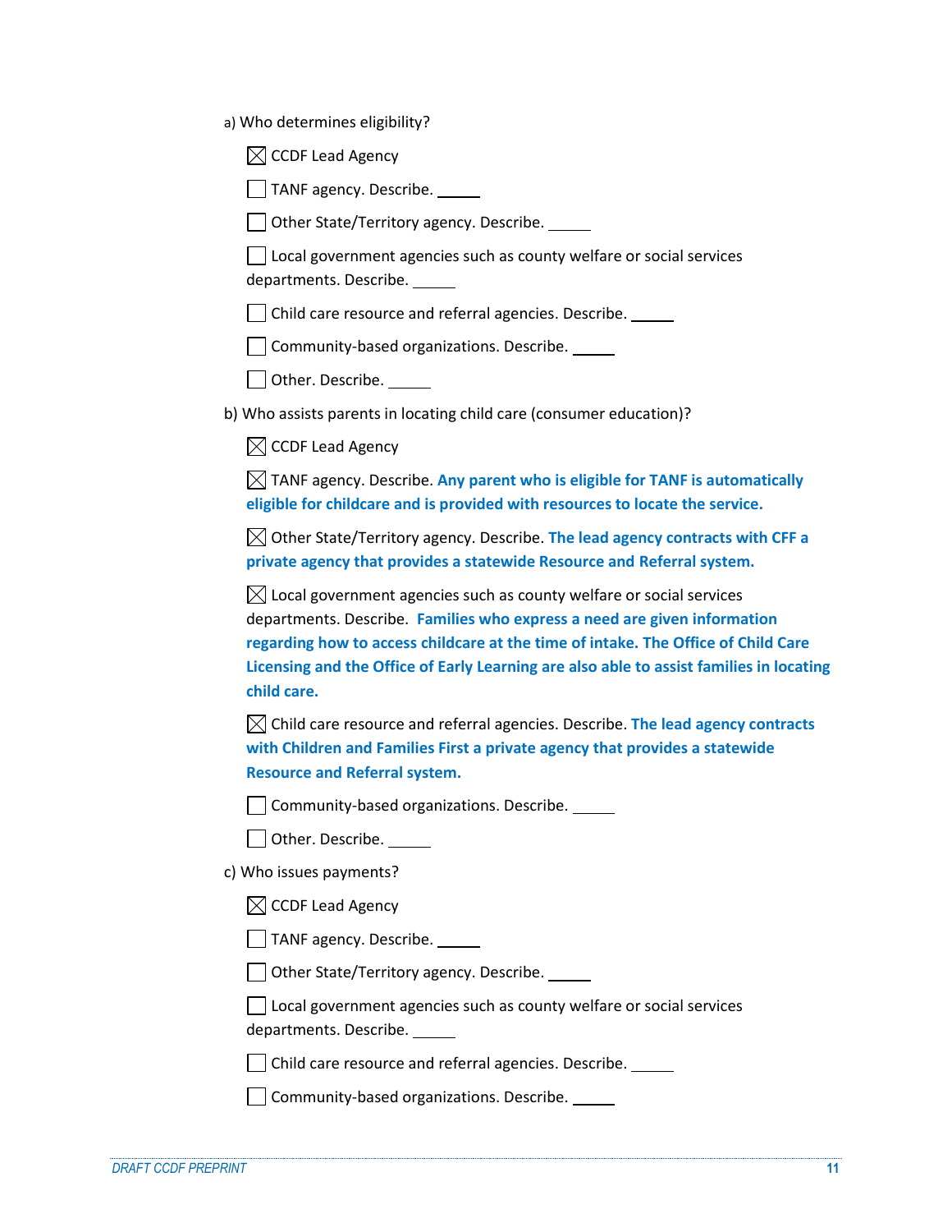a) Who determines eligibility?

☒ CCDF Lead Agency

☐ TANF agency. Describe. ______

☐ Other State/Territory agency. Describe. ______

☐ Local government agencies such as county welfare or social services departments. Describe. ______

☐ Child care resource and referral agencies. Describe. ______

☐ Community-based organizations. Describe. ______

☐ Other. Describe. ______

b) Who assists parents in locating child care (consumer education)?

☒ CCDF Lead Agency

☒ TANF agency. Describe. **Any parent who is eligible for TANF is automatically eligible for childcare and is provided with resources to locate the service.**

☒ Other State/Territory agency. Describe. **The lead agency contracts with CFF a private agency that provides a statewide Resource and Referral system.**

☒ Local government agencies such as county welfare or social services departments. Describe. **Families who express a need are given information regarding how to access childcare at the time of intake. The Office of Child Care Licensing and the Office of Early Learning are also able to assist families in locating child care.**

☒ Child care resource and referral agencies. Describe. **The lead agency contracts with Children and Families First a private agency that provides a statewide Resource and Referral system.**

☐ Community-based organizations. Describe. ______

☐ Other. Describe. ______

c) Who issues payments?

☒ CCDF Lead Agency

☐ TANF agency. Describe. ______

☐ Other State/Territory agency. Describe. ______

☐ Local government agencies such as county welfare or social services departments. Describe. ______

☐ Child care resource and referral agencies. Describe. ______

☐ Community-based organizations. Describe. ______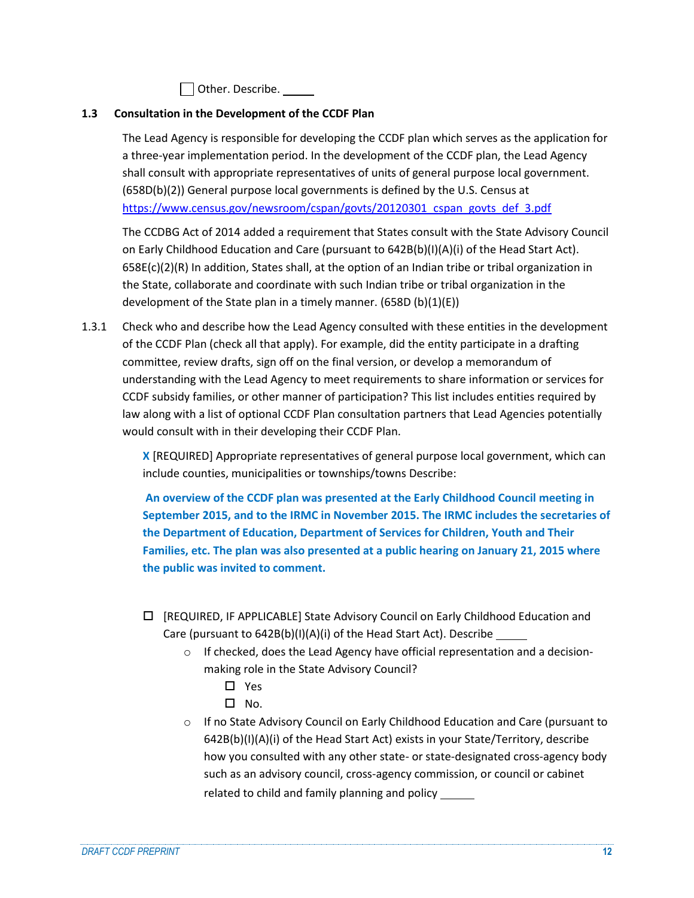☐ Other. Describe. _____

### 1.3 Consultation in the Development of the CCDF Plan

The Lead Agency is responsible for developing the CCDF plan which serves as the application for a three-year implementation period. In the development of the CCDF plan, the Lead Agency shall consult with appropriate representatives of units of general purpose local government. (658D(b)(2)) General purpose local governments is defined by the U.S. Census at https://www.census.gov/newsroom/cspan/govts/20120301_cspan_govts_def_3.pdf

The CCDBG Act of 2014 added a requirement that States consult with the State Advisory Council on Early Childhood Education and Care (pursuant to 642B(b)(I)(A)(i) of the Head Start Act). 658E(c)(2)(R) In addition, States shall, at the option of an Indian tribe or tribal organization in the State, collaborate and coordinate with such Indian tribe or tribal organization in the development of the State plan in a timely manner. (658D (b)(1)(E))

1.3.1 Check who and describe how the Lead Agency consulted with these entities in the development of the CCDF Plan (check all that apply). For example, did the entity participate in a drafting committee, review drafts, sign off on the final version, or develop a memorandum of understanding with the Lead Agency to meet requirements to share information or services for CCDF subsidy families, or other manner of participation? This list includes entities required by law along with a list of optional CCDF Plan consultation partners that Lead Agencies potentially would consult with in their developing their CCDF Plan.

**X** [REQUIRED] Appropriate representatives of general purpose local government, which can include counties, municipalities or townships/towns Describe:

**An overview of the CCDF plan was presented at the Early Childhood Council meeting in September 2015, and to the IRMC in November 2015. The IRMC includes the secretaries of the Department of Education, Department of Services for Children, Youth and Their Families, etc. The plan was also presented at a public hearing on January 21, 2015 where the public was invited to comment.**

☐ [REQUIRED, IF APPLICABLE] State Advisory Council on Early Childhood Education and Care (pursuant to 642B(b)(I)(A)(i) of the Head Start Act). Describe _____

- If checked, does the Lead Agency have official representation and a decision-making role in the State Advisory Council?
  - ☐ Yes
  - ☐ No.
- If no State Advisory Council on Early Childhood Education and Care (pursuant to 642B(b)(I)(A)(i) of the Head Start Act) exists in your State/Territory, describe how you consulted with any other state- or state-designated cross-agency body such as an advisory council, cross-agency commission, or council or cabinet related to child and family planning and policy _____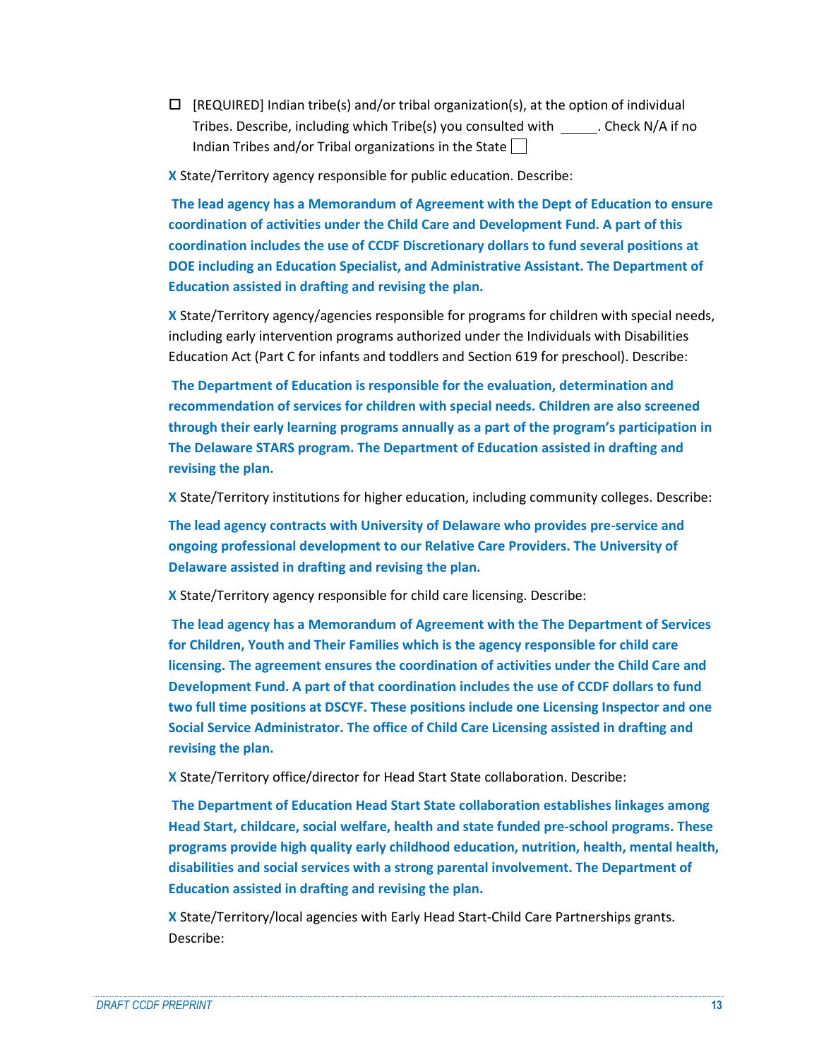☐ [REQUIRED] Indian tribe(s) and/or tribal organization(s), at the option of individual Tribes. Describe, including which Tribe(s) you consulted with _____. Check N/A if no Indian Tribes and/or Tribal organizations in the State ☐

**X** State/Territory agency responsible for public education. Describe:

**The lead agency has a Memorandum of Agreement with the Dept of Education to ensure coordination of activities under the Child Care and Development Fund. A part of this coordination includes the use of CCDF Discretionary dollars to fund several positions at DOE including an Education Specialist, and Administrative Assistant. The Department of Education assisted in drafting and revising the plan.**

**X** State/Territory agency/agencies responsible for programs for children with special needs, including early intervention programs authorized under the Individuals with Disabilities Education Act (Part C for infants and toddlers and Section 619 for preschool). Describe:

**The Department of Education is responsible for the evaluation, determination and recommendation of services for children with special needs. Children are also screened through their early learning programs annually as a part of the program's participation in The Delaware STARS program. The Department of Education assisted in drafting and revising the plan.**

**X** State/Territory institutions for higher education, including community colleges. Describe:

**The lead agency contracts with University of Delaware who provides pre-service and ongoing professional development to our Relative Care Providers. The University of Delaware assisted in drafting and revising the plan.**

**X** State/Territory agency responsible for child care licensing. Describe:

**The lead agency has a Memorandum of Agreement with the The Department of Services for Children, Youth and Their Families which is the agency responsible for child care licensing. The agreement ensures the coordination of activities under the Child Care and Development Fund. A part of that coordination includes the use of CCDF dollars to fund two full time positions at DSCYF. These positions include one Licensing Inspector and one Social Service Administrator. The office of Child Care Licensing assisted in drafting and revising the plan.**

**X** State/Territory office/director for Head Start State collaboration. Describe:

**The Department of Education Head Start State collaboration establishes linkages among Head Start, childcare, social welfare, health and state funded pre-school programs. These programs provide high quality early childhood education, nutrition, health, mental health, disabilities and social services with a strong parental involvement. The Department of Education assisted in drafting and revising the plan.**

**X** State/Territory/local agencies with Early Head Start-Child Care Partnerships grants. Describe: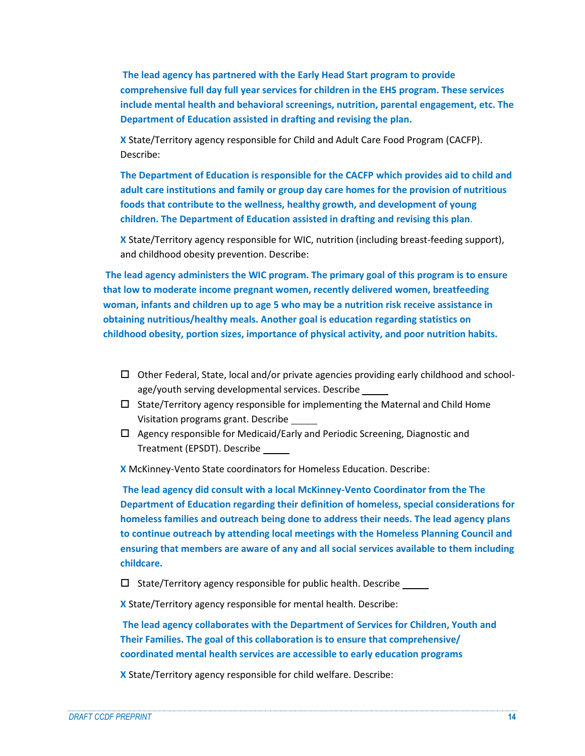**The lead agency has partnered with the Early Head Start program to provide comprehensive full day full year services for children in the EHS program. These services include mental health and behavioral screenings, nutrition, parental engagement, etc. The Department of Education assisted in drafting and revising the plan.**

X State/Territory agency responsible for Child and Adult Care Food Program (CACFP). Describe:

**The Department of Education is responsible for the CACFP which provides aid to child and adult care institutions and family or group day care homes for the provision of nutritious foods that contribute to the wellness, healthy growth, and development of young children. The Department of Education assisted in drafting and revising this plan.**

X State/Territory agency responsible for WIC, nutrition (including breast-feeding support), and childhood obesity prevention. Describe:

**The lead agency administers the WIC program. The primary goal of this program is to ensure that low to moderate income pregnant women, recently delivered women, breatfeeding woman, infants and children up to age 5 who may be a nutrition risk receive assistance in obtaining nutritious/healthy meals. Another goal is education regarding statistics on childhood obesity, portion sizes, importance of physical activity, and poor nutrition habits.**

- ☐ Other Federal, State, local and/or private agencies providing early childhood and school-age/youth serving developmental services. Describe _____
- ☐ State/Territory agency responsible for implementing the Maternal and Child Home Visitation programs grant. Describe _____
- ☐ Agency responsible for Medicaid/Early and Periodic Screening, Diagnostic and Treatment (EPSDT). Describe _____

X McKinney-Vento State coordinators for Homeless Education. Describe:

**The lead agency did consult with a local McKinney-Vento Coordinator from the The Department of Education regarding their definition of homeless, special considerations for homeless families and outreach being done to address their needs. The lead agency plans to continue outreach by attending local meetings with the Homeless Planning Council and ensuring that members are aware of any and all social services available to them including childcare.**

☐ State/Territory agency responsible for public health. Describe _____

X State/Territory agency responsible for mental health. Describe:

**The lead agency collaborates with the Department of Services for Children, Youth and Their Families. The goal of this collaboration is to ensure that comprehensive/ coordinated mental health services are accessible to early education programs**

X State/Territory agency responsible for child welfare. Describe: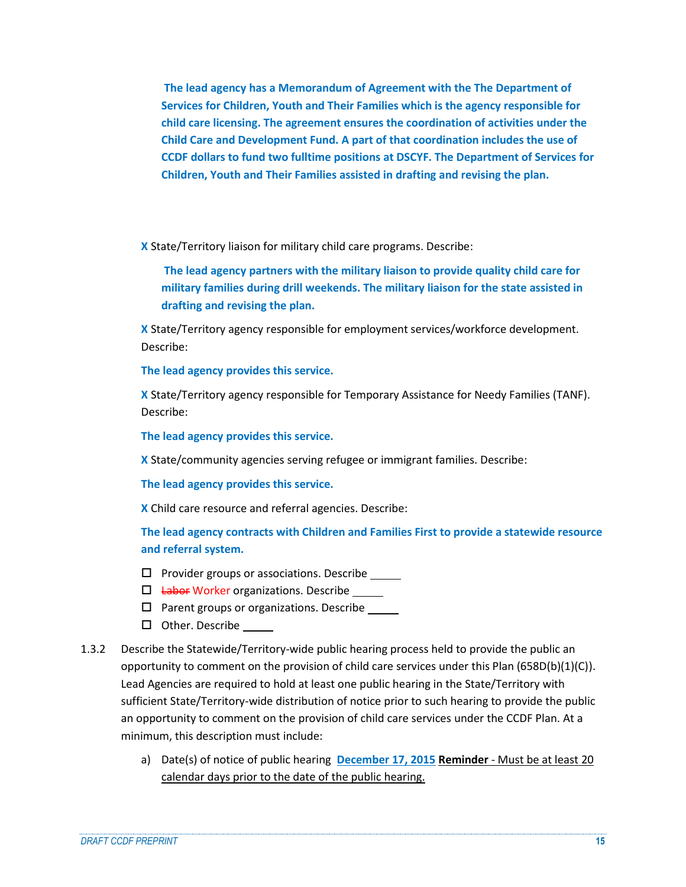**The lead agency has a Memorandum of Agreement with the The Department of Services for Children, Youth and Their Families which is the agency responsible for child care licensing. The agreement ensures the coordination of activities under the Child Care and Development Fund. A part of that coordination includes the use of CCDF dollars to fund two fulltime positions at DSCYF. The Department of Services for Children, Youth and Their Families assisted in drafting and revising the plan.**

**X** State/Territory liaison for military child care programs. Describe:

**The lead agency partners with the military liaison to provide quality child care for military families during drill weekends. The military liaison for the state assisted in drafting and revising the plan.**

**X** State/Territory agency responsible for employment services/workforce development. Describe:

**The lead agency provides this service.**

**X** State/Territory agency responsible for Temporary Assistance for Needy Families (TANF). Describe:

**The lead agency provides this service.**

**X** State/community agencies serving refugee or immigrant families. Describe:

**The lead agency provides this service.**

**X** Child care resource and referral agencies. Describe:

**The lead agency contracts with Children and Families First to provide a statewide resource and referral system.**

- ☐ Provider groups or associations. Describe _____
- ☐ ~~Labor~~ Worker organizations. Describe _____
- ☐ Parent groups or organizations. Describe _____
- ☐ Other. Describe _____

1.3.2 Describe the Statewide/Territory-wide public hearing process held to provide the public an opportunity to comment on the provision of child care services under this Plan (658D(b)(1)(C)). Lead Agencies are required to hold at least one public hearing in the State/Territory with sufficient State/Territory-wide distribution of notice prior to such hearing to provide the public an opportunity to comment on the provision of child care services under the CCDF Plan. At a minimum, this description must include:

a) Date(s) of notice of public hearing **December 17, 2015** **Reminder** - Must be at least 20 calendar days prior to the date of the public hearing.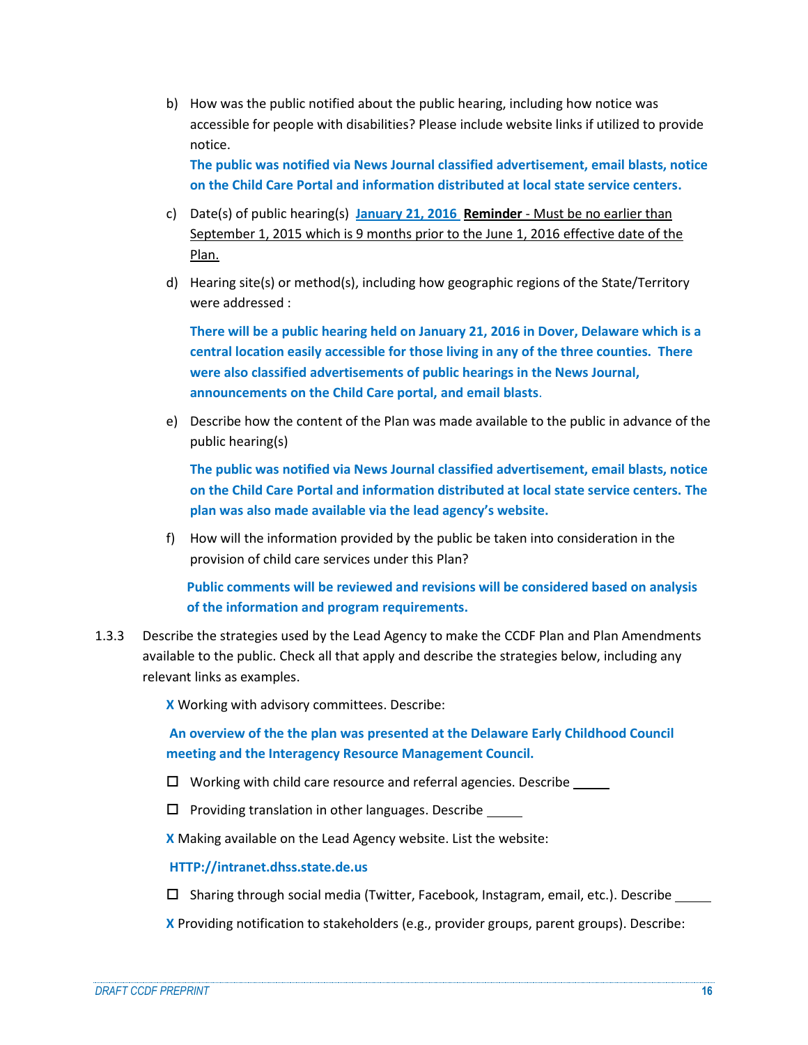b) How was the public notified about the public hearing, including how notice was accessible for people with disabilities? Please include website links if utilized to provide notice.

   **The public was notified via News Journal classified advertisement, email blasts, notice on the Child Care Portal and information distributed at local state service centers.**

c) Date(s) of public hearing(s) **January 21, 2016** **Reminder** - Must be no earlier than September 1, 2015 which is 9 months prior to the June 1, 2016 effective date of the Plan.

d) Hearing site(s) or method(s), including how geographic regions of the State/Territory were addressed :

   **There will be a public hearing held on January 21, 2016 in Dover, Delaware which is a central location easily accessible for those living in any of the three counties. There were also classified advertisements of public hearings in the News Journal, announcements on the Child Care portal, and email blasts.**

e) Describe how the content of the Plan was made available to the public in advance of the public hearing(s)

   **The public was notified via News Journal classified advertisement, email blasts, notice on the Child Care Portal and information distributed at local state service centers. The plan was also made available via the lead agency's website.**

f) How will the information provided by the public be taken into consideration in the provision of child care services under this Plan?

   **Public comments will be reviewed and revisions will be considered based on analysis of the information and program requirements.**

1.3.3 Describe the strategies used by the Lead Agency to make the CCDF Plan and Plan Amendments available to the public. Check all that apply and describe the strategies below, including any relevant links as examples.

**X** Working with advisory committees. Describe:

**An overview of the the plan was presented at the Delaware Early Childhood Council meeting and the Interagency Resource Management Council.**

☐ Working with child care resource and referral agencies. Describe \_\_\_\_\_

☐ Providing translation in other languages. Describe \_\_\_\_\_

**X** Making available on the Lead Agency website. List the website:

**HTTP://intranet.dhss.state.de.us**

☐ Sharing through social media (Twitter, Facebook, Instagram, email, etc.). Describe \_\_\_\_\_

**X** Providing notification to stakeholders (e.g., provider groups, parent groups). Describe: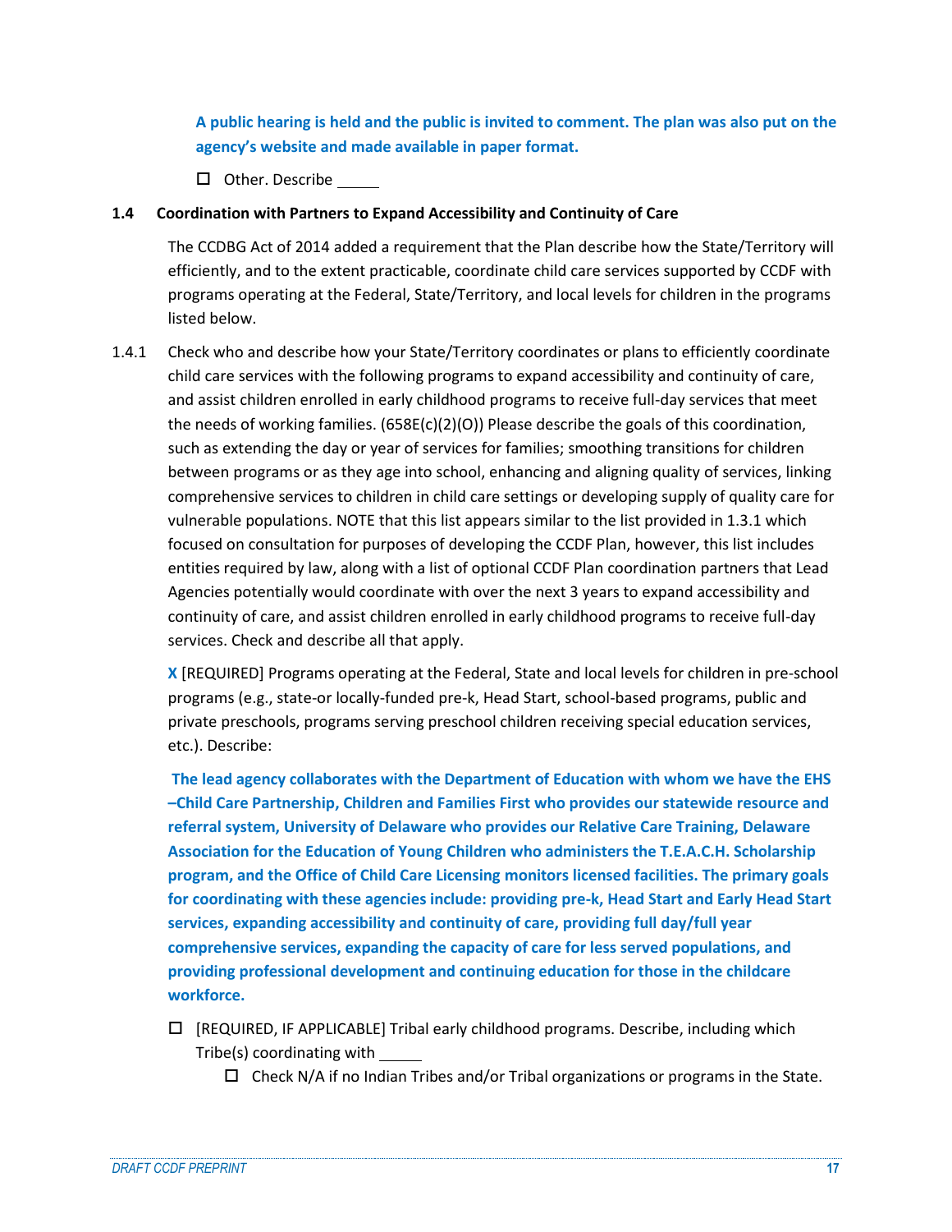**A public hearing is held and the public is invited to comment. The plan was also put on the agency's website and made available in paper format.**

☐ Other. Describe \_\_\_\_\_

### 1.4 Coordination with Partners to Expand Accessibility and Continuity of Care

The CCDBG Act of 2014 added a requirement that the Plan describe how the State/Territory will efficiently, and to the extent practicable, coordinate child care services supported by CCDF with programs operating at the Federal, State/Territory, and local levels for children in the programs listed below.

1.4.1 Check who and describe how your State/Territory coordinates or plans to efficiently coordinate child care services with the following programs to expand accessibility and continuity of care, and assist children enrolled in early childhood programs to receive full-day services that meet the needs of working families. (658E(c)(2)(O)) Please describe the goals of this coordination, such as extending the day or year of services for families; smoothing transitions for children between programs or as they age into school, enhancing and aligning quality of services, linking comprehensive services to children in child care settings or developing supply of quality care for vulnerable populations. NOTE that this list appears similar to the list provided in 1.3.1 which focused on consultation for purposes of developing the CCDF Plan, however, this list includes entities required by law, along with a list of optional CCDF Plan coordination partners that Lead Agencies potentially would coordinate with over the next 3 years to expand accessibility and continuity of care, and assist children enrolled in early childhood programs to receive full-day services. Check and describe all that apply.

**X** [REQUIRED] Programs operating at the Federal, State and local levels for children in pre-school programs (e.g., state-or locally-funded pre-k, Head Start, school-based programs, public and private preschools, programs serving preschool children receiving special education services, etc.). Describe:

**The lead agency collaborates with the Department of Education with whom we have the EHS –Child Care Partnership, Children and Families First who provides our statewide resource and referral system, University of Delaware who provides our Relative Care Training, Delaware Association for the Education of Young Children who administers the T.E.A.C.H. Scholarship program, and the Office of Child Care Licensing monitors licensed facilities. The primary goals for coordinating with these agencies include: providing pre-k, Head Start and Early Head Start services, expanding accessibility and continuity of care, providing full day/full year comprehensive services, expanding the capacity of care for less served populations, and providing professional development and continuing education for those in the childcare workforce.**

☐ [REQUIRED, IF APPLICABLE] Tribal early childhood programs. Describe, including which Tribe(s) coordinating with \_\_\_\_\_

- ☐ Check N/A if no Indian Tribes and/or Tribal organizations or programs in the State.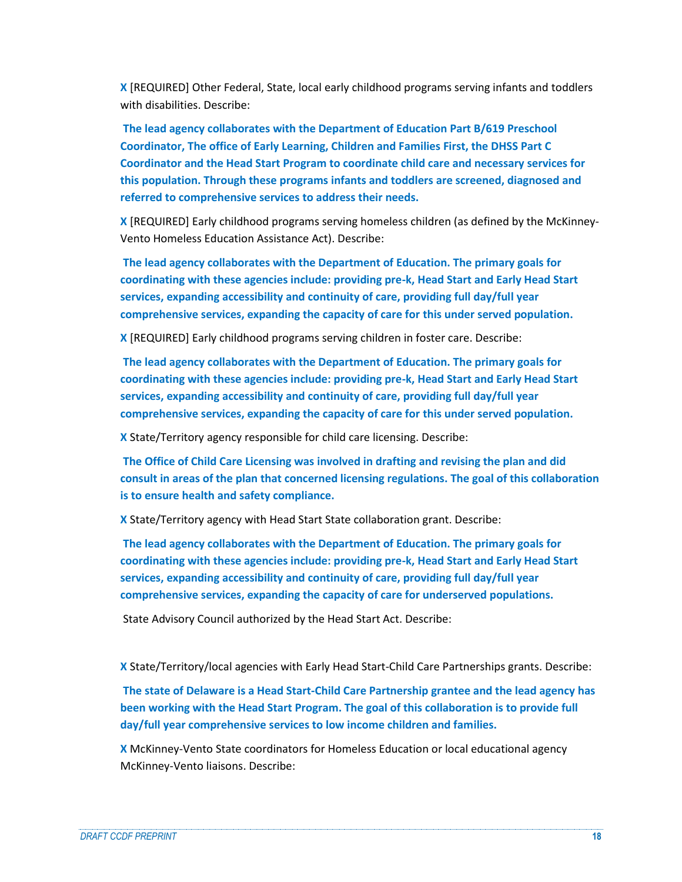**X** [REQUIRED] Other Federal, State, local early childhood programs serving infants and toddlers with disabilities. Describe:

**The lead agency collaborates with the Department of Education Part B/619 Preschool Coordinator, The office of Early Learning, Children and Families First, the DHSS Part C Coordinator and the Head Start Program to coordinate child care and necessary services for this population. Through these programs infants and toddlers are screened, diagnosed and referred to comprehensive services to address their needs.**

**X** [REQUIRED] Early childhood programs serving homeless children (as defined by the McKinney-Vento Homeless Education Assistance Act). Describe:

**The lead agency collaborates with the Department of Education. The primary goals for coordinating with these agencies include: providing pre-k, Head Start and Early Head Start services, expanding accessibility and continuity of care, providing full day/full year comprehensive services, expanding the capacity of care for this under served population.**

**X** [REQUIRED] Early childhood programs serving children in foster care. Describe:

**The lead agency collaborates with the Department of Education. The primary goals for coordinating with these agencies include: providing pre-k, Head Start and Early Head Start services, expanding accessibility and continuity of care, providing full day/full year comprehensive services, expanding the capacity of care for this under served population.**

**X** State/Territory agency responsible for child care licensing. Describe:

**The Office of Child Care Licensing was involved in drafting and revising the plan and did consult in areas of the plan that concerned licensing regulations. The goal of this collaboration is to ensure health and safety compliance.**

**X** State/Territory agency with Head Start State collaboration grant. Describe:

**The lead agency collaborates with the Department of Education. The primary goals for coordinating with these agencies include: providing pre-k, Head Start and Early Head Start services, expanding accessibility and continuity of care, providing full day/full year comprehensive services, expanding the capacity of care for underserved populations.**

State Advisory Council authorized by the Head Start Act. Describe:

**X** State/Territory/local agencies with Early Head Start-Child Care Partnerships grants. Describe:

**The state of Delaware is a Head Start-Child Care Partnership grantee and the lead agency has been working with the Head Start Program. The goal of this collaboration is to provide full day/full year comprehensive services to low income children and families.**

**X** McKinney-Vento State coordinators for Homeless Education or local educational agency McKinney-Vento liaisons. Describe: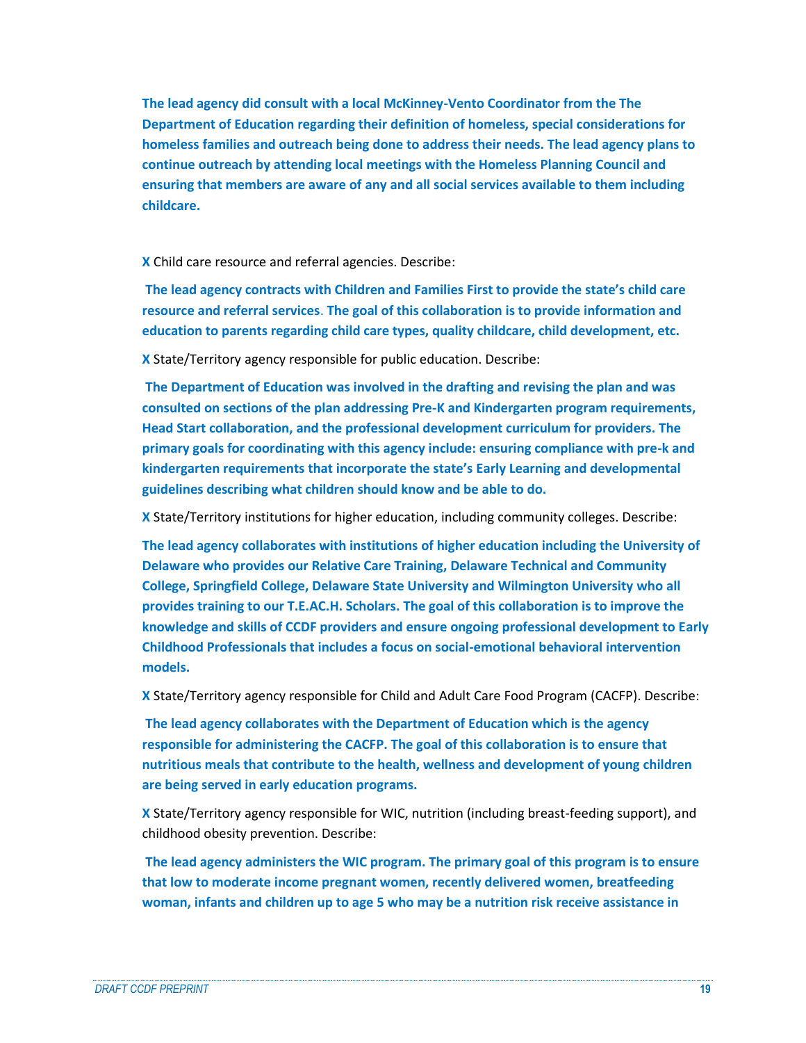**The lead agency did consult with a local McKinney-Vento Coordinator from the The Department of Education regarding their definition of homeless, special considerations for homeless families and outreach being done to address their needs. The lead agency plans to continue outreach by attending local meetings with the Homeless Planning Council and ensuring that members are aware of any and all social services available to them including childcare.**

**X** Child care resource and referral agencies. Describe:

**The lead agency contracts with Children and Families First to provide the state's child care resource and referral services. The goal of this collaboration is to provide information and education to parents regarding child care types, quality childcare, child development, etc.**

**X** State/Territory agency responsible for public education. Describe:

**The Department of Education was involved in the drafting and revising the plan and was consulted on sections of the plan addressing Pre-K and Kindergarten program requirements, Head Start collaboration, and the professional development curriculum for providers. The primary goals for coordinating with this agency include: ensuring compliance with pre-k and kindergarten requirements that incorporate the state's Early Learning and developmental guidelines describing what children should know and be able to do.**

**X** State/Territory institutions for higher education, including community colleges. Describe:

**The lead agency collaborates with institutions of higher education including the University of Delaware who provides our Relative Care Training, Delaware Technical and Community College, Springfield College, Delaware State University and Wilmington University who all provides training to our T.E.AC.H. Scholars. The goal of this collaboration is to improve the knowledge and skills of CCDF providers and ensure ongoing professional development to Early Childhood Professionals that includes a focus on social-emotional behavioral intervention models.**

**X** State/Territory agency responsible for Child and Adult Care Food Program (CACFP). Describe:

**The lead agency collaborates with the Department of Education which is the agency responsible for administering the CACFP. The goal of this collaboration is to ensure that nutritious meals that contribute to the health, wellness and development of young children are being served in early education programs.**

**X** State/Territory agency responsible for WIC, nutrition (including breast-feeding support), and childhood obesity prevention. Describe:

**The lead agency administers the WIC program. The primary goal of this program is to ensure that low to moderate income pregnant women, recently delivered women, breatfeeding woman, infants and children up to age 5 who may be a nutrition risk receive assistance in**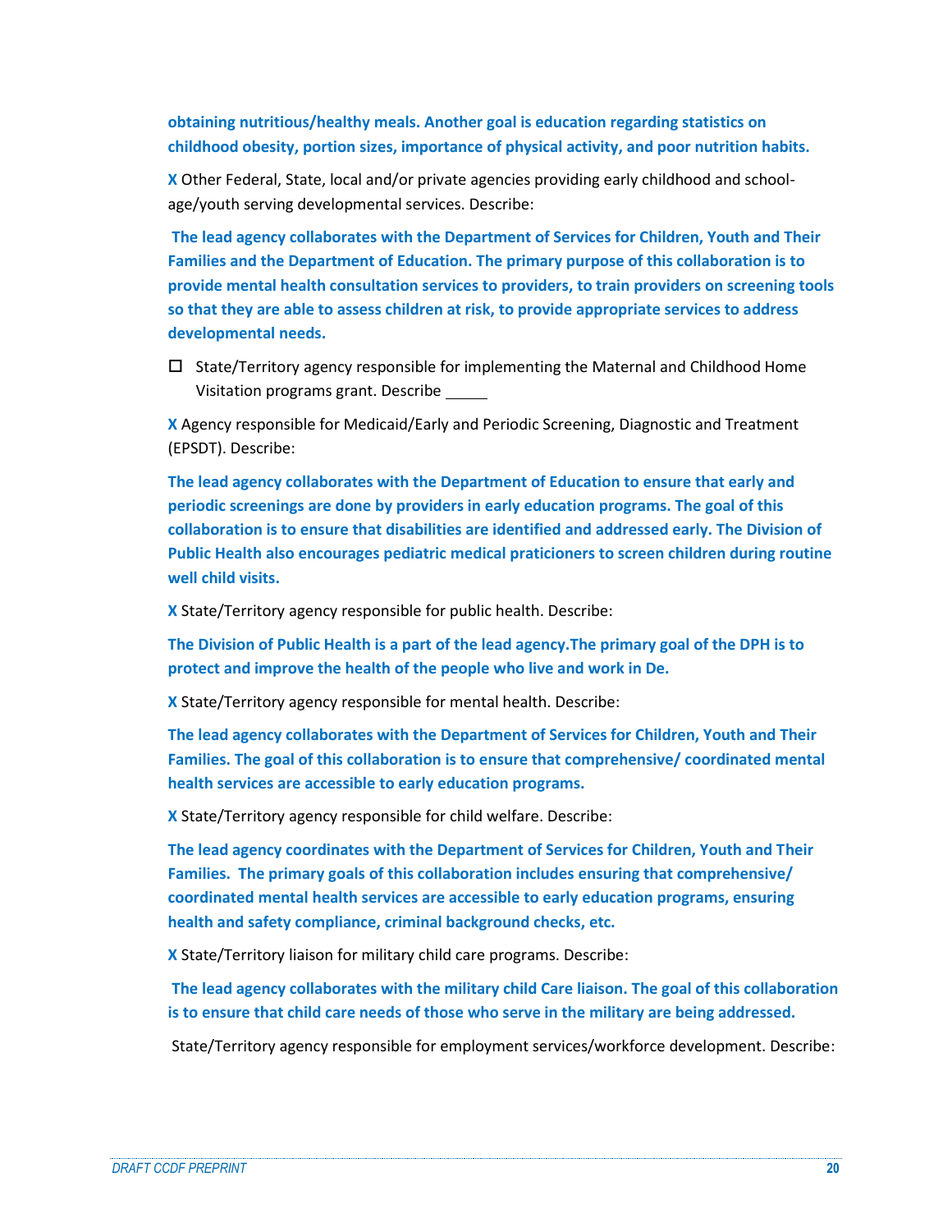**obtaining nutritious/healthy meals. Another goal is education regarding statistics on childhood obesity, portion sizes, importance of physical activity, and poor nutrition habits.**

**X** Other Federal, State, local and/or private agencies providing early childhood and school-age/youth serving developmental services. Describe:

**The lead agency collaborates with the Department of Services for Children, Youth and Their Families and the Department of Education. The primary purpose of this collaboration is to provide mental health consultation services to providers, to train providers on screening tools so that they are able to assess children at risk, to provide appropriate services to address developmental needs.**

☐ State/Territory agency responsible for implementing the Maternal and Childhood Home Visitation programs grant. Describe _____

**X** Agency responsible for Medicaid/Early and Periodic Screening, Diagnostic and Treatment (EPSDT). Describe:

**The lead agency collaborates with the Department of Education to ensure that early and periodic screenings are done by providers in early education programs. The goal of this collaboration is to ensure that disabilities are identified and addressed early. The Division of Public Health also encourages pediatric medical praticioners to screen children during routine well child visits.**

**X** State/Territory agency responsible for public health. Describe:

**The Division of Public Health is a part of the lead agency.The primary goal of the DPH is to protect and improve the health of the people who live and work in De.**

**X** State/Territory agency responsible for mental health. Describe:

**The lead agency collaborates with the Department of Services for Children, Youth and Their Families. The goal of this collaboration is to ensure that comprehensive/ coordinated mental health services are accessible to early education programs.**

**X** State/Territory agency responsible for child welfare. Describe:

**The lead agency coordinates with the Department of Services for Children, Youth and Their Families. The primary goals of this collaboration includes ensuring that comprehensive/ coordinated mental health services are accessible to early education programs, ensuring health and safety compliance, criminal background checks, etc.**

**X** State/Territory liaison for military child care programs. Describe:

**The lead agency collaborates with the military child Care liaison. The goal of this collaboration is to ensure that child care needs of those who serve in the military are being addressed.**

State/Territory agency responsible for employment services/workforce development. Describe: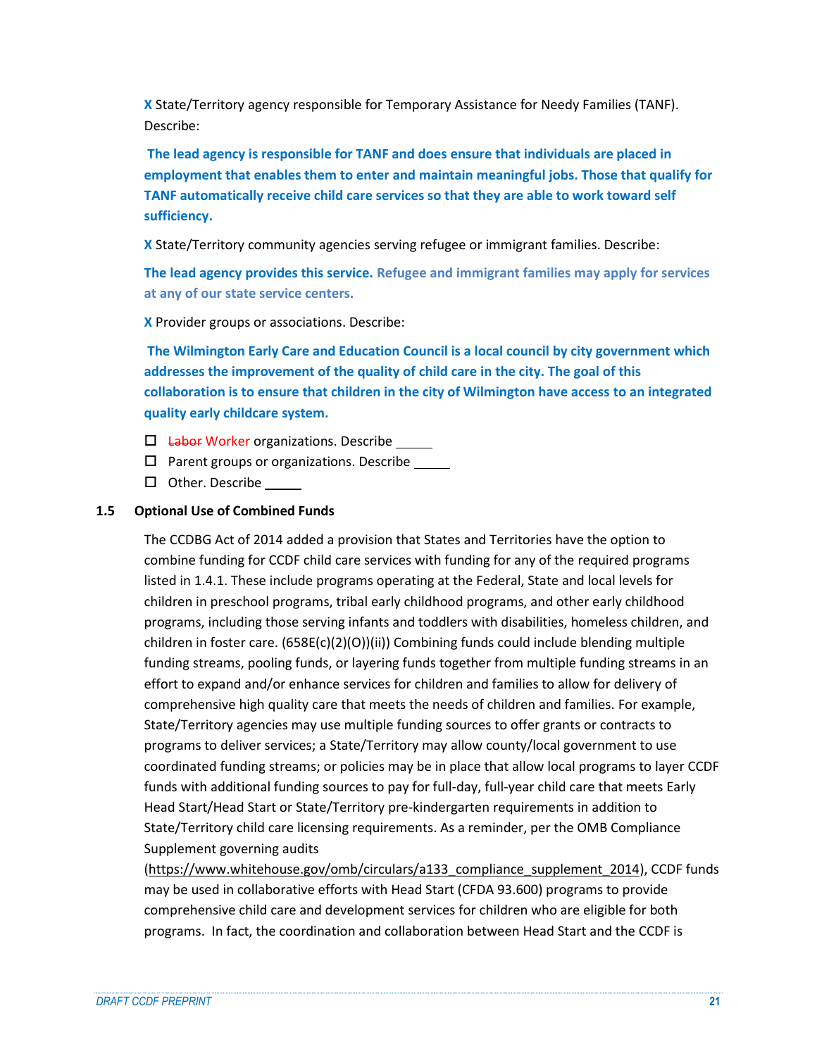**X** State/Territory agency responsible for Temporary Assistance for Needy Families (TANF). Describe:

**The lead agency is responsible for TANF and does ensure that individuals are placed in employment that enables them to enter and maintain meaningful jobs. Those that qualify for TANF automatically receive child care services so that they are able to work toward self sufficiency.**

**X** State/Territory community agencies serving refugee or immigrant families. Describe:

**The lead agency provides this service. Refugee and immigrant families may apply for services at any of our state service centers.**

**X** Provider groups or associations. Describe:

**The Wilmington Early Care and Education Council is a local council by city government which addresses the improvement of the quality of child care in the city. The goal of this collaboration is to ensure that children in the city of Wilmington have access to an integrated quality early childcare system.**

- ☐ ~~Labor~~ Worker organizations. Describe ______
- ☐ Parent groups or organizations. Describe ______
- ☐ Other. Describe ______

### 1.5 Optional Use of Combined Funds

The CCDBG Act of 2014 added a provision that States and Territories have the option to combine funding for CCDF child care services with funding for any of the required programs listed in 1.4.1. These include programs operating at the Federal, State and local levels for children in preschool programs, tribal early childhood programs, and other early childhood programs, including those serving infants and toddlers with disabilities, homeless children, and children in foster care. (658E(c)(2)(O))(ii)) Combining funds could include blending multiple funding streams, pooling funds, or layering funds together from multiple funding streams in an effort to expand and/or enhance services for children and families to allow for delivery of comprehensive high quality care that meets the needs of children and families. For example, State/Territory agencies may use multiple funding sources to offer grants or contracts to programs to deliver services; a State/Territory may allow county/local government to use coordinated funding streams; or policies may be in place that allow local programs to layer CCDF funds with additional funding sources to pay for full-day, full-year child care that meets Early Head Start/Head Start or State/Territory pre-kindergarten requirements in addition to State/Territory child care licensing requirements. As a reminder, per the OMB Compliance Supplement governing audits (https://www.whitehouse.gov/omb/circulars/a133_compliance_supplement_2014), CCDF funds may be used in collaborative efforts with Head Start (CFDA 93.600) programs to provide comprehensive child care and development services for children who are eligible for both programs. In fact, the coordination and collaboration between Head Start and the CCDF is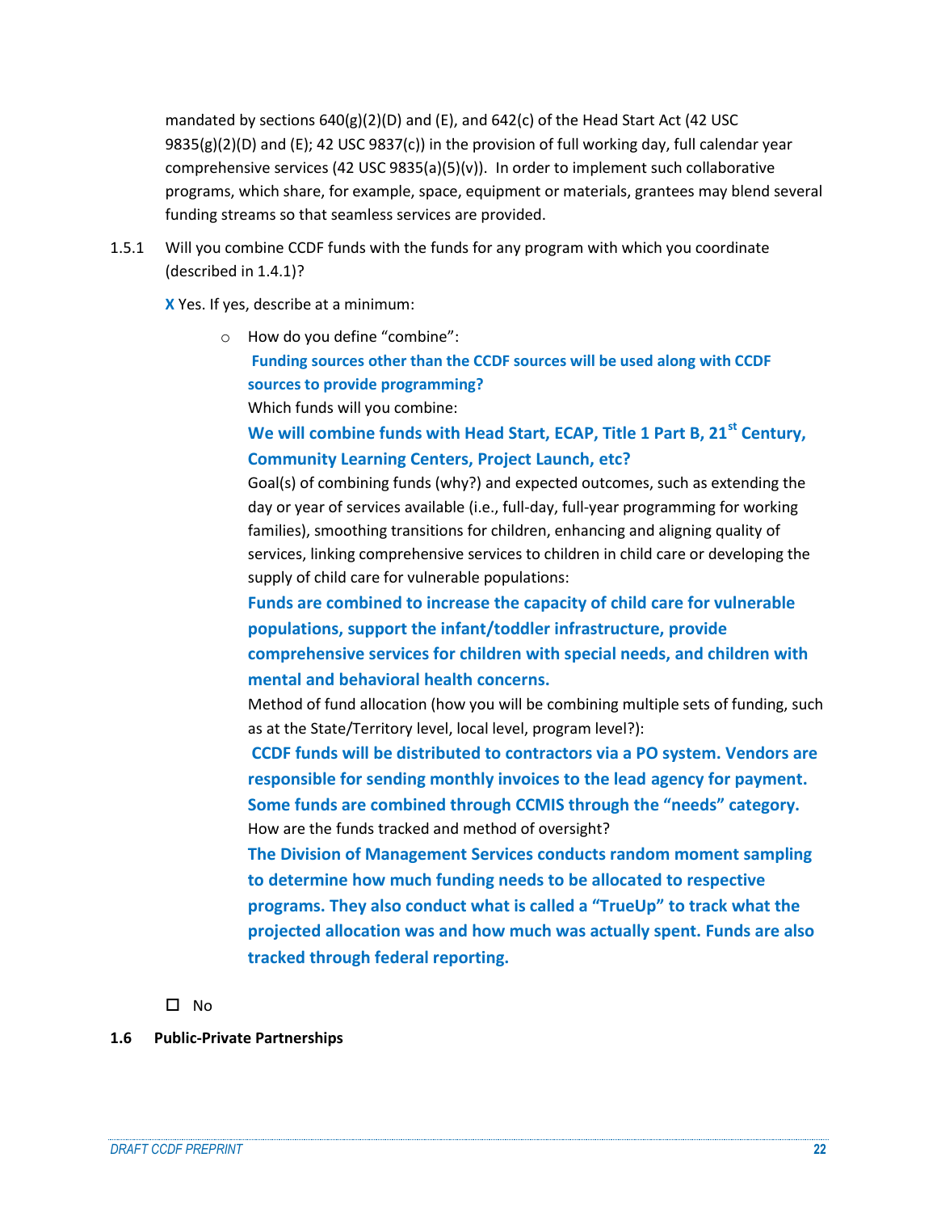mandated by sections 640(g)(2)(D) and (E), and 642(c) of the Head Start Act (42 USC 9835(g)(2)(D) and (E); 42 USC 9837(c)) in the provision of full working day, full calendar year comprehensive services (42 USC 9835(a)(5)(v)). In order to implement such collaborative programs, which share, for example, space, equipment or materials, grantees may blend several funding streams so that seamless services are provided.

1.5.1 Will you combine CCDF funds with the funds for any program with which you coordinate (described in 1.4.1)?

**X** Yes. If yes, describe at a minimum:

- How do you define "combine":
  **Funding sources other than the CCDF sources will be used along with CCDF sources to provide programming?**

  Which funds will you combine:

  **We will combine funds with Head Start, ECAP, Title 1 Part B, 21st Century, Community Learning Centers, Project Launch, etc?**

  Goal(s) of combining funds (why?) and expected outcomes, such as extending the day or year of services available (i.e., full-day, full-year programming for working families), smoothing transitions for children, enhancing and aligning quality of services, linking comprehensive services to children in child care or developing the supply of child care for vulnerable populations:

  **Funds are combined to increase the capacity of child care for vulnerable populations, support the infant/toddler infrastructure, provide comprehensive services for children with special needs, and children with mental and behavioral health concerns.**

  Method of fund allocation (how you will be combining multiple sets of funding, such as at the State/Territory level, local level, program level?):

  **CCDF funds will be distributed to contractors via a PO system. Vendors are responsible for sending monthly invoices to the lead agency for payment. Some funds are combined through CCMIS through the "needs" category.**

  How are the funds tracked and method of oversight?

  **The Division of Management Services conducts random moment sampling to determine how much funding needs to be allocated to respective programs. They also conduct what is called a "TrueUp" to track what the projected allocation was and how much was actually spent. Funds are also tracked through federal reporting.**

☐ No

**1.6 Public-Private Partnerships**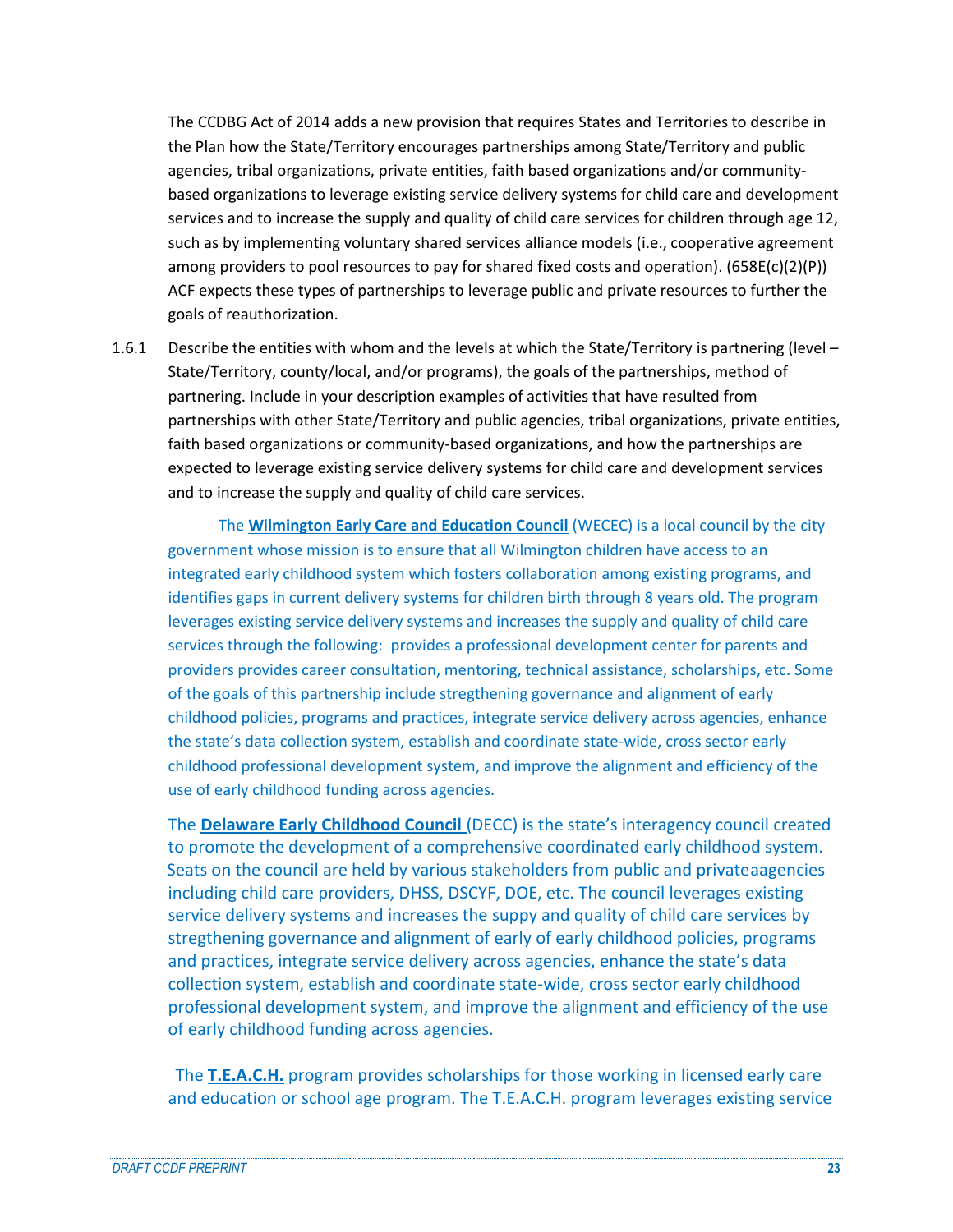The CCDBG Act of 2014 adds a new provision that requires States and Territories to describe in the Plan how the State/Territory encourages partnerships among State/Territory and public agencies, tribal organizations, private entities, faith based organizations and/or community-based organizations to leverage existing service delivery systems for child care and development services and to increase the supply and quality of child care services for children through age 12, such as by implementing voluntary shared services alliance models (i.e., cooperative agreement among providers to pool resources to pay for shared fixed costs and operation). (658E(c)(2)(P)) ACF expects these types of partnerships to leverage public and private resources to further the goals of reauthorization.

1.6.1 Describe the entities with whom and the levels at which the State/Territory is partnering (level – State/Territory, county/local, and/or programs), the goals of the partnerships, method of partnering. Include in your description examples of activities that have resulted from partnerships with other State/Territory and public agencies, tribal organizations, private entities, faith based organizations or community-based organizations, and how the partnerships are expected to leverage existing service delivery systems for child care and development services and to increase the supply and quality of child care services.

The **Wilmington Early Care and Education Council** (WECEC) is a local council by the city government whose mission is to ensure that all Wilmington children have access to an integrated early childhood system which fosters collaboration among existing programs, and identifies gaps in current delivery systems for children birth through 8 years old. The program leverages existing service delivery systems and increases the supply and quality of child care services through the following: provides a professional development center for parents and providers provides career consultation, mentoring, technical assistance, scholarships, etc. Some of the goals of this partnership include stregthening governance and alignment of early childhood policies, programs and practices, integrate service delivery across agencies, enhance the state's data collection system, establish and coordinate state-wide, cross sector early childhood professional development system, and improve the alignment and efficiency of the use of early childhood funding across agencies.

The **Delaware Early Childhood Council** (DECC) is the state's interagency council created to promote the development of a comprehensive coordinated early childhood system. Seats on the council are held by various stakeholders from public and privateaagencies including child care providers, DHSS, DSCYF, DOE, etc. The council leverages existing service delivery systems and increases the suppy and quality of child care services by stregthening governance and alignment of early of early childhood policies, programs and practices, integrate service delivery across agencies, enhance the state's data collection system, establish and coordinate state-wide, cross sector early childhood professional development system, and improve the alignment and efficiency of the use of early childhood funding across agencies.

The **T.E.A.C.H.** program provides scholarships for those working in licensed early care and education or school age program. The T.E.A.C.H. program leverages existing service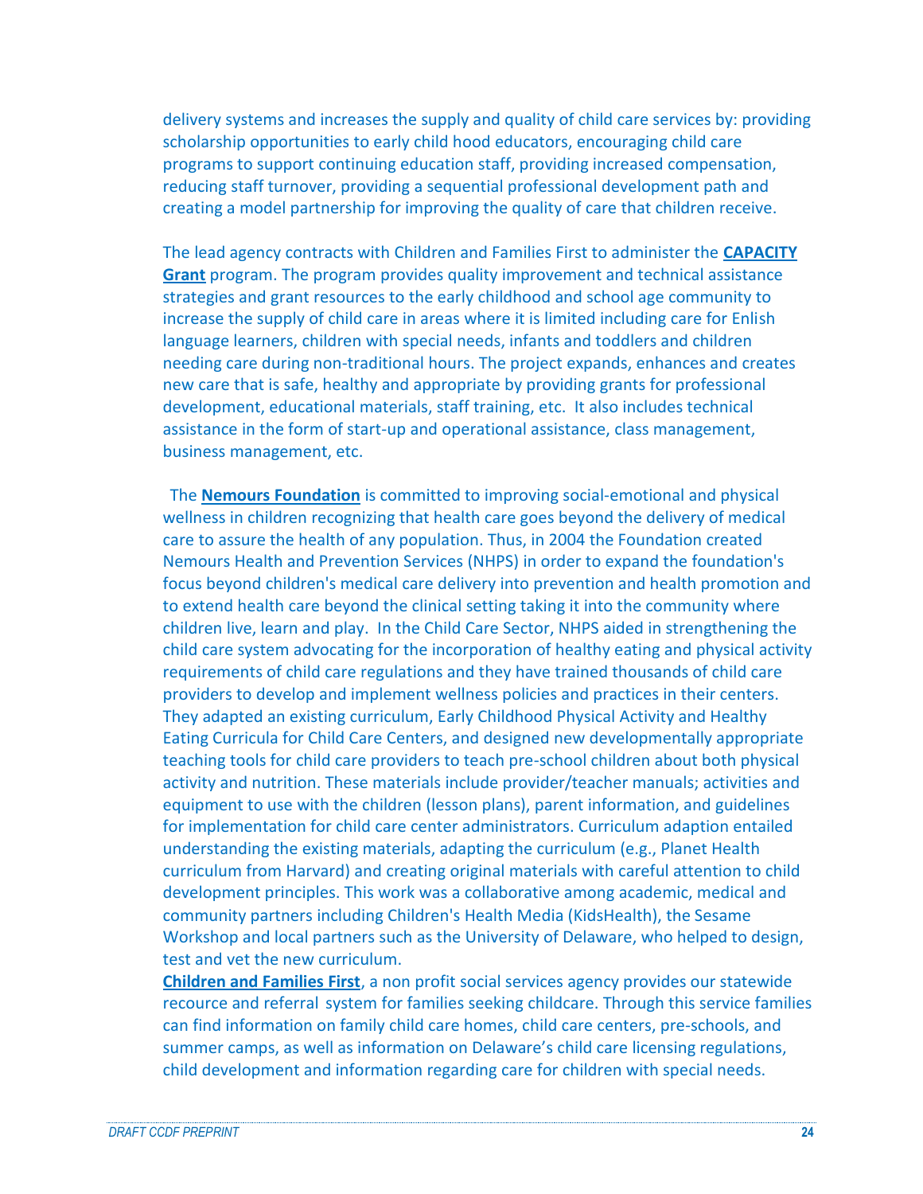delivery systems and increases the supply and quality of child care services by: providing scholarship opportunities to early child hood educators, encouraging child care programs to support continuing education staff, providing increased compensation, reducing staff turnover, providing a sequential professional development path and creating a model partnership for improving the quality of care that children receive.

The lead agency contracts with Children and Families First to administer the **CAPACITY Grant** program. The program provides quality improvement and technical assistance strategies and grant resources to the early childhood and school age community to increase the supply of child care in areas where it is limited including care for Enlish language learners, children with special needs, infants and toddlers and children needing care during non-traditional hours. The project expands, enhances and creates new care that is safe, healthy and appropriate by providing grants for professional development, educational materials, staff training, etc. It also includes technical assistance in the form of start-up and operational assistance, class management, business management, etc.

The **Nemours Foundation** is committed to improving social-emotional and physical wellness in children recognizing that health care goes beyond the delivery of medical care to assure the health of any population. Thus, in 2004 the Foundation created Nemours Health and Prevention Services (NHPS) in order to expand the foundation's focus beyond children's medical care delivery into prevention and health promotion and to extend health care beyond the clinical setting taking it into the community where children live, learn and play. In the Child Care Sector, NHPS aided in strengthening the child care system advocating for the incorporation of healthy eating and physical activity requirements of child care regulations and they have trained thousands of child care providers to develop and implement wellness policies and practices in their centers. They adapted an existing curriculum, Early Childhood Physical Activity and Healthy Eating Curricula for Child Care Centers, and designed new developmentally appropriate teaching tools for child care providers to teach pre-school children about both physical activity and nutrition. These materials include provider/teacher manuals; activities and equipment to use with the children (lesson plans), parent information, and guidelines for implementation for child care center administrators. Curriculum adaption entailed understanding the existing materials, adapting the curriculum (e.g., Planet Health curriculum from Harvard) and creating original materials with careful attention to child development principles. This work was a collaborative among academic, medical and community partners including Children's Health Media (KidsHealth), the Sesame Workshop and local partners such as the University of Delaware, who helped to design, test and vet the new curriculum.

**Children and Families First**, a non profit social services agency provides our statewide recource and referral system for families seeking childcare. Through this service families can find information on family child care homes, child care centers, pre-schools, and summer camps, as well as information on Delaware's child care licensing regulations, child development and information regarding care for children with special needs.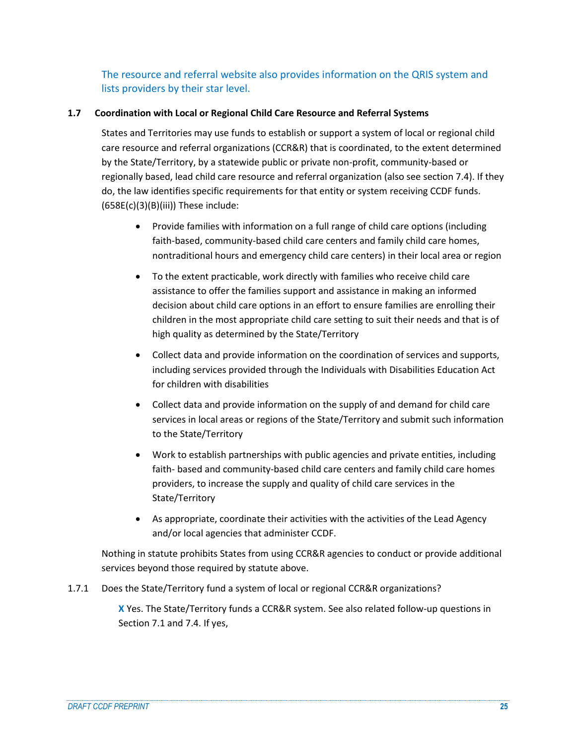The resource and referral website also provides information on the QRIS system and lists providers by their star level.

### 1.7 Coordination with Local or Regional Child Care Resource and Referral Systems

States and Territories may use funds to establish or support a system of local or regional child care resource and referral organizations (CCR&R) that is coordinated, to the extent determined by the State/Territory, by a statewide public or private non-profit, community-based or regionally based, lead child care resource and referral organization (also see section 7.4). If they do, the law identifies specific requirements for that entity or system receiving CCDF funds. (658E(c)(3)(B)(iii)) These include:

- Provide families with information on a full range of child care options (including faith-based, community-based child care centers and family child care homes, nontraditional hours and emergency child care centers) in their local area or region
- To the extent practicable, work directly with families who receive child care assistance to offer the families support and assistance in making an informed decision about child care options in an effort to ensure families are enrolling their children in the most appropriate child care setting to suit their needs and that is of high quality as determined by the State/Territory
- Collect data and provide information on the coordination of services and supports, including services provided through the Individuals with Disabilities Education Act for children with disabilities
- Collect data and provide information on the supply of and demand for child care services in local areas or regions of the State/Territory and submit such information to the State/Territory
- Work to establish partnerships with public agencies and private entities, including faith- based and community-based child care centers and family child care homes providers, to increase the supply and quality of child care services in the State/Territory
- As appropriate, coordinate their activities with the activities of the Lead Agency and/or local agencies that administer CCDF.

Nothing in statute prohibits States from using CCR&R agencies to conduct or provide additional services beyond those required by statute above.

1.7.1 Does the State/Territory fund a system of local or regional CCR&R organizations?

X Yes. The State/Territory funds a CCR&R system. See also related follow-up questions in Section 7.1 and 7.4. If yes,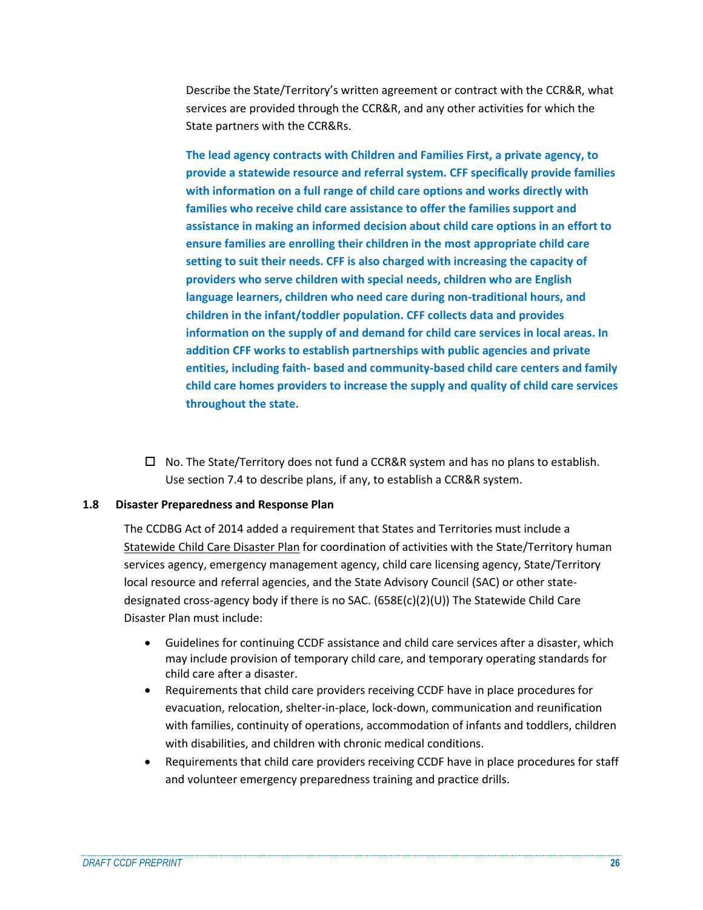Describe the State/Territory's written agreement or contract with the CCR&R, what services are provided through the CCR&R, and any other activities for which the State partners with the CCR&Rs.

**The lead agency contracts with Children and Families First, a private agency, to provide a statewide resource and referral system. CFF specifically provide families with information on a full range of child care options and works directly with families who receive child care assistance to offer the families support and assistance in making an informed decision about child care options in an effort to ensure families are enrolling their children in the most appropriate child care setting to suit their needs. CFF is also charged with increasing the capacity of providers who serve children with special needs, children who are English language learners, children who need care during non-traditional hours, and children in the infant/toddler population. CFF collects data and provides information on the supply of and demand for child care services in local areas. In addition CFF works to establish partnerships with public agencies and private entities, including faith- based and community-based child care centers and family child care homes providers to increase the supply and quality of child care services throughout the state.**

☐ No. The State/Territory does not fund a CCR&R system and has no plans to establish. Use section 7.4 to describe plans, if any, to establish a CCR&R system.

### 1.8 Disaster Preparedness and Response Plan

The CCDBG Act of 2014 added a requirement that States and Territories must include a Statewide Child Care Disaster Plan for coordination of activities with the State/Territory human services agency, emergency management agency, child care licensing agency, State/Territory local resource and referral agencies, and the State Advisory Council (SAC) or other state-designated cross-agency body if there is no SAC. (658E(c)(2)(U)) The Statewide Child Care Disaster Plan must include:

- Guidelines for continuing CCDF assistance and child care services after a disaster, which may include provision of temporary child care, and temporary operating standards for child care after a disaster.
- Requirements that child care providers receiving CCDF have in place procedures for evacuation, relocation, shelter-in-place, lock-down, communication and reunification with families, continuity of operations, accommodation of infants and toddlers, children with disabilities, and children with chronic medical conditions.
- Requirements that child care providers receiving CCDF have in place procedures for staff and volunteer emergency preparedness training and practice drills.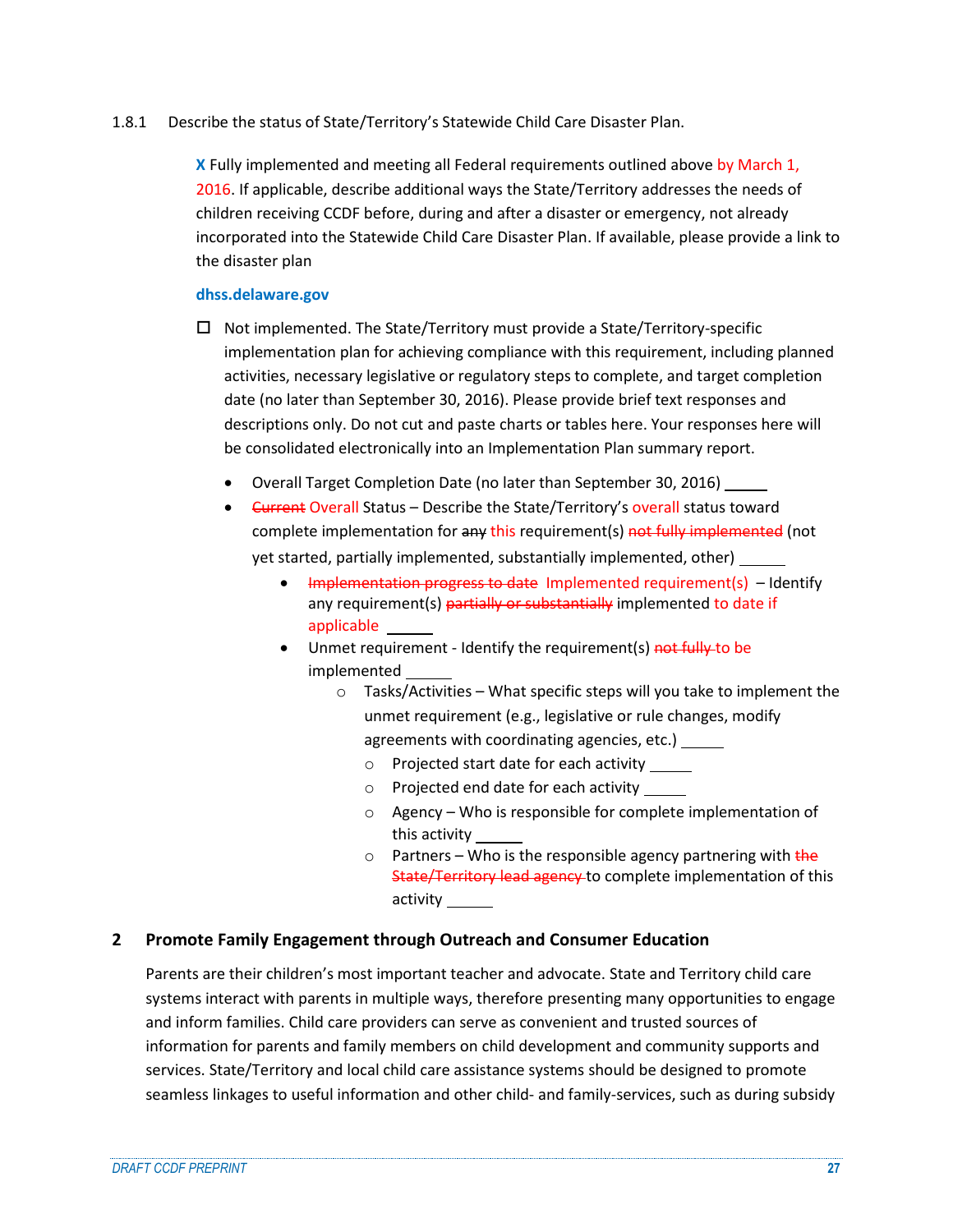1.8.1 Describe the status of State/Territory's Statewide Child Care Disaster Plan.

**X** Fully implemented and meeting all Federal requirements outlined above by March 1, 2016. If applicable, describe additional ways the State/Territory addresses the needs of children receiving CCDF before, during and after a disaster or emergency, not already incorporated into the Statewide Child Care Disaster Plan. If available, please provide a link to the disaster plan

**dhss.delaware.gov**

☐ Not implemented. The State/Territory must provide a State/Territory-specific implementation plan for achieving compliance with this requirement, including planned activities, necessary legislative or regulatory steps to complete, and target completion date (no later than September 30, 2016). Please provide brief text responses and descriptions only. Do not cut and paste charts or tables here. Your responses here will be consolidated electronically into an Implementation Plan summary report.

- Overall Target Completion Date (no later than September 30, 2016) ______
- ~~Current~~ Overall Status – Describe the State/Territory's overall status toward complete implementation for ~~any~~ this requirement(s) ~~not fully implemented~~ (not yet started, partially implemented, substantially implemented, other) ______
  - ~~Implementation progress to date~~ Implemented requirement(s) – Identify any requirement(s) ~~partially or substantially~~ implemented to date if applicable ______
  - Unmet requirement - Identify the requirement(s) ~~not fully~~ to be implemented ______
    - Tasks/Activities – What specific steps will you take to implement the unmet requirement (e.g., legislative or rule changes, modify agreements with coordinating agencies, etc.) ______
    - Projected start date for each activity ______
    - Projected end date for each activity ______
    - Agency – Who is responsible for complete implementation of this activity ______
    - Partners – Who is the responsible agency partnering with ~~the State/Territory lead agency~~ to complete implementation of this activity ______

## 2 Promote Family Engagement through Outreach and Consumer Education

Parents are their children's most important teacher and advocate. State and Territory child care systems interact with parents in multiple ways, therefore presenting many opportunities to engage and inform families. Child care providers can serve as convenient and trusted sources of information for parents and family members on child development and community supports and services. State/Territory and local child care assistance systems should be designed to promote seamless linkages to useful information and other child- and family-services, such as during subsidy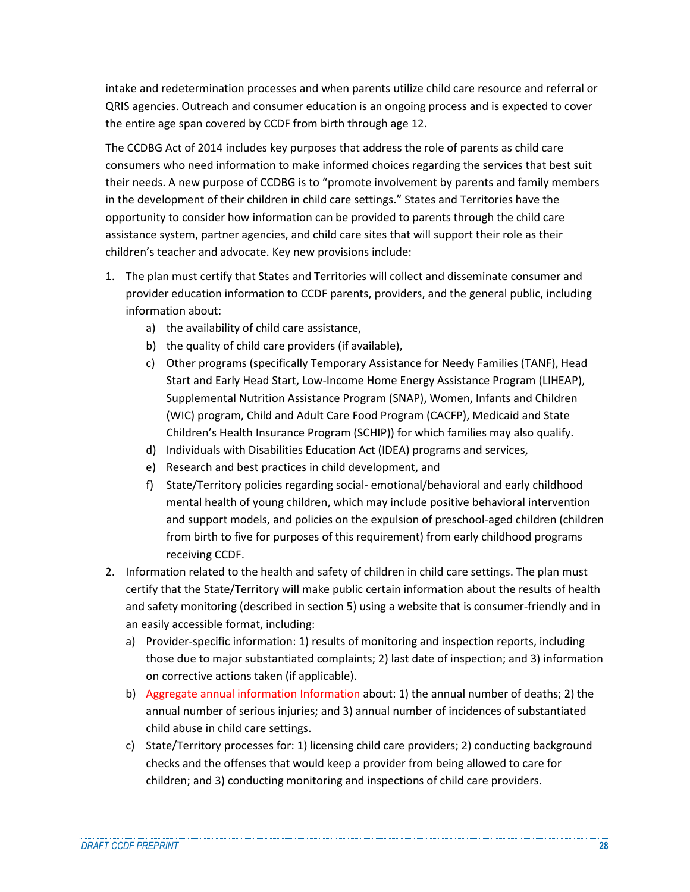intake and redetermination processes and when parents utilize child care resource and referral or QRIS agencies. Outreach and consumer education is an ongoing process and is expected to cover the entire age span covered by CCDF from birth through age 12.

The CCDBG Act of 2014 includes key purposes that address the role of parents as child care consumers who need information to make informed choices regarding the services that best suit their needs. A new purpose of CCDBG is to "promote involvement by parents and family members in the development of their children in child care settings." States and Territories have the opportunity to consider how information can be provided to parents through the child care assistance system, partner agencies, and child care sites that will support their role as their children's teacher and advocate. Key new provisions include:

1. The plan must certify that States and Territories will collect and disseminate consumer and provider education information to CCDF parents, providers, and the general public, including information about:
    a) the availability of child care assistance,
    b) the quality of child care providers (if available),
    c) Other programs (specifically Temporary Assistance for Needy Families (TANF), Head Start and Early Head Start, Low-Income Home Energy Assistance Program (LIHEAP), Supplemental Nutrition Assistance Program (SNAP), Women, Infants and Children (WIC) program, Child and Adult Care Food Program (CACFP), Medicaid and State Children's Health Insurance Program (SCHIP)) for which families may also qualify.
    d) Individuals with Disabilities Education Act (IDEA) programs and services,
    e) Research and best practices in child development, and
    f) State/Territory policies regarding social- emotional/behavioral and early childhood mental health of young children, which may include positive behavioral intervention and support models, and policies on the expulsion of preschool-aged children (children from birth to five for purposes of this requirement) from early childhood programs receiving CCDF.
2. Information related to the health and safety of children in child care settings. The plan must certify that the State/Territory will make public certain information about the results of health and safety monitoring (described in section 5) using a website that is consumer-friendly and in an easily accessible format, including:
    a) Provider-specific information: 1) results of monitoring and inspection reports, including those due to major substantiated complaints; 2) last date of inspection; and 3) information on corrective actions taken (if applicable).
    b) ~~Aggregate annual information~~ Information about: 1) the annual number of deaths; 2) the annual number of serious injuries; and 3) annual number of incidences of substantiated child abuse in child care settings.
    c) State/Territory processes for: 1) licensing child care providers; 2) conducting background checks and the offenses that would keep a provider from being allowed to care for children; and 3) conducting monitoring and inspections of child care providers.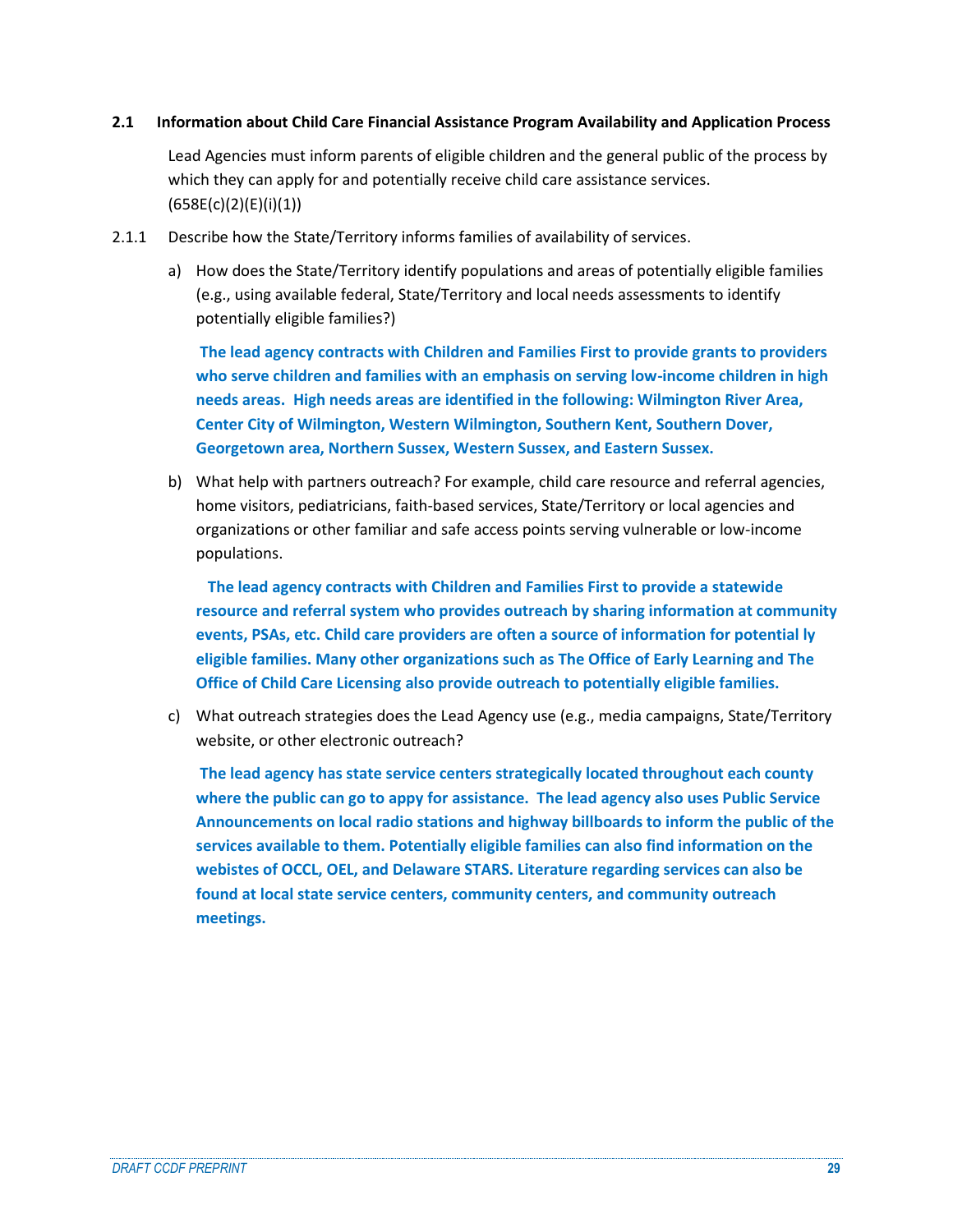### 2.1 Information about Child Care Financial Assistance Program Availability and Application Process

Lead Agencies must inform parents of eligible children and the general public of the process by which they can apply for and potentially receive child care assistance services. (658E(c)(2)(E)(i)(1))

2.1.1 Describe how the State/Territory informs families of availability of services.

a) How does the State/Territory identify populations and areas of potentially eligible families (e.g., using available federal, State/Territory and local needs assessments to identify potentially eligible families?)

**The lead agency contracts with Children and Families First to provide grants to providers who serve children and families with an emphasis on serving low-income children in high needs areas. High needs areas are identified in the following: Wilmington River Area, Center City of Wilmington, Western Wilmington, Southern Kent, Southern Dover, Georgetown area, Northern Sussex, Western Sussex, and Eastern Sussex.**

b) What help with partners outreach? For example, child care resource and referral agencies, home visitors, pediatricians, faith-based services, State/Territory or local agencies and organizations or other familiar and safe access points serving vulnerable or low-income populations.

**The lead agency contracts with Children and Families First to provide a statewide resource and referral system who provides outreach by sharing information at community events, PSAs, etc. Child care providers are often a source of information for potential ly eligible families. Many other organizations such as The Office of Early Learning and The Office of Child Care Licensing also provide outreach to potentially eligible families.**

c) What outreach strategies does the Lead Agency use (e.g., media campaigns, State/Territory website, or other electronic outreach?

**The lead agency has state service centers strategically located throughout each county where the public can go to appy for assistance. The lead agency also uses Public Service Announcements on local radio stations and highway billboards to inform the public of the services available to them. Potentially eligible families can also find information on the webistes of OCCL, OEL, and Delaware STARS. Literature regarding services can also be found at local state service centers, community centers, and community outreach meetings.**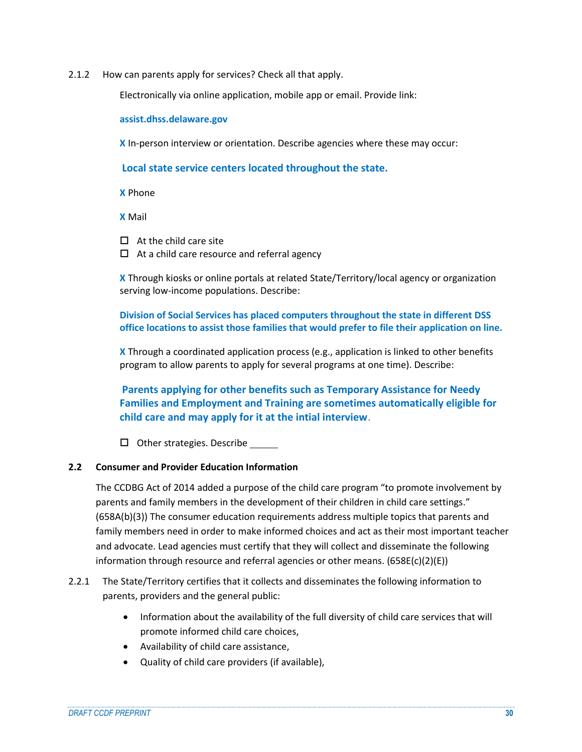2.1.2 How can parents apply for services? Check all that apply.

Electronically via online application, mobile app or email. Provide link:

**assist.dhss.delaware.gov**

**X** In-person interview or orientation. Describe agencies where these may occur:

**Local state service centers located throughout the state.**

**X** Phone

**X** Mail

☐ At the child care site

☐ At a child care resource and referral agency

**X** Through kiosks or online portals at related State/Territory/local agency or organization serving low-income populations. Describe:

**Division of Social Services has placed computers throughout the state in different DSS office locations to assist those families that would prefer to file their application on line.**

**X** Through a coordinated application process (e.g., application is linked to other benefits program to allow parents to apply for several programs at one time). Describe:

**Parents applying for other benefits such as Temporary Assistance for Needy Families and Employment and Training are sometimes automatically eligible for child care and may apply for it at the intial interview.**

☐ Other strategies. Describe ______

## 2.2 Consumer and Provider Education Information

The CCDBG Act of 2014 added a purpose of the child care program "to promote involvement by parents and family members in the development of their children in child care settings." (658A(b)(3)) The consumer education requirements address multiple topics that parents and family members need in order to make informed choices and act as their most important teacher and advocate. Lead agencies must certify that they will collect and disseminate the following information through resource and referral agencies or other means. (658E(c)(2)(E))

2.2.1 The State/Territory certifies that it collects and disseminates the following information to parents, providers and the general public:

- Information about the availability of the full diversity of child care services that will promote informed child care choices,
- Availability of child care assistance,
- Quality of child care providers (if available),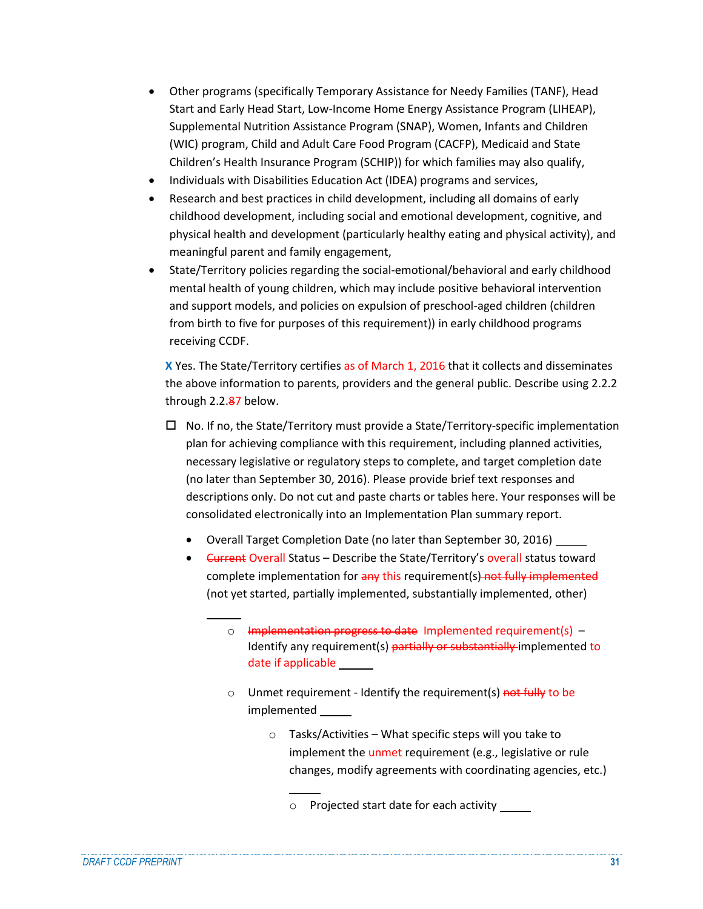- Other programs (specifically Temporary Assistance for Needy Families (TANF), Head Start and Early Head Start, Low-Income Home Energy Assistance Program (LIHEAP), Supplemental Nutrition Assistance Program (SNAP), Women, Infants and Children (WIC) program, Child and Adult Care Food Program (CACFP), Medicaid and State Children's Health Insurance Program (SCHIP)) for which families may also qualify,
- Individuals with Disabilities Education Act (IDEA) programs and services,
- Research and best practices in child development, including all domains of early childhood development, including social and emotional development, cognitive, and physical health and development (particularly healthy eating and physical activity), and meaningful parent and family engagement,
- State/Territory policies regarding the social-emotional/behavioral and early childhood mental health of young children, which may include positive behavioral intervention and support models, and policies on expulsion of preschool-aged children (children from birth to five for purposes of this requirement)) in early childhood programs receiving CCDF.

**X** Yes. The State/Territory certifies as of March 1, 2016 that it collects and disseminates the above information to parents, providers and the general public. Describe using 2.2.2 through 2.2.~~8~~7 below.

☐ No. If no, the State/Territory must provide a State/Territory-specific implementation plan for achieving compliance with this requirement, including planned activities, necessary legislative or regulatory steps to complete, and target completion date (no later than September 30, 2016). Please provide brief text responses and descriptions only. Do not cut and paste charts or tables here. Your responses will be consolidated electronically into an Implementation Plan summary report.

- Overall Target Completion Date (no later than September 30, 2016) _____
- ~~Current~~ Overall Status – Describe the State/Territory's overall status toward complete implementation for ~~any~~ this requirement(s) ~~not fully implemented~~ (not yet started, partially implemented, substantially implemented, other)

  _____

  - ~~Implementation progress to date~~ Implemented requirement(s) – Identify any requirement(s) ~~partially or substantially~~ implemented to date if applicable _____
  - Unmet requirement - Identify the requirement(s) ~~not fully~~ to be implemented _____
    - Tasks/Activities – What specific steps will you take to implement the unmet requirement (e.g., legislative or rule changes, modify agreements with coordinating agencies, etc.)

      _____

      - Projected start date for each activity _____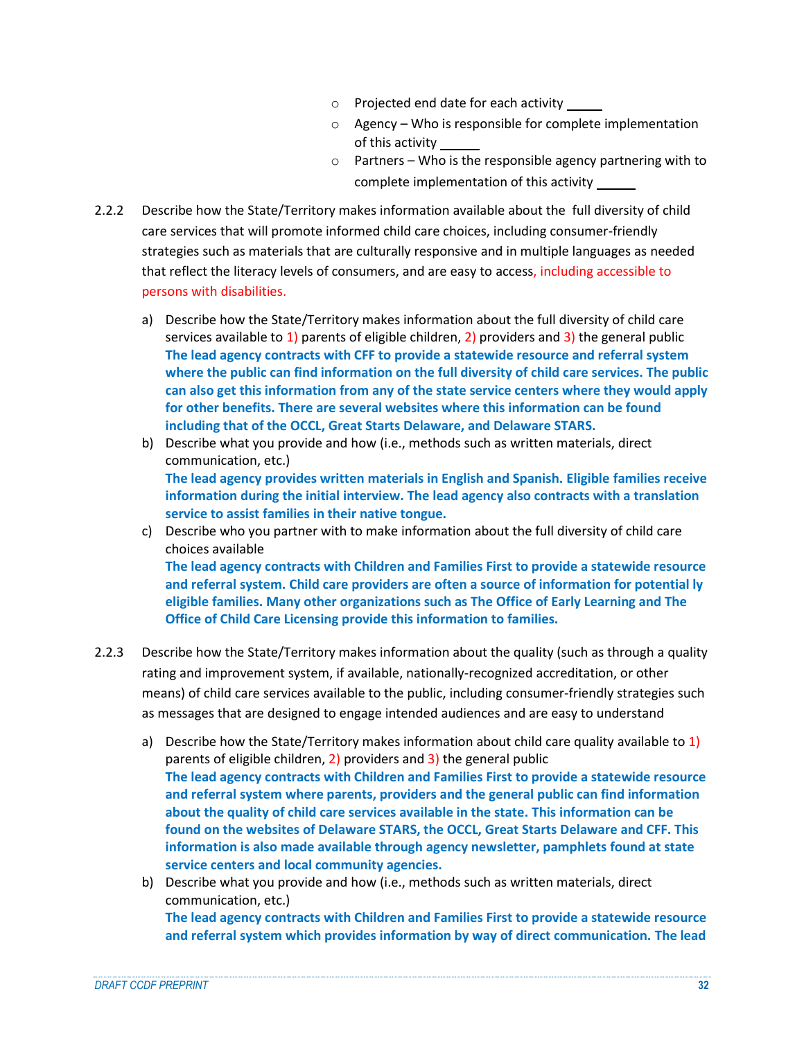- Projected end date for each activity _____
- Agency – Who is responsible for complete implementation of this activity _____
- Partners – Who is the responsible agency partnering with to complete implementation of this activity _____

2.2.2 Describe how the State/Territory makes information available about the full diversity of child care services that will promote informed child care choices, including consumer-friendly strategies such as materials that are culturally responsive and in multiple languages as needed that reflect the literacy levels of consumers, and are easy to access, including accessible to persons with disabilities.

a) Describe how the State/Territory makes information about the full diversity of child care services available to 1) parents of eligible children, 2) providers and 3) the general public
**The lead agency contracts with CFF to provide a statewide resource and referral system where the public can find information on the full diversity of child care services. The public can also get this information from any of the state service centers where they would apply for other benefits. There are several websites where this information can be found including that of the OCCL, Great Starts Delaware, and Delaware STARS.**

b) Describe what you provide and how (i.e., methods such as written materials, direct communication, etc.)
**The lead agency provides written materials in English and Spanish. Eligible families receive information during the initial interview. The lead agency also contracts with a translation service to assist families in their native tongue.**

c) Describe who you partner with to make information about the full diversity of child care choices available
**The lead agency contracts with Children and Families First to provide a statewide resource and referral system. Child care providers are often a source of information for potential ly eligible families. Many other organizations such as The Office of Early Learning and The Office of Child Care Licensing provide this information to families.**

2.2.3 Describe how the State/Territory makes information about the quality (such as through a quality rating and improvement system, if available, nationally-recognized accreditation, or other means) of child care services available to the public, including consumer-friendly strategies such as messages that are designed to engage intended audiences and are easy to understand

a) Describe how the State/Territory makes information about child care quality available to 1) parents of eligible children, 2) providers and 3) the general public
**The lead agency contracts with Children and Families First to provide a statewide resource and referral system where parents, providers and the general public can find information about the quality of child care services available in the state. This information can be found on the websites of Delaware STARS, the OCCL, Great Starts Delaware and CFF. This information is also made available through agency newsletter, pamphlets found at state service centers and local community agencies.**

b) Describe what you provide and how (i.e., methods such as written materials, direct communication, etc.)
**The lead agency contracts with Children and Families First to provide a statewide resource and referral system which provides information by way of direct communication. The lead**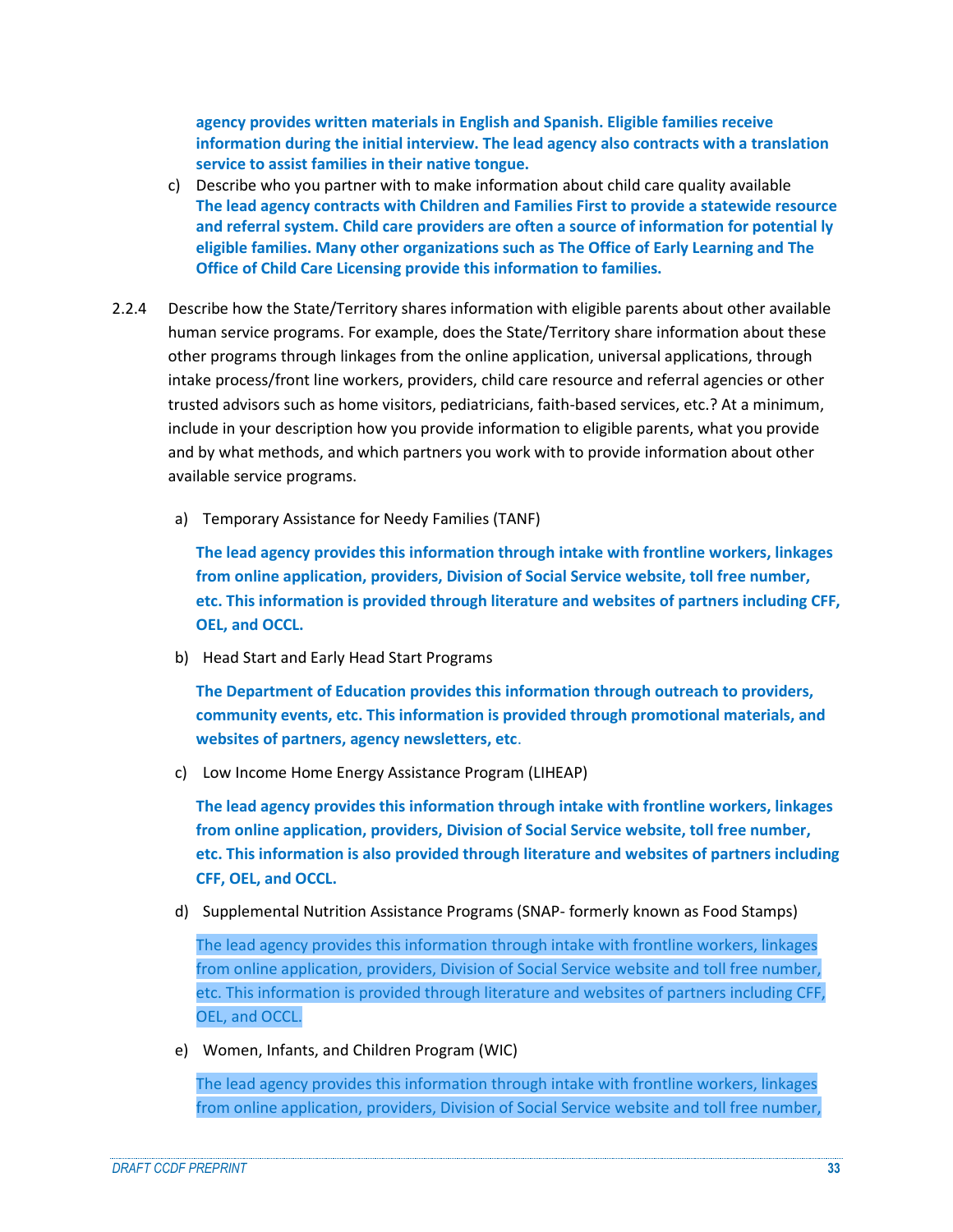**agency provides written materials in English and Spanish. Eligible families receive information during the initial interview. The lead agency also contracts with a translation service to assist families in their native tongue.**

c) Describe who you partner with to make information about child care quality available
**The lead agency contracts with Children and Families First to provide a statewide resource and referral system. Child care providers are often a source of information for potential ly eligible families. Many other organizations such as The Office of Early Learning and The Office of Child Care Licensing provide this information to families.**

2.2.4 Describe how the State/Territory shares information with eligible parents about other available human service programs. For example, does the State/Territory share information about these other programs through linkages from the online application, universal applications, through intake process/front line workers, providers, child care resource and referral agencies or other trusted advisors such as home visitors, pediatricians, faith-based services, etc.? At a minimum, include in your description how you provide information to eligible parents, what you provide and by what methods, and which partners you work with to provide information about other available service programs.

a) Temporary Assistance for Needy Families (TANF)

**The lead agency provides this information through intake with frontline workers, linkages from online application, providers, Division of Social Service website, toll free number, etc. This information is provided through literature and websites of partners including CFF, OEL, and OCCL.**

b) Head Start and Early Head Start Programs

**The Department of Education provides this information through outreach to providers, community events, etc. This information is provided through promotional materials, and websites of partners, agency newsletters, etc.**

c) Low Income Home Energy Assistance Program (LIHEAP)

**The lead agency provides this information through intake with frontline workers, linkages from online application, providers, Division of Social Service website, toll free number, etc. This information is also provided through literature and websites of partners including CFF, OEL, and OCCL.**

d) Supplemental Nutrition Assistance Programs (SNAP- formerly known as Food Stamps)

The lead agency provides this information through intake with frontline workers, linkages from online application, providers, Division of Social Service website and toll free number, etc. This information is provided through literature and websites of partners including CFF, OEL, and OCCL.

e) Women, Infants, and Children Program (WIC)

The lead agency provides this information through intake with frontline workers, linkages from online application, providers, Division of Social Service website and toll free number,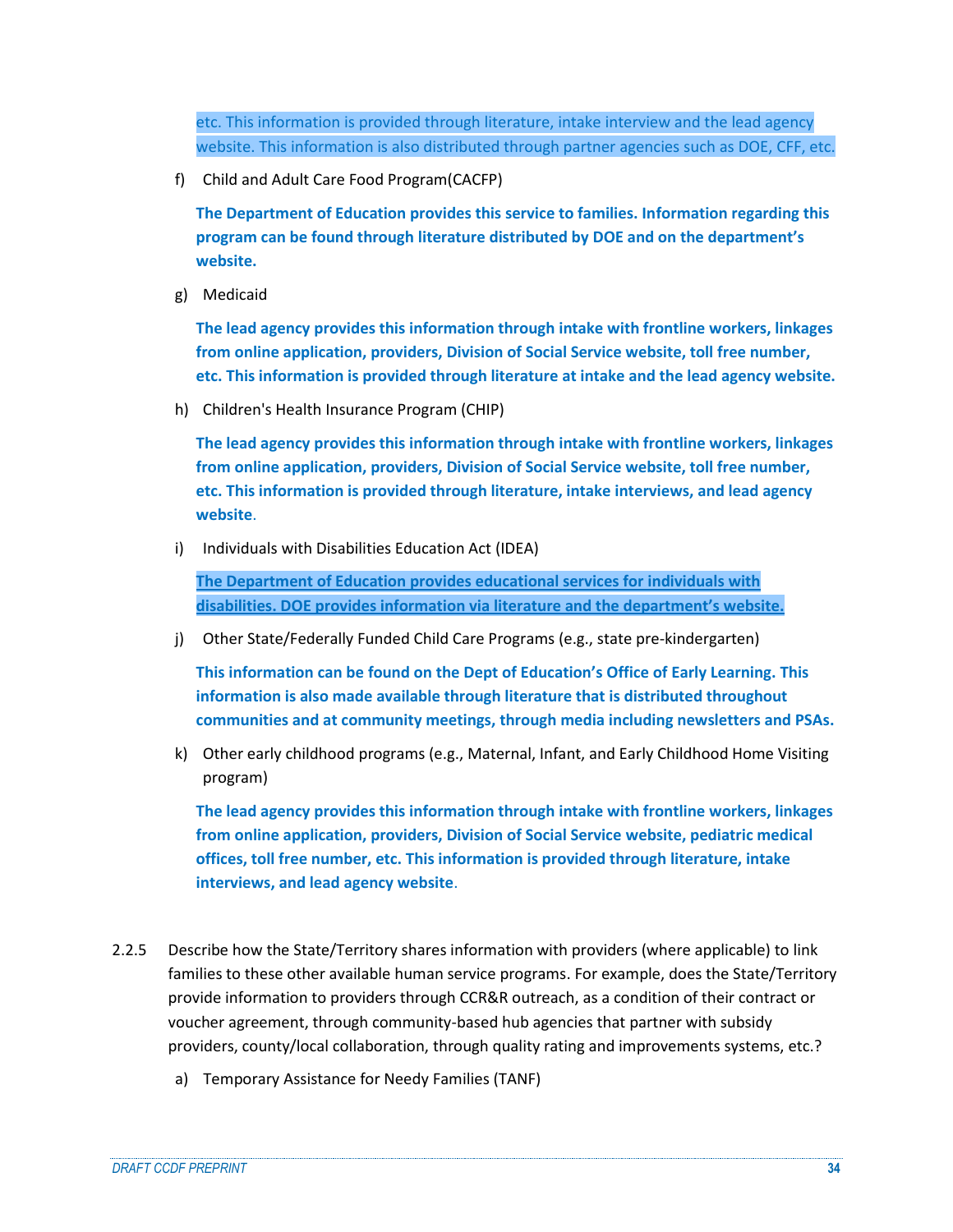etc. This information is provided through literature, intake interview and the lead agency website. This information is also distributed through partner agencies such as DOE, CFF, etc.

f) Child and Adult Care Food Program(CACFP)

**The Department of Education provides this service to families. Information regarding this program can be found through literature distributed by DOE and on the department's website.**

g) Medicaid

**The lead agency provides this information through intake with frontline workers, linkages from online application, providers, Division of Social Service website, toll free number, etc. This information is provided through literature at intake and the lead agency website.**

h) Children's Health Insurance Program (CHIP)

**The lead agency provides this information through intake with frontline workers, linkages from online application, providers, Division of Social Service website, toll free number, etc. This information is provided through literature, intake interviews, and lead agency website**.

i) Individuals with Disabilities Education Act (IDEA)

**The Department of Education provides educational services for individuals with disabilities. DOE provides information via literature and the department's website.**

j) Other State/Federally Funded Child Care Programs (e.g., state pre-kindergarten)

**This information can be found on the Dept of Education's Office of Early Learning. This information is also made available through literature that is distributed throughout communities and at community meetings, through media including newsletters and PSAs.**

k) Other early childhood programs (e.g., Maternal, Infant, and Early Childhood Home Visiting program)

**The lead agency provides this information through intake with frontline workers, linkages from online application, providers, Division of Social Service website, pediatric medical offices, toll free number, etc. This information is provided through literature, intake interviews, and lead agency website**.

2.2.5 Describe how the State/Territory shares information with providers (where applicable) to link families to these other available human service programs. For example, does the State/Territory provide information to providers through CCR&R outreach, as a condition of their contract or voucher agreement, through community-based hub agencies that partner with subsidy providers, county/local collaboration, through quality rating and improvements systems, etc.?

a) Temporary Assistance for Needy Families (TANF)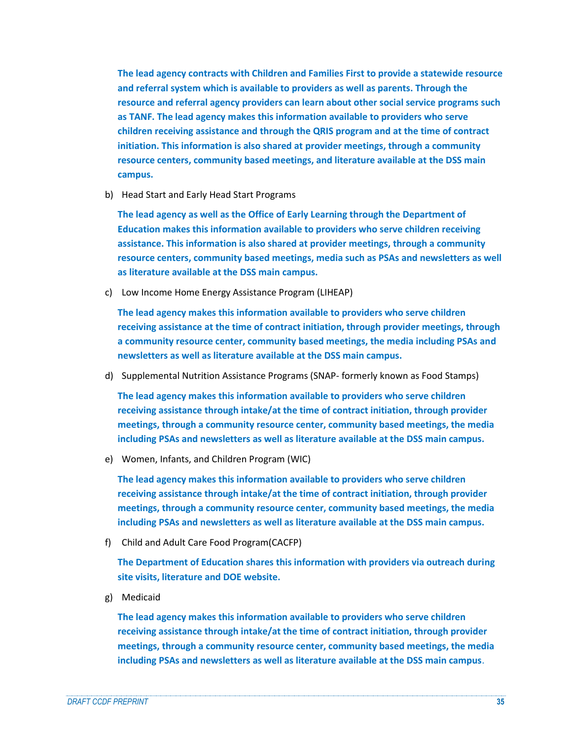**The lead agency contracts with Children and Families First to provide a statewide resource and referral system which is available to providers as well as parents. Through the resource and referral agency providers can learn about other social service programs such as TANF. The lead agency makes this information available to providers who serve children receiving assistance and through the QRIS program and at the time of contract initiation. This information is also shared at provider meetings, through a community resource centers, community based meetings, and literature available at the DSS main campus.**

b) Head Start and Early Head Start Programs

**The lead agency as well as the Office of Early Learning through the Department of Education makes this information available to providers who serve children receiving assistance. This information is also shared at provider meetings, through a community resource centers, community based meetings, media such as PSAs and newsletters as well as literature available at the DSS main campus.**

c) Low Income Home Energy Assistance Program (LIHEAP)

**The lead agency makes this information available to providers who serve children receiving assistance at the time of contract initiation, through provider meetings, through a community resource center, community based meetings, the media including PSAs and newsletters as well as literature available at the DSS main campus.**

d) Supplemental Nutrition Assistance Programs (SNAP- formerly known as Food Stamps)

**The lead agency makes this information available to providers who serve children receiving assistance through intake/at the time of contract initiation, through provider meetings, through a community resource center, community based meetings, the media including PSAs and newsletters as well as literature available at the DSS main campus.**

e) Women, Infants, and Children Program (WIC)

**The lead agency makes this information available to providers who serve children receiving assistance through intake/at the time of contract initiation, through provider meetings, through a community resource center, community based meetings, the media including PSAs and newsletters as well as literature available at the DSS main campus.**

f) Child and Adult Care Food Program(CACFP)

**The Department of Education shares this information with providers via outreach during site visits, literature and DOE website.**

g) Medicaid

**The lead agency makes this information available to providers who serve children receiving assistance through intake/at the time of contract initiation, through provider meetings, through a community resource center, community based meetings, the media including PSAs and newsletters as well as literature available at the DSS main campus**.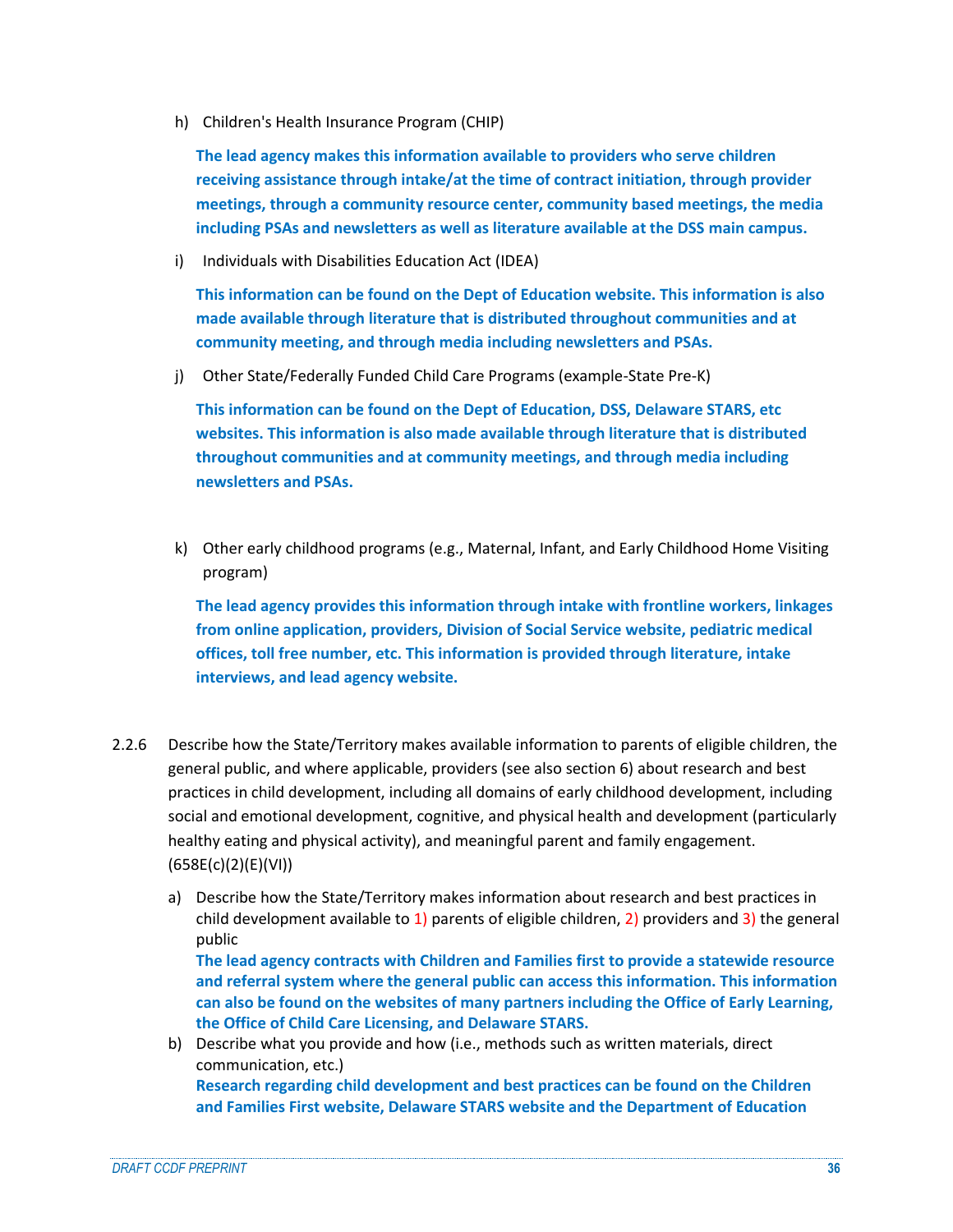h) Children's Health Insurance Program (CHIP)

**The lead agency makes this information available to providers who serve children receiving assistance through intake/at the time of contract initiation, through provider meetings, through a community resource center, community based meetings, the media including PSAs and newsletters as well as literature available at the DSS main campus.**

i) Individuals with Disabilities Education Act (IDEA)

**This information can be found on the Dept of Education website. This information is also made available through literature that is distributed throughout communities and at community meeting, and through media including newsletters and PSAs.**

j) Other State/Federally Funded Child Care Programs (example-State Pre-K)

**This information can be found on the Dept of Education, DSS, Delaware STARS, etc websites. This information is also made available through literature that is distributed throughout communities and at community meetings, and through media including newsletters and PSAs.**

k) Other early childhood programs (e.g., Maternal, Infant, and Early Childhood Home Visiting program)

**The lead agency provides this information through intake with frontline workers, linkages from online application, providers, Division of Social Service website, pediatric medical offices, toll free number, etc. This information is provided through literature, intake interviews, and lead agency website.**

2.2.6 Describe how the State/Territory makes available information to parents of eligible children, the general public, and where applicable, providers (see also section 6) about research and best practices in child development, including all domains of early childhood development, including social and emotional development, cognitive, and physical health and development (particularly healthy eating and physical activity), and meaningful parent and family engagement. (658E(c)(2)(E)(VI))

a) Describe how the State/Territory makes information about research and best practices in child development available to 1) parents of eligible children, 2) providers and 3) the general public
**The lead agency contracts with Children and Families first to provide a statewide resource and referral system where the general public can access this information. This information can also be found on the websites of many partners including the Office of Early Learning, the Office of Child Care Licensing, and Delaware STARS.**

b) Describe what you provide and how (i.e., methods such as written materials, direct communication, etc.)
**Research regarding child development and best practices can be found on the Children and Families First website, Delaware STARS website and the Department of Education**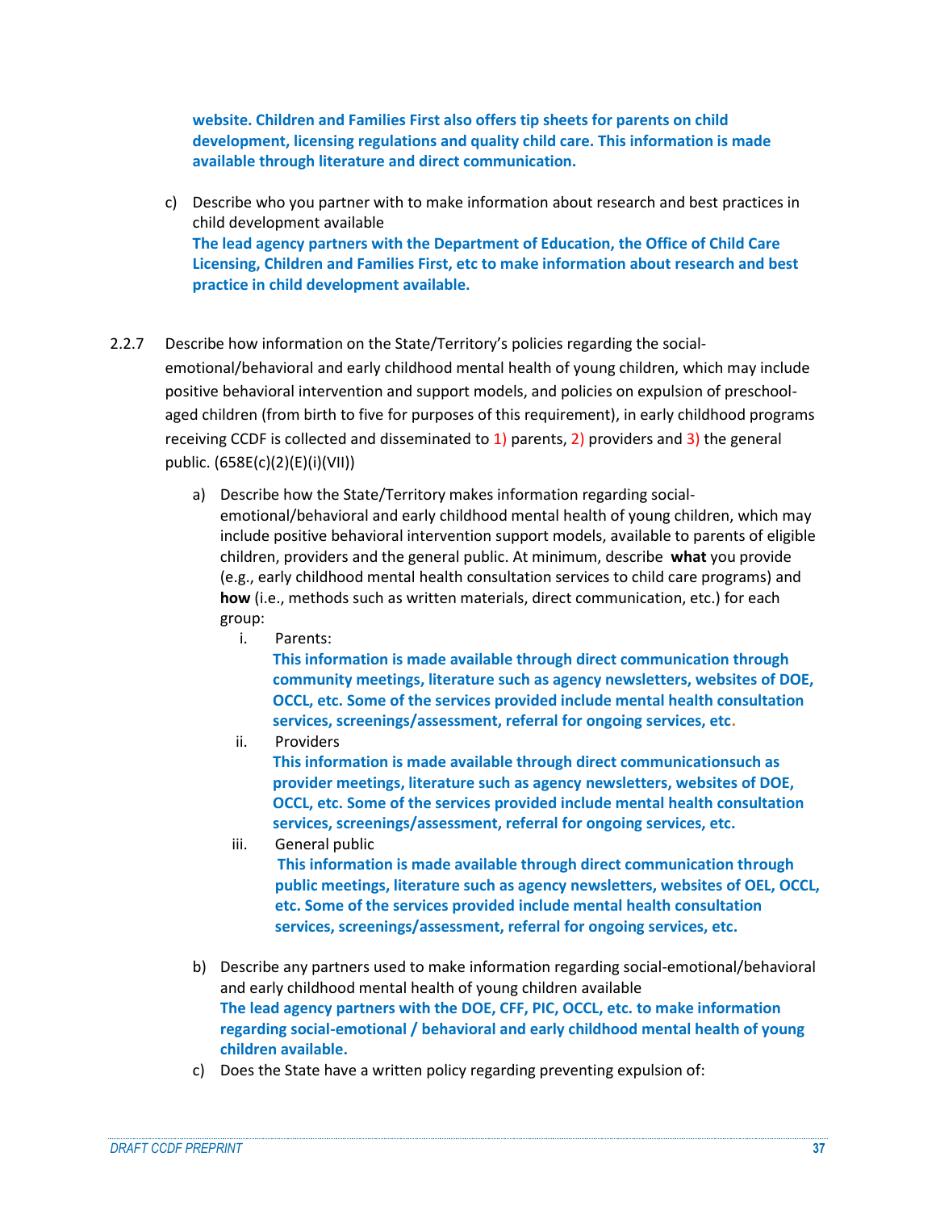**website. Children and Families First also offers tip sheets for parents on child development, licensing regulations and quality child care. This information is made available through literature and direct communication.**

c) Describe who you partner with to make information about research and best practices in child development available
**The lead agency partners with the Department of Education, the Office of Child Care Licensing, Children and Families First, etc to make information about research and best practice in child development available.**

2.2.7 Describe how information on the State/Territory's policies regarding the social-emotional/behavioral and early childhood mental health of young children, which may include positive behavioral intervention and support models, and policies on expulsion of preschool-aged children (from birth to five for purposes of this requirement), in early childhood programs receiving CCDF is collected and disseminated to 1) parents, 2) providers and 3) the general public. (658E(c)(2)(E)(i)(VII))

a) Describe how the State/Territory makes information regarding social-emotional/behavioral and early childhood mental health of young children, which may include positive behavioral intervention support models, available to parents of eligible children, providers and the general public. At minimum, describe **what** you provide (e.g., early childhood mental health consultation services to child care programs) and **how** (i.e., methods such as written materials, direct communication, etc.) for each group:

i. Parents:
**This information is made available through direct communication through community meetings, literature such as agency newsletters, websites of DOE, OCCL, etc. Some of the services provided include mental health consultation services, screenings/assessment, referral for ongoing services, etc.**

ii. Providers
**This information is made available through direct communicationsuch as provider meetings, literature such as agency newsletters, websites of DOE, OCCL, etc. Some of the services provided include mental health consultation services, screenings/assessment, referral for ongoing services, etc.**

iii. General public
**This information is made available through direct communication through public meetings, literature such as agency newsletters, websites of OEL, OCCL, etc. Some of the services provided include mental health consultation services, screenings/assessment, referral for ongoing services, etc.**

b) Describe any partners used to make information regarding social-emotional/behavioral and early childhood mental health of young children available
**The lead agency partners with the DOE, CFF, PIC, OCCL, etc. to make information regarding social-emotional / behavioral and early childhood mental health of young children available.**

c) Does the State have a written policy regarding preventing expulsion of: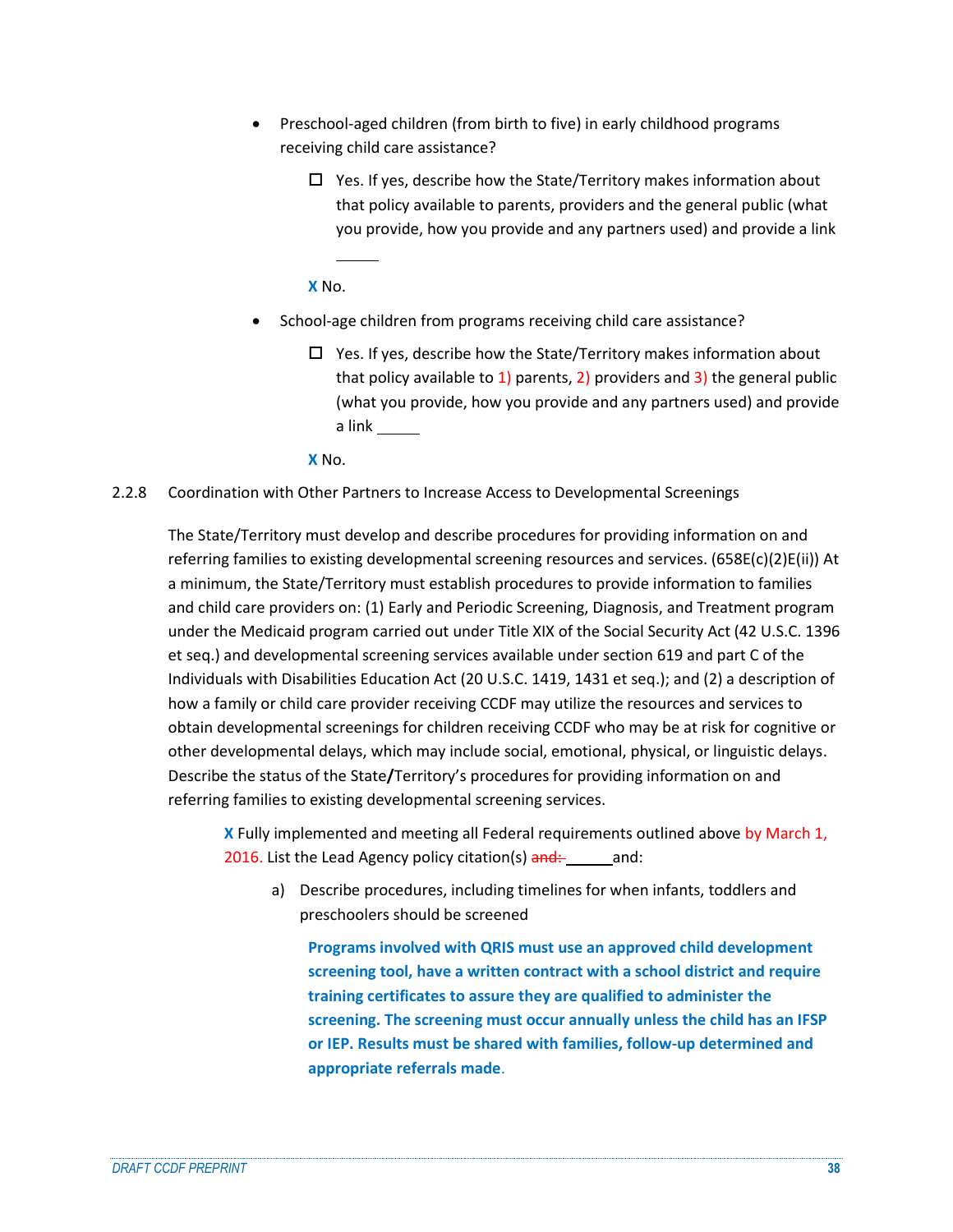- Preschool-aged children (from birth to five) in early childhood programs receiving child care assistance?

  ☐ Yes. If yes, describe how the State/Territory makes information about that policy available to parents, providers and the general public (what you provide, how you provide and any partners used) and provide a link \_\_\_\_\_

  X No.

- School-age children from programs receiving child care assistance?

  ☐ Yes. If yes, describe how the State/Territory makes information about that policy available to 1) parents, 2) providers and 3) the general public (what you provide, how you provide and any partners used) and provide a link \_\_\_\_\_

  X No.

2.2.8 Coordination with Other Partners to Increase Access to Developmental Screenings

The State/Territory must develop and describe procedures for providing information on and referring families to existing developmental screening resources and services. (658E(c)(2)E(ii)) At a minimum, the State/Territory must establish procedures to provide information to families and child care providers on: (1) Early and Periodic Screening, Diagnosis, and Treatment program under the Medicaid program carried out under Title XIX of the Social Security Act (42 U.S.C. 1396 et seq.) and developmental screening services available under section 619 and part C of the Individuals with Disabilities Education Act (20 U.S.C. 1419, 1431 et seq.); and (2) a description of how a family or child care provider receiving CCDF may utilize the resources and services to obtain developmental screenings for children receiving CCDF who may be at risk for cognitive or other developmental delays, which may include social, emotional, physical, or linguistic delays. Describe the status of the State/Territory's procedures for providing information on and referring families to existing developmental screening services.

X Fully implemented and meeting all Federal requirements outlined above by March 1, 2016. List the Lead Agency policy citation(s) ~~and:~~ \_\_\_\_\_ and:

a) Describe procedures, including timelines for when infants, toddlers and preschoolers should be screened

   **Programs involved with QRIS must use an approved child development screening tool, have a written contract with a school district and require training certificates to assure they are qualified to administer the screening. The screening must occur annually unless the child has an IFSP or IEP. Results must be shared with families, follow-up determined and appropriate referrals made.**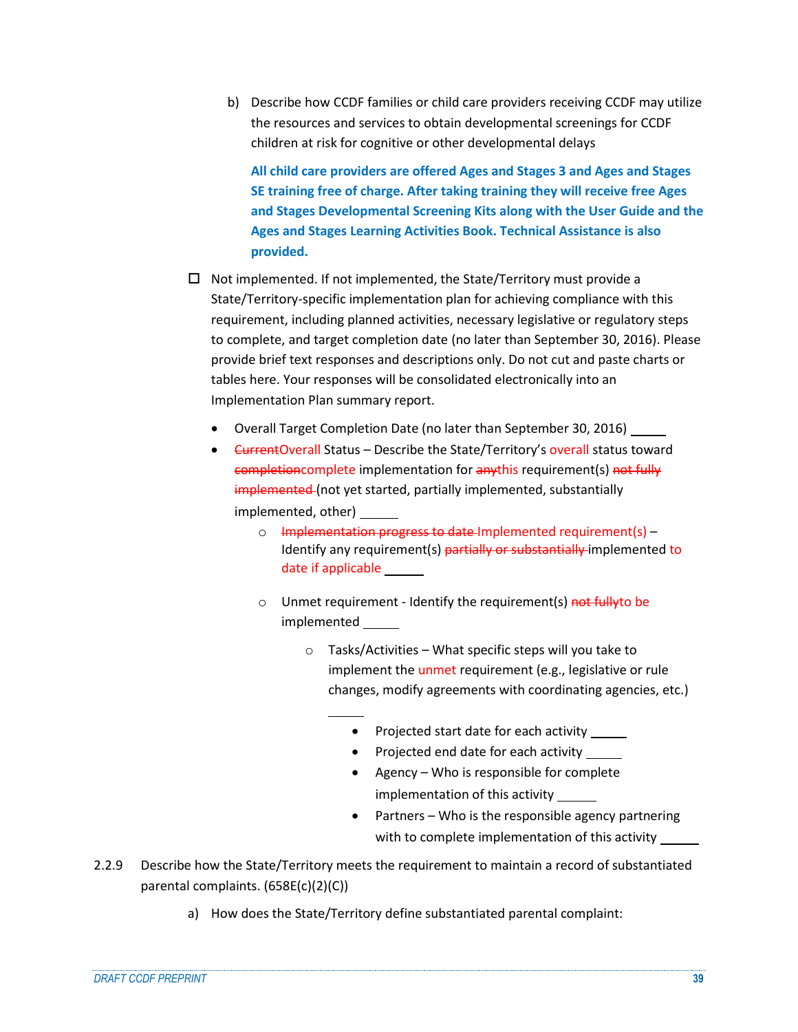b) Describe how CCDF families or child care providers receiving CCDF may utilize the resources and services to obtain developmental screenings for CCDF children at risk for cognitive or other developmental delays

**All child care providers are offered Ages and Stages 3 and Ages and Stages SE training free of charge. After taking training they will receive free Ages and Stages Developmental Screening Kits along with the User Guide and the Ages and Stages Learning Activities Book. Technical Assistance is also provided.**

☐ Not implemented. If not implemented, the State/Territory must provide a State/Territory-specific implementation plan for achieving compliance with this requirement, including planned activities, necessary legislative or regulatory steps to complete, and target completion date (no later than September 30, 2016). Please provide brief text responses and descriptions only. Do not cut and paste charts or tables here. Your responses will be consolidated electronically into an Implementation Plan summary report.

- Overall Target Completion Date (no later than September 30, 2016) _____
- ~~Current~~Overall Status – Describe the State/Territory's overall status toward ~~completion~~complete implementation for ~~any~~this requirement(s) ~~not fully implemented~~ (not yet started, partially implemented, substantially implemented, other) _____
  - ~~Implementation progress to date~~ Implemented requirement(s) – Identify any requirement(s) ~~partially or substantially~~ implemented to date if applicable _____
  - Unmet requirement - Identify the requirement(s) ~~not fully~~to be implemented _____
    - Tasks/Activities – What specific steps will you take to implement the unmet requirement (e.g., legislative or rule changes, modify agreements with coordinating agencies, etc.) _____
      - Projected start date for each activity _____
      - Projected end date for each activity _____
      - Agency – Who is responsible for complete implementation of this activity _____
      - Partners – Who is the responsible agency partnering with to complete implementation of this activity _____

2.2.9 Describe how the State/Territory meets the requirement to maintain a record of substantiated parental complaints. (658E(c)(2)(C))

a) How does the State/Territory define substantiated parental complaint: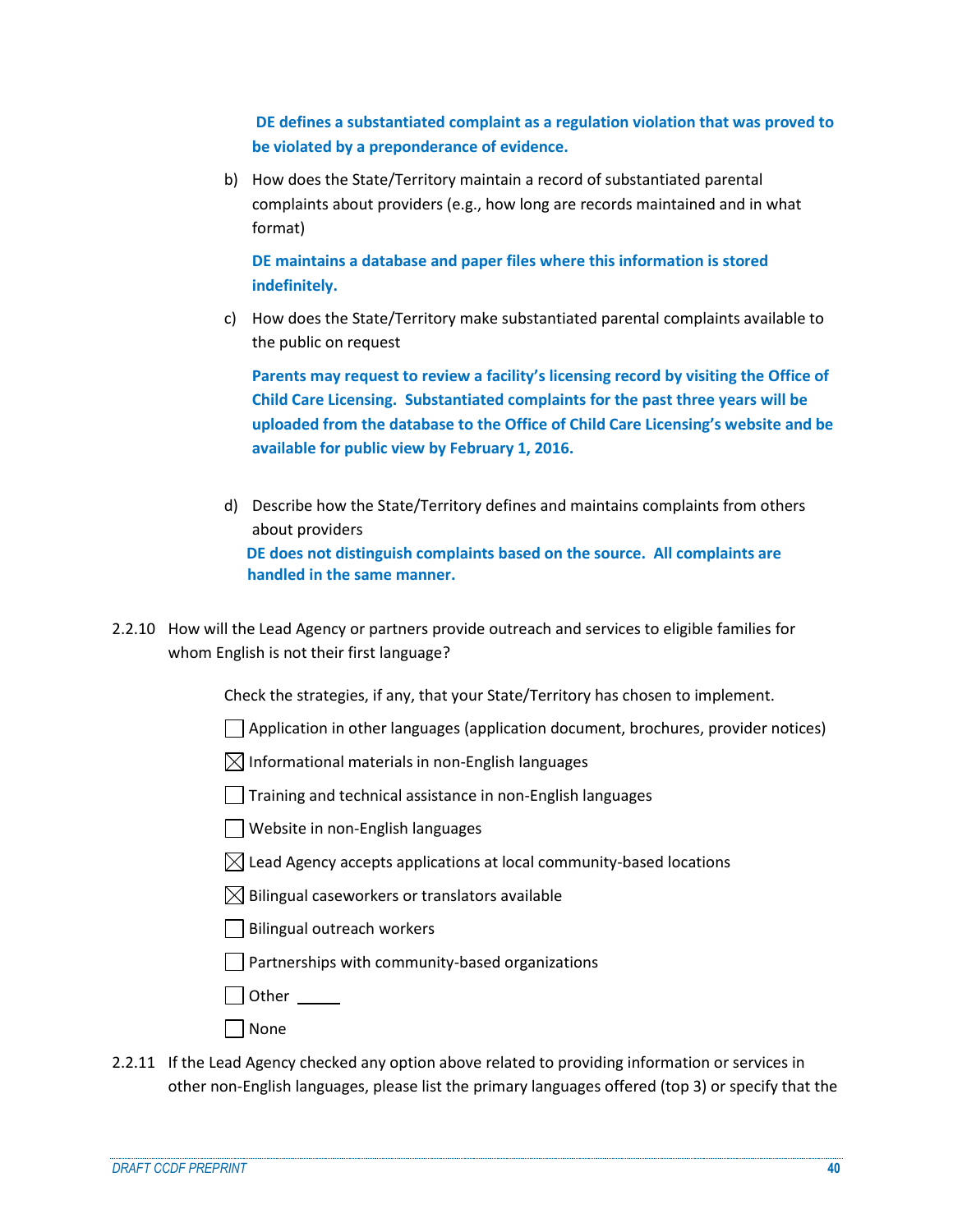**DE defines a substantiated complaint as a regulation violation that was proved to be violated by a preponderance of evidence.**

b) How does the State/Territory maintain a record of substantiated parental complaints about providers (e.g., how long are records maintained and in what format)

**DE maintains a database and paper files where this information is stored indefinitely.**

c) How does the State/Territory make substantiated parental complaints available to the public on request

**Parents may request to review a facility's licensing record by visiting the Office of Child Care Licensing. Substantiated complaints for the past three years will be uploaded from the database to the Office of Child Care Licensing's website and be available for public view by February 1, 2016.**

d) Describe how the State/Territory defines and maintains complaints from others about providers

**DE does not distinguish complaints based on the source. All complaints are handled in the same manner.**

2.2.10 How will the Lead Agency or partners provide outreach and services to eligible families for whom English is not their first language?

Check the strategies, if any, that your State/Territory has chosen to implement.

- ☐ Application in other languages (application document, brochures, provider notices)
- ☒ Informational materials in non-English languages
- ☐ Training and technical assistance in non-English languages
- ☐ Website in non-English languages
- ☒ Lead Agency accepts applications at local community-based locations
- ☒ Bilingual caseworkers or translators available
- ☐ Bilingual outreach workers
- ☐ Partnerships with community-based organizations
- ☐ Other _____
- ☐ None

2.2.11 If the Lead Agency checked any option above related to providing information or services in other non-English languages, please list the primary languages offered (top 3) or specify that the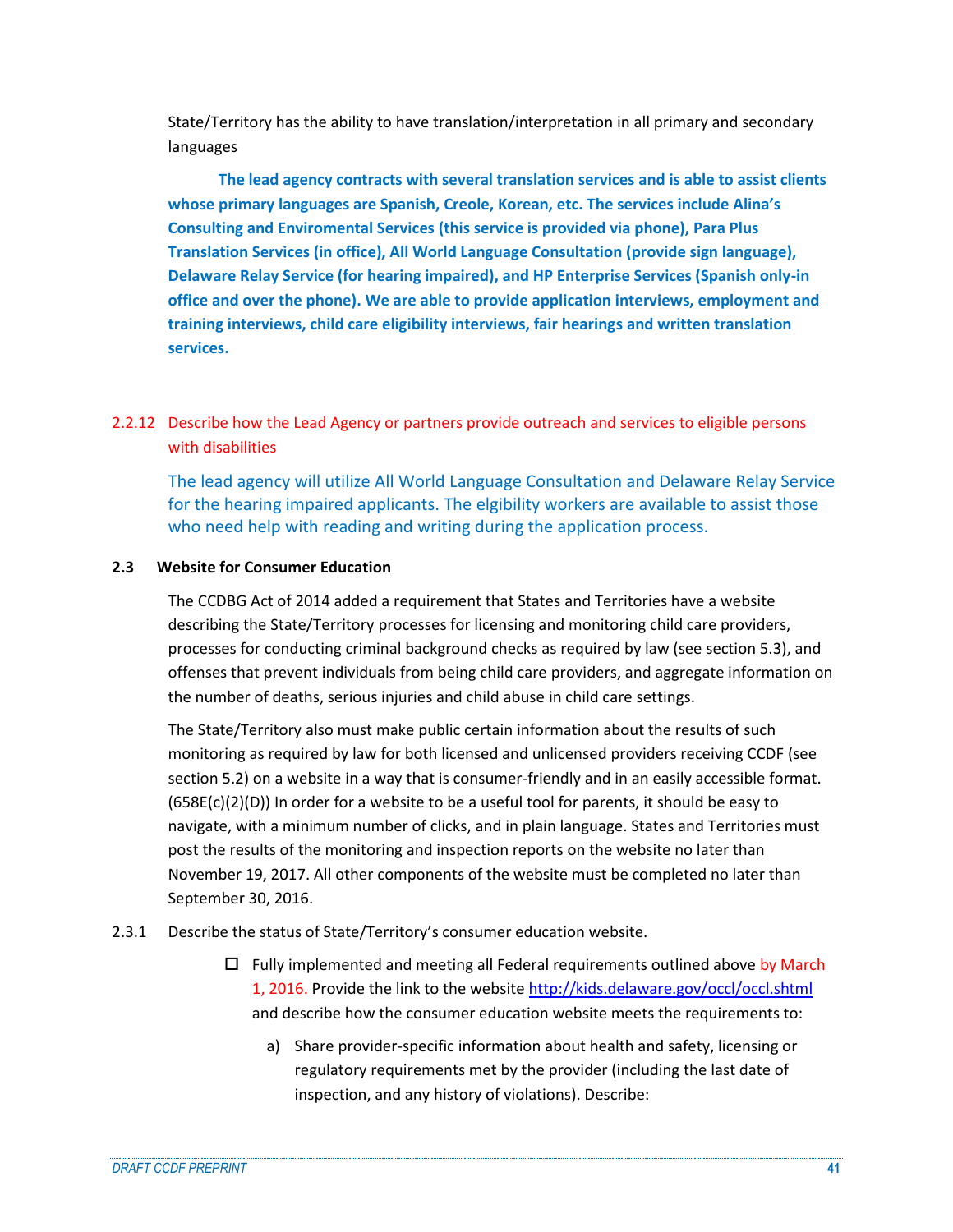State/Territory has the ability to have translation/interpretation in all primary and secondary languages

**The lead agency contracts with several translation services and is able to assist clients whose primary languages are Spanish, Creole, Korean, etc. The services include Alina's Consulting and Enviromental Services (this service is provided via phone), Para Plus Translation Services (in office), All World Language Consultation (provide sign language), Delaware Relay Service (for hearing impaired), and HP Enterprise Services (Spanish only-in office and over the phone). We are able to provide application interviews, employment and training interviews, child care eligibility interviews, fair hearings and written translation services.**

2.2.12 Describe how the Lead Agency or partners provide outreach and services to eligible persons with disabilities

The lead agency will utilize All World Language Consultation and Delaware Relay Service for the hearing impaired applicants. The elgibility workers are available to assist those who need help with reading and writing during the application process.

**2.3 Website for Consumer Education**

The CCDBG Act of 2014 added a requirement that States and Territories have a website describing the State/Territory processes for licensing and monitoring child care providers, processes for conducting criminal background checks as required by law (see section 5.3), and offenses that prevent individuals from being child care providers, and aggregate information on the number of deaths, serious injuries and child abuse in child care settings.

The State/Territory also must make public certain information about the results of such monitoring as required by law for both licensed and unlicensed providers receiving CCDF (see section 5.2) on a website in a way that is consumer-friendly and in an easily accessible format. (658E(c)(2)(D)) In order for a website to be a useful tool for parents, it should be easy to navigate, with a minimum number of clicks, and in plain language. States and Territories must post the results of the monitoring and inspection reports on the website no later than November 19, 2017. All other components of the website must be completed no later than September 30, 2016.

2.3.1 Describe the status of State/Territory's consumer education website.

- ☐ Fully implemented and meeting all Federal requirements outlined above by March 1, 2016. Provide the link to the website http://kids.delaware.gov/occl/occl.shtml and describe how the consumer education website meets the requirements to:

  a) Share provider-specific information about health and safety, licensing or regulatory requirements met by the provider (including the last date of inspection, and any history of violations). Describe: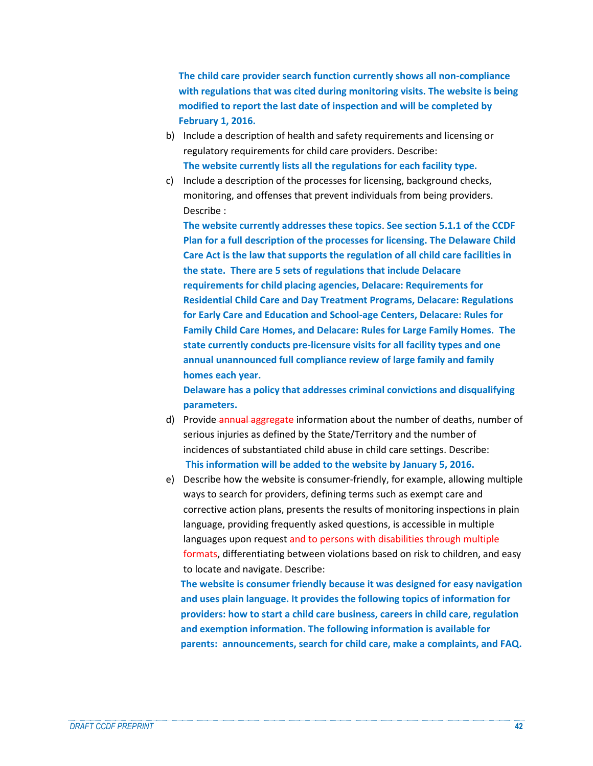**The child care provider search function currently shows all non-compliance with regulations that was cited during monitoring visits. The website is being modified to report the last date of inspection and will be completed by February 1, 2016.**

b) Include a description of health and safety requirements and licensing or regulatory requirements for child care providers. Describe:
**The website currently lists all the regulations for each facility type.**

c) Include a description of the processes for licensing, background checks, monitoring, and offenses that prevent individuals from being providers. Describe :
**The website currently addresses these topics**. **See section 5.1.1 of the CCDF Plan for a full description of the processes for licensing. The Delaware Child Care Act is the law that supports the regulation of all child care facilities in the state. There are 5 sets of regulations that include Delacare requirements for child placing agencies, Delacare: Requirements for Residential Child Care and Day Treatment Programs, Delacare: Regulations for Early Care and Education and School-age Centers, Delacare: Rules for Family Child Care Homes, and Delacare: Rules for Large Family Homes. The state currently conducts pre-licensure visits for all facility types and one annual unannounced full compliance review of large family and family homes each year.**
**Delaware has a policy that addresses criminal convictions and disqualifying parameters.**

d) Provide ~~annual aggregate~~ information about the number of deaths, number of serious injuries as defined by the State/Territory and the number of incidences of substantiated child abuse in child care settings. Describe:
**This information will be added to the website by January 5, 2016.**

e) Describe how the website is consumer-friendly, for example, allowing multiple ways to search for providers, defining terms such as exempt care and corrective action plans, presents the results of monitoring inspections in plain language, providing frequently asked questions, is accessible in multiple languages upon request and to persons with disabilities through multiple formats, differentiating between violations based on risk to children, and easy to locate and navigate. Describe:
**The website is consumer friendly because it was designed for easy navigation and uses plain language. It provides the following topics of information for providers: how to start a child care business, careers in child care, regulation and exemption information. The following information is available for parents: announcements, search for child care, make a complaints, and FAQ.**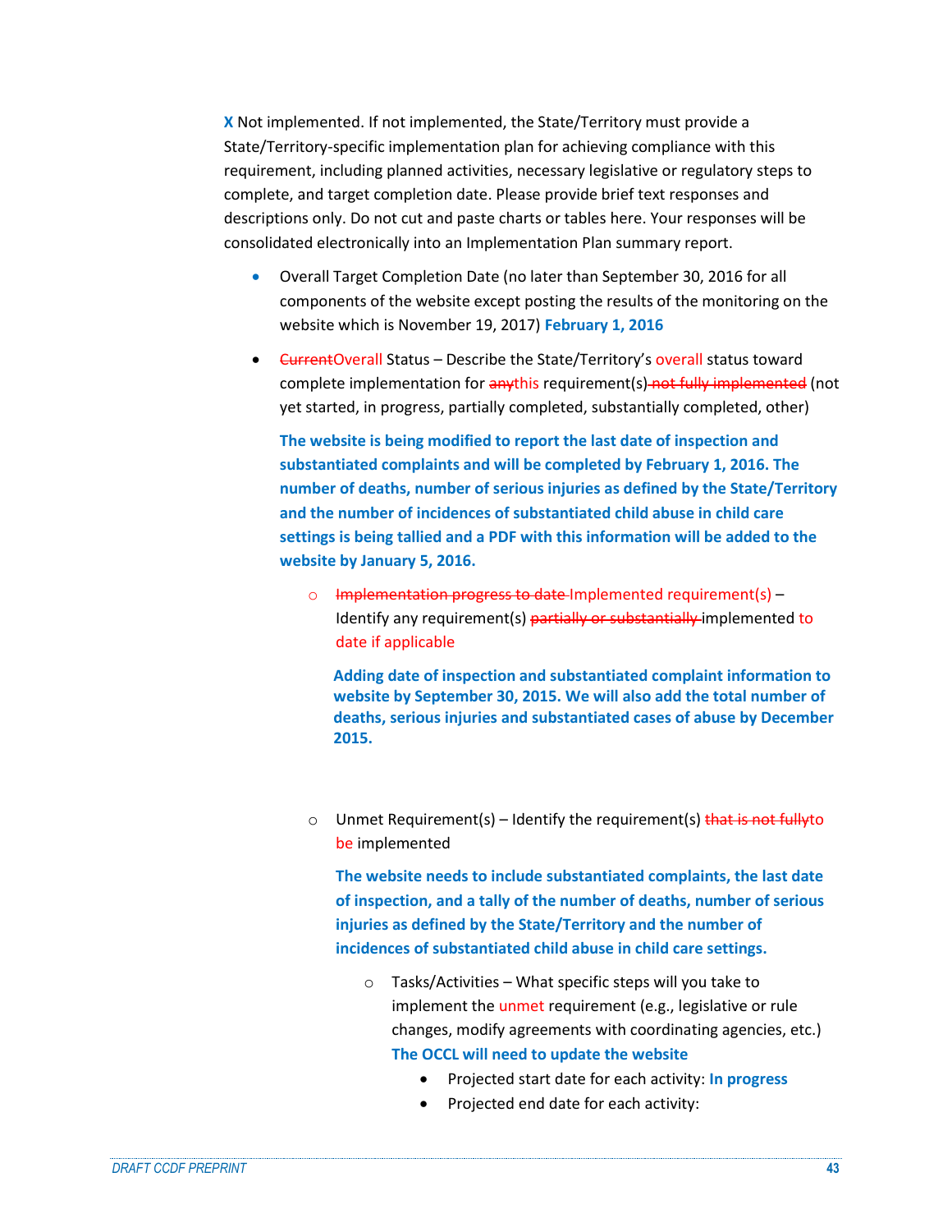**X** Not implemented. If not implemented, the State/Territory must provide a State/Territory-specific implementation plan for achieving compliance with this requirement, including planned activities, necessary legislative or regulatory steps to complete, and target completion date. Please provide brief text responses and descriptions only. Do not cut and paste charts or tables here. Your responses will be consolidated electronically into an Implementation Plan summary report.

- Overall Target Completion Date (no later than September 30, 2016 for all components of the website except posting the results of the monitoring on the website which is November 19, 2017) **February 1, 2016**

- ~~Current~~Overall Status – Describe the State/Territory's overall status toward complete implementation for ~~any~~this requirement(s) ~~not fully implemented~~ (not yet started, in progress, partially completed, substantially completed, other)

  **The website is being modified to report the last date of inspection and substantiated complaints and will be completed by February 1, 2016. The number of deaths, number of serious injuries as defined by the State/Territory and the number of incidences of substantiated child abuse in child care settings is being tallied and a PDF with this information will be added to the website by January 5, 2016.**

  - ~~Implementation progress to date~~ Implemented requirement(s) – Identify any requirement(s) ~~partially or substantially~~ implemented to date if applicable

    **Adding date of inspection and substantiated complaint information to website by September 30, 2015. We will also add the total number of deaths, serious injuries and substantiated cases of abuse by December 2015.**

  - Unmet Requirement(s) – Identify the requirement(s) ~~that is not fully~~to be implemented

    **The website needs to include substantiated complaints, the last date of inspection, and a tally of the number of deaths, number of serious injuries as defined by the State/Territory and the number of incidences of substantiated child abuse in child care settings.**

    - Tasks/Activities – What specific steps will you take to implement the unmet requirement (e.g., legislative or rule changes, modify agreements with coordinating agencies, etc.) **The OCCL will need to update the website**
      - Projected start date for each activity: **In progress**
      - Projected end date for each activity: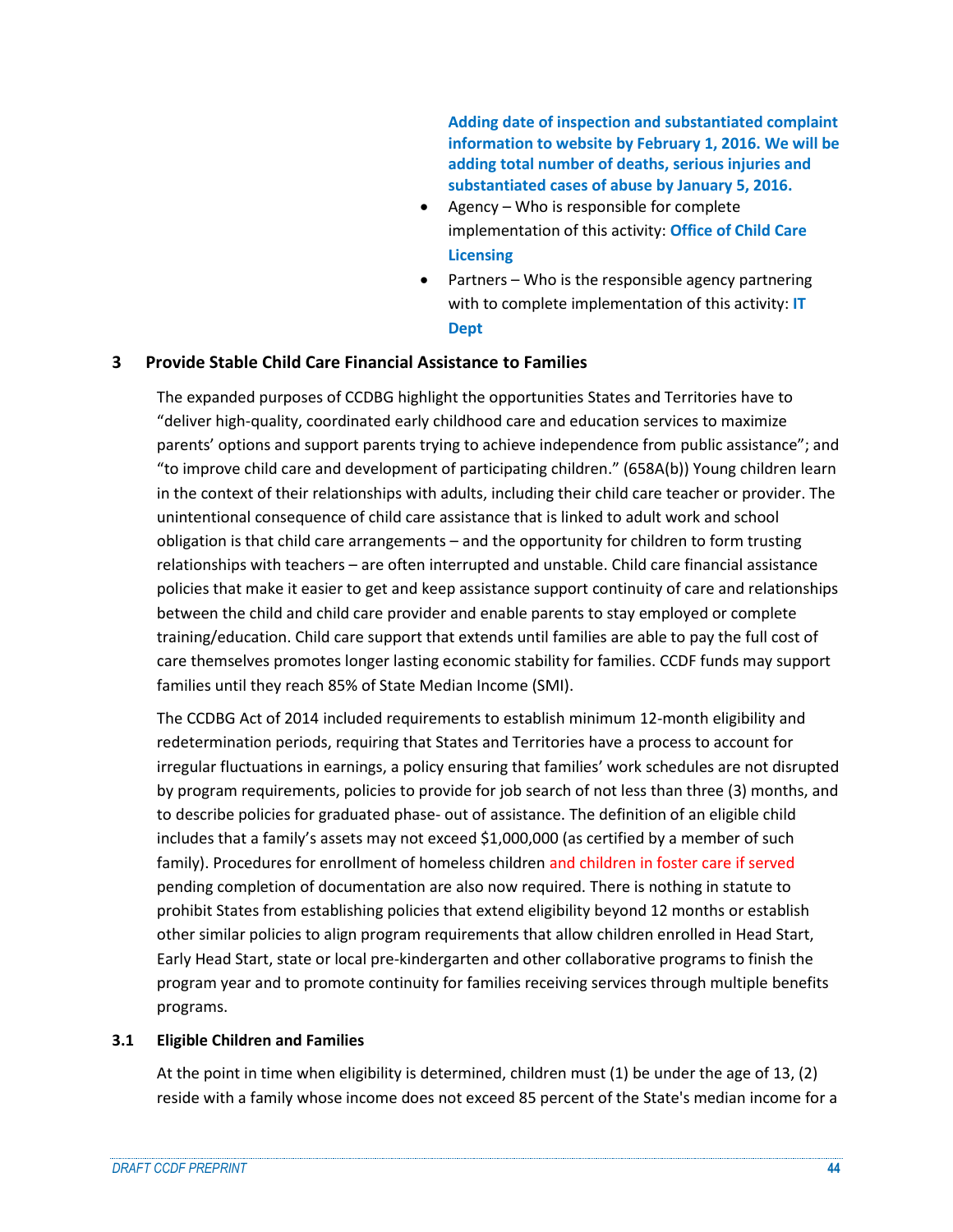**Adding date of inspection and substantiated complaint information to website by February 1, 2016. We will be adding total number of deaths, serious injuries and substantiated cases of abuse by January 5, 2016.**

- Agency – Who is responsible for complete implementation of this activity: **Office of Child Care Licensing**
- Partners – Who is the responsible agency partnering with to complete implementation of this activity: **IT Dept**

## 3 Provide Stable Child Care Financial Assistance to Families

The expanded purposes of CCDBG highlight the opportunities States and Territories have to "deliver high-quality, coordinated early childhood care and education services to maximize parents' options and support parents trying to achieve independence from public assistance"; and "to improve child care and development of participating children." (658A(b)) Young children learn in the context of their relationships with adults, including their child care teacher or provider. The unintentional consequence of child care assistance that is linked to adult work and school obligation is that child care arrangements – and the opportunity for children to form trusting relationships with teachers – are often interrupted and unstable. Child care financial assistance policies that make it easier to get and keep assistance support continuity of care and relationships between the child and child care provider and enable parents to stay employed or complete training/education. Child care support that extends until families are able to pay the full cost of care themselves promotes longer lasting economic stability for families. CCDF funds may support families until they reach 85% of State Median Income (SMI).

The CCDBG Act of 2014 included requirements to establish minimum 12-month eligibility and redetermination periods, requiring that States and Territories have a process to account for irregular fluctuations in earnings, a policy ensuring that families' work schedules are not disrupted by program requirements, policies to provide for job search of not less than three (3) months, and to describe policies for graduated phase- out of assistance. The definition of an eligible child includes that a family's assets may not exceed $1,000,000 (as certified by a member of such family). Procedures for enrollment of homeless children and children in foster care if served pending completion of documentation are also now required. There is nothing in statute to prohibit States from establishing policies that extend eligibility beyond 12 months or establish other similar policies to align program requirements that allow children enrolled in Head Start, Early Head Start, state or local pre-kindergarten and other collaborative programs to finish the program year and to promote continuity for families receiving services through multiple benefits programs.

### 3.1 Eligible Children and Families

At the point in time when eligibility is determined, children must (1) be under the age of 13, (2) reside with a family whose income does not exceed 85 percent of the State's median income for a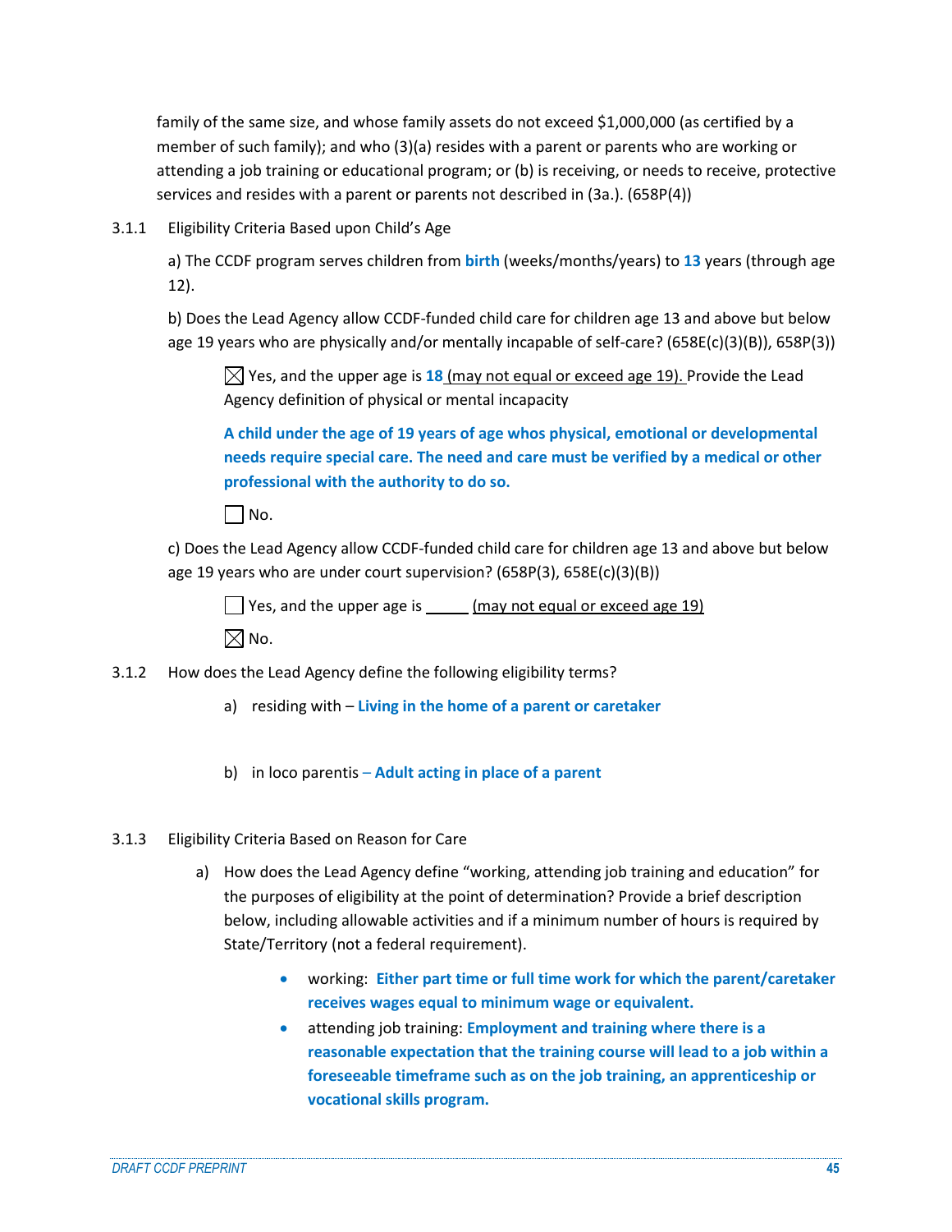family of the same size, and whose family assets do not exceed $1,000,000 (as certified by a member of such family); and who (3)(a) resides with a parent or parents who are working or attending a job training or educational program; or (b) is receiving, or needs to receive, protective services and resides with a parent or parents not described in (3a.). (658P(4))

3.1.1 Eligibility Criteria Based upon Child's Age

a) The CCDF program serves children from **birth** (weeks/months/years) to **13** years (through age 12).

b) Does the Lead Agency allow CCDF-funded child care for children age 13 and above but below age 19 years who are physically and/or mentally incapable of self-care? (658E(c)(3)(B)), 658P(3))

☒ Yes, and the upper age is **18** (may not equal or exceed age 19). Provide the Lead Agency definition of physical or mental incapacity

**A child under the age of 19 years of age whos physical, emotional or developmental needs require special care. The need and care must be verified by a medical or other professional with the authority to do so.**

☐ No.

c) Does the Lead Agency allow CCDF-funded child care for children age 13 and above but below age 19 years who are under court supervision? (658P(3), 658E(c)(3)(B))

☐ Yes, and the upper age is ______ (may not equal or exceed age 19)

☒ No.

3.1.2 How does the Lead Agency define the following eligibility terms?

a) residing with – **Living in the home of a parent or caretaker**

b) in loco parentis – **Adult acting in place of a parent**

3.1.3 Eligibility Criteria Based on Reason for Care

a) How does the Lead Agency define "working, attending job training and education" for the purposes of eligibility at the point of determination? Provide a brief description below, including allowable activities and if a minimum number of hours is required by State/Territory (not a federal requirement).

- working: **Either part time or full time work for which the parent/caretaker receives wages equal to minimum wage or equivalent.**
- attending job training: **Employment and training where there is a reasonable expectation that the training course will lead to a job within a foreseeable timeframe such as on the job training, an apprenticeship or vocational skills program.**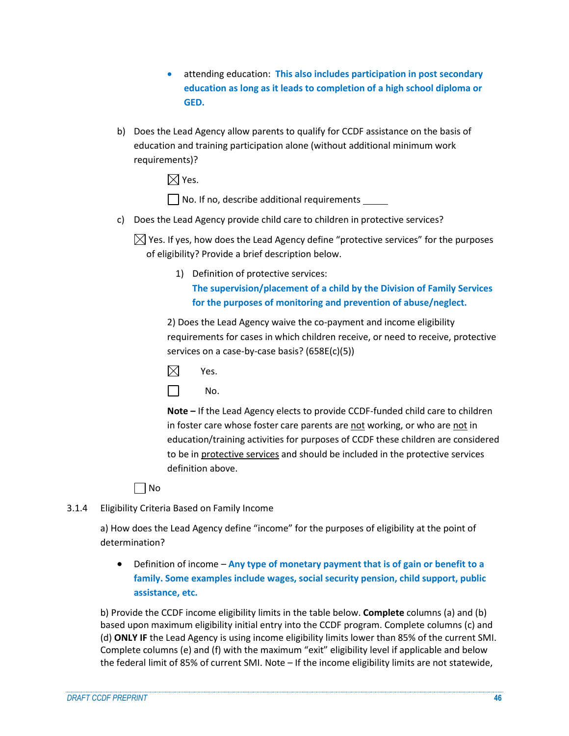- attending education: **This also includes participation in post secondary education as long as it leads to completion of a high school diploma or GED.**

b) Does the Lead Agency allow parents to qualify for CCDF assistance on the basis of education and training participation alone (without additional minimum work requirements)?

☒ Yes.

☐ No. If no, describe additional requirements _____

c) Does the Lead Agency provide child care to children in protective services?

☒ Yes. If yes, how does the Lead Agency define "protective services" for the purposes of eligibility? Provide a brief description below.

1) Definition of protective services: **The supervision/placement of a child by the Division of Family Services for the purposes of monitoring and prevention of abuse/neglect.**

2) Does the Lead Agency waive the co-payment and income eligibility requirements for cases in which children receive, or need to receive, protective services on a case-by-case basis? (658E(c)(5))

☒ Yes.

☐ No.

**Note –** If the Lead Agency elects to provide CCDF-funded child care to children in foster care whose foster care parents are not working, or who are not in education/training activities for purposes of CCDF these children are considered to be in protective services and should be included in the protective services definition above.

☐ No

3.1.4 Eligibility Criteria Based on Family Income

a) How does the Lead Agency define "income" for the purposes of eligibility at the point of determination?

- Definition of income – **Any type of monetary payment that is of gain or benefit to a family. Some examples include wages, social security pension, child support, public assistance, etc.**

b) Provide the CCDF income eligibility limits in the table below. **Complete** columns (a) and (b) based upon maximum eligibility initial entry into the CCDF program. Complete columns (c) and (d) **ONLY IF** the Lead Agency is using income eligibility limits lower than 85% of the current SMI. Complete columns (e) and (f) with the maximum "exit" eligibility level if applicable and below the federal limit of 85% of current SMI. Note – If the income eligibility limits are not statewide,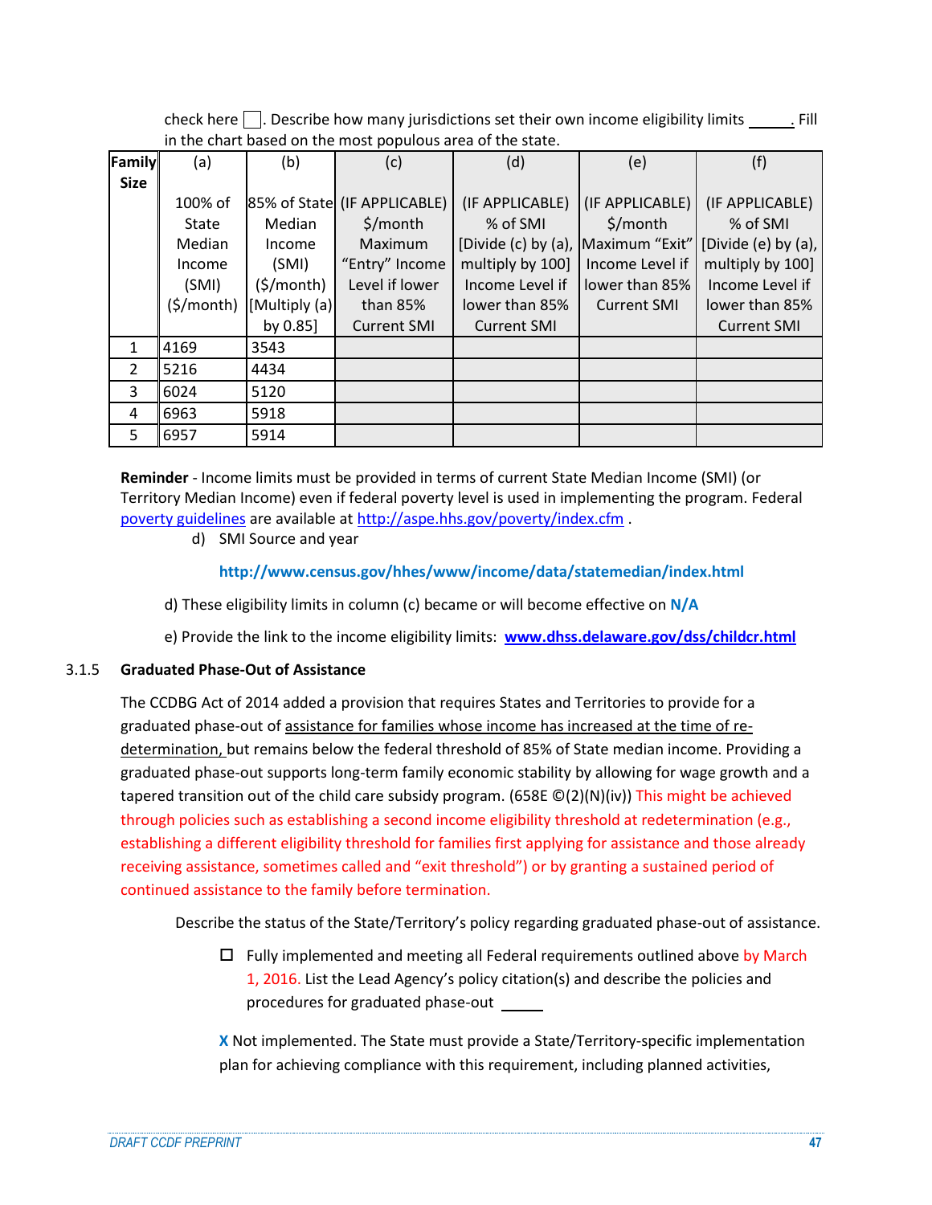check here ☐. Describe how many jurisdictions set their own income eligibility limits _____. Fill in the chart based on the most populous area of the state.

| Family Size | (a)<br>100% of State Median Income (SMI) ($/month) | (b)<br>85% of State Median Income (SMI) ($/month) [Multiply (a) by 0.85] | (c)<br>(IF APPLICABLE) $/month Maximum "Entry" Income Level if lower than 85% Current SMI | (d)<br>(IF APPLICABLE) % of SMI [Divide (c) by (a), multiply by 100] Income Level if lower than 85% Current SMI | (e)<br>(IF APPLICABLE) $/month Maximum "Exit" Income Level if lower than 85% Current SMI | (f)<br>(IF APPLICABLE) % of SMI [Divide (e) by (a), multiply by 100] Income Level if lower than 85% Current SMI |
|---|---|---|---|---|---|---|
| 1 | 4169 | 3543 | | | | |
| 2 | 5216 | 4434 | | | | |
| 3 | 6024 | 5120 | | | | |
| 4 | 6963 | 5918 | | | | |
| 5 | 6957 | 5914 | | | | |

**Reminder** - Income limits must be provided in terms of current State Median Income (SMI) (or Territory Median Income) even if federal poverty level is used in implementing the program. Federal poverty guidelines are available at http://aspe.hhs.gov/poverty/index.cfm .

d) SMI Source and year

**http://www.census.gov/hhes/www/income/data/statemedian/index.html**

d) These eligibility limits in column (c) became or will become effective on **N/A**

e) Provide the link to the income eligibility limits: **www.dhss.delaware.gov/dss/childcr.html**

### 3.1.5 Graduated Phase-Out of Assistance

The CCDBG Act of 2014 added a provision that requires States and Territories to provide for a graduated phase-out of assistance for families whose income has increased at the time of re-determination, but remains below the federal threshold of 85% of State median income. Providing a graduated phase-out supports long-term family economic stability by allowing for wage growth and a tapered transition out of the child care subsidy program. (658E ©(2)(N)(iv)) This might be achieved through policies such as establishing a second income eligibility threshold at redetermination (e.g., establishing a different eligibility threshold for families first applying for assistance and those already receiving assistance, sometimes called and "exit threshold") or by granting a sustained period of continued assistance to the family before termination.

Describe the status of the State/Territory's policy regarding graduated phase-out of assistance.

☐ Fully implemented and meeting all Federal requirements outlined above by March 1, 2016. List the Lead Agency's policy citation(s) and describe the policies and procedures for graduated phase-out _____

**X** Not implemented. The State must provide a State/Territory-specific implementation plan for achieving compliance with this requirement, including planned activities,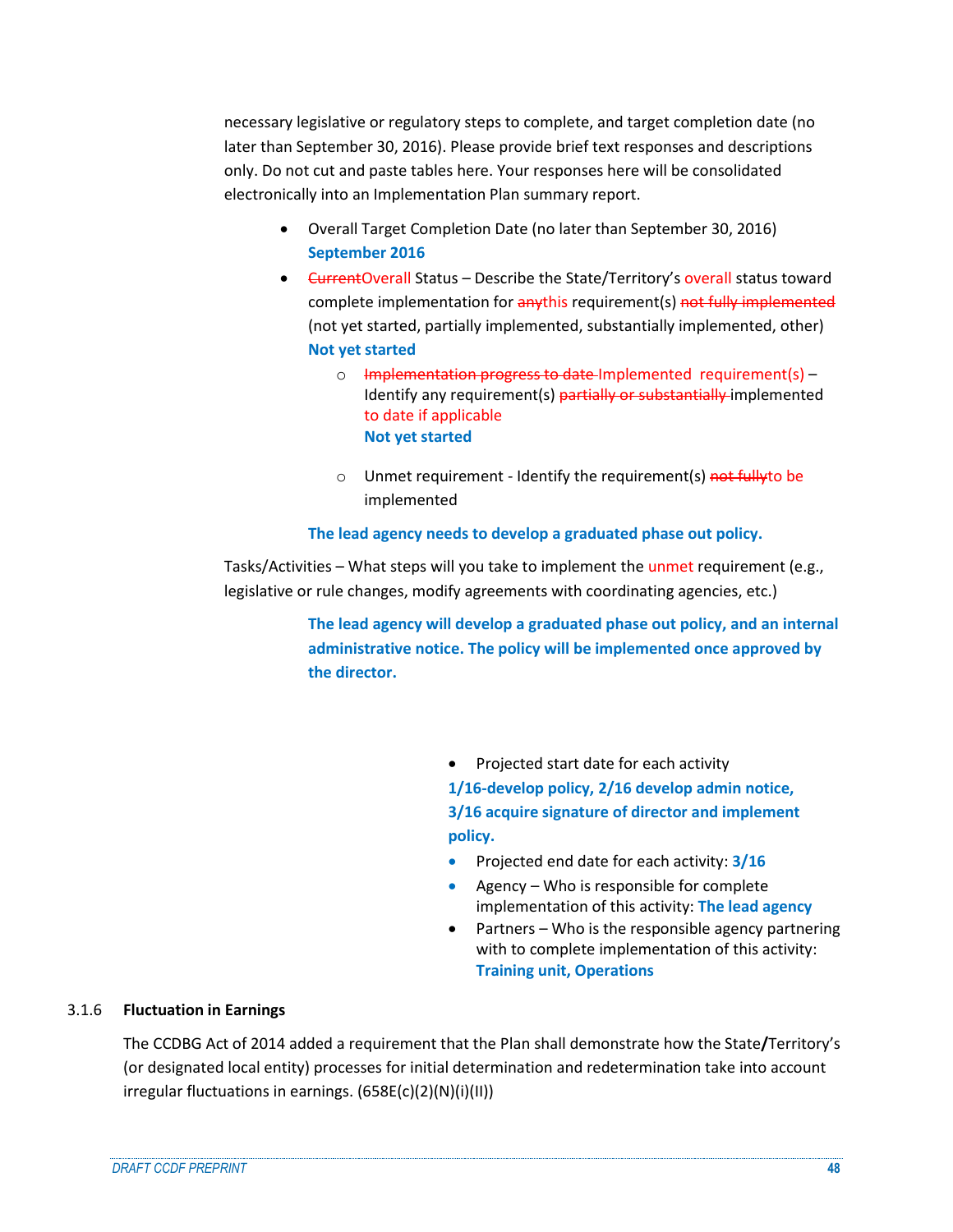necessary legislative or regulatory steps to complete, and target completion date (no later than September 30, 2016). Please provide brief text responses and descriptions only. Do not cut and paste tables here. Your responses here will be consolidated electronically into an Implementation Plan summary report.

- Overall Target Completion Date (no later than September 30, 2016)
  **September 2016**
- ~~Current~~Overall Status – Describe the State/Territory's overall status toward complete implementation for ~~any~~this requirement(s) ~~not fully implemented~~ (not yet started, partially implemented, substantially implemented, other)
  **Not yet started**
  - ~~Implementation progress to date~~ Implemented requirement(s) – Identify any requirement(s) ~~partially or substantially~~ implemented to date if applicable
    **Not yet started**
  - Unmet requirement - Identify the requirement(s) ~~not fully~~to be implemented

  **The lead agency needs to develop a graduated phase out policy.**

Tasks/Activities – What steps will you take to implement the unmet requirement (e.g., legislative or rule changes, modify agreements with coordinating agencies, etc.)

**The lead agency will develop a graduated phase out policy, and an internal administrative notice. The policy will be implemented once approved by the director.**

- Projected start date for each activity
  **1/16-develop policy, 2/16 develop admin notice, 3/16 acquire signature of director and implement policy.**
- Projected end date for each activity: **3/16**
- Agency – Who is responsible for complete implementation of this activity: **The lead agency**
- Partners – Who is the responsible agency partnering with to complete implementation of this activity: **Training unit, Operations**

### 3.1.6 Fluctuation in Earnings

The CCDBG Act of 2014 added a requirement that the Plan shall demonstrate how the State/Territory's (or designated local entity) processes for initial determination and redetermination take into account irregular fluctuations in earnings. (658E(c)(2)(N)(i)(II))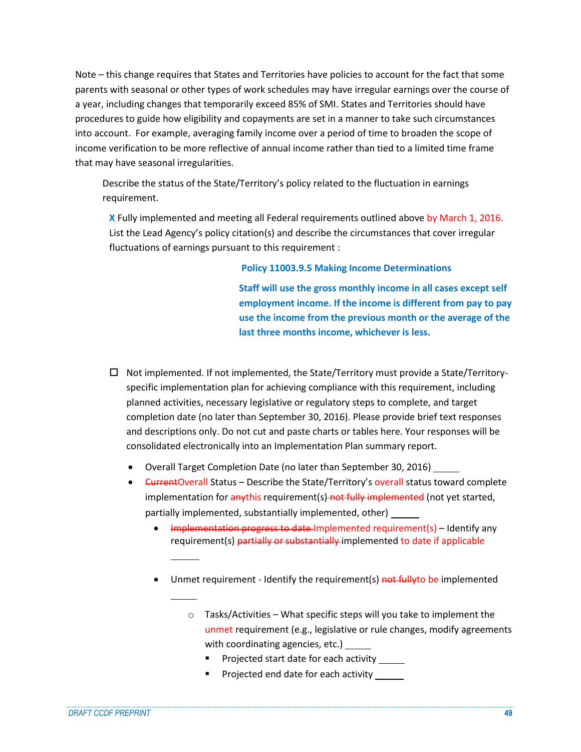Note – this change requires that States and Territories have policies to account for the fact that some parents with seasonal or other types of work schedules may have irregular earnings over the course of a year, including changes that temporarily exceed 85% of SMI. States and Territories should have procedures to guide how eligibility and copayments are set in a manner to take such circumstances into account. For example, averaging family income over a period of time to broaden the scope of income verification to be more reflective of annual income rather than tied to a limited time frame that may have seasonal irregularities.

Describe the status of the State/Territory's policy related to the fluctuation in earnings requirement.

**X** Fully implemented and meeting all Federal requirements outlined above by March 1, 2016. List the Lead Agency's policy citation(s) and describe the circumstances that cover irregular fluctuations of earnings pursuant to this requirement :

**Policy 11003.9.5 Making Income Determinations**

**Staff will use the gross monthly income in all cases except self employment income. If the income is different from pay to pay use the income from the previous month or the average of the last three months income, whichever is less.**

☐ Not implemented. If not implemented, the State/Territory must provide a State/Territory-specific implementation plan for achieving compliance with this requirement, including planned activities, necessary legislative or regulatory steps to complete, and target completion date (no later than September 30, 2016). Please provide brief text responses and descriptions only. Do not cut and paste charts or tables here. Your responses will be consolidated electronically into an Implementation Plan summary report.

- Overall Target Completion Date (no later than September 30, 2016) ______
- ~~Current~~Overall Status – Describe the State/Territory's overall status toward complete implementation for ~~any~~this requirement(s) ~~not fully implemented~~ (not yet started, partially implemented, substantially implemented, other) ______
  - ~~Implementation progress to date~~ Implemented requirement(s) – Identify any requirement(s) ~~partially or substantially~~ implemented to date if applicable ______
  - Unmet requirement - Identify the requirement(s) ~~not fully~~to be implemented ______
    - Tasks/Activities – What specific steps will you take to implement the unmet requirement (e.g., legislative or rule changes, modify agreements with coordinating agencies, etc.) ______
      - Projected start date for each activity ______
      - Projected end date for each activity ______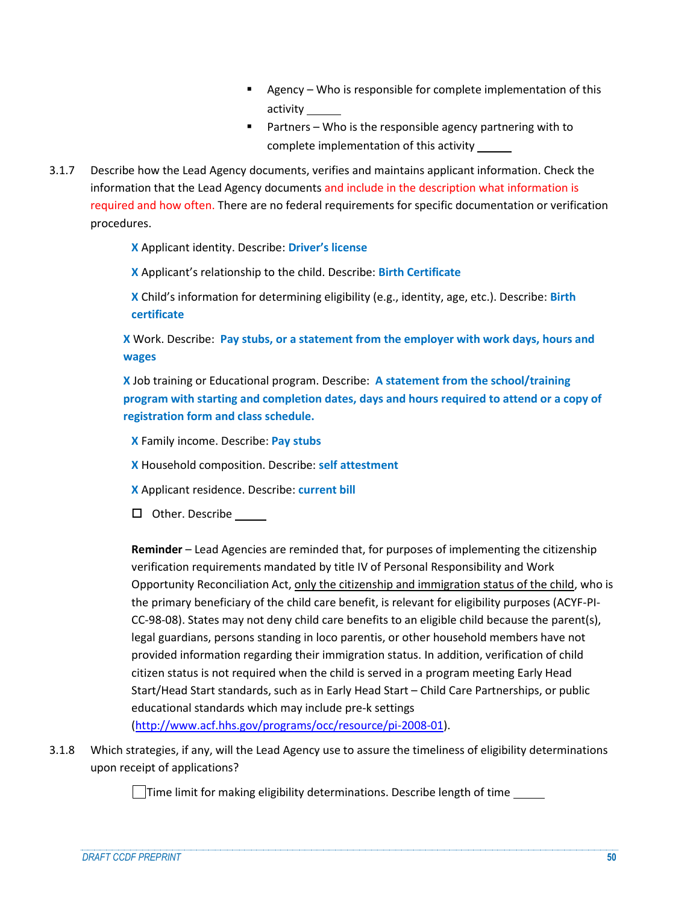- Agency – Who is responsible for complete implementation of this activity ______
- Partners – Who is the responsible agency partnering with to complete implementation of this activity ______

3.1.7 Describe how the Lead Agency documents, verifies and maintains applicant information. Check the information that the Lead Agency documents and include in the description what information is required and how often. There are no federal requirements for specific documentation or verification procedures.

**X** Applicant identity. Describe: **Driver's license**

**X** Applicant's relationship to the child. Describe: **Birth Certificate**

**X** Child's information for determining eligibility (e.g., identity, age, etc.). Describe: **Birth certificate**

**X** Work. Describe: **Pay stubs, or a statement from the employer with work days, hours and wages**

**X** Job training or Educational program. Describe: **A statement from the school/training program with starting and completion dates, days and hours required to attend or a copy of registration form and class schedule.**

**X** Family income. Describe: **Pay stubs**

**X** Household composition. Describe: **self attestment**

**X** Applicant residence. Describe: **current bill**

☐ Other. Describe ______

**Reminder** – Lead Agencies are reminded that, for purposes of implementing the citizenship verification requirements mandated by title IV of Personal Responsibility and Work Opportunity Reconciliation Act, only the citizenship and immigration status of the child, who is the primary beneficiary of the child care benefit, is relevant for eligibility purposes (ACYF-PI-CC-98-08). States may not deny child care benefits to an eligible child because the parent(s), legal guardians, persons standing in loco parentis, or other household members have not provided information regarding their immigration status. In addition, verification of child citizen status is not required when the child is served in a program meeting Early Head Start/Head Start standards, such as in Early Head Start – Child Care Partnerships, or public educational standards which may include pre-k settings (http://www.acf.hhs.gov/programs/occ/resource/pi-2008-01).

3.1.8 Which strategies, if any, will the Lead Agency use to assure the timeliness of eligibility determinations upon receipt of applications?

☐ Time limit for making eligibility determinations. Describe length of time ______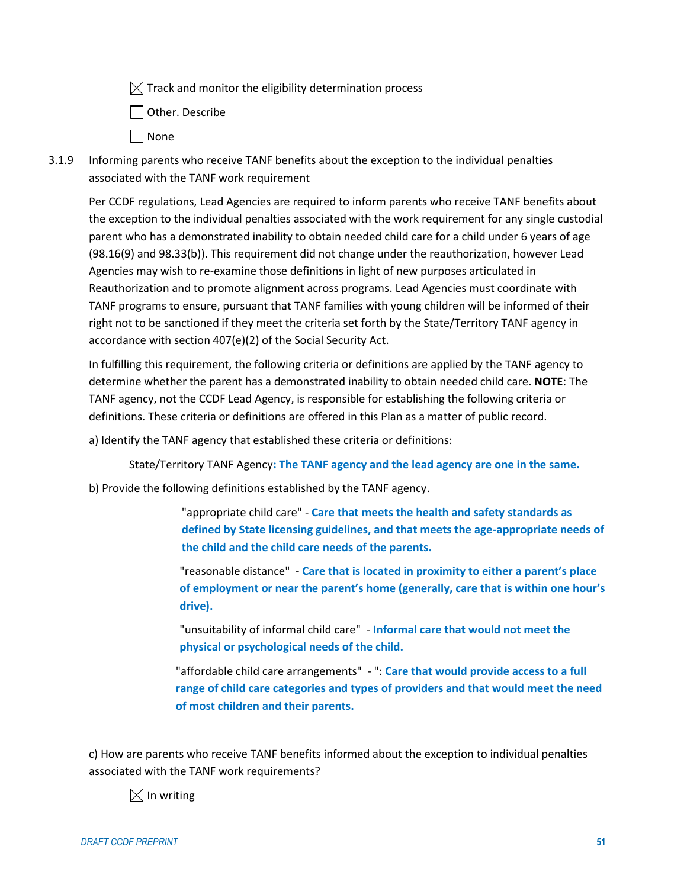☒ Track and monitor the eligibility determination process

☐ Other. Describe _____

☐ None

3.1.9 Informing parents who receive TANF benefits about the exception to the individual penalties associated with the TANF work requirement

Per CCDF regulations, Lead Agencies are required to inform parents who receive TANF benefits about the exception to the individual penalties associated with the work requirement for any single custodial parent who has a demonstrated inability to obtain needed child care for a child under 6 years of age (98.16(9) and 98.33(b)). This requirement did not change under the reauthorization, however Lead Agencies may wish to re-examine those definitions in light of new purposes articulated in Reauthorization and to promote alignment across programs. Lead Agencies must coordinate with TANF programs to ensure, pursuant that TANF families with young children will be informed of their right not to be sanctioned if they meet the criteria set forth by the State/Territory TANF agency in accordance with section 407(e)(2) of the Social Security Act.

In fulfilling this requirement, the following criteria or definitions are applied by the TANF agency to determine whether the parent has a demonstrated inability to obtain needed child care. **NOTE**: The TANF agency, not the CCDF Lead Agency, is responsible for establishing the following criteria or definitions. These criteria or definitions are offered in this Plan as a matter of public record.

a) Identify the TANF agency that established these criteria or definitions:

State/Territory TANF Agency: **The TANF agency and the lead agency are one in the same.**

b) Provide the following definitions established by the TANF agency.

"appropriate child care" - **Care that meets the health and safety standards as defined by State licensing guidelines, and that meets the age-appropriate needs of the child and the child care needs of the parents.**

"reasonable distance" - **Care that is located in proximity to either a parent's place of employment or near the parent's home (generally, care that is within one hour's drive).**

"unsuitability of informal child care" - **Informal care that would not meet the physical or psychological needs of the child.**

"affordable child care arrangements" - ": **Care that would provide access to a full range of child care categories and types of providers and that would meet the need of most children and their parents.**

c) How are parents who receive TANF benefits informed about the exception to individual penalties associated with the TANF work requirements?

☒ In writing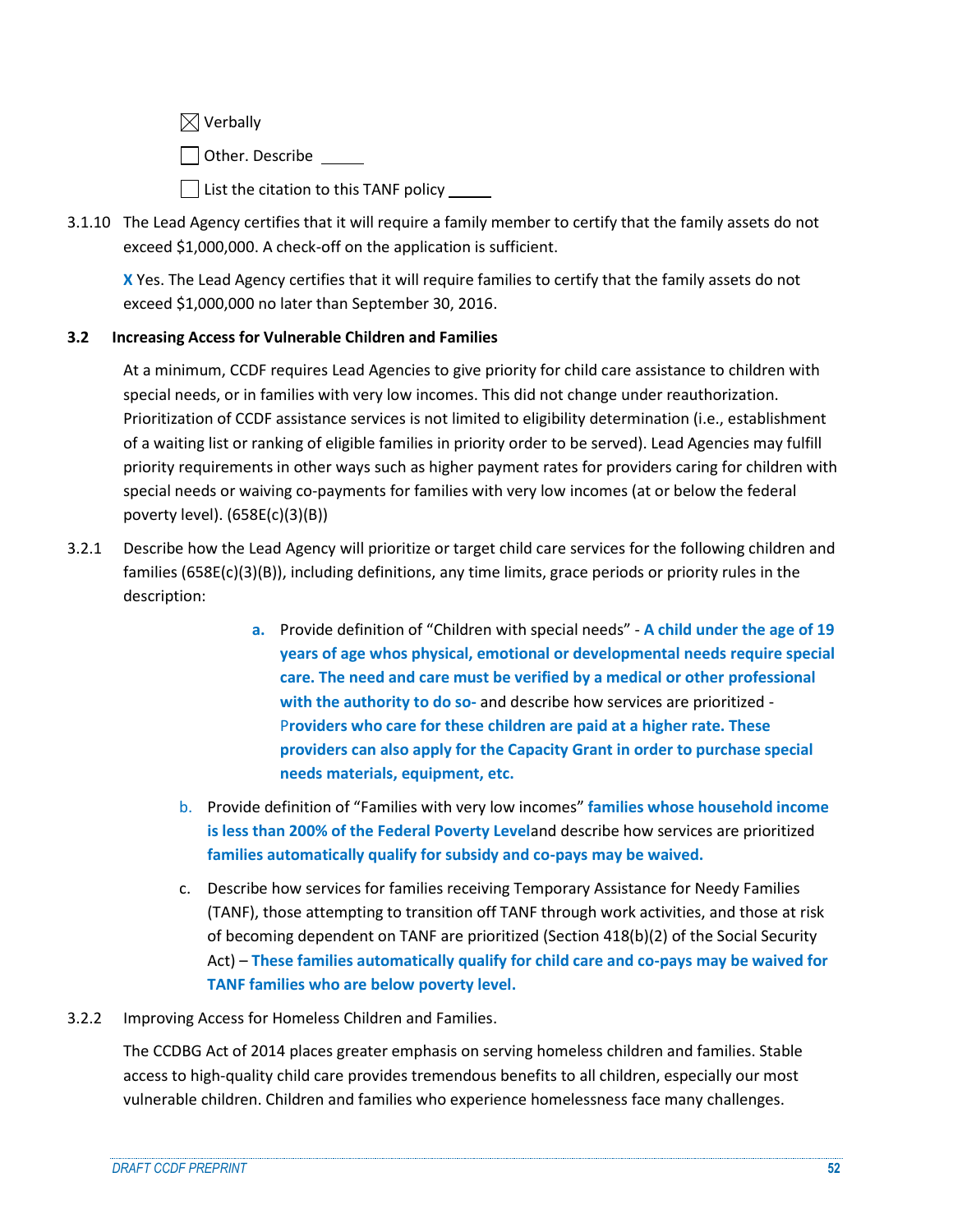☒ Verbally

☐ Other. Describe ______

☐ List the citation to this TANF policy ______

3.1.10 The Lead Agency certifies that it will require a family member to certify that the family assets do not exceed $1,000,000. A check-off on the application is sufficient.

**X** Yes. The Lead Agency certifies that it will require families to certify that the family assets do not exceed $1,000,000 no later than September 30, 2016.

### 3.2 Increasing Access for Vulnerable Children and Families

At a minimum, CCDF requires Lead Agencies to give priority for child care assistance to children with special needs, or in families with very low incomes. This did not change under reauthorization. Prioritization of CCDF assistance services is not limited to eligibility determination (i.e., establishment of a waiting list or ranking of eligible families in priority order to be served). Lead Agencies may fulfill priority requirements in other ways such as higher payment rates for providers caring for children with special needs or waiving co-payments for families with very low incomes (at or below the federal poverty level). (658E(c)(3)(B))

3.2.1 Describe how the Lead Agency will prioritize or target child care services for the following children and families (658E(c)(3)(B)), including definitions, any time limits, grace periods or priority rules in the description:

**a.** Provide definition of "Children with special needs" - **A child under the age of 19 years of age whos physical, emotional or developmental needs require special care. The need and care must be verified by a medical or other professional with the authority to do so-** and describe how services are prioritized - **Providers who care for these children are paid at a higher rate. These providers can also apply for the Capacity Grant in order to purchase special needs materials, equipment, etc.**

b. Provide definition of "Families with very low incomes" **families whose household income is less than 200% of the Federal Poverty Level**and describe how services are prioritized **families automatically qualify for subsidy and co-pays may be waived.**

c. Describe how services for families receiving Temporary Assistance for Needy Families (TANF), those attempting to transition off TANF through work activities, and those at risk of becoming dependent on TANF are prioritized (Section 418(b)(2) of the Social Security Act) – **These families automatically qualify for child care and co-pays may be waived for TANF families who are below poverty level.**

3.2.2 Improving Access for Homeless Children and Families.

The CCDBG Act of 2014 places greater emphasis on serving homeless children and families. Stable access to high-quality child care provides tremendous benefits to all children, especially our most vulnerable children. Children and families who experience homelessness face many challenges.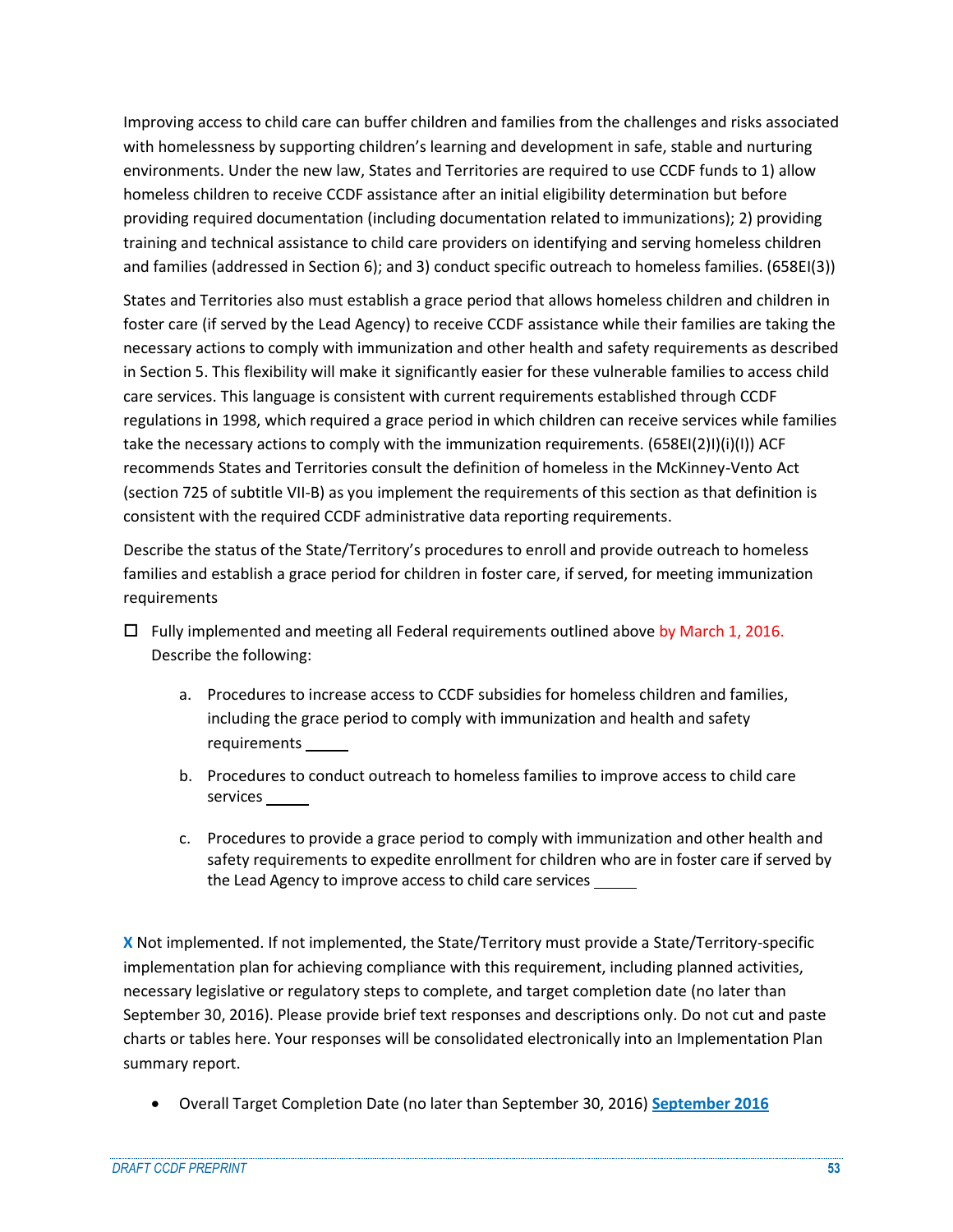Improving access to child care can buffer children and families from the challenges and risks associated with homelessness by supporting children's learning and development in safe, stable and nurturing environments. Under the new law, States and Territories are required to use CCDF funds to 1) allow homeless children to receive CCDF assistance after an initial eligibility determination but before providing required documentation (including documentation related to immunizations); 2) providing training and technical assistance to child care providers on identifying and serving homeless children and families (addressed in Section 6); and 3) conduct specific outreach to homeless families. (658EI(3))

States and Territories also must establish a grace period that allows homeless children and children in foster care (if served by the Lead Agency) to receive CCDF assistance while their families are taking the necessary actions to comply with immunization and other health and safety requirements as described in Section 5. This flexibility will make it significantly easier for these vulnerable families to access child care services. This language is consistent with current requirements established through CCDF regulations in 1998, which required a grace period in which children can receive services while families take the necessary actions to comply with the immunization requirements. (658EI(2)I)(i)(I)) ACF recommends States and Territories consult the definition of homeless in the McKinney-Vento Act (section 725 of subtitle VII-B) as you implement the requirements of this section as that definition is consistent with the required CCDF administrative data reporting requirements.

Describe the status of the State/Territory's procedures to enroll and provide outreach to homeless families and establish a grace period for children in foster care, if served, for meeting immunization requirements

☐ Fully implemented and meeting all Federal requirements outlined above by March 1, 2016. Describe the following:

a. Procedures to increase access to CCDF subsidies for homeless children and families, including the grace period to comply with immunization and health and safety requirements _____

b. Procedures to conduct outreach to homeless families to improve access to child care services _____

c. Procedures to provide a grace period to comply with immunization and other health and safety requirements to expedite enrollment for children who are in foster care if served by the Lead Agency to improve access to child care services _____

**X** Not implemented. If not implemented, the State/Territory must provide a State/Territory-specific implementation plan for achieving compliance with this requirement, including planned activities, necessary legislative or regulatory steps to complete, and target completion date (no later than September 30, 2016). Please provide brief text responses and descriptions only. Do not cut and paste charts or tables here. Your responses will be consolidated electronically into an Implementation Plan summary report.

- Overall Target Completion Date (no later than September 30, 2016) **September 2016**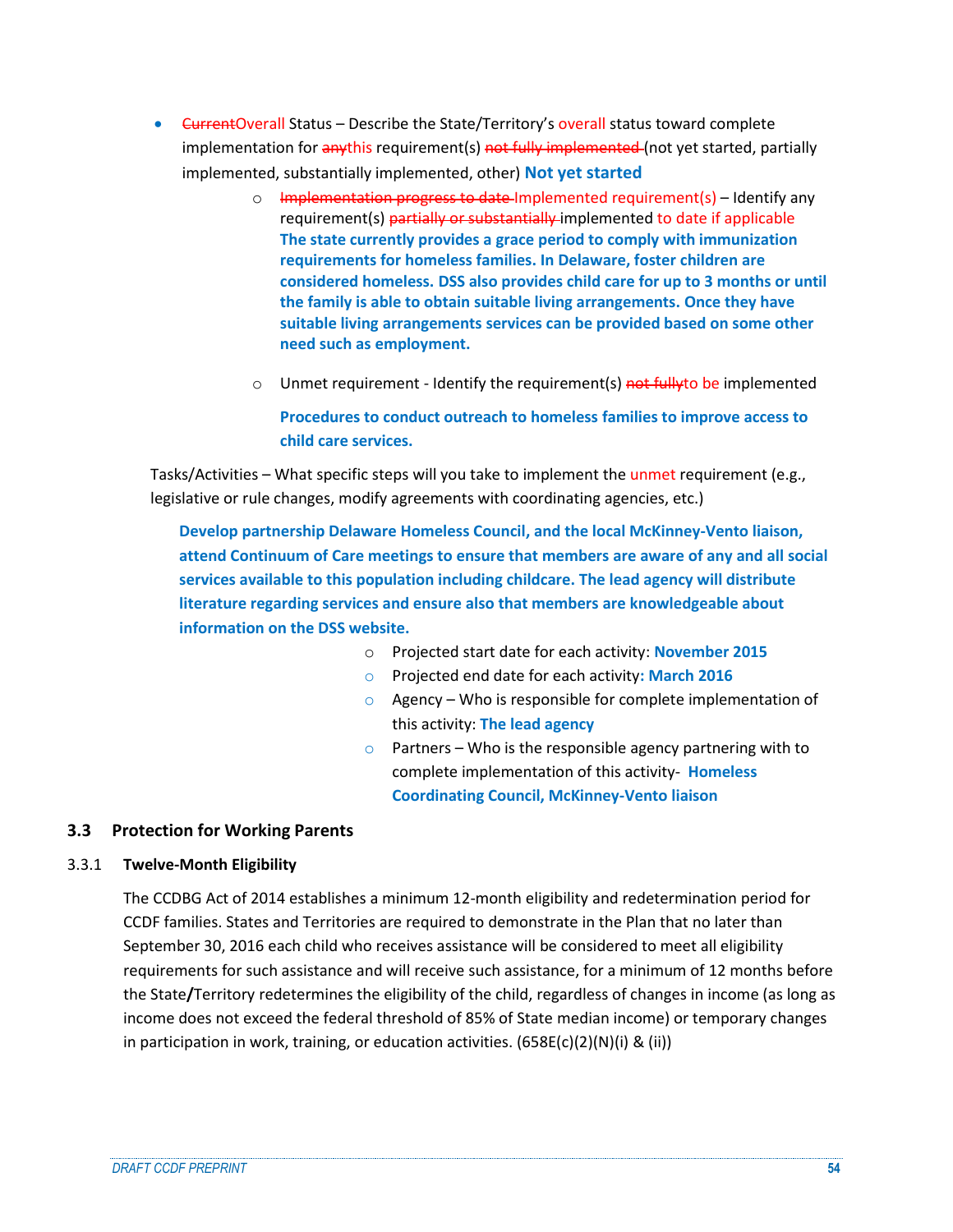- ~~Current~~Overall Status – Describe the State/Territory's overall status toward complete implementation for ~~any~~this requirement(s) ~~not fully implemented~~ (not yet started, partially implemented, substantially implemented, other) **Not yet started**
    - ~~Implementation progress to date~~ Implemented requirement(s) – Identify any requirement(s) ~~partially or substantially~~ implemented to date if applicable **The state currently provides a grace period to comply with immunization requirements for homeless families. In Delaware, foster children are considered homeless. DSS also provides child care for up to 3 months or until the family is able to obtain suitable living arrangements. Once they have suitable living arrangements services can be provided based on some other need such as employment.**
    - Unmet requirement - Identify the requirement(s) ~~not fully~~to be implemented

      **Procedures to conduct outreach to homeless families to improve access to child care services.**

Tasks/Activities – What specific steps will you take to implement the unmet requirement (e.g., legislative or rule changes, modify agreements with coordinating agencies, etc.)

**Develop partnership Delaware Homeless Council, and the local McKinney-Vento liaison, attend Continuum of Care meetings to ensure that members are aware of any and all social services available to this population including childcare. The lead agency will distribute literature regarding services and ensure also that members are knowledgeable about information on the DSS website.**

- Projected start date for each activity: **November 2015**
- Projected end date for each activity**: March 2016**
- Agency – Who is responsible for complete implementation of this activity: **The lead agency**
- Partners – Who is the responsible agency partnering with to complete implementation of this activity- **Homeless Coordinating Council, McKinney-Vento liaison**

## 3.3 Protection for Working Parents

### 3.3.1 Twelve-Month Eligibility

The CCDBG Act of 2014 establishes a minimum 12-month eligibility and redetermination period for CCDF families. States and Territories are required to demonstrate in the Plan that no later than September 30, 2016 each child who receives assistance will be considered to meet all eligibility requirements for such assistance and will receive such assistance, for a minimum of 12 months before the State/Territory redetermines the eligibility of the child, regardless of changes in income (as long as income does not exceed the federal threshold of 85% of State median income) or temporary changes in participation in work, training, or education activities. (658E(c)(2)(N)(i) & (ii))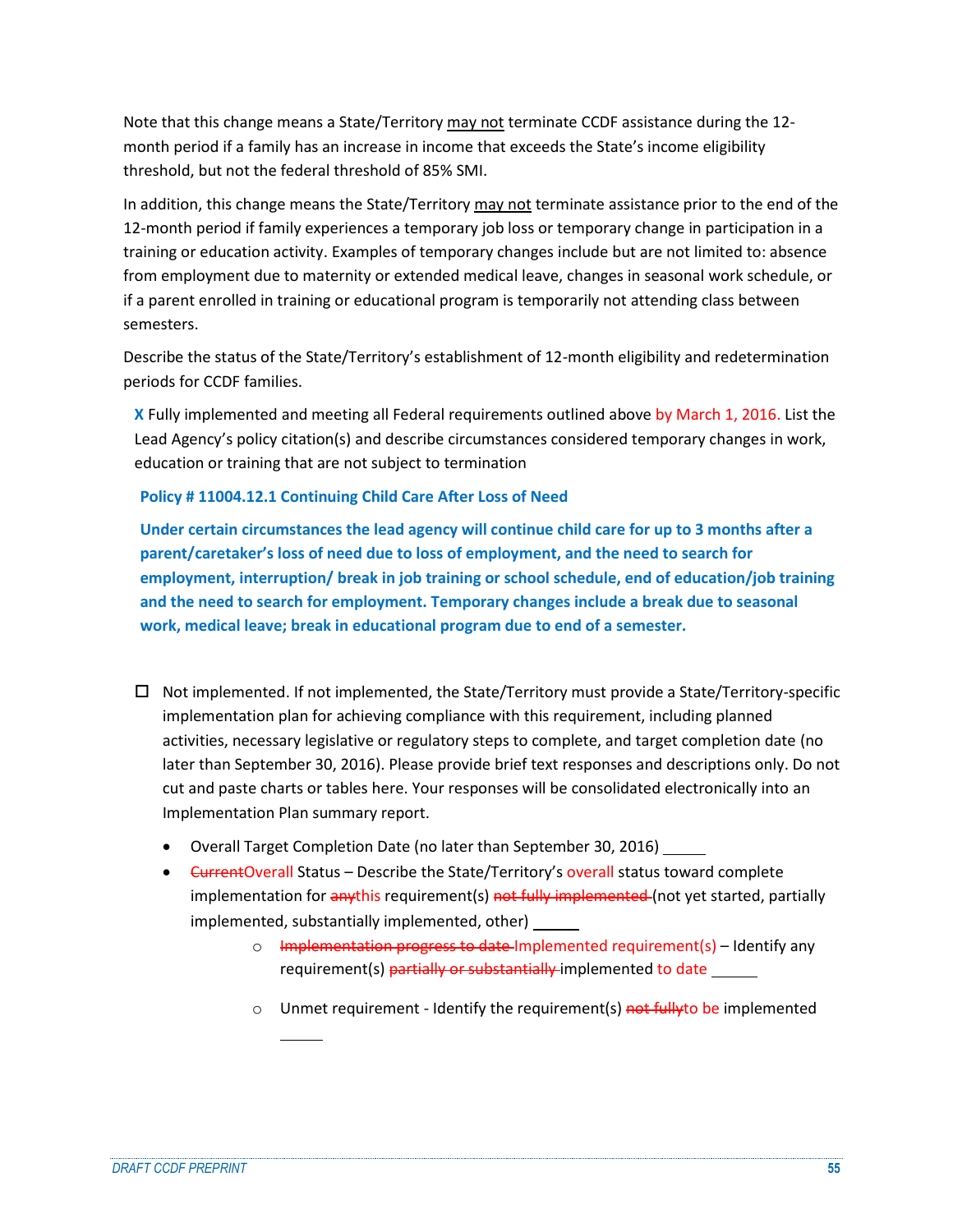Note that this change means a State/Territory may not terminate CCDF assistance during the 12-month period if a family has an increase in income that exceeds the State's income eligibility threshold, but not the federal threshold of 85% SMI.

In addition, this change means the State/Territory may not terminate assistance prior to the end of the 12-month period if family experiences a temporary job loss or temporary change in participation in a training or education activity. Examples of temporary changes include but are not limited to: absence from employment due to maternity or extended medical leave, changes in seasonal work schedule, or if a parent enrolled in training or educational program is temporarily not attending class between semesters.

Describe the status of the State/Territory's establishment of 12-month eligibility and redetermination periods for CCDF families.

**X** Fully implemented and meeting all Federal requirements outlined above by March 1, 2016. List the Lead Agency's policy citation(s) and describe circumstances considered temporary changes in work, education or training that are not subject to termination

**Policy # 11004.12.1 Continuing Child Care After Loss of Need**

**Under certain circumstances the lead agency will continue child care for up to 3 months after a parent/caretaker's loss of need due to loss of employment, and the need to search for employment, interruption/ break in job training or school schedule, end of education/job training and the need to search for employment. Temporary changes include a break due to seasonal work, medical leave; break in educational program due to end of a semester.**

☐ Not implemented. If not implemented, the State/Territory must provide a State/Territory-specific implementation plan for achieving compliance with this requirement, including planned activities, necessary legislative or regulatory steps to complete, and target completion date (no later than September 30, 2016). Please provide brief text responses and descriptions only. Do not cut and paste charts or tables here. Your responses will be consolidated electronically into an Implementation Plan summary report.

- Overall Target Completion Date (no later than September 30, 2016) ______
- ~~Current~~Overall Status – Describe the State/Territory's overall status toward complete implementation for ~~any~~this requirement(s) ~~not fully implemented~~ (not yet started, partially implemented, substantially implemented, other) ______
  - ~~Implementation progress to date~~ Implemented requirement(s) – Identify any requirement(s) ~~partially or substantially~~ implemented to date ______
  - Unmet requirement - Identify the requirement(s) ~~not fully~~to be implemented ______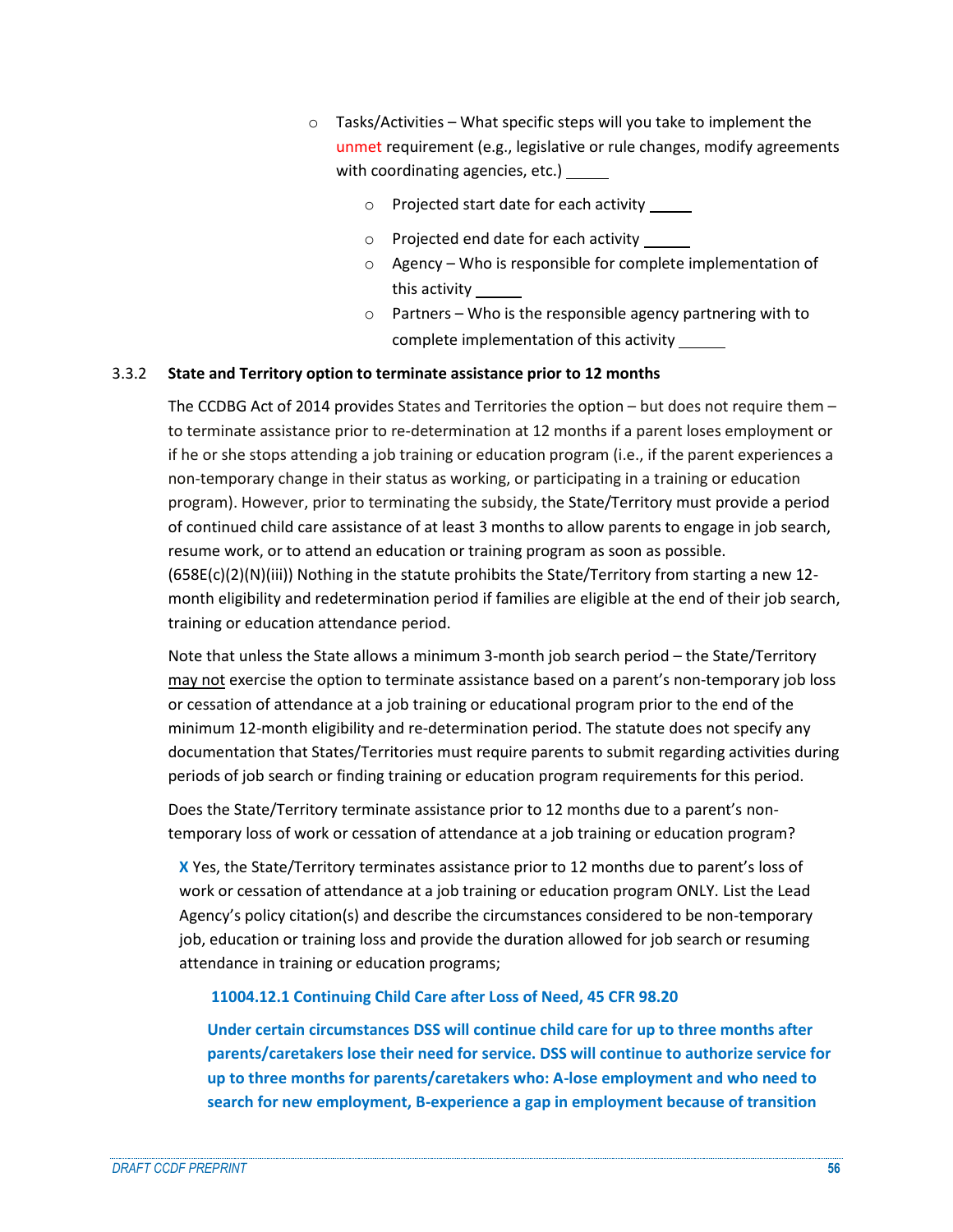- Tasks/Activities – What specific steps will you take to implement the unmet requirement (e.g., legislative or rule changes, modify agreements with coordinating agencies, etc.) ______
  - Projected start date for each activity ______
  - Projected end date for each activity ______
  - Agency – Who is responsible for complete implementation of this activity ______
  - Partners – Who is the responsible agency partnering with to complete implementation of this activity ______

### 3.3.2 State and Territory option to terminate assistance prior to 12 months

The CCDBG Act of 2014 provides States and Territories the option – but does not require them – to terminate assistance prior to re-determination at 12 months if a parent loses employment or if he or she stops attending a job training or education program (i.e., if the parent experiences a non-temporary change in their status as working, or participating in a training or education program). However, prior to terminating the subsidy, the State/Territory must provide a period of continued child care assistance of at least 3 months to allow parents to engage in job search, resume work, or to attend an education or training program as soon as possible. (658E(c)(2)(N)(iii)) Nothing in the statute prohibits the State/Territory from starting a new 12-month eligibility and redetermination period if families are eligible at the end of their job search, training or education attendance period.

Note that unless the State allows a minimum 3-month job search period – the State/Territory <u>may not</u> exercise the option to terminate assistance based on a parent's non-temporary job loss or cessation of attendance at a job training or educational program prior to the end of the minimum 12-month eligibility and re-determination period. The statute does not specify any documentation that States/Territories must require parents to submit regarding activities during periods of job search or finding training or education program requirements for this period.

Does the State/Territory terminate assistance prior to 12 months due to a parent's non-temporary loss of work or cessation of attendance at a job training or education program?

**X** Yes, the State/Territory terminates assistance prior to 12 months due to parent's loss of work or cessation of attendance at a job training or education program ONLY. List the Lead Agency's policy citation(s) and describe the circumstances considered to be non-temporary job, education or training loss and provide the duration allowed for job search or resuming attendance in training or education programs;

**11004.12.1 Continuing Child Care after Loss of Need, 45 CFR 98.20**

**Under certain circumstances DSS will continue child care for up to three months after parents/caretakers lose their need for service. DSS will continue to authorize service for up to three months for parents/caretakers who: A-lose employment and who need to search for new employment, B-experience a gap in employment because of transition**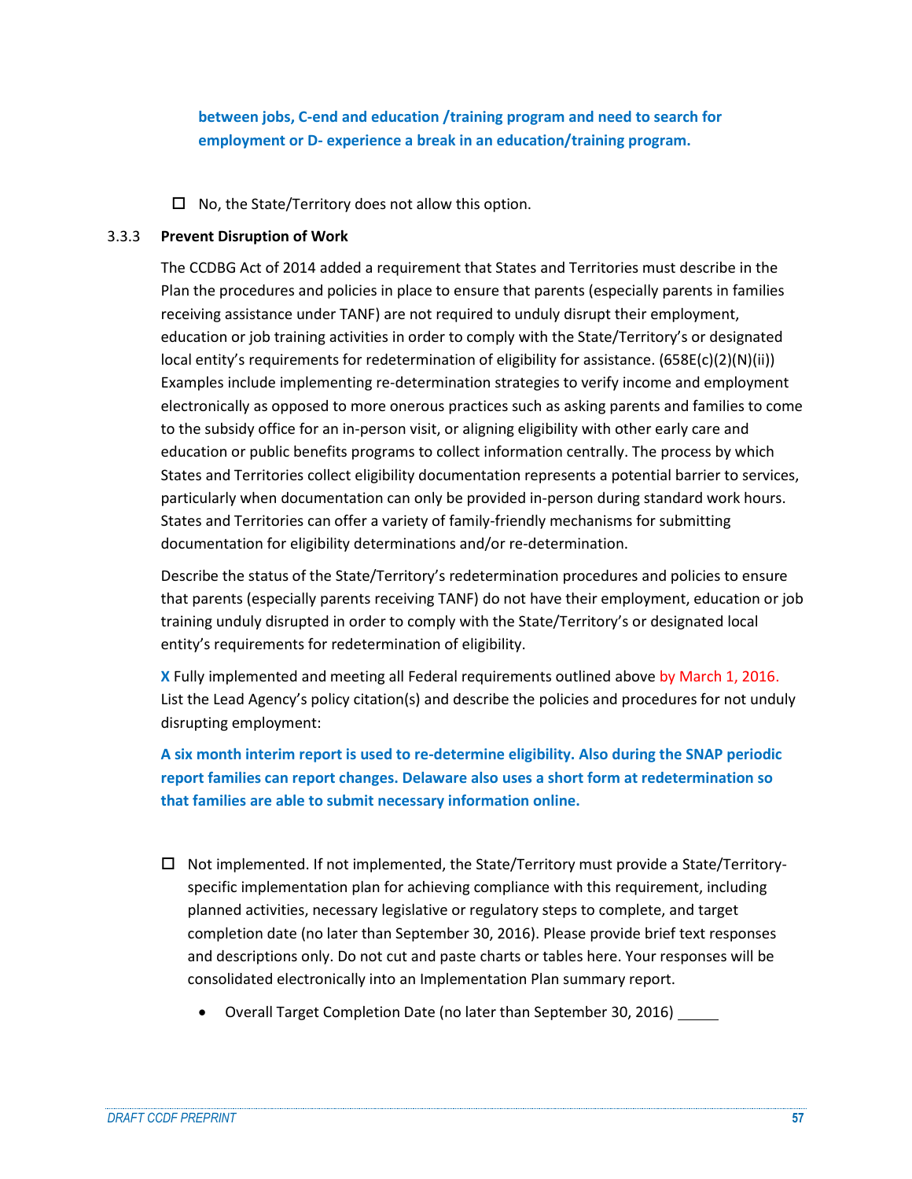**between jobs, C-end and education /training program and need to search for employment or D- experience a break in an education/training program.**

☐ No, the State/Territory does not allow this option.

3.3.3 **Prevent Disruption of Work**

The CCDBG Act of 2014 added a requirement that States and Territories must describe in the Plan the procedures and policies in place to ensure that parents (especially parents in families receiving assistance under TANF) are not required to unduly disrupt their employment, education or job training activities in order to comply with the State/Territory's or designated local entity's requirements for redetermination of eligibility for assistance. (658E(c)(2)(N)(ii)) Examples include implementing re-determination strategies to verify income and employment electronically as opposed to more onerous practices such as asking parents and families to come to the subsidy office for an in-person visit, or aligning eligibility with other early care and education or public benefits programs to collect information centrally. The process by which States and Territories collect eligibility documentation represents a potential barrier to services, particularly when documentation can only be provided in-person during standard work hours. States and Territories can offer a variety of family-friendly mechanisms for submitting documentation for eligibility determinations and/or re-determination.

Describe the status of the State/Territory's redetermination procedures and policies to ensure that parents (especially parents receiving TANF) do not have their employment, education or job training unduly disrupted in order to comply with the State/Territory's or designated local entity's requirements for redetermination of eligibility.

**X** Fully implemented and meeting all Federal requirements outlined above by March 1, 2016. List the Lead Agency's policy citation(s) and describe the policies and procedures for not unduly disrupting employment:

**A six month interim report is used to re-determine eligibility. Also during the SNAP periodic report families can report changes. Delaware also uses a short form at redetermination so that families are able to submit necessary information online.**

☐ Not implemented. If not implemented, the State/Territory must provide a State/Territory-specific implementation plan for achieving compliance with this requirement, including planned activities, necessary legislative or regulatory steps to complete, and target completion date (no later than September 30, 2016). Please provide brief text responses and descriptions only. Do not cut and paste charts or tables here. Your responses will be consolidated electronically into an Implementation Plan summary report.

- Overall Target Completion Date (no later than September 30, 2016) _____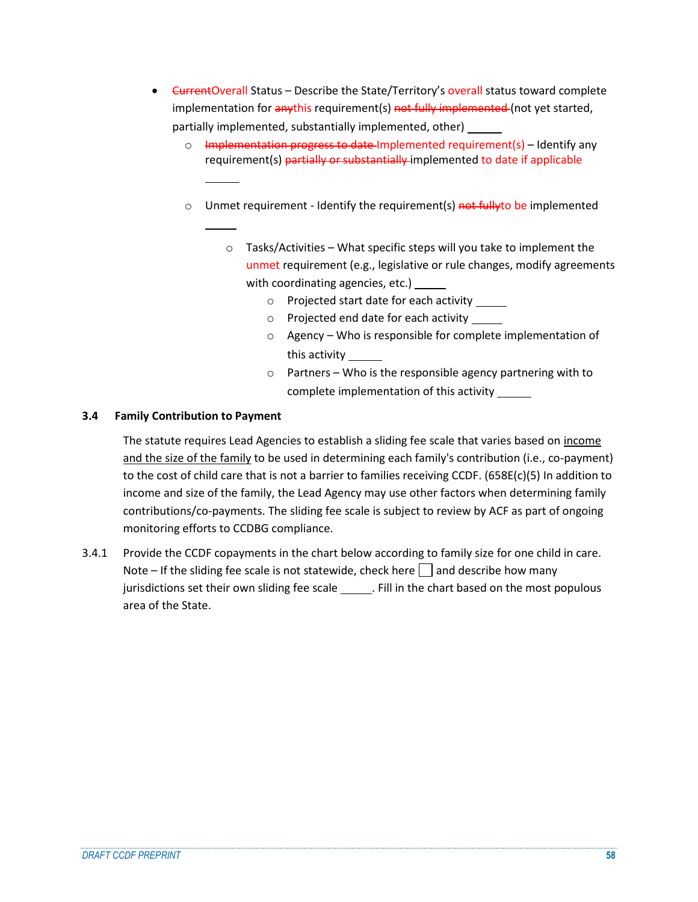- ~~Current~~Overall Status – Describe the State/Territory's overall status toward complete implementation for ~~any~~this requirement(s) ~~not fully implemented~~ (not yet started, partially implemented, substantially implemented, other) ______
  - ~~Implementation progress to date~~ Implemented requirement(s) – Identify any requirement(s) ~~partially or substantially~~ implemented to date if applicable

    ______

  - Unmet requirement - Identify the requirement(s) ~~not fully~~to be implemented

    ______

    - Tasks/Activities – What specific steps will you take to implement the unmet requirement (e.g., legislative or rule changes, modify agreements with coordinating agencies, etc.) ______
      - Projected start date for each activity ______
      - Projected end date for each activity ______
      - Agency – Who is responsible for complete implementation of this activity ______
      - Partners – Who is the responsible agency partnering with to complete implementation of this activity ______

### 3.4 Family Contribution to Payment

The statute requires Lead Agencies to establish a sliding fee scale that varies based on income and the size of the family to be used in determining each family's contribution (i.e., co-payment) to the cost of child care that is not a barrier to families receiving CCDF. (658E(c)(5) In addition to income and size of the family, the Lead Agency may use other factors when determining family contributions/co-payments. The sliding fee scale is subject to review by ACF as part of ongoing monitoring efforts to CCDBG compliance.

3.4.1 Provide the CCDF copayments in the chart below according to family size for one child in care. Note – If the sliding fee scale is not statewide, check here ☐ and describe how many jurisdictions set their own sliding fee scale ______. Fill in the chart based on the most populous area of the State.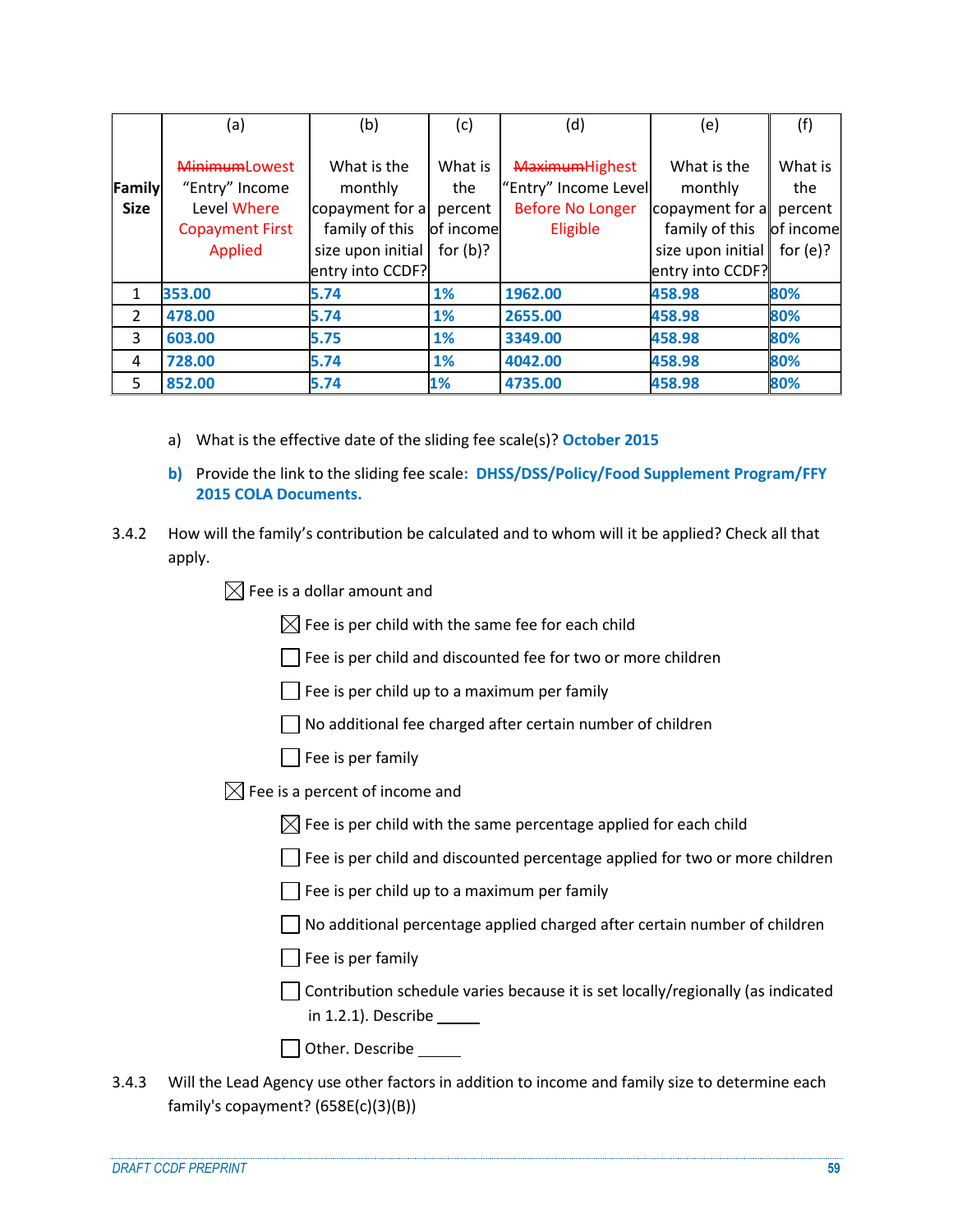| Family Size | (a)<br><br>~~Minimum~~Lowest "Entry" Income Level Where Copayment First Applied | (b)<br><br>What is the monthly copayment for a family of this size upon initial entry into CCDF? | (c)<br><br>What is the percent of income for (b)? | (d)<br><br>~~Maximum~~Highest "Entry" Income Level Before No Longer Eligible | (e)<br><br>What is the monthly copayment for a family of this size upon initial entry into CCDF? | (f)<br><br>What is the percent of income for (e)? |
|---|---|---|---|---|---|---|
| 1 | **353.00** | **5.74** | **1%** | **1962.00** | **458.98** | **80%** |
| 2 | **478.00** | **5.74** | **1%** | **2655.00** | **458.98** | **80%** |
| 3 | **603.00** | **5.75** | **1%** | **3349.00** | **458.98** | **80%** |
| 4 | **728.00** | **5.74** | **1%** | **4042.00** | **458.98** | **80%** |
| 5 | **852.00** | **5.74** | **1%** | **4735.00** | **458.98** | **80%** |

a) What is the effective date of the sliding fee scale(s)? **October 2015**

**b)** Provide the link to the sliding fee scale: **DHSS/DSS/Policy/Food Supplement Program/FFY 2015 COLA Documents.**

3.4.2 How will the family's contribution be calculated and to whom will it be applied? Check all that apply.

- ☒ Fee is a dollar amount and
  - ☒ Fee is per child with the same fee for each child
  - ☐ Fee is per child and discounted fee for two or more children
  - ☐ Fee is per child up to a maximum per family
  - ☐ No additional fee charged after certain number of children
  - ☐ Fee is per family
- ☒ Fee is a percent of income and
  - ☒ Fee is per child with the same percentage applied for each child
  - ☐ Fee is per child and discounted percentage applied for two or more children
  - ☐ Fee is per child up to a maximum per family
  - ☐ No additional percentage applied charged after certain number of children
  - ☐ Fee is per family
  - ☐ Contribution schedule varies because it is set locally/regionally (as indicated in 1.2.1). Describe ______
  - ☐ Other. Describe ______

3.4.3 Will the Lead Agency use other factors in addition to income and family size to determine each family's copayment? (658E(c)(3)(B))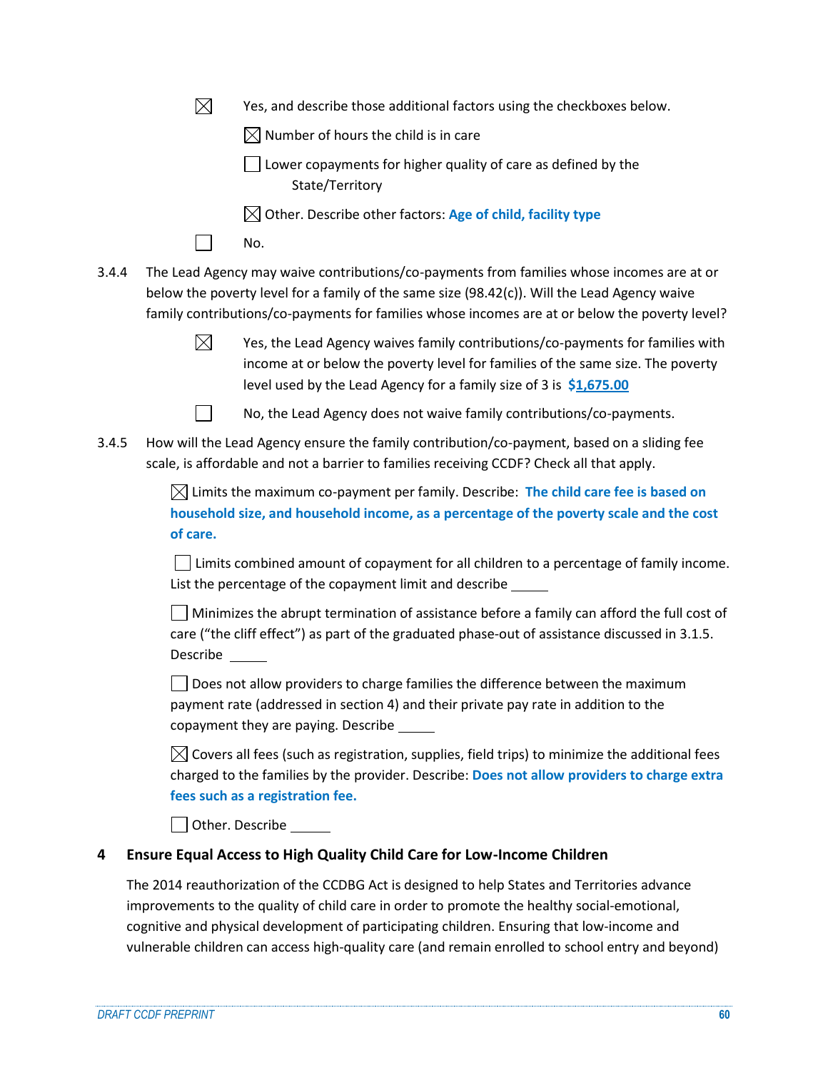☒ Yes, and describe those additional factors using the checkboxes below.

☒ Number of hours the child is in care

☐ Lower copayments for higher quality of care as defined by the State/Territory

☒ Other. Describe other factors: **Age of child, facility type**

☐ No.

3.4.4 The Lead Agency may waive contributions/co-payments from families whose incomes are at or below the poverty level for a family of the same size (98.42(c)). Will the Lead Agency waive family contributions/co-payments for families whose incomes are at or below the poverty level?

☒ Yes, the Lead Agency waives family contributions/co-payments for families with income at or below the poverty level for families of the same size. The poverty level used by the Lead Agency for a family size of 3 is **$1,675.00**

☐ No, the Lead Agency does not waive family contributions/co-payments.

3.4.5 How will the Lead Agency ensure the family contribution/co-payment, based on a sliding fee scale, is affordable and not a barrier to families receiving CCDF? Check all that apply.

☒ Limits the maximum co-payment per family. Describe: **The child care fee is based on household size, and household income, as a percentage of the poverty scale and the cost of care.**

☐ Limits combined amount of copayment for all children to a percentage of family income. List the percentage of the copayment limit and describe ______

☐ Minimizes the abrupt termination of assistance before a family can afford the full cost of care ("the cliff effect") as part of the graduated phase-out of assistance discussed in 3.1.5. Describe ______

☐ Does not allow providers to charge families the difference between the maximum payment rate (addressed in section 4) and their private pay rate in addition to the copayment they are paying. Describe ______

☒ Covers all fees (such as registration, supplies, field trips) to minimize the additional fees charged to the families by the provider. Describe: **Does not allow providers to charge extra fees such as a registration fee.**

☐ Other. Describe ______

## 4 Ensure Equal Access to High Quality Child Care for Low-Income Children

The 2014 reauthorization of the CCDBG Act is designed to help States and Territories advance improvements to the quality of child care in order to promote the healthy social-emotional, cognitive and physical development of participating children. Ensuring that low-income and vulnerable children can access high-quality care (and remain enrolled to school entry and beyond)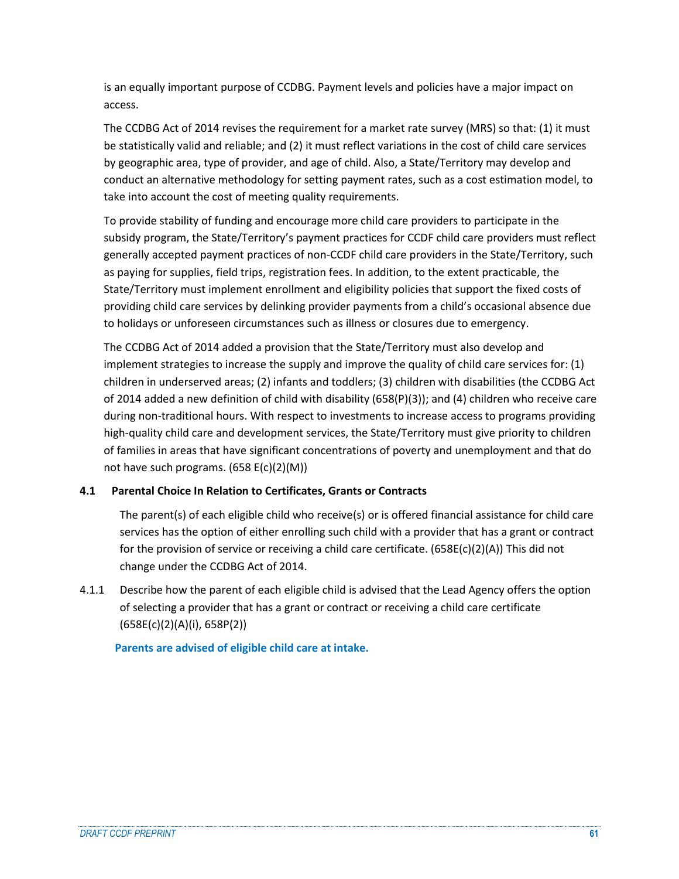is an equally important purpose of CCDBG. Payment levels and policies have a major impact on access.

The CCDBG Act of 2014 revises the requirement for a market rate survey (MRS) so that: (1) it must be statistically valid and reliable; and (2) it must reflect variations in the cost of child care services by geographic area, type of provider, and age of child. Also, a State/Territory may develop and conduct an alternative methodology for setting payment rates, such as a cost estimation model, to take into account the cost of meeting quality requirements.

To provide stability of funding and encourage more child care providers to participate in the subsidy program, the State/Territory's payment practices for CCDF child care providers must reflect generally accepted payment practices of non-CCDF child care providers in the State/Territory, such as paying for supplies, field trips, registration fees. In addition, to the extent practicable, the State/Territory must implement enrollment and eligibility policies that support the fixed costs of providing child care services by delinking provider payments from a child's occasional absence due to holidays or unforeseen circumstances such as illness or closures due to emergency.

The CCDBG Act of 2014 added a provision that the State/Territory must also develop and implement strategies to increase the supply and improve the quality of child care services for: (1) children in underserved areas; (2) infants and toddlers; (3) children with disabilities (the CCDBG Act of 2014 added a new definition of child with disability (658(P)(3)); and (4) children who receive care during non-traditional hours. With respect to investments to increase access to programs providing high-quality child care and development services, the State/Territory must give priority to children of families in areas that have significant concentrations of poverty and unemployment and that do not have such programs. (658 E(c)(2)(M))

### 4.1 Parental Choice In Relation to Certificates, Grants or Contracts

The parent(s) of each eligible child who receive(s) or is offered financial assistance for child care services has the option of either enrolling such child with a provider that has a grant or contract for the provision of service or receiving a child care certificate. (658E(c)(2)(A)) This did not change under the CCDBG Act of 2014.

4.1.1 Describe how the parent of each eligible child is advised that the Lead Agency offers the option of selecting a provider that has a grant or contract or receiving a child care certificate (658E(c)(2)(A)(i), 658P(2))

**Parents are advised of eligible child care at intake.**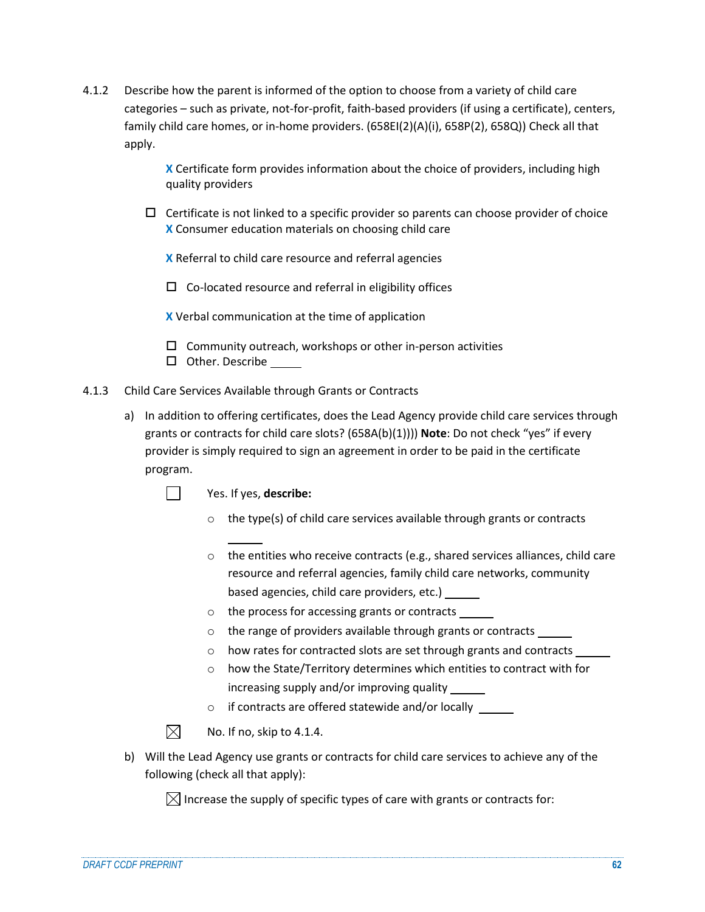4.1.2 Describe how the parent is informed of the option to choose from a variety of child care categories – such as private, not-for-profit, faith-based providers (if using a certificate), centers, family child care homes, or in-home providers. (658EI(2)(A)(i), 658P(2), 658Q)) Check all that apply.

- X Certificate form provides information about the choice of providers, including high quality providers
- ☐ Certificate is not linked to a specific provider so parents can choose provider of choice
- X Consumer education materials on choosing child care
- X Referral to child care resource and referral agencies
- ☐ Co-located resource and referral in eligibility offices
- X Verbal communication at the time of application
- ☐ Community outreach, workshops or other in-person activities
- ☐ Other. Describe _____

4.1.3 Child Care Services Available through Grants or Contracts

a) In addition to offering certificates, does the Lead Agency provide child care services through grants or contracts for child care slots? (658A(b)(1)))) **Note**: Do not check "yes" if every provider is simply required to sign an agreement in order to be paid in the certificate program.

☐ Yes. If yes, **describe:**

- the type(s) of child care services available through grants or contracts _____
- the entities who receive contracts (e.g., shared services alliances, child care resource and referral agencies, family child care networks, community based agencies, child care providers, etc.) _____
- the process for accessing grants or contracts _____
- the range of providers available through grants or contracts _____
- how rates for contracted slots are set through grants and contracts _____
- how the State/Territory determines which entities to contract with for increasing supply and/or improving quality _____
- if contracts are offered statewide and/or locally _____

☒ No. If no, skip to 4.1.4.

b) Will the Lead Agency use grants or contracts for child care services to achieve any of the following (check all that apply):

☒ Increase the supply of specific types of care with grants or contracts for: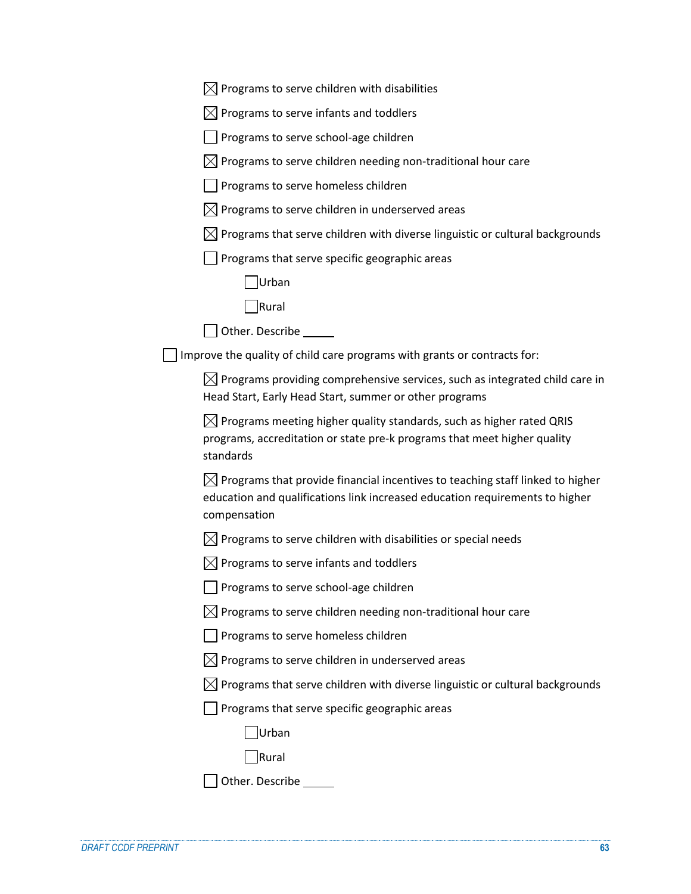- ☒ Programs to serve children with disabilities
- ☒ Programs to serve infants and toddlers
- ☐ Programs to serve school-age children
- ☒ Programs to serve children needing non-traditional hour care
- ☐ Programs to serve homeless children
- ☒ Programs to serve children in underserved areas
- ☒ Programs that serve children with diverse linguistic or cultural backgrounds
- ☐ Programs that serve specific geographic areas
  - ☐ Urban
  - ☐ Rural
- ☐ Other. Describe ______

☐ Improve the quality of child care programs with grants or contracts for:

- ☒ Programs providing comprehensive services, such as integrated child care in Head Start, Early Head Start, summer or other programs
- ☒ Programs meeting higher quality standards, such as higher rated QRIS programs, accreditation or state pre-k programs that meet higher quality standards
- ☒ Programs that provide financial incentives to teaching staff linked to higher education and qualifications link increased education requirements to higher compensation
- ☒ Programs to serve children with disabilities or special needs
- ☒ Programs to serve infants and toddlers
- ☐ Programs to serve school-age children
- ☒ Programs to serve children needing non-traditional hour care
- ☐ Programs to serve homeless children
- ☒ Programs to serve children in underserved areas
- ☒ Programs that serve children with diverse linguistic or cultural backgrounds
- ☐ Programs that serve specific geographic areas
  - ☐ Urban
  - ☐ Rural
- ☐ Other. Describe ______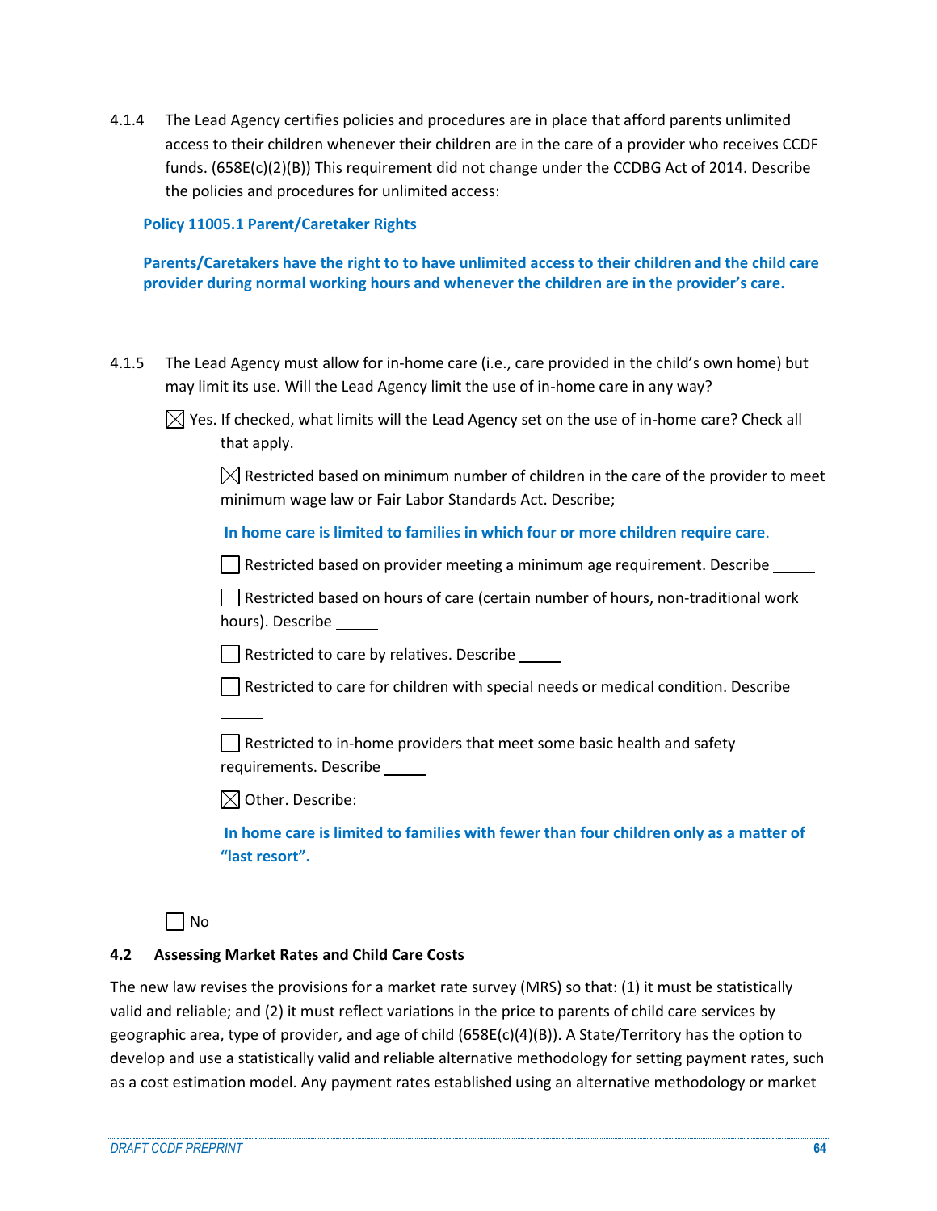4.1.4 The Lead Agency certifies policies and procedures are in place that afford parents unlimited access to their children whenever their children are in the care of a provider who receives CCDF funds. (658E(c)(2)(B)) This requirement did not change under the CCDBG Act of 2014. Describe the policies and procedures for unlimited access:

**Policy 11005.1 Parent/Caretaker Rights**

**Parents/Caretakers have the right to to have unlimited access to their children and the child care provider during normal working hours and whenever the children are in the provider's care.**

4.1.5 The Lead Agency must allow for in-home care (i.e., care provided in the child's own home) but may limit its use. Will the Lead Agency limit the use of in-home care in any way?

☒ Yes. If checked, what limits will the Lead Agency set on the use of in-home care? Check all that apply.

☒ Restricted based on minimum number of children in the care of the provider to meet minimum wage law or Fair Labor Standards Act. Describe;

**In home care is limited to families in which four or more children require care.**

☐ Restricted based on provider meeting a minimum age requirement. Describe ____

☐ Restricted based on hours of care (certain number of hours, non-traditional work hours). Describe ____

☐ Restricted to care by relatives. Describe ____

☐ Restricted to care for children with special needs or medical condition. Describe ____

☐ Restricted to in-home providers that meet some basic health and safety requirements. Describe ____

☒ Other. Describe:

**In home care is limited to families with fewer than four children only as a matter of "last resort".**

☐ No

### 4.2 Assessing Market Rates and Child Care Costs

The new law revises the provisions for a market rate survey (MRS) so that: (1) it must be statistically valid and reliable; and (2) it must reflect variations in the price to parents of child care services by geographic area, type of provider, and age of child (658E(c)(4)(B)). A State/Territory has the option to develop and use a statistically valid and reliable alternative methodology for setting payment rates, such as a cost estimation model. Any payment rates established using an alternative methodology or market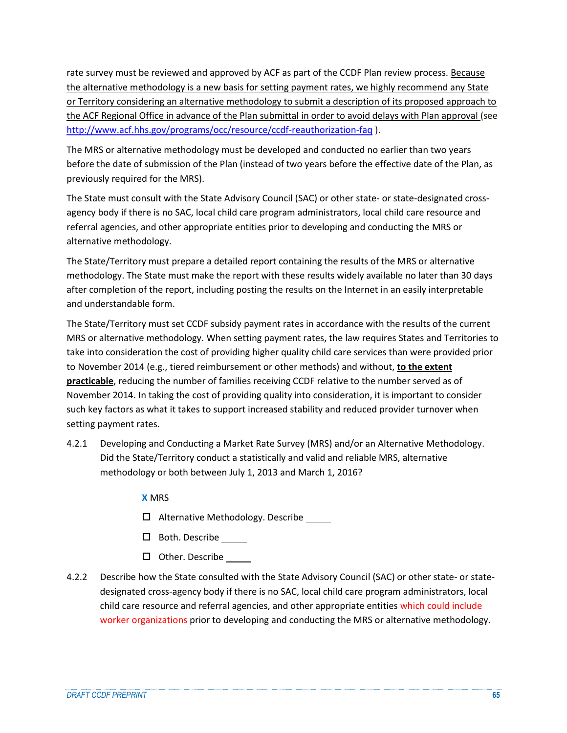rate survey must be reviewed and approved by ACF as part of the CCDF Plan review process. <u>Because the alternative methodology is a new basis for setting payment rates, we highly recommend any State or Territory considering an alternative methodology to submit a description of its proposed approach to the ACF Regional Office in advance of the Plan submittal in order to avoid delays with Plan approval</u> (see http://www.acf.hhs.gov/programs/occ/resource/ccdf-reauthorization-faq ).

The MRS or alternative methodology must be developed and conducted no earlier than two years before the date of submission of the Plan (instead of two years before the effective date of the Plan, as previously required for the MRS).

The State must consult with the State Advisory Council (SAC) or other state- or state-designated cross-agency body if there is no SAC, local child care program administrators, local child care resource and referral agencies, and other appropriate entities prior to developing and conducting the MRS or alternative methodology.

The State/Territory must prepare a detailed report containing the results of the MRS or alternative methodology. The State must make the report with these results widely available no later than 30 days after completion of the report, including posting the results on the Internet in an easily interpretable and understandable form.

The State/Territory must set CCDF subsidy payment rates in accordance with the results of the current MRS or alternative methodology. When setting payment rates, the law requires States and Territories to take into consideration the cost of providing higher quality child care services than were provided prior to November 2014 (e.g., tiered reimbursement or other methods) and without, **<u>to the extent practicable</u>**, reducing the number of families receiving CCDF relative to the number served as of November 2014. In taking the cost of providing quality into consideration, it is important to consider such key factors as what it takes to support increased stability and reduced provider turnover when setting payment rates.

4.2.1 Developing and Conducting a Market Rate Survey (MRS) and/or an Alternative Methodology. Did the State/Territory conduct a statistically and valid and reliable MRS, alternative methodology or both between July 1, 2013 and March 1, 2016?

- X MRS
- ☐ Alternative Methodology. Describe _____
- ☐ Both. Describe _____
- ☐ Other. Describe _____

4.2.2 Describe how the State consulted with the State Advisory Council (SAC) or other state- or state-designated cross-agency body if there is no SAC, local child care program administrators, local child care resource and referral agencies, and other appropriate entities which could include worker organizations prior to developing and conducting the MRS or alternative methodology.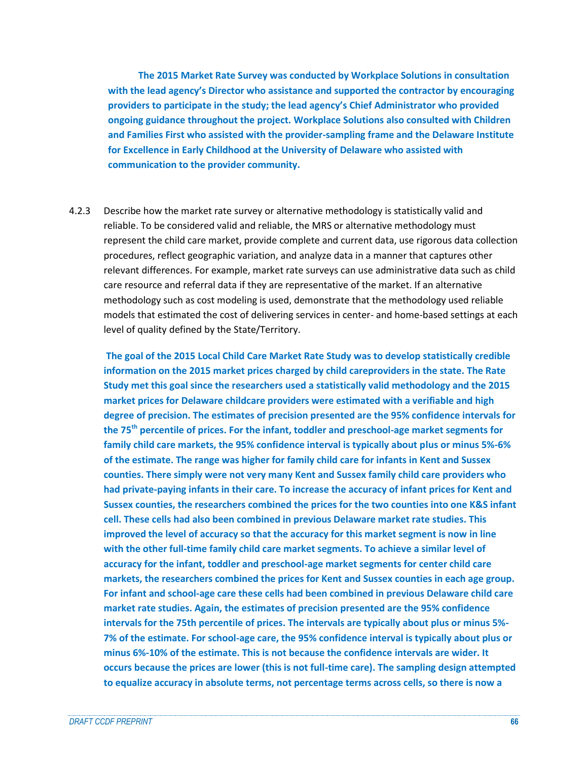**The 2015 Market Rate Survey was conducted by Workplace Solutions in consultation with the lead agency's Director who assistance and supported the contractor by encouraging providers to participate in the study; the lead agency's Chief Administrator who provided ongoing guidance throughout the project. Workplace Solutions also consulted with Children and Families First who assisted with the provider-sampling frame and the Delaware Institute for Excellence in Early Childhood at the University of Delaware who assisted with communication to the provider community.**

4.2.3 Describe how the market rate survey or alternative methodology is statistically valid and reliable. To be considered valid and reliable, the MRS or alternative methodology must represent the child care market, provide complete and current data, use rigorous data collection procedures, reflect geographic variation, and analyze data in a manner that captures other relevant differences. For example, market rate surveys can use administrative data such as child care resource and referral data if they are representative of the market. If an alternative methodology such as cost modeling is used, demonstrate that the methodology used reliable models that estimated the cost of delivering services in center- and home-based settings at each level of quality defined by the State/Territory.

**The goal of the 2015 Local Child Care Market Rate Study was to develop statistically credible information on the 2015 market prices charged by child careproviders in the state. The Rate Study met this goal since the researchers used a statistically valid methodology and the 2015 market prices for Delaware childcare providers were estimated with a verifiable and high degree of precision. The estimates of precision presented are the 95% confidence intervals for the 75th percentile of prices. For the infant, toddler and preschool-age market segments for family child care markets, the 95% confidence interval is typically about plus or minus 5%-6% of the estimate. The range was higher for family child care for infants in Kent and Sussex counties. There simply were not very many Kent and Sussex family child care providers who had private-paying infants in their care. To increase the accuracy of infant prices for Kent and Sussex counties, the researchers combined the prices for the two counties into one K&S infant cell. These cells had also been combined in previous Delaware market rate studies. This improved the level of accuracy so that the accuracy for this market segment is now in line with the other full-time family child care market segments. To achieve a similar level of accuracy for the infant, toddler and preschool-age market segments for center child care markets, the researchers combined the prices for Kent and Sussex counties in each age group. For infant and school-age care these cells had been combined in previous Delaware child care market rate studies. Again, the estimates of precision presented are the 95% confidence intervals for the 75th percentile of prices. The intervals are typically about plus or minus 5%-7% of the estimate. For school-age care, the 95% confidence interval is typically about plus or minus 6%-10% of the estimate. This is not because the confidence intervals are wider. It occurs because the prices are lower (this is not full-time care). The sampling design attempted to equalize accuracy in absolute terms, not percentage terms across cells, so there is now a**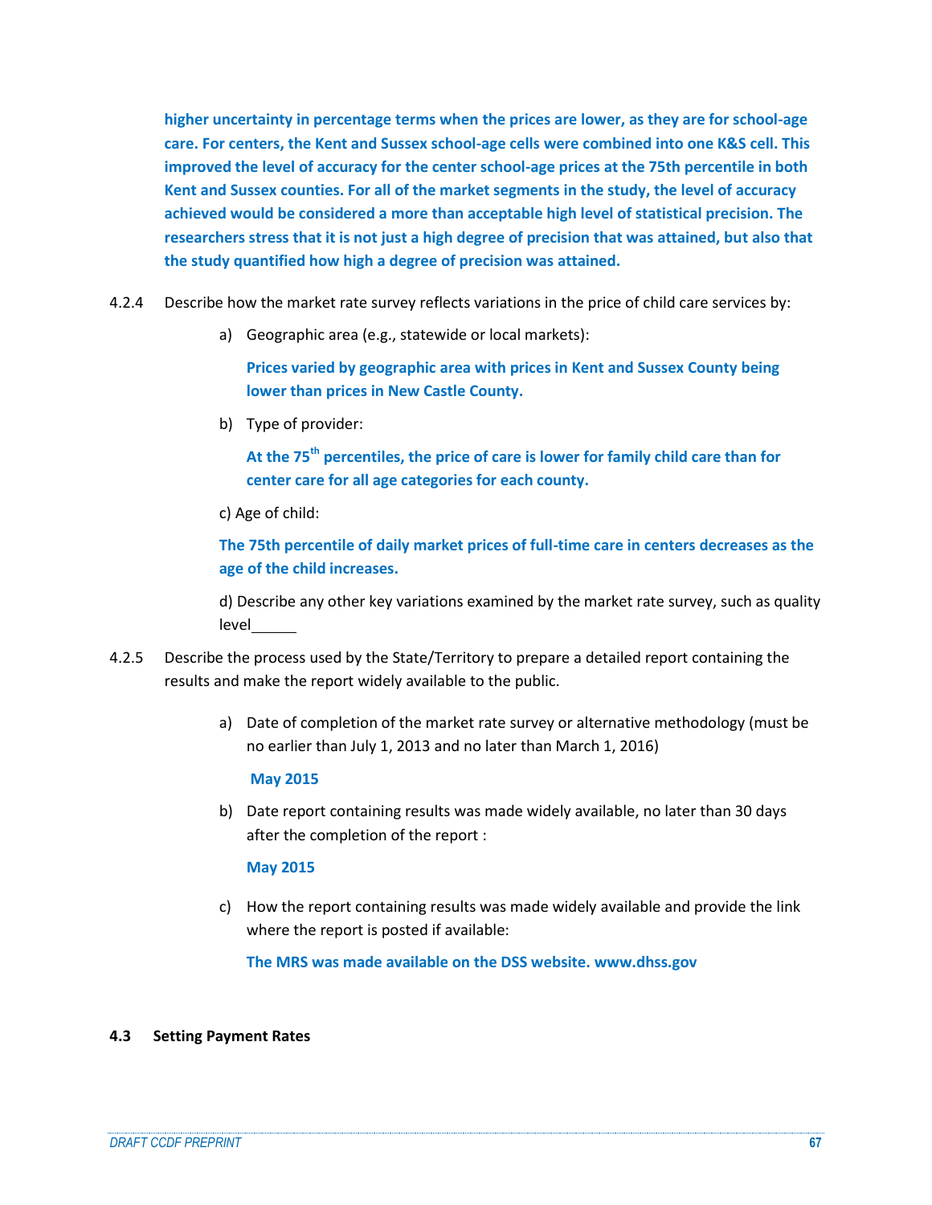**higher uncertainty in percentage terms when the prices are lower, as they are for school-age care. For centers, the Kent and Sussex school-age cells were combined into one K&S cell. This improved the level of accuracy for the center school-age prices at the 75th percentile in both Kent and Sussex counties. For all of the market segments in the study, the level of accuracy achieved would be considered a more than acceptable high level of statistical precision. The researchers stress that it is not just a high degree of precision that was attained, but also that the study quantified how high a degree of precision was attained.**

4.2.4 Describe how the market rate survey reflects variations in the price of child care services by:

a) Geographic area (e.g., statewide or local markets):

**Prices varied by geographic area with prices in Kent and Sussex County being lower than prices in New Castle County.**

b) Type of provider:

**At the 75th percentiles, the price of care is lower for family child care than for center care for all age categories for each county.**

c) Age of child:

**The 75th percentile of daily market prices of full-time care in centers decreases as the age of the child increases.**

d) Describe any other key variations examined by the market rate survey, such as quality level______

4.2.5 Describe the process used by the State/Territory to prepare a detailed report containing the results and make the report widely available to the public.

a) Date of completion of the market rate survey or alternative methodology (must be no earlier than July 1, 2013 and no later than March 1, 2016)

**May 2015**

b) Date report containing results was made widely available, no later than 30 days after the completion of the report :

**May 2015**

c) How the report containing results was made widely available and provide the link where the report is posted if available:

**The MRS was made available on the DSS website. www.dhss.gov**

**4.3 Setting Payment Rates**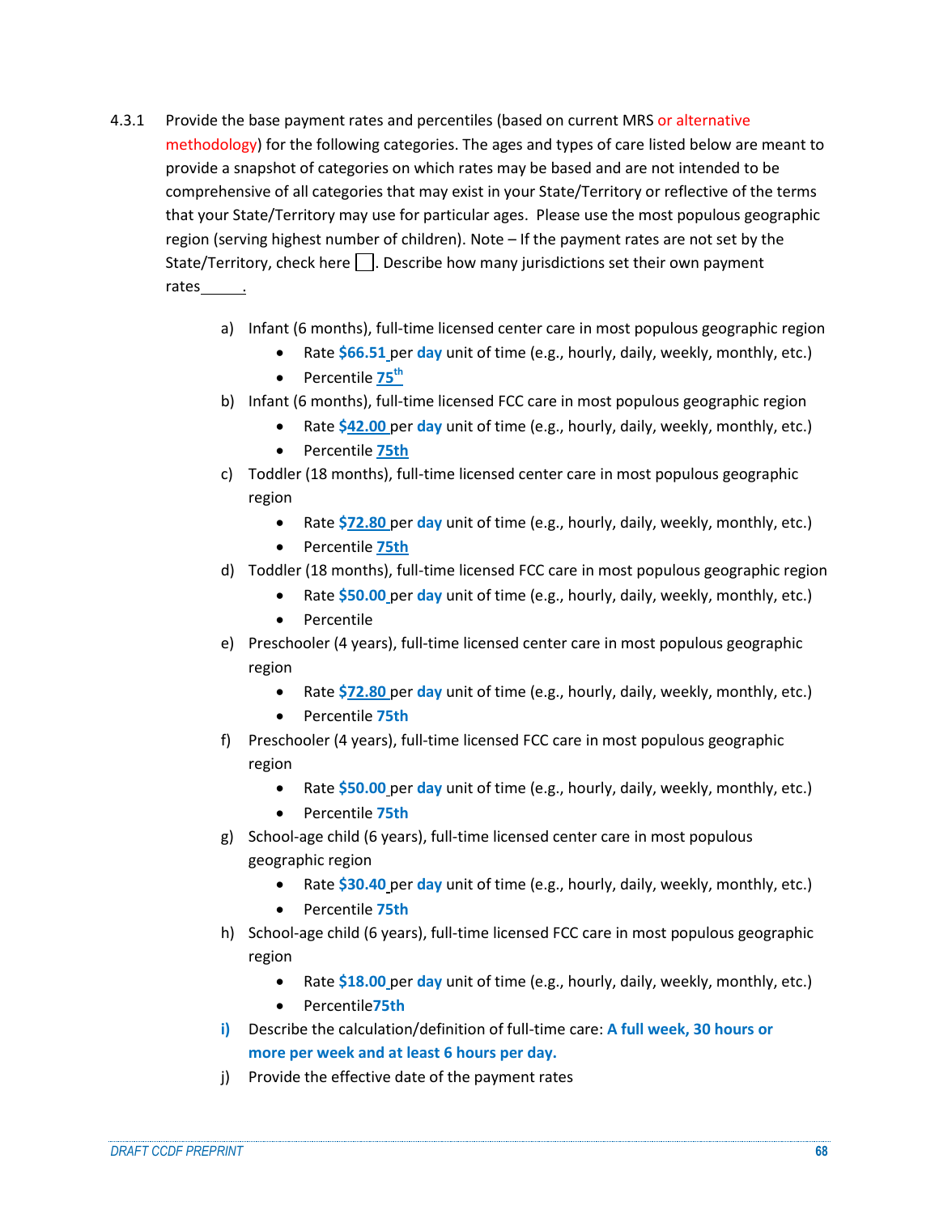4.3.1 Provide the base payment rates and percentiles (based on current MRS or alternative methodology) for the following categories. The ages and types of care listed below are meant to provide a snapshot of categories on which rates may be based and are not intended to be comprehensive of all categories that may exist in your State/Territory or reflective of the terms that your State/Territory may use for particular ages. Please use the most populous geographic region (serving highest number of children). Note – If the payment rates are not set by the State/Territory, check here ☐. Describe how many jurisdictions set their own payment rates_____.

a) Infant (6 months), full-time licensed center care in most populous geographic region
   - Rate **$66.51** per **day** unit of time (e.g., hourly, daily, weekly, monthly, etc.)
   - Percentile **75th**

b) Infant (6 months), full-time licensed FCC care in most populous geographic region
   - Rate **$42.00** per **day** unit of time (e.g., hourly, daily, weekly, monthly, etc.)
   - Percentile **75th**

c) Toddler (18 months), full-time licensed center care in most populous geographic region
   - Rate **$72.80** per **day** unit of time (e.g., hourly, daily, weekly, monthly, etc.)
   - Percentile **75th**

d) Toddler (18 months), full-time licensed FCC care in most populous geographic region
   - Rate **$50.00** per **day** unit of time (e.g., hourly, daily, weekly, monthly, etc.)
   - Percentile

e) Preschooler (4 years), full-time licensed center care in most populous geographic region
   - Rate **$72.80** per **day** unit of time (e.g., hourly, daily, weekly, monthly, etc.)
   - Percentile **75th**

f) Preschooler (4 years), full-time licensed FCC care in most populous geographic region
   - Rate **$50.00** per **day** unit of time (e.g., hourly, daily, weekly, monthly, etc.)
   - Percentile **75th**

g) School-age child (6 years), full-time licensed center care in most populous geographic region
   - Rate **$30.40** per **day** unit of time (e.g., hourly, daily, weekly, monthly, etc.)
   - Percentile **75th**

h) School-age child (6 years), full-time licensed FCC care in most populous geographic region
   - Rate **$18.00** per **day** unit of time (e.g., hourly, daily, weekly, monthly, etc.)
   - Percentile**75th**

i) Describe the calculation/definition of full-time care: **A full week, 30 hours or more per week and at least 6 hours per day.**

j) Provide the effective date of the payment rates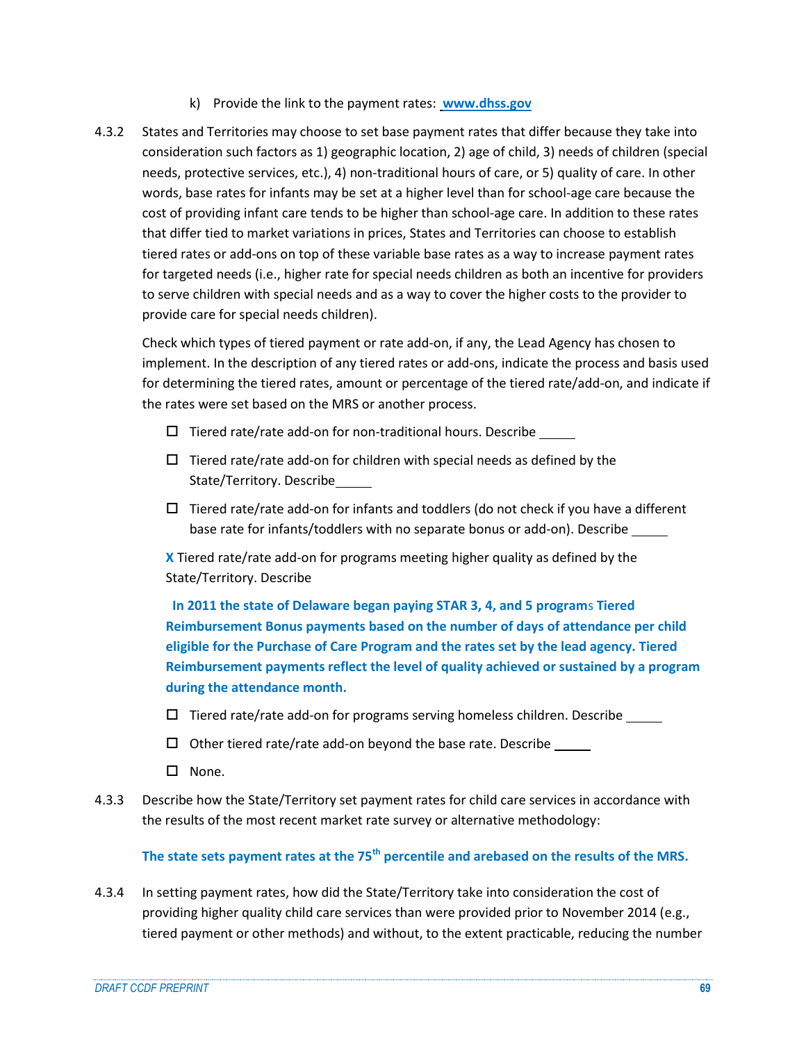k) Provide the link to the payment rates: **www.dhss.gov**

4.3.2 States and Territories may choose to set base payment rates that differ because they take into consideration such factors as 1) geographic location, 2) age of child, 3) needs of children (special needs, protective services, etc.), 4) non-traditional hours of care, or 5) quality of care. In other words, base rates for infants may be set at a higher level than for school-age care because the cost of providing infant care tends to be higher than school-age care. In addition to these rates that differ tied to market variations in prices, States and Territories can choose to establish tiered rates or add-ons on top of these variable base rates as a way to increase payment rates for targeted needs (i.e., higher rate for special needs children as both an incentive for providers to serve children with special needs and as a way to cover the higher costs to the provider to provide care for special needs children).

Check which types of tiered payment or rate add-on, if any, the Lead Agency has chosen to implement. In the description of any tiered rates or add-ons, indicate the process and basis used for determining the tiered rates, amount or percentage of the tiered rate/add-on, and indicate if the rates were set based on the MRS or another process.

- ☐ Tiered rate/rate add-on for non-traditional hours. Describe _____
- ☐ Tiered rate/rate add-on for children with special needs as defined by the State/Territory. Describe_____
- ☐ Tiered rate/rate add-on for infants and toddlers (do not check if you have a different base rate for infants/toddlers with no separate bonus or add-on). Describe _____

**X** Tiered rate/rate add-on for programs meeting higher quality as defined by the State/Territory. Describe

**In 2011 the state of Delaware began paying STAR 3, 4, and 5 programs Tiered Reimbursement Bonus payments based on the number of days of attendance per child eligible for the Purchase of Care Program and the rates set by the lead agency. Tiered Reimbursement payments reflect the level of quality achieved or sustained by a program during the attendance month.**

- ☐ Tiered rate/rate add-on for programs serving homeless children. Describe _____
- ☐ Other tiered rate/rate add-on beyond the base rate. Describe _____
- ☐ None.

4.3.3 Describe how the State/Territory set payment rates for child care services in accordance with the results of the most recent market rate survey or alternative methodology:

**The state sets payment rates at the 75th percentile and arebased on the results of the MRS.**

4.3.4 In setting payment rates, how did the State/Territory take into consideration the cost of providing higher quality child care services than were provided prior to November 2014 (e.g., tiered payment or other methods) and without, to the extent practicable, reducing the number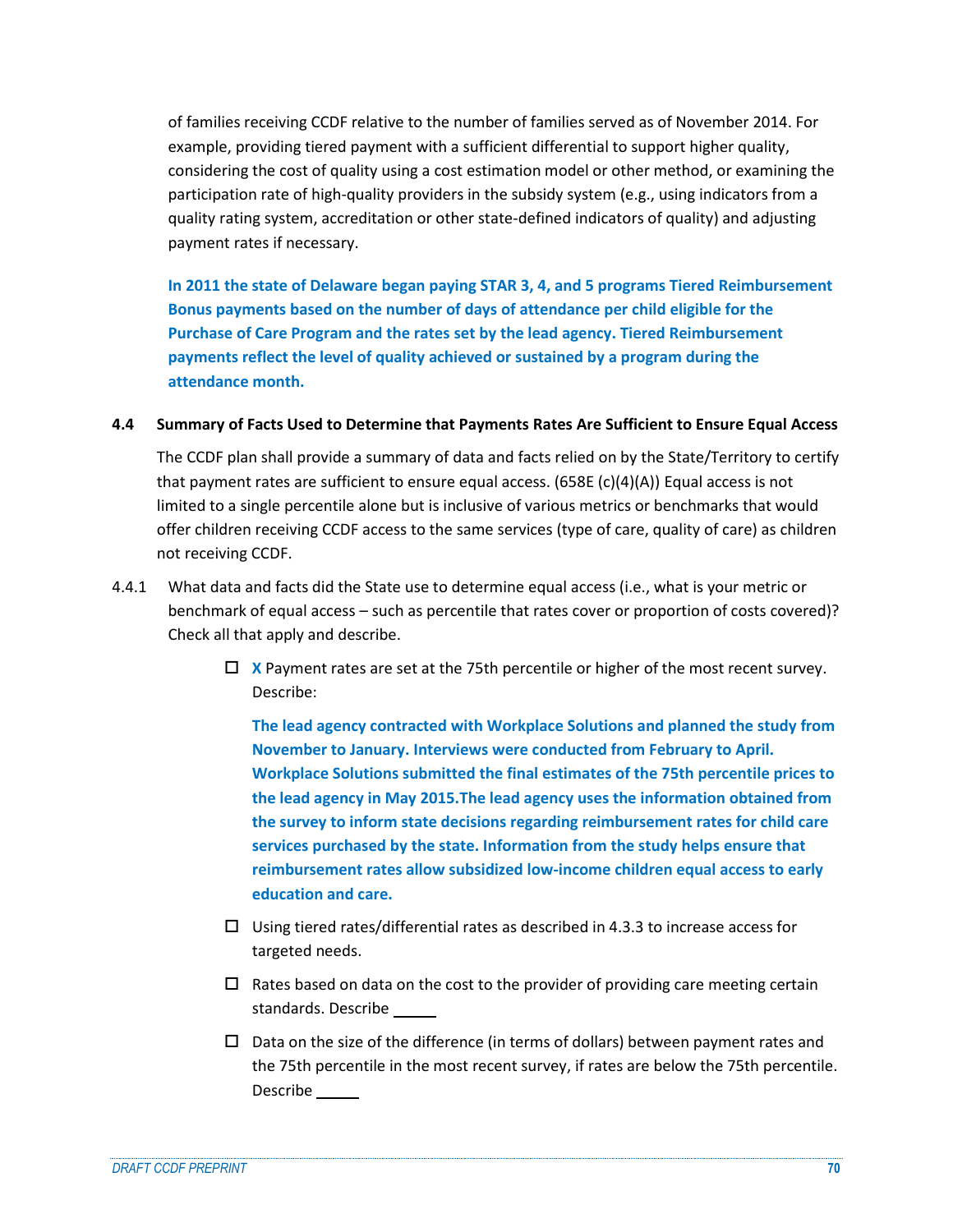of families receiving CCDF relative to the number of families served as of November 2014. For example, providing tiered payment with a sufficient differential to support higher quality, considering the cost of quality using a cost estimation model or other method, or examining the participation rate of high-quality providers in the subsidy system (e.g., using indicators from a quality rating system, accreditation or other state-defined indicators of quality) and adjusting payment rates if necessary.

**In 2011 the state of Delaware began paying STAR 3, 4, and 5 programs Tiered Reimbursement Bonus payments based on the number of days of attendance per child eligible for the Purchase of Care Program and the rates set by the lead agency. Tiered Reimbursement payments reflect the level of quality achieved or sustained by a program during the attendance month.**

**4.4 Summary of Facts Used to Determine that Payments Rates Are Sufficient to Ensure Equal Access**

The CCDF plan shall provide a summary of data and facts relied on by the State/Territory to certify that payment rates are sufficient to ensure equal access. (658E (c)(4)(A)) Equal access is not limited to a single percentile alone but is inclusive of various metrics or benchmarks that would offer children receiving CCDF access to the same services (type of care, quality of care) as children not receiving CCDF.

4.4.1 What data and facts did the State use to determine equal access (i.e., what is your metric or benchmark of equal access – such as percentile that rates cover or proportion of costs covered)? Check all that apply and describe.

- ☐ **X** Payment rates are set at the 75th percentile or higher of the most recent survey. Describe:

  **The lead agency contracted with Workplace Solutions and planned the study from November to January. Interviews were conducted from February to April. Workplace Solutions submitted the final estimates of the 75th percentile prices to the lead agency in May 2015.The lead agency uses the information obtained from the survey to inform state decisions regarding reimbursement rates for child care services purchased by the state. Information from the study helps ensure that reimbursement rates allow subsidized low-income children equal access to early education and care.**

- ☐ Using tiered rates/differential rates as described in 4.3.3 to increase access for targeted needs.

- ☐ Rates based on data on the cost to the provider of providing care meeting certain standards. Describe \_\_\_\_\_

- ☐ Data on the size of the difference (in terms of dollars) between payment rates and the 75th percentile in the most recent survey, if rates are below the 75th percentile. Describe \_\_\_\_\_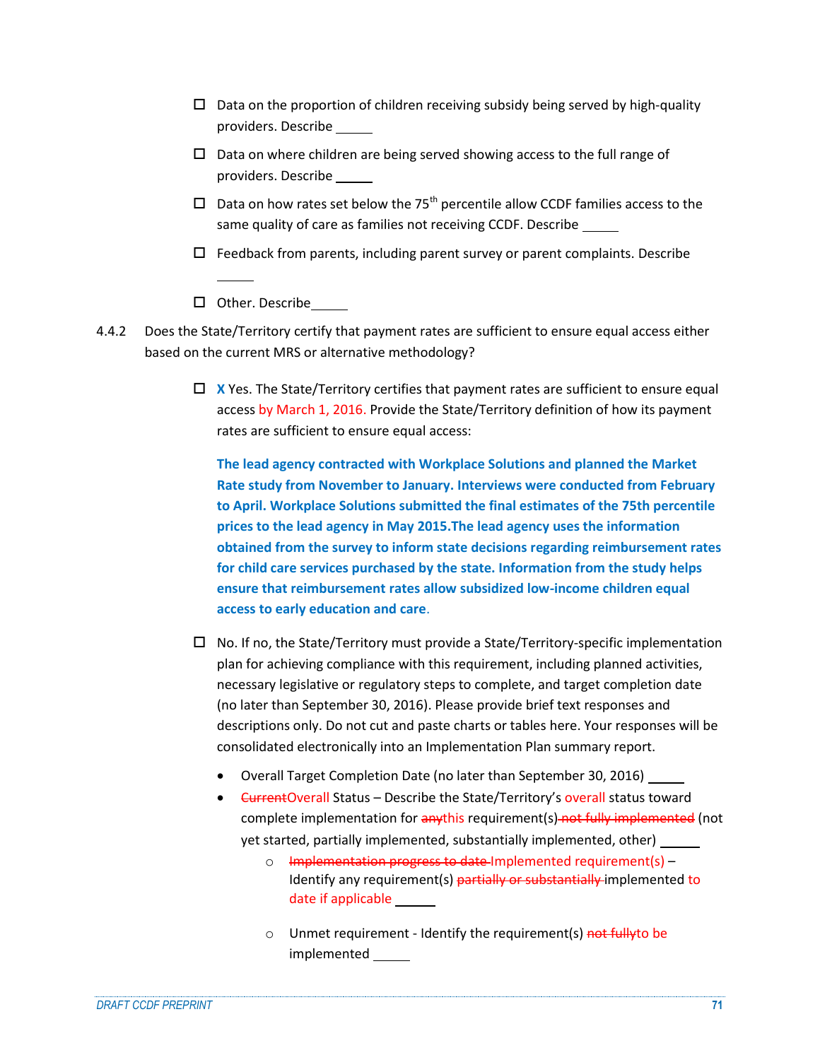- ☐ Data on the proportion of children receiving subsidy being served by high-quality providers. Describe _____
- ☐ Data on where children are being served showing access to the full range of providers. Describe _____
- ☐ Data on how rates set below the 75th percentile allow CCDF families access to the same quality of care as families not receiving CCDF. Describe _____
- ☐ Feedback from parents, including parent survey or parent complaints. Describe _____
- ☐ Other. Describe_____

4.4.2 Does the State/Territory certify that payment rates are sufficient to ensure equal access either based on the current MRS or alternative methodology?

- ☐ X Yes. The State/Territory certifies that payment rates are sufficient to ensure equal access by March 1, 2016. Provide the State/Territory definition of how its payment rates are sufficient to ensure equal access:

  **The lead agency contracted with Workplace Solutions and planned the Market Rate study from November to January. Interviews were conducted from February to April. Workplace Solutions submitted the final estimates of the 75th percentile prices to the lead agency in May 2015.The lead agency uses the information obtained from the survey to inform state decisions regarding reimbursement rates for child care services purchased by the state. Information from the study helps ensure that reimbursement rates allow subsidized low-income children equal access to early education and care.**

- ☐ No. If no, the State/Territory must provide a State/Territory-specific implementation plan for achieving compliance with this requirement, including planned activities, necessary legislative or regulatory steps to complete, and target completion date (no later than September 30, 2016). Please provide brief text responses and descriptions only. Do not cut and paste charts or tables here. Your responses will be consolidated electronically into an Implementation Plan summary report.
  - Overall Target Completion Date (no later than September 30, 2016) _____
  - ~~Current~~Overall Status – Describe the State/Territory's overall status toward complete implementation for ~~any~~this requirement(s) ~~not fully implemented~~ (not yet started, partially implemented, substantially implemented, other) _____
    - ~~Implementation progress to date~~ Implemented requirement(s) – Identify any requirement(s) ~~partially or substantially~~ implemented to date if applicable _____
    - Unmet requirement - Identify the requirement(s) ~~not fully~~to be implemented _____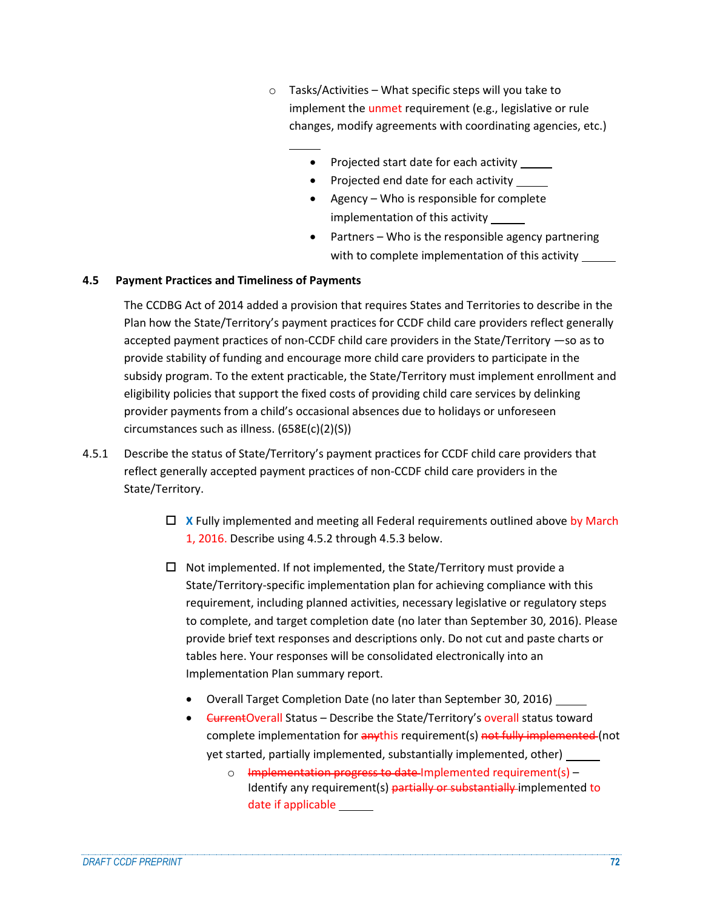- Tasks/Activities – What specific steps will you take to implement the unmet requirement (e.g., legislative or rule changes, modify agreements with coordinating agencies, etc.)

  \_\_\_\_\_

  - Projected start date for each activity \_\_\_\_\_
  - Projected end date for each activity \_\_\_\_\_
  - Agency – Who is responsible for complete implementation of this activity \_\_\_\_\_
  - Partners – Who is the responsible agency partnering with to complete implementation of this activity \_\_\_\_\_

### 4.5 Payment Practices and Timeliness of Payments

The CCDBG Act of 2014 added a provision that requires States and Territories to describe in the Plan how the State/Territory's payment practices for CCDF child care providers reflect generally accepted payment practices of non-CCDF child care providers in the State/Territory —so as to provide stability of funding and encourage more child care providers to participate in the subsidy program. To the extent practicable, the State/Territory must implement enrollment and eligibility policies that support the fixed costs of providing child care services by delinking provider payments from a child's occasional absences due to holidays or unforeseen circumstances such as illness. (658E(c)(2)(S))

4.5.1 Describe the status of State/Territory's payment practices for CCDF child care providers that reflect generally accepted payment practices of non-CCDF child care providers in the State/Territory.

- ☐ X Fully implemented and meeting all Federal requirements outlined above by March 1, 2016. Describe using 4.5.2 through 4.5.3 below.

- ☐ Not implemented. If not implemented, the State/Territory must provide a State/Territory-specific implementation plan for achieving compliance with this requirement, including planned activities, necessary legislative or regulatory steps to complete, and target completion date (no later than September 30, 2016). Please provide brief text responses and descriptions only. Do not cut and paste charts or tables here. Your responses will be consolidated electronically into an Implementation Plan summary report.

  - Overall Target Completion Date (no later than September 30, 2016) \_\_\_\_\_
  - ~~Current~~Overall Status – Describe the State/Territory's overall status toward complete implementation for ~~any~~this requirement(s) ~~not fully implemented~~ (not yet started, partially implemented, substantially implemented, other) \_\_\_\_\_
    - ~~Implementation progress to date~~ Implemented requirement(s) – Identify any requirement(s) ~~partially or substantially~~ implemented to date if applicable \_\_\_\_\_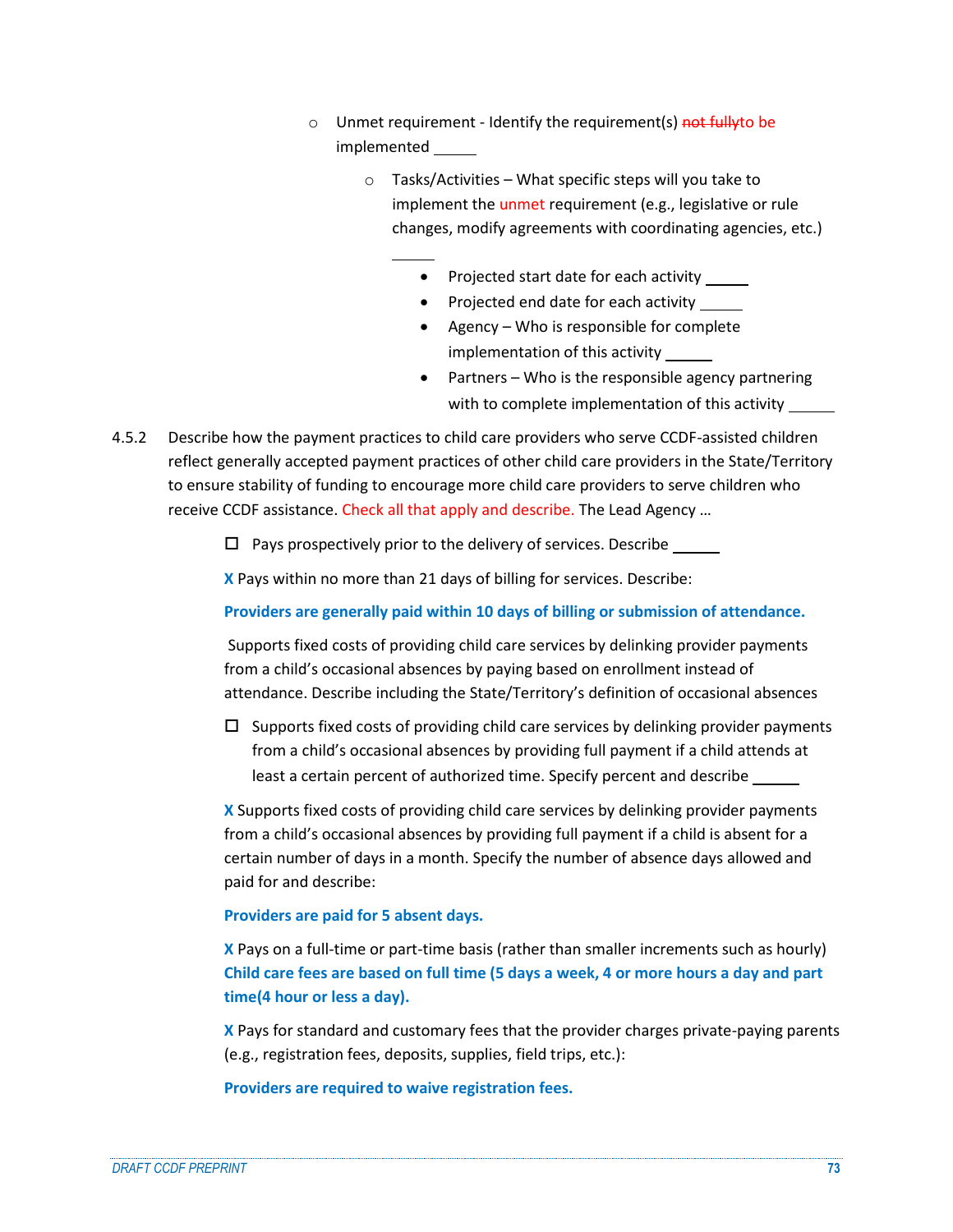- Unmet requirement - Identify the requirement(s) ~~not fully~~to be implemented ______
    - Tasks/Activities – What specific steps will you take to implement the unmet requirement (e.g., legislative or rule changes, modify agreements with coordinating agencies, etc.)

      ______

        - Projected start date for each activity ______
        - Projected end date for each activity ______
        - Agency – Who is responsible for complete implementation of this activity ______
        - Partners – Who is the responsible agency partnering with to complete implementation of this activity ______

4.5.2 Describe how the payment practices to child care providers who serve CCDF-assisted children reflect generally accepted payment practices of other child care providers in the State/Territory to ensure stability of funding to encourage more child care providers to serve children who receive CCDF assistance. Check all that apply and describe. The Lead Agency …

☐ Pays prospectively prior to the delivery of services. Describe ______

X Pays within no more than 21 days of billing for services. Describe:

**Providers are generally paid within 10 days of billing or submission of attendance.**

Supports fixed costs of providing child care services by delinking provider payments from a child's occasional absences by paying based on enrollment instead of attendance. Describe including the State/Territory's definition of occasional absences

☐ Supports fixed costs of providing child care services by delinking provider payments from a child's occasional absences by providing full payment if a child attends at least a certain percent of authorized time. Specify percent and describe ______

X Supports fixed costs of providing child care services by delinking provider payments from a child's occasional absences by providing full payment if a child is absent for a certain number of days in a month. Specify the number of absence days allowed and paid for and describe:

**Providers are paid for 5 absent days.**

X Pays on a full-time or part-time basis (rather than smaller increments such as hourly) **Child care fees are based on full time (5 days a week, 4 or more hours a day and part time(4 hour or less a day).**

X Pays for standard and customary fees that the provider charges private-paying parents (e.g., registration fees, deposits, supplies, field trips, etc.):

**Providers are required to waive registration fees.**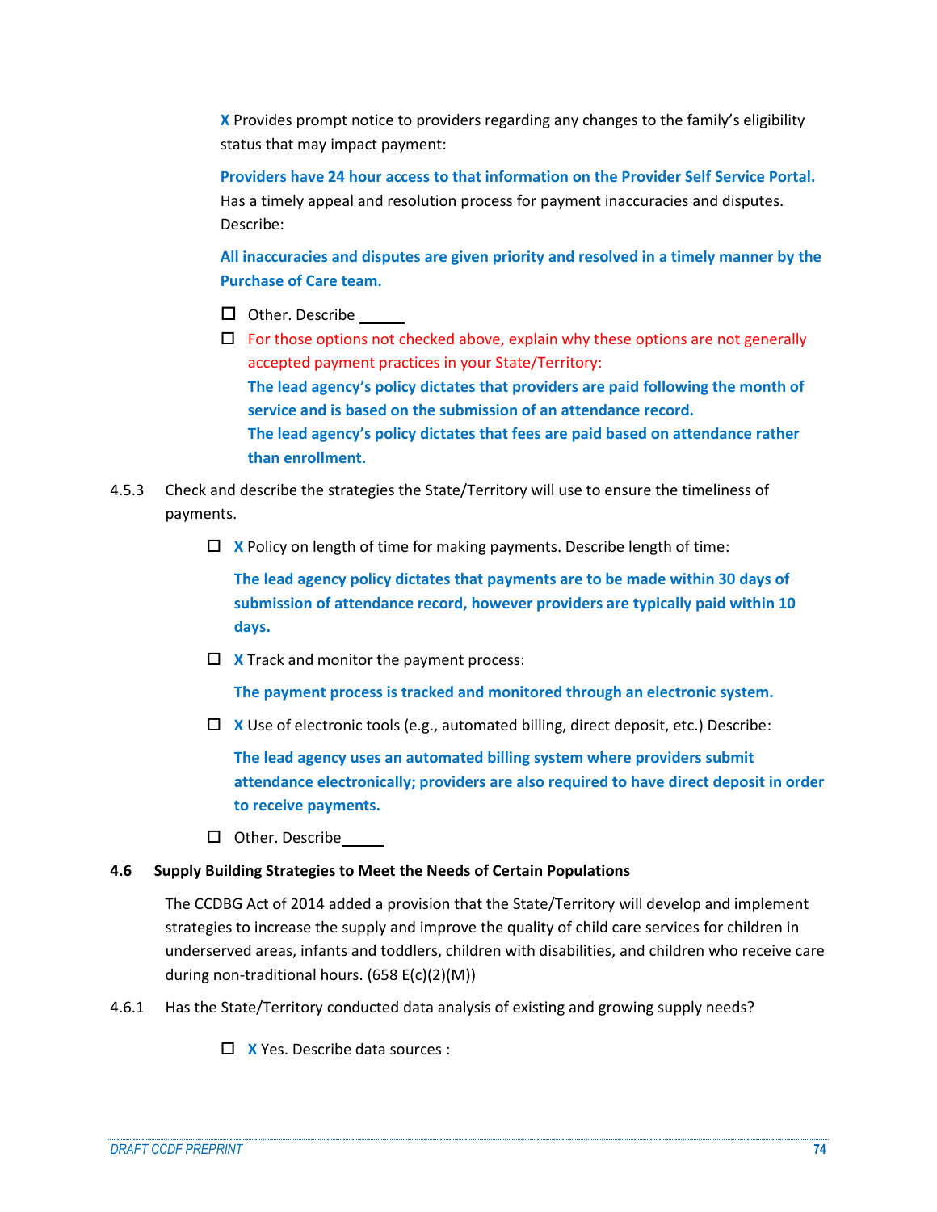X Provides prompt notice to providers regarding any changes to the family's eligibility status that may impact payment:

**Providers have 24 hour access to that information on the Provider Self Service Portal.**
Has a timely appeal and resolution process for payment inaccuracies and disputes. Describe:

**All inaccuracies and disputes are given priority and resolved in a timely manner by the Purchase of Care team.**

- ☐ Other. Describe ______
- ☐ For those options not checked above, explain why these options are not generally accepted payment practices in your State/Territory:
  **The lead agency's policy dictates that providers are paid following the month of service and is based on the submission of an attendance record.**
  **The lead agency's policy dictates that fees are paid based on attendance rather than enrollment.**

4.5.3 Check and describe the strategies the State/Territory will use to ensure the timeliness of payments.

- ☐ X Policy on length of time for making payments. Describe length of time:

  **The lead agency policy dictates that payments are to be made within 30 days of submission of attendance record, however providers are typically paid within 10 days.**

- ☐ X Track and monitor the payment process:

  **The payment process is tracked and monitored through an electronic system.**

- ☐ X Use of electronic tools (e.g., automated billing, direct deposit, etc.) Describe:

  **The lead agency uses an automated billing system where providers submit attendance electronically; providers are also required to have direct deposit in order to receive payments.**

- ☐ Other. Describe_____

## 4.6 Supply Building Strategies to Meet the Needs of Certain Populations

The CCDBG Act of 2014 added a provision that the State/Territory will develop and implement strategies to increase the supply and improve the quality of child care services for children in underserved areas, infants and toddlers, children with disabilities, and children who receive care during non-traditional hours. (658 E(c)(2)(M))

4.6.1 Has the State/Territory conducted data analysis of existing and growing supply needs?

- ☐ X Yes. Describe data sources :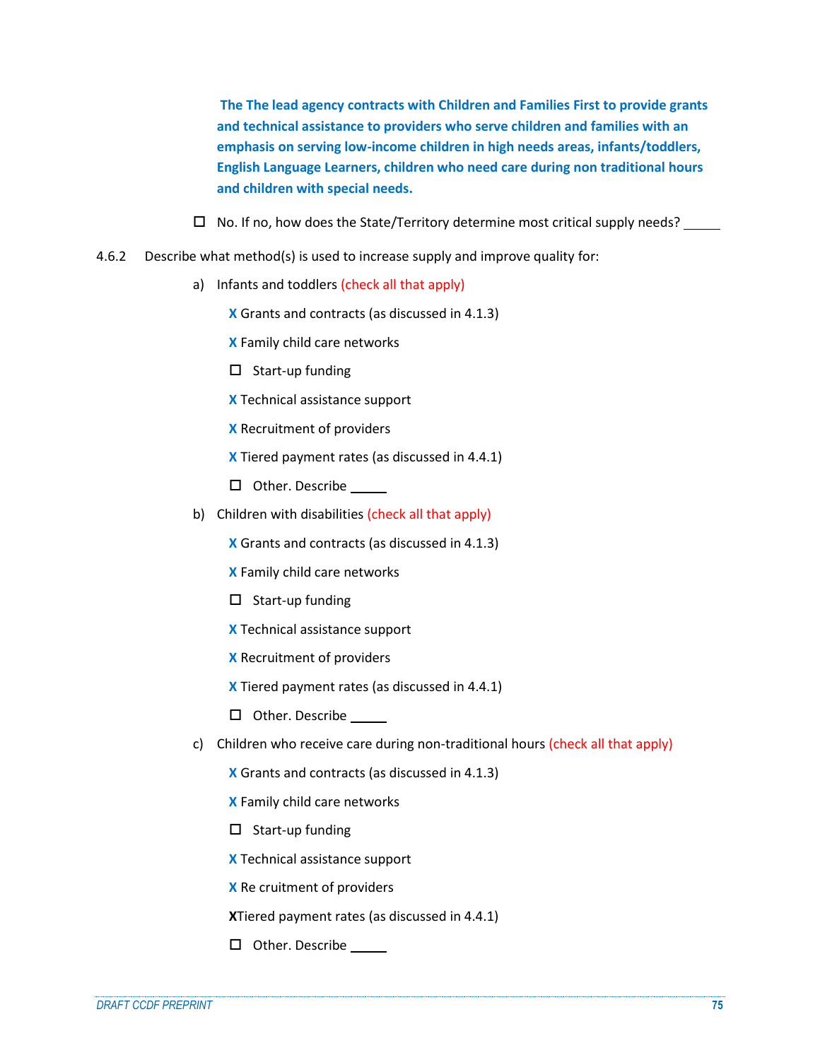**The The lead agency contracts with Children and Families First to provide grants and technical assistance to providers who serve children and families with an emphasis on serving low-income children in high needs areas, infants/toddlers, English Language Learners, children who need care during non traditional hours and children with special needs.**

☐ No. If no, how does the State/Territory determine most critical supply needs? _____

4.6.2 Describe what method(s) is used to increase supply and improve quality for:

a) Infants and toddlers (check all that apply)

- X Grants and contracts (as discussed in 4.1.3)
- X Family child care networks
- ☐ Start-up funding
- X Technical assistance support
- X Recruitment of providers
- X Tiered payment rates (as discussed in 4.4.1)
- ☐ Other. Describe _____

b) Children with disabilities (check all that apply)

- X Grants and contracts (as discussed in 4.1.3)
- X Family child care networks
- ☐ Start-up funding
- X Technical assistance support
- X Recruitment of providers
- X Tiered payment rates (as discussed in 4.4.1)
- ☐ Other. Describe _____

c) Children who receive care during non-traditional hours (check all that apply)

- X Grants and contracts (as discussed in 4.1.3)
- X Family child care networks
- ☐ Start-up funding
- X Technical assistance support
- X Re cruitment of providers
- XTiered payment rates (as discussed in 4.4.1)
- ☐ Other. Describe _____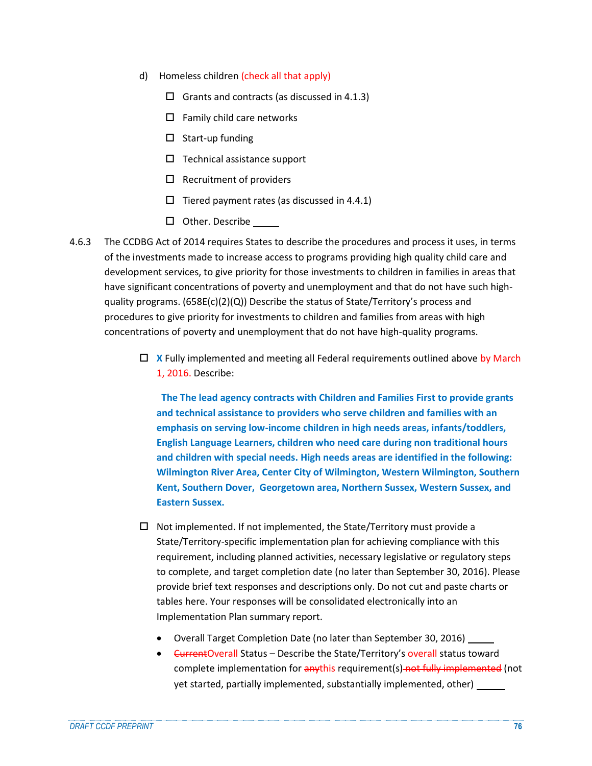d) Homeless children (check all that apply)

- ☐ Grants and contracts (as discussed in 4.1.3)
- ☐ Family child care networks
- ☐ Start-up funding
- ☐ Technical assistance support
- ☐ Recruitment of providers
- ☐ Tiered payment rates (as discussed in 4.4.1)
- ☐ Other. Describe _____

4.6.3 The CCDBG Act of 2014 requires States to describe the procedures and process it uses, in terms of the investments made to increase access to programs providing high quality child care and development services, to give priority for those investments to children in families in areas that have significant concentrations of poverty and unemployment and that do not have such high-quality programs. (658E(c)(2)(Q)) Describe the status of State/Territory's process and procedures to give priority for investments to children and families from areas with high concentrations of poverty and unemployment that do not have high-quality programs.

☐ **X** Fully implemented and meeting all Federal requirements outlined above by March 1, 2016. Describe:

**The The lead agency contracts with Children and Families First to provide grants and technical assistance to providers who serve children and families with an emphasis on serving low-income children in high needs areas, infants/toddlers, English Language Learners, children who need care during non traditional hours and children with special needs. High needs areas are identified in the following: Wilmington River Area, Center City of Wilmington, Western Wilmington, Southern Kent, Southern Dover, Georgetown area, Northern Sussex, Western Sussex, and Eastern Sussex.**

☐ Not implemented. If not implemented, the State/Territory must provide a State/Territory-specific implementation plan for achieving compliance with this requirement, including planned activities, necessary legislative or regulatory steps to complete, and target completion date (no later than September 30, 2016). Please provide brief text responses and descriptions only. Do not cut and paste charts or tables here. Your responses will be consolidated electronically into an Implementation Plan summary report.

- Overall Target Completion Date (no later than September 30, 2016) _____
- ~~Current~~Overall Status – Describe the State/Territory's overall status toward complete implementation for ~~any~~this requirement(s) ~~not fully implemented~~ (not yet started, partially implemented, substantially implemented, other) _____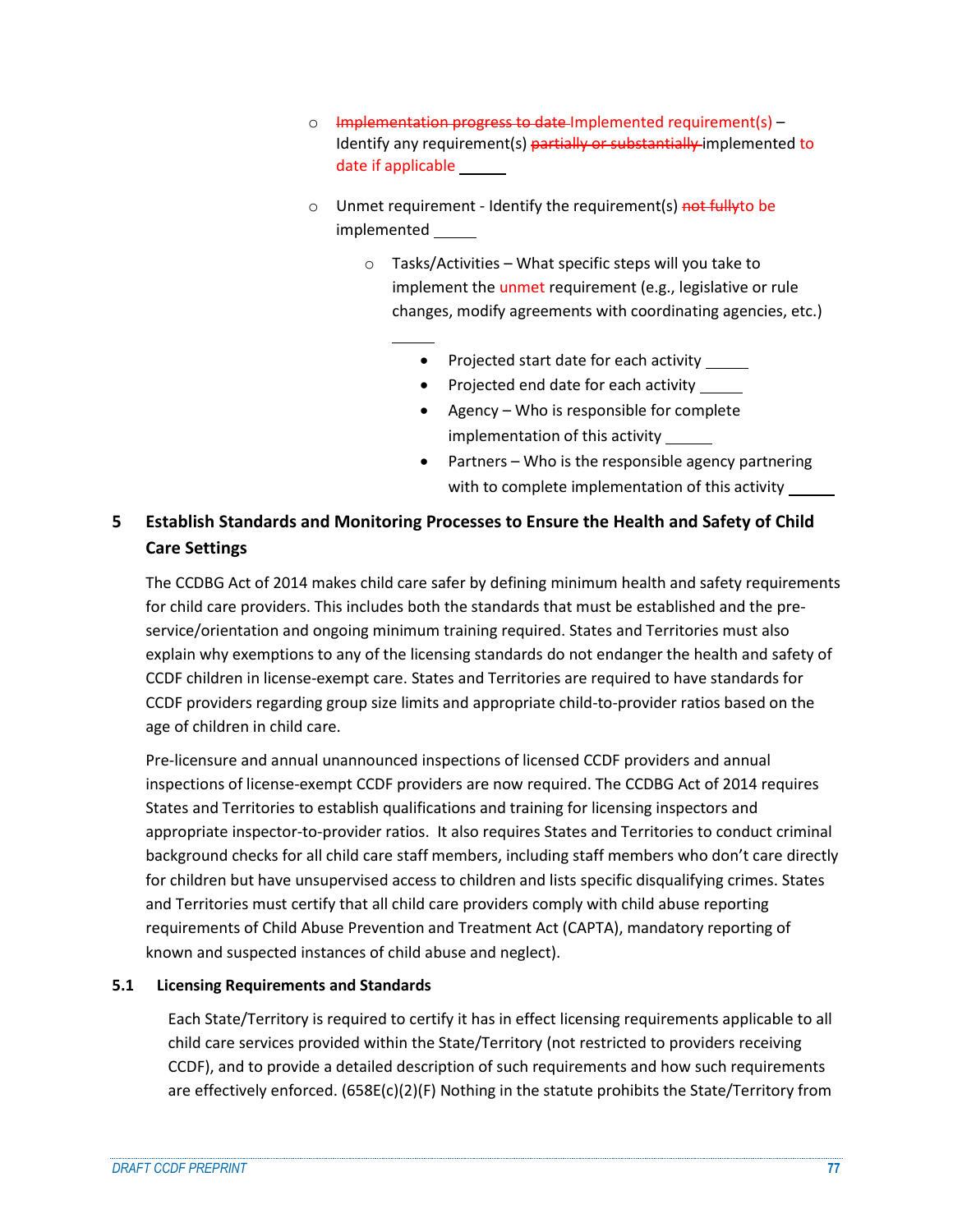- ~~Implementation progress to date~~ Implemented requirement(s) – Identify any requirement(s) ~~partially or substantially~~ implemented to date if applicable ______

- Unmet requirement - Identify the requirement(s) ~~not fully~~to be implemented ______

  - Tasks/Activities – What specific steps will you take to implement the unmet requirement (e.g., legislative or rule changes, modify agreements with coordinating agencies, etc.) ______

    - Projected start date for each activity ______
    - Projected end date for each activity ______
    - Agency – Who is responsible for complete implementation of this activity ______
    - Partners – Who is the responsible agency partnering with to complete implementation of this activity ______

# 5 Establish Standards and Monitoring Processes to Ensure the Health and Safety of Child Care Settings

The CCDBG Act of 2014 makes child care safer by defining minimum health and safety requirements for child care providers. This includes both the standards that must be established and the pre-service/orientation and ongoing minimum training required. States and Territories must also explain why exemptions to any of the licensing standards do not endanger the health and safety of CCDF children in license-exempt care. States and Territories are required to have standards for CCDF providers regarding group size limits and appropriate child-to-provider ratios based on the age of children in child care.

Pre-licensure and annual unannounced inspections of licensed CCDF providers and annual inspections of license-exempt CCDF providers are now required. The CCDBG Act of 2014 requires States and Territories to establish qualifications and training for licensing inspectors and appropriate inspector-to-provider ratios. It also requires States and Territories to conduct criminal background checks for all child care staff members, including staff members who don't care directly for children but have unsupervised access to children and lists specific disqualifying crimes. States and Territories must certify that all child care providers comply with child abuse reporting requirements of Child Abuse Prevention and Treatment Act (CAPTA), mandatory reporting of known and suspected instances of child abuse and neglect).

## 5.1 Licensing Requirements and Standards

Each State/Territory is required to certify it has in effect licensing requirements applicable to all child care services provided within the State/Territory (not restricted to providers receiving CCDF), and to provide a detailed description of such requirements and how such requirements are effectively enforced. (658E(c)(2)(F) Nothing in the statute prohibits the State/Territory from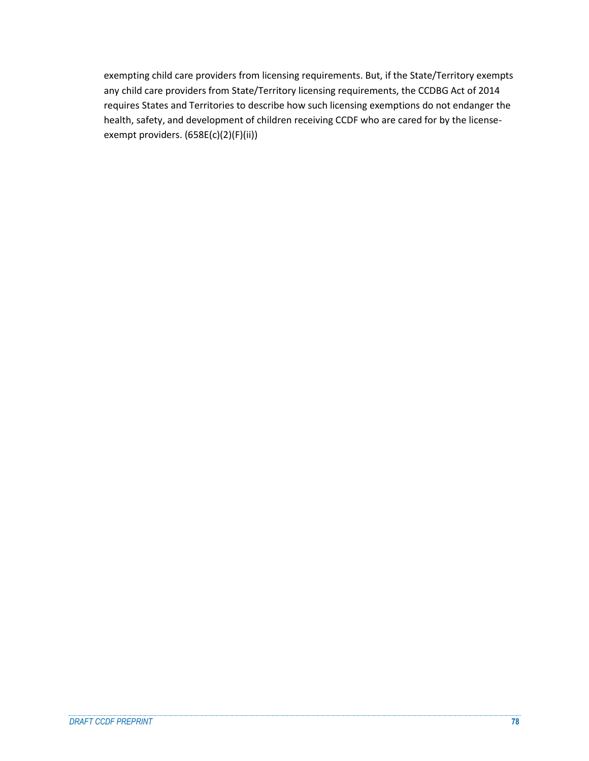exempting child care providers from licensing requirements. But, if the State/Territory exempts any child care providers from State/Territory licensing requirements, the CCDBG Act of 2014 requires States and Territories to describe how such licensing exemptions do not endanger the health, safety, and development of children receiving CCDF who are cared for by the license-exempt providers. (658E(c)(2)(F)(ii))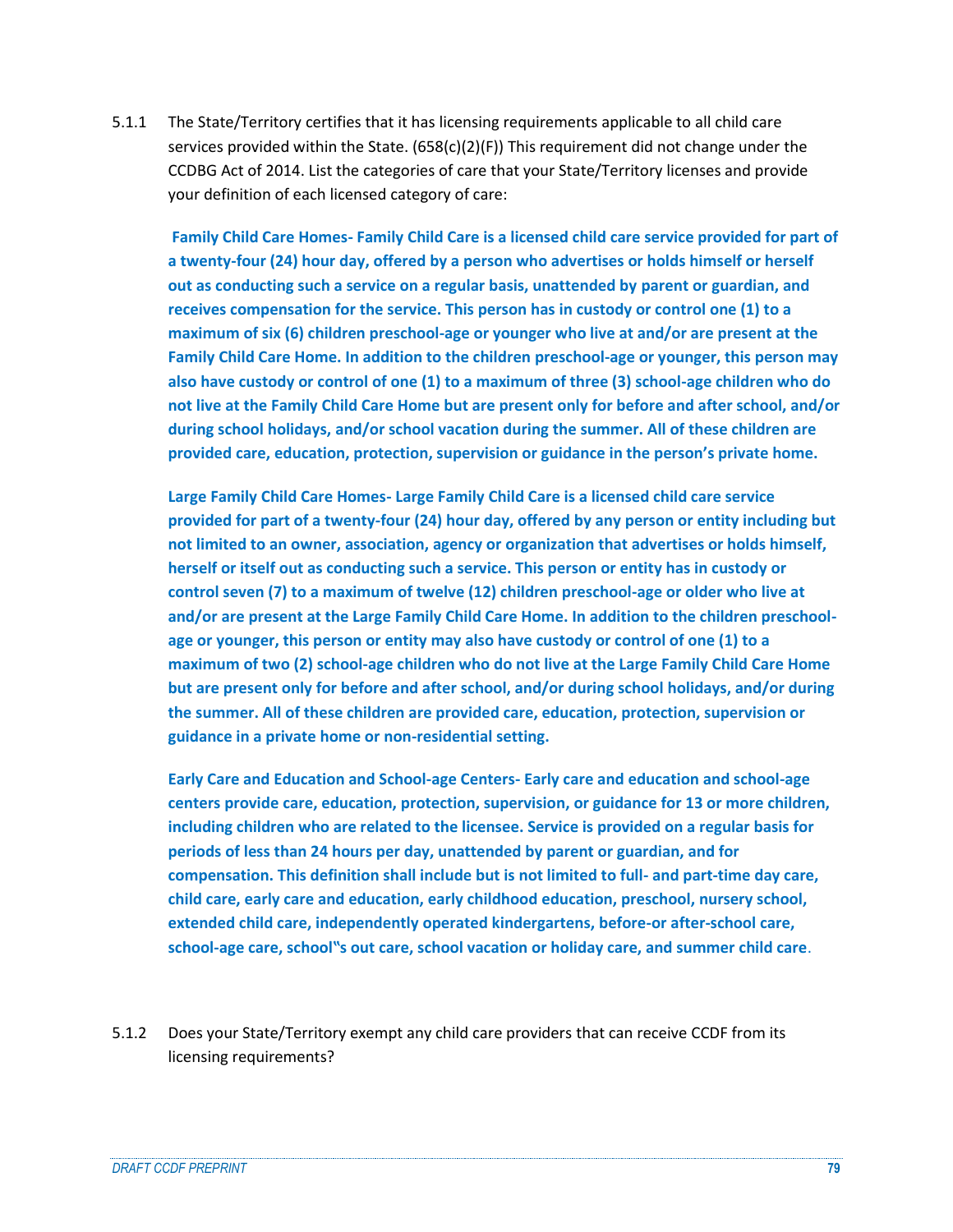5.1.1 The State/Territory certifies that it has licensing requirements applicable to all child care services provided within the State. (658(c)(2)(F)) This requirement did not change under the CCDBG Act of 2014. List the categories of care that your State/Territory licenses and provide your definition of each licensed category of care:

**Family Child Care Homes- Family Child Care is a licensed child care service provided for part of a twenty-four (24) hour day, offered by a person who advertises or holds himself or herself out as conducting such a service on a regular basis, unattended by parent or guardian, and receives compensation for the service. This person has in custody or control one (1) to a maximum of six (6) children preschool-age or younger who live at and/or are present at the Family Child Care Home. In addition to the children preschool-age or younger, this person may also have custody or control of one (1) to a maximum of three (3) school-age children who do not live at the Family Child Care Home but are present only for before and after school, and/or during school holidays, and/or school vacation during the summer. All of these children are provided care, education, protection, supervision or guidance in the person's private home.**

**Large Family Child Care Homes- Large Family Child Care is a licensed child care service provided for part of a twenty-four (24) hour day, offered by any person or entity including but not limited to an owner, association, agency or organization that advertises or holds himself, herself or itself out as conducting such a service. This person or entity has in custody or control seven (7) to a maximum of twelve (12) children preschool-age or older who live at and/or are present at the Large Family Child Care Home. In addition to the children preschool-age or younger, this person or entity may also have custody or control of one (1) to a maximum of two (2) school-age children who do not live at the Large Family Child Care Home but are present only for before and after school, and/or during school holidays, and/or during the summer. All of these children are provided care, education, protection, supervision or guidance in a private home or non-residential setting.**

**Early Care and Education and School-age Centers- Early care and education and school-age centers provide care, education, protection, supervision, or guidance for 13 or more children, including children who are related to the licensee. Service is provided on a regular basis for periods of less than 24 hours per day, unattended by parent or guardian, and for compensation. This definition shall include but is not limited to full- and part-time day care, child care, early care and education, early childhood education, preschool, nursery school, extended child care, independently operated kindergartens, before-or after-school care, school-age care, school‟s out care, school vacation or holiday care, and summer child care**.

5.1.2 Does your State/Territory exempt any child care providers that can receive CCDF from its licensing requirements?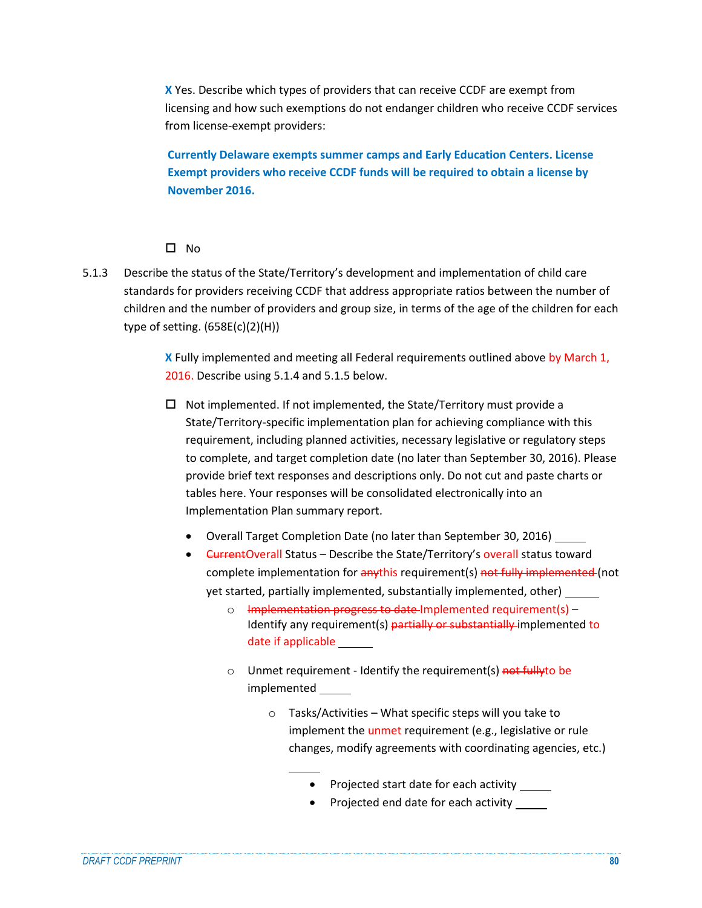**X** Yes. Describe which types of providers that can receive CCDF are exempt from licensing and how such exemptions do not endanger children who receive CCDF services from license-exempt providers:

**Currently Delaware exempts summer camps and Early Education Centers. License Exempt providers who receive CCDF funds will be required to obtain a license by November 2016.**

☐ No

5.1.3 Describe the status of the State/Territory's development and implementation of child care standards for providers receiving CCDF that address appropriate ratios between the number of children and the number of providers and group size, in terms of the age of the children for each type of setting. (658E(c)(2)(H))

**X** Fully implemented and meeting all Federal requirements outlined above by March 1, 2016. Describe using 5.1.4 and 5.1.5 below.

☐ Not implemented. If not implemented, the State/Territory must provide a State/Territory-specific implementation plan for achieving compliance with this requirement, including planned activities, necessary legislative or regulatory steps to complete, and target completion date (no later than September 30, 2016). Please provide brief text responses and descriptions only. Do not cut and paste charts or tables here. Your responses will be consolidated electronically into an Implementation Plan summary report.

- Overall Target Completion Date (no later than September 30, 2016) _____
- ~~Current~~Overall Status – Describe the State/Territory's overall status toward complete implementation for ~~any~~this requirement(s) ~~not fully implemented~~ (not yet started, partially implemented, substantially implemented, other) _____
  - ~~Implementation progress to date~~ Implemented requirement(s) – Identify any requirement(s) ~~partially or substantially~~ implemented to date if applicable _____
  - Unmet requirement - Identify the requirement(s) ~~not fully~~to be implemented _____
    - Tasks/Activities – What specific steps will you take to implement the unmet requirement (e.g., legislative or rule changes, modify agreements with coordinating agencies, etc.)

      _____
      - Projected start date for each activity _____
      - Projected end date for each activity _____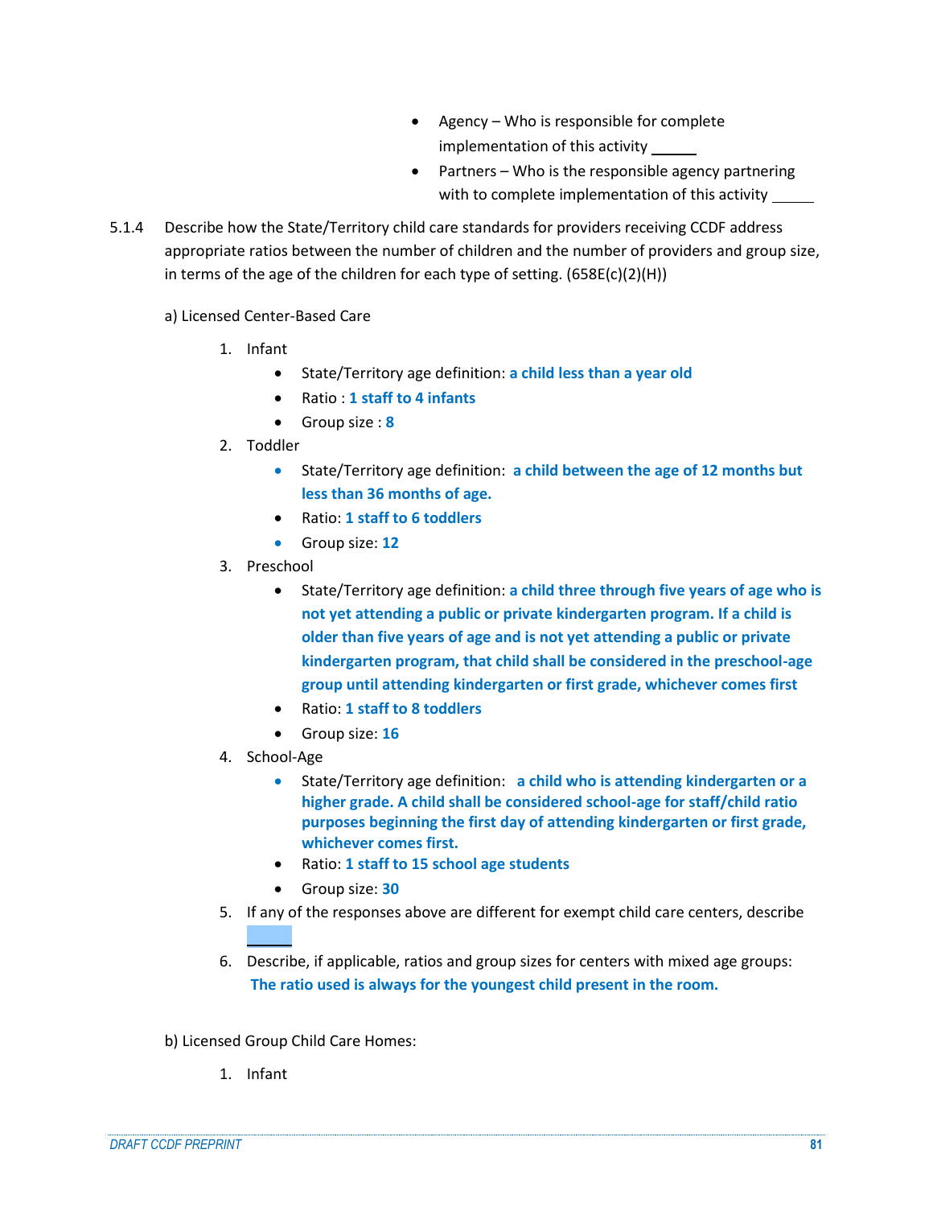- Agency – Who is responsible for complete implementation of this activity ______
- Partners – Who is the responsible agency partnering with to complete implementation of this activity ______

5.1.4 Describe how the State/Territory child care standards for providers receiving CCDF address appropriate ratios between the number of children and the number of providers and group size, in terms of the age of the children for each type of setting. (658E(c)(2)(H))

a) Licensed Center-Based Care

1. Infant
   - State/Territory age definition: **a child less than a year old**
   - Ratio : **1 staff to 4 infants**
   - Group size : **8**
2. Toddler
   - State/Territory age definition: **a child between the age of 12 months but less than 36 months of age.**
   - Ratio: **1 staff to 6 toddlers**
   - Group size: **12**
3. Preschool
   - State/Territory age definition: **a child three through five years of age who is not yet attending a public or private kindergarten program. If a child is older than five years of age and is not yet attending a public or private kindergarten program, that child shall be considered in the preschool-age group until attending kindergarten or first grade, whichever comes first**
   - Ratio: **1 staff to 8 toddlers**
   - Group size: **16**
4. School-Age
   - State/Territory age definition: **a child who is attending kindergarten or a higher grade. A child shall be considered school-age for staff/child ratio purposes beginning the first day of attending kindergarten or first grade, whichever comes first.**
   - Ratio: **1 staff to 15 school age students**
   - Group size: **30**
5. If any of the responses above are different for exempt child care centers, describe ______
6. Describe, if applicable, ratios and group sizes for centers with mixed age groups: **The ratio used is always for the youngest child present in the room.**

b) Licensed Group Child Care Homes:

1. Infant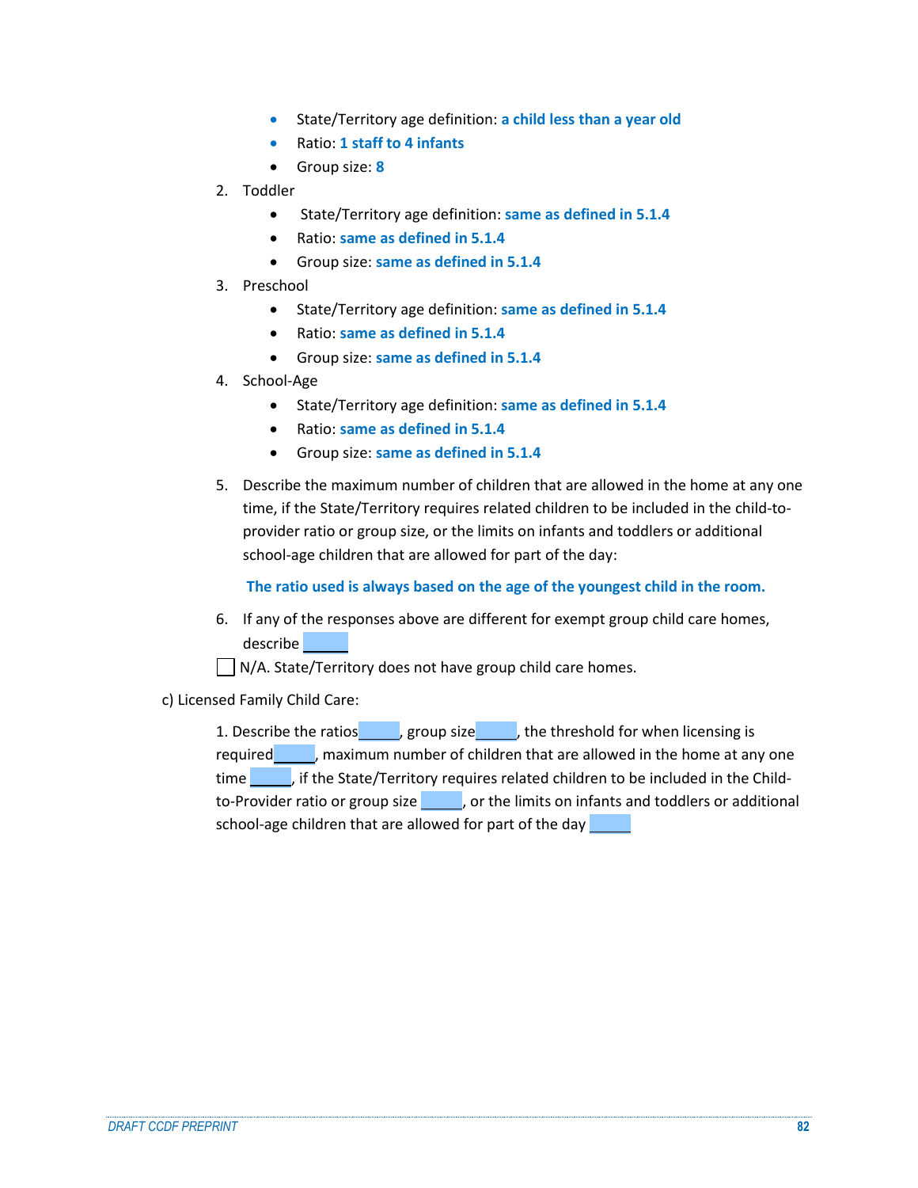- State/Territory age definition: **a child less than a year old**
- Ratio: **1 staff to 4 infants**
- Group size: **8**

2. Toddler
   - State/Territory age definition: **same as defined in 5.1.4**
   - Ratio: **same as defined in 5.1.4**
   - Group size: **same as defined in 5.1.4**
3. Preschool
   - State/Territory age definition: **same as defined in 5.1.4**
   - Ratio: **same as defined in 5.1.4**
   - Group size: **same as defined in 5.1.4**
4. School-Age
   - State/Territory age definition: **same as defined in 5.1.4**
   - Ratio: **same as defined in 5.1.4**
   - Group size: **same as defined in 5.1.4**
5. Describe the maximum number of children that are allowed in the home at any one time, if the State/Territory requires related children to be included in the child-to-provider ratio or group size, or the limits on infants and toddlers or additional school-age children that are allowed for part of the day:

   **The ratio used is always based on the age of the youngest child in the room.**

6. If any of the responses above are different for exempt group child care homes, describe ______

☐ N/A. State/Territory does not have group child care homes.

c) Licensed Family Child Care:

1. Describe the ratios______, group size______, the threshold for when licensing is required______, maximum number of children that are allowed in the home at any one time ______, if the State/Territory requires related children to be included in the Child-to-Provider ratio or group size ______, or the limits on infants and toddlers or additional school-age children that are allowed for part of the day ______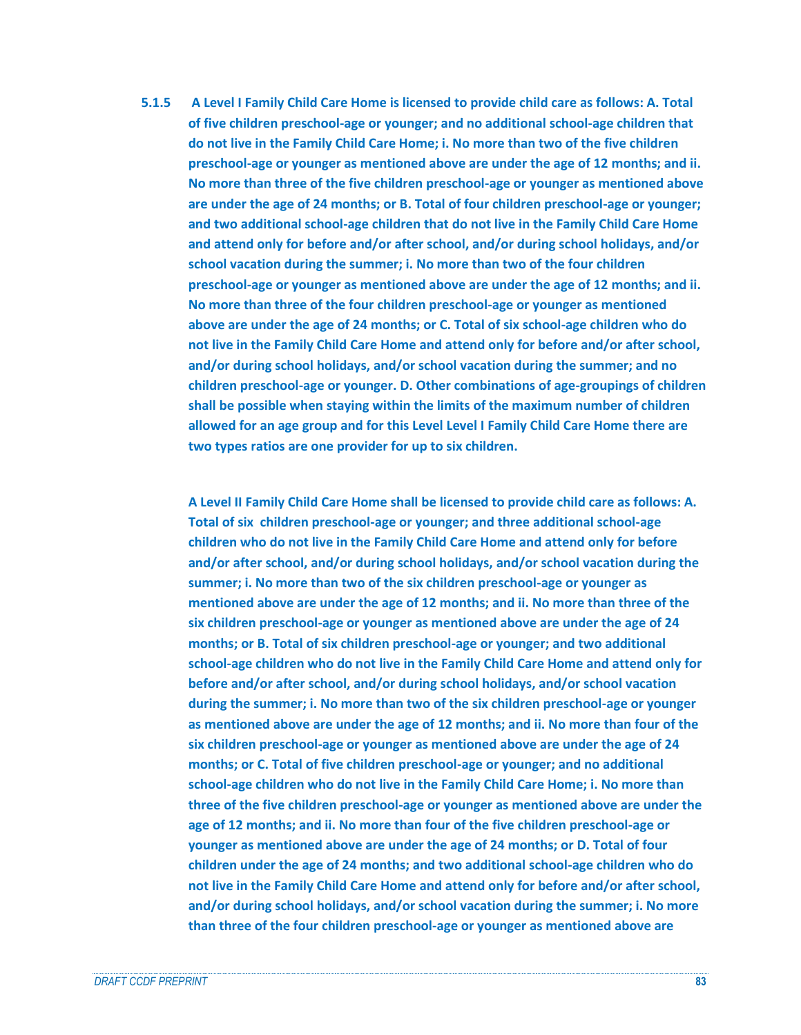**5.1.5 A Level I Family Child Care Home is licensed to provide child care as follows: A. Total of five children preschool-age or younger; and no additional school-age children that do not live in the Family Child Care Home; i. No more than two of the five children preschool-age or younger as mentioned above are under the age of 12 months; and ii. No more than three of the five children preschool-age or younger as mentioned above are under the age of 24 months; or B. Total of four children preschool-age or younger; and two additional school-age children that do not live in the Family Child Care Home and attend only for before and/or after school, and/or during school holidays, and/or school vacation during the summer; i. No more than two of the four children preschool-age or younger as mentioned above are under the age of 12 months; and ii. No more than three of the four children preschool-age or younger as mentioned above are under the age of 24 months; or C. Total of six school-age children who do not live in the Family Child Care Home and attend only for before and/or after school, and/or during school holidays, and/or school vacation during the summer; and no children preschool-age or younger. D. Other combinations of age-groupings of children shall be possible when staying within the limits of the maximum number of children allowed for an age group and for this Level Level I Family Child Care Home there are two types ratios are one provider for up to six children.**

**A Level II Family Child Care Home shall be licensed to provide child care as follows: A. Total of six children preschool-age or younger; and three additional school-age children who do not live in the Family Child Care Home and attend only for before and/or after school, and/or during school holidays, and/or school vacation during the summer; i. No more than two of the six children preschool-age or younger as mentioned above are under the age of 12 months; and ii. No more than three of the six children preschool-age or younger as mentioned above are under the age of 24 months; or B. Total of six children preschool-age or younger; and two additional school-age children who do not live in the Family Child Care Home and attend only for before and/or after school, and/or during school holidays, and/or school vacation during the summer; i. No more than two of the six children preschool-age or younger as mentioned above are under the age of 12 months; and ii. No more than four of the six children preschool-age or younger as mentioned above are under the age of 24 months; or C. Total of five children preschool-age or younger; and no additional school-age children who do not live in the Family Child Care Home; i. No more than three of the five children preschool-age or younger as mentioned above are under the age of 12 months; and ii. No more than four of the five children preschool-age or younger as mentioned above are under the age of 24 months; or D. Total of four children under the age of 24 months; and two additional school-age children who do not live in the Family Child Care Home and attend only for before and/or after school, and/or during school holidays, and/or school vacation during the summer; i. No more than three of the four children preschool-age or younger as mentioned above are**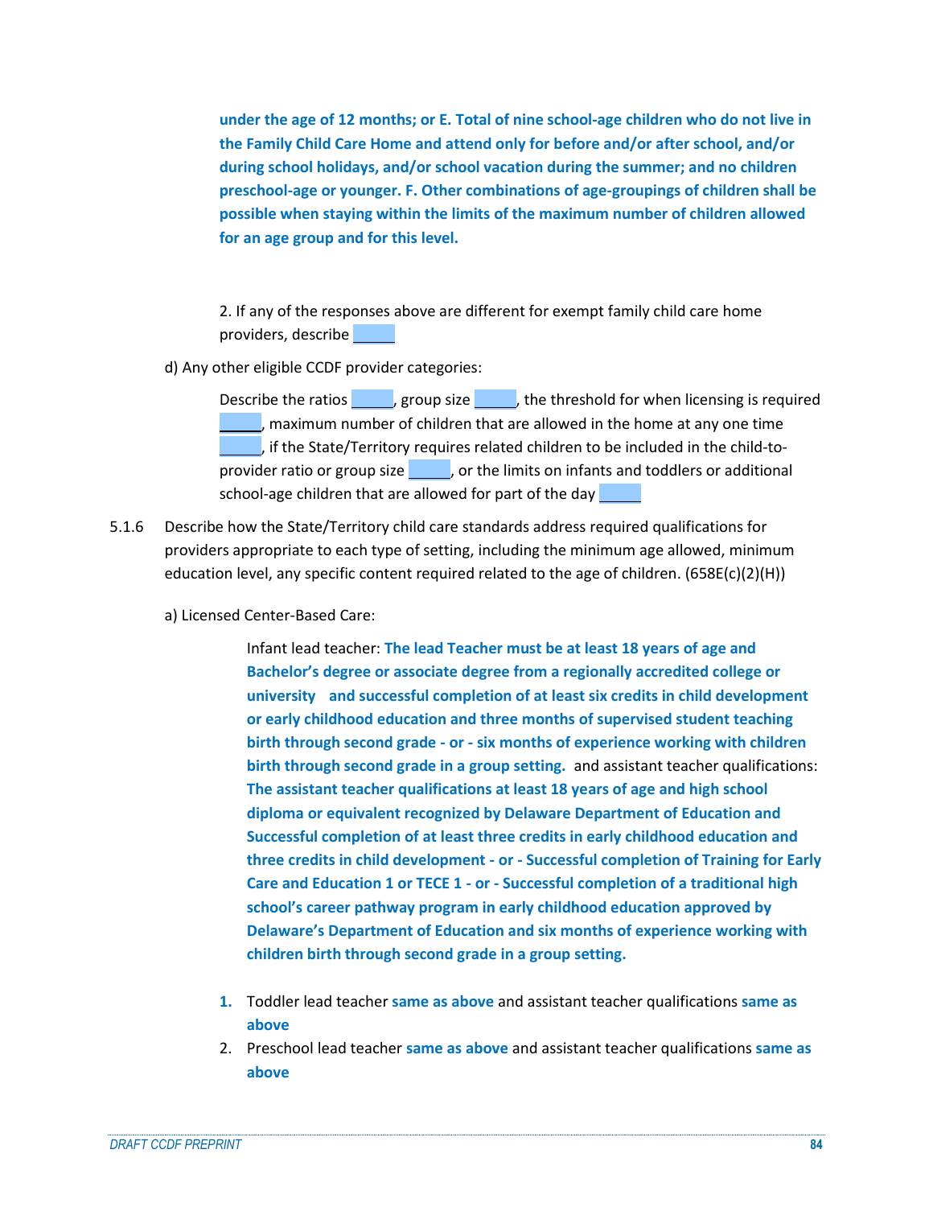**under the age of 12 months; or E. Total of nine school-age children who do not live in the Family Child Care Home and attend only for before and/or after school, and/or during school holidays, and/or school vacation during the summer; and no children preschool-age or younger. F. Other combinations of age-groupings of children shall be possible when staying within the limits of the maximum number of children allowed for an age group and for this level.**

2. If any of the responses above are different for exempt family child care home providers, describe

d) Any other eligible CCDF provider categories:

Describe the ratios , group size , the threshold for when licensing is required , maximum number of children that are allowed in the home at any one time , if the State/Territory requires related children to be included in the child-to-provider ratio or group size , or the limits on infants and toddlers or additional school-age children that are allowed for part of the day

5.1.6 Describe how the State/Territory child care standards address required qualifications for providers appropriate to each type of setting, including the minimum age allowed, minimum education level, any specific content required related to the age of children. (658E(c)(2)(H))

a) Licensed Center-Based Care:

Infant lead teacher: **The lead Teacher must be at least 18 years of age and Bachelor's degree or associate degree from a regionally accredited college or university and successful completion of at least six credits in child development or early childhood education and three months of supervised student teaching birth through second grade - or - six months of experience working with children birth through second grade in a group setting.** and assistant teacher qualifications: **The assistant teacher qualifications at least 18 years of age and high school diploma or equivalent recognized by Delaware Department of Education and Successful completion of at least three credits in early childhood education and three credits in child development - or - Successful completion of Training for Early Care and Education 1 or TECE 1 - or - Successful completion of a traditional high school's career pathway program in early childhood education approved by Delaware's Department of Education and six months of experience working with children birth through second grade in a group setting.**

1. Toddler lead teacher **same as above** and assistant teacher qualifications **same as above**
2. Preschool lead teacher **same as above** and assistant teacher qualifications **same as above**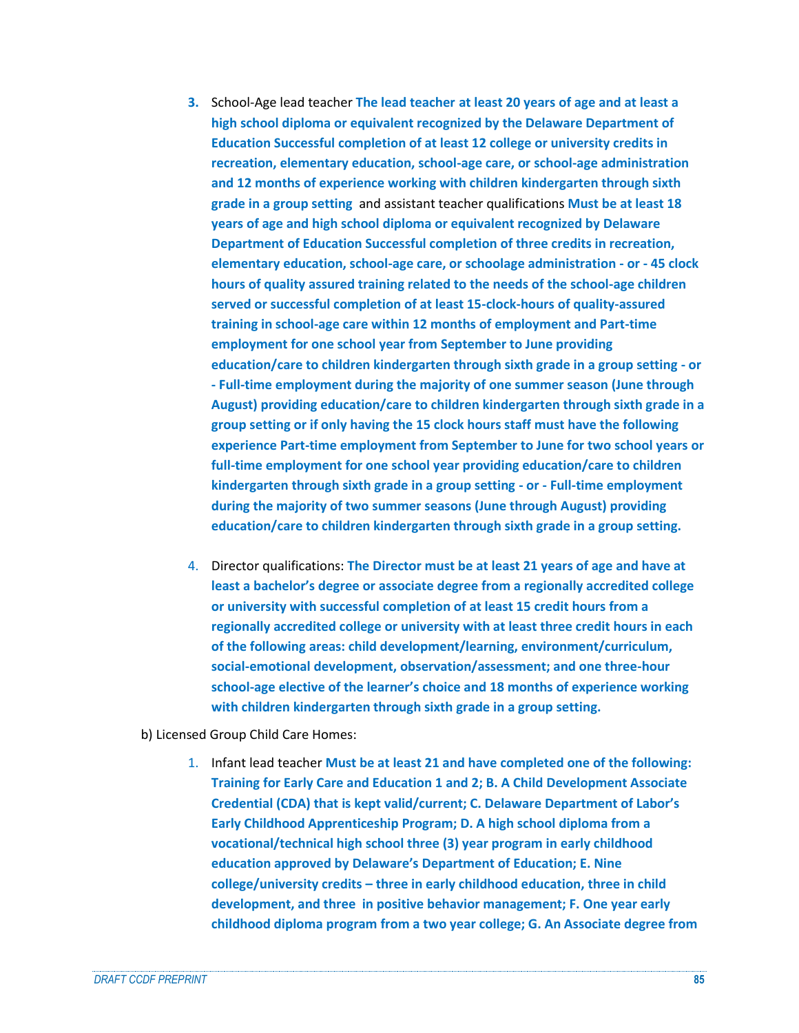3. School-Age lead teacher **The lead teacher at least 20 years of age and at least a high school diploma or equivalent recognized by the Delaware Department of Education Successful completion of at least 12 college or university credits in recreation, elementary education, school-age care, or school-age administration and 12 months of experience working with children kindergarten through sixth grade in a group setting** and assistant teacher qualifications **Must be at least 18 years of age and high school diploma or equivalent recognized by Delaware Department of Education Successful completion of three credits in recreation, elementary education, school-age care, or schoolage administration - or - 45 clock hours of quality assured training related to the needs of the school-age children served or successful completion of at least 15-clock-hours of quality-assured training in school-age care within 12 months of employment and Part-time employment for one school year from September to June providing education/care to children kindergarten through sixth grade in a group setting - or - Full-time employment during the majority of one summer season (June through August) providing education/care to children kindergarten through sixth grade in a group setting or if only having the 15 clock hours staff must have the following experience Part-time employment from September to June for two school years or full-time employment for one school year providing education/care to children kindergarten through sixth grade in a group setting - or - Full-time employment during the majority of two summer seasons (June through August) providing education/care to children kindergarten through sixth grade in a group setting.**

4. Director qualifications: **The Director must be at least 21 years of age and have at least a bachelor's degree or associate degree from a regionally accredited college or university with successful completion of at least 15 credit hours from a regionally accredited college or university with at least three credit hours in each of the following areas: child development/learning, environment/curriculum, social-emotional development, observation/assessment; and one three-hour school-age elective of the learner's choice and 18 months of experience working with children kindergarten through sixth grade in a group setting.**

b) Licensed Group Child Care Homes:

1. Infant lead teacher **Must be at least 21 and have completed one of the following: Training for Early Care and Education 1 and 2; B. A Child Development Associate Credential (CDA) that is kept valid/current; C. Delaware Department of Labor's Early Childhood Apprenticeship Program; D. A high school diploma from a vocational/technical high school three (3) year program in early childhood education approved by Delaware's Department of Education; E. Nine college/university credits – three in early childhood education, three in child development, and three in positive behavior management; F. One year early childhood diploma program from a two year college; G. An Associate degree from**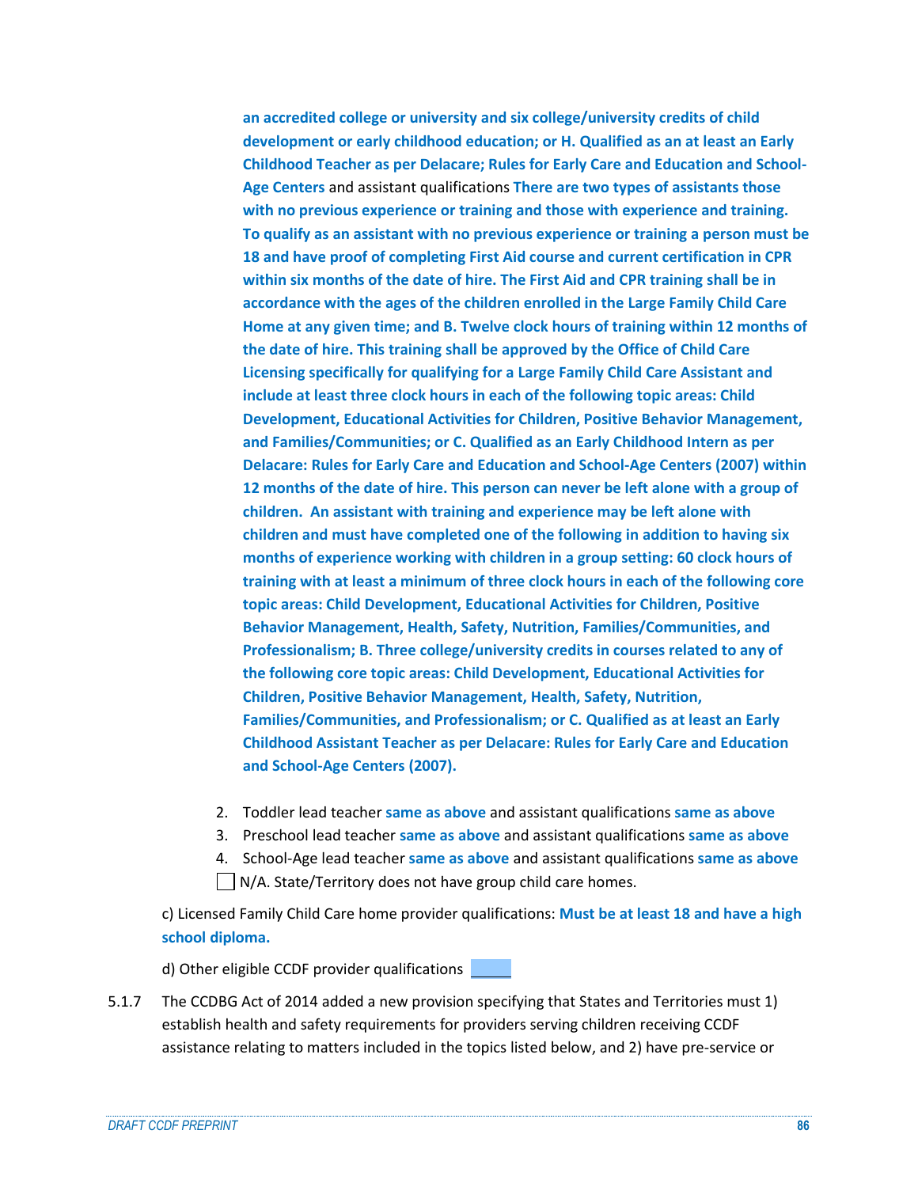**an accredited college or university and six college/university credits of child development or early childhood education; or H. Qualified as an at least an Early Childhood Teacher as per Delacare; Rules for Early Care and Education and School-Age Centers** and assistant qualifications **There are two types of assistants those with no previous experience or training and those with experience and training. To qualify as an assistant with no previous experience or training a person must be 18 and have proof of completing First Aid course and current certification in CPR within six months of the date of hire. The First Aid and CPR training shall be in accordance with the ages of the children enrolled in the Large Family Child Care Home at any given time; and B. Twelve clock hours of training within 12 months of the date of hire. This training shall be approved by the Office of Child Care Licensing specifically for qualifying for a Large Family Child Care Assistant and include at least three clock hours in each of the following topic areas: Child Development, Educational Activities for Children, Positive Behavior Management, and Families/Communities; or C. Qualified as an Early Childhood Intern as per Delacare: Rules for Early Care and Education and School-Age Centers (2007) within 12 months of the date of hire. This person can never be left alone with a group of children. An assistant with training and experience may be left alone with children and must have completed one of the following in addition to having six months of experience working with children in a group setting: 60 clock hours of training with at least a minimum of three clock hours in each of the following core topic areas: Child Development, Educational Activities for Children, Positive Behavior Management, Health, Safety, Nutrition, Families/Communities, and Professionalism; B. Three college/university credits in courses related to any of the following core topic areas: Child Development, Educational Activities for Children, Positive Behavior Management, Health, Safety, Nutrition, Families/Communities, and Professionalism; or C. Qualified as at least an Early Childhood Assistant Teacher as per Delacare: Rules for Early Care and Education and School-Age Centers (2007).**

2. Toddler lead teacher **same as above** and assistant qualifications **same as above**
3. Preschool lead teacher **same as above** and assistant qualifications **same as above**
4. School-Age lead teacher **same as above** and assistant qualifications **same as above**

☐ N/A. State/Territory does not have group child care homes.

c) Licensed Family Child Care home provider qualifications: **Must be at least 18 and have a high school diploma.**

d) Other eligible CCDF provider qualifications

5.1.7 The CCDBG Act of 2014 added a new provision specifying that States and Territories must 1) establish health and safety requirements for providers serving children receiving CCDF assistance relating to matters included in the topics listed below, and 2) have pre-service or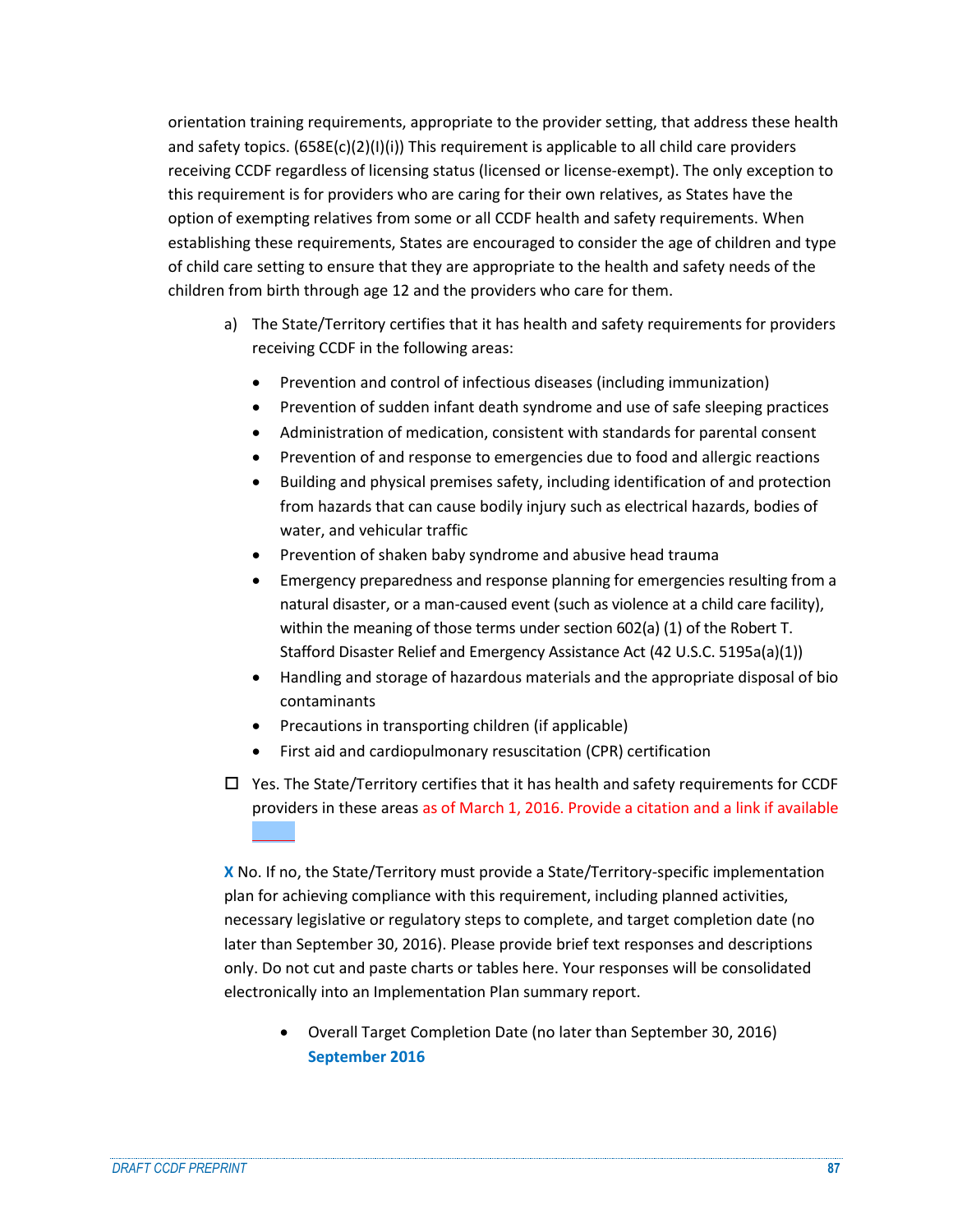orientation training requirements, appropriate to the provider setting, that address these health and safety topics. (658E(c)(2)(I)(i)) This requirement is applicable to all child care providers receiving CCDF regardless of licensing status (licensed or license-exempt). The only exception to this requirement is for providers who are caring for their own relatives, as States have the option of exempting relatives from some or all CCDF health and safety requirements. When establishing these requirements, States are encouraged to consider the age of children and type of child care setting to ensure that they are appropriate to the health and safety needs of the children from birth through age 12 and the providers who care for them.

a) The State/Territory certifies that it has health and safety requirements for providers receiving CCDF in the following areas:

- Prevention and control of infectious diseases (including immunization)
- Prevention of sudden infant death syndrome and use of safe sleeping practices
- Administration of medication, consistent with standards for parental consent
- Prevention of and response to emergencies due to food and allergic reactions
- Building and physical premises safety, including identification of and protection from hazards that can cause bodily injury such as electrical hazards, bodies of water, and vehicular traffic
- Prevention of shaken baby syndrome and abusive head trauma
- Emergency preparedness and response planning for emergencies resulting from a natural disaster, or a man-caused event (such as violence at a child care facility), within the meaning of those terms under section 602(a) (1) of the Robert T. Stafford Disaster Relief and Emergency Assistance Act (42 U.S.C. 5195a(a)(1))
- Handling and storage of hazardous materials and the appropriate disposal of bio contaminants
- Precautions in transporting children (if applicable)
- First aid and cardiopulmonary resuscitation (CPR) certification

☐ Yes. The State/Territory certifies that it has health and safety requirements for CCDF providers in these areas as of March 1, 2016. Provide a citation and a link if available

**X** No. If no, the State/Territory must provide a State/Territory-specific implementation plan for achieving compliance with this requirement, including planned activities, necessary legislative or regulatory steps to complete, and target completion date (no later than September 30, 2016). Please provide brief text responses and descriptions only. Do not cut and paste charts or tables here. Your responses will be consolidated electronically into an Implementation Plan summary report.

- Overall Target Completion Date (no later than September 30, 2016)
  **September 2016**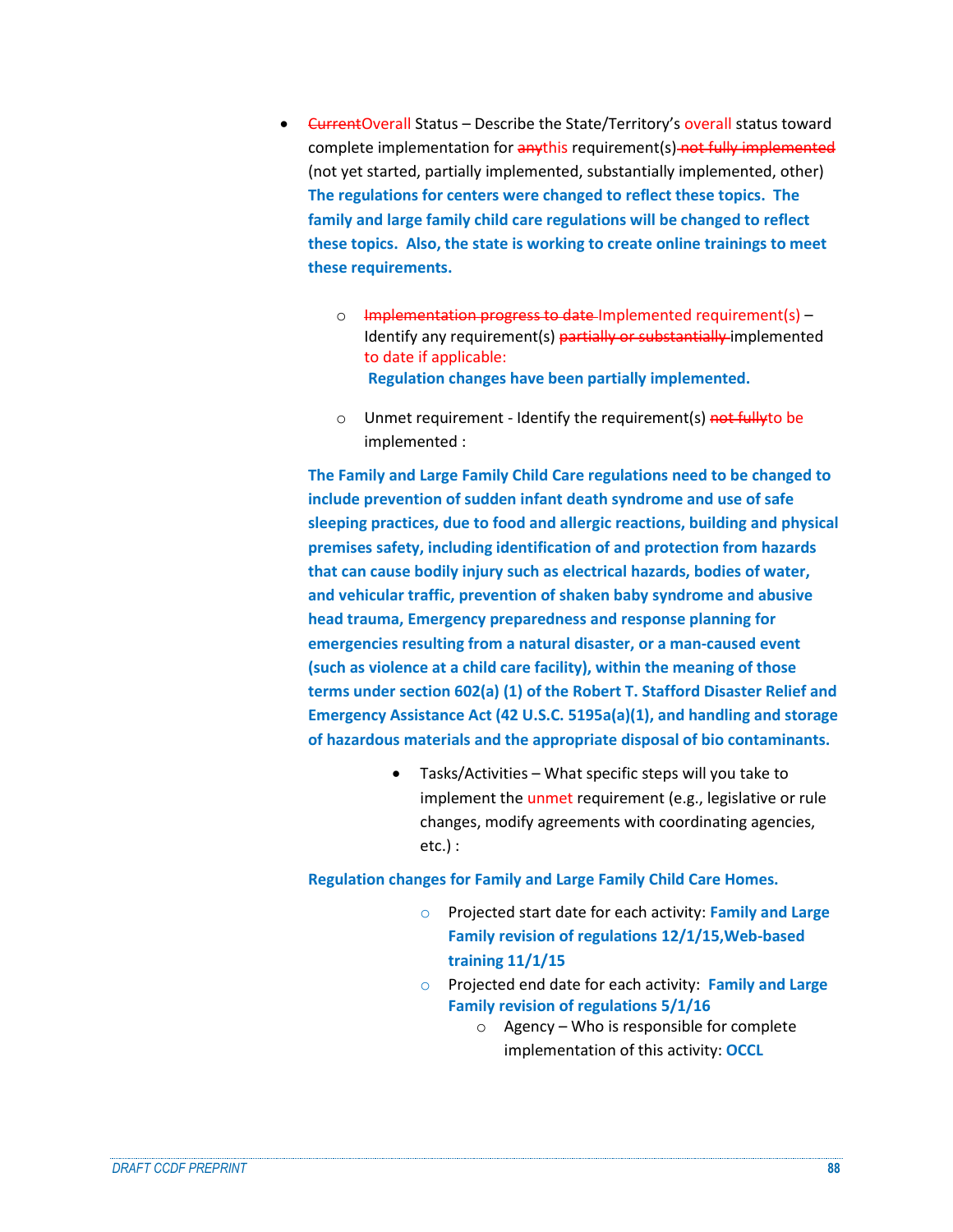- ~~Current~~Overall Status – Describe the State/Territory's overall status toward complete implementation for ~~any~~this requirement(s) ~~not fully implemented~~ (not yet started, partially implemented, substantially implemented, other) **The regulations for centers were changed to reflect these topics. The family and large family child care regulations will be changed to reflect these topics. Also, the state is working to create online trainings to meet these requirements.**

  - ~~Implementation progress to date~~ Implemented requirement(s) – Identify any requirement(s) ~~partially or substantially~~ implemented to date if applicable:
    **Regulation changes have been partially implemented.**

  - Unmet requirement - Identify the requirement(s) ~~not fully~~to be implemented :

  **The Family and Large Family Child Care regulations need to be changed to include prevention of sudden infant death syndrome and use of safe sleeping practices, due to food and allergic reactions, building and physical premises safety, including identification of and protection from hazards that can cause bodily injury such as electrical hazards, bodies of water, and vehicular traffic, prevention of shaken baby syndrome and abusive head trauma, Emergency preparedness and response planning for emergencies resulting from a natural disaster, or a man-caused event (such as violence at a child care facility), within the meaning of those terms under section 602(a) (1) of the Robert T. Stafford Disaster Relief and Emergency Assistance Act (42 U.S.C. 5195a(a)(1), and handling and storage of hazardous materials and the appropriate disposal of bio contaminants.**

    - Tasks/Activities – What specific steps will you take to implement the unmet requirement (e.g., legislative or rule changes, modify agreements with coordinating agencies, etc.) :

  **Regulation changes for Family and Large Family Child Care Homes.**

      - Projected start date for each activity: **Family and Large Family revision of regulations 12/1/15,Web-based training 11/1/15**
      - Projected end date for each activity: **Family and Large Family revision of regulations 5/1/16**
        - Agency – Who is responsible for complete implementation of this activity: **OCCL**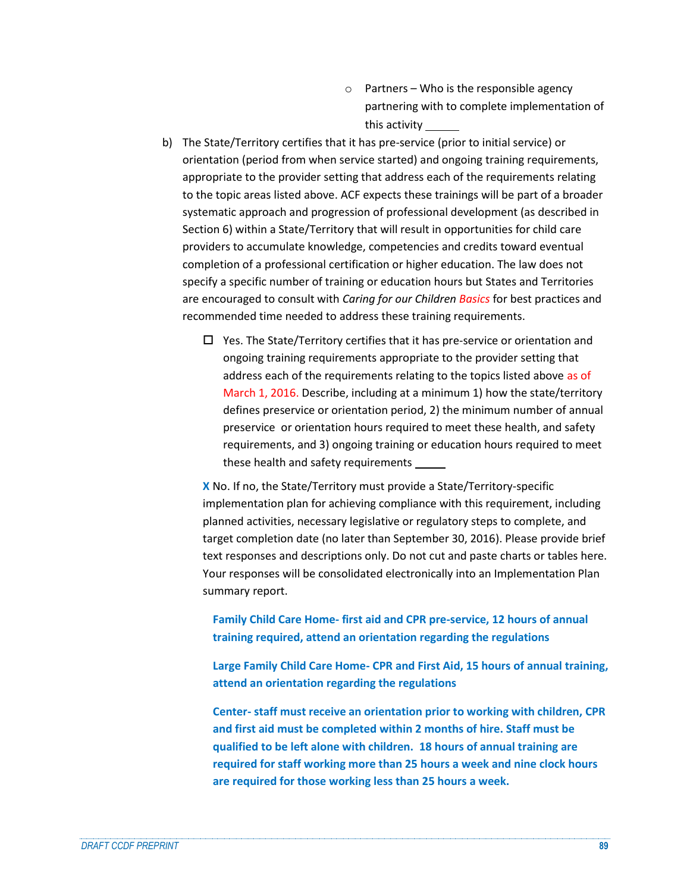- Partners – Who is the responsible agency partnering with to complete implementation of this activity ______

b) The State/Territory certifies that it has pre-service (prior to initial service) or orientation (period from when service started) and ongoing training requirements, appropriate to the provider setting that address each of the requirements relating to the topic areas listed above. ACF expects these trainings will be part of a broader systematic approach and progression of professional development (as described in Section 6) within a State/Territory that will result in opportunities for child care providers to accumulate knowledge, competencies and credits toward eventual completion of a professional certification or higher education. The law does not specify a specific number of training or education hours but States and Territories are encouraged to consult with *Caring for our Children Basics* for best practices and recommended time needed to address these training requirements.

☐ Yes. The State/Territory certifies that it has pre-service or orientation and ongoing training requirements appropriate to the provider setting that address each of the requirements relating to the topics listed above as of March 1, 2016. Describe, including at a minimum 1) how the state/territory defines preservice or orientation period, 2) the minimum number of annual preservice or orientation hours required to meet these health, and safety requirements, and 3) ongoing training or education hours required to meet these health and safety requirements _____

**X** No. If no, the State/Territory must provide a State/Territory-specific implementation plan for achieving compliance with this requirement, including planned activities, necessary legislative or regulatory steps to complete, and target completion date (no later than September 30, 2016). Please provide brief text responses and descriptions only. Do not cut and paste charts or tables here. Your responses will be consolidated electronically into an Implementation Plan summary report.

**Family Child Care Home- first aid and CPR pre-service, 12 hours of annual training required, attend an orientation regarding the regulations**

**Large Family Child Care Home- CPR and First Aid, 15 hours of annual training, attend an orientation regarding the regulations**

**Center- staff must receive an orientation prior to working with children, CPR and first aid must be completed within 2 months of hire. Staff must be qualified to be left alone with children. 18 hours of annual training are required for staff working more than 25 hours a week and nine clock hours are required for those working less than 25 hours a week.**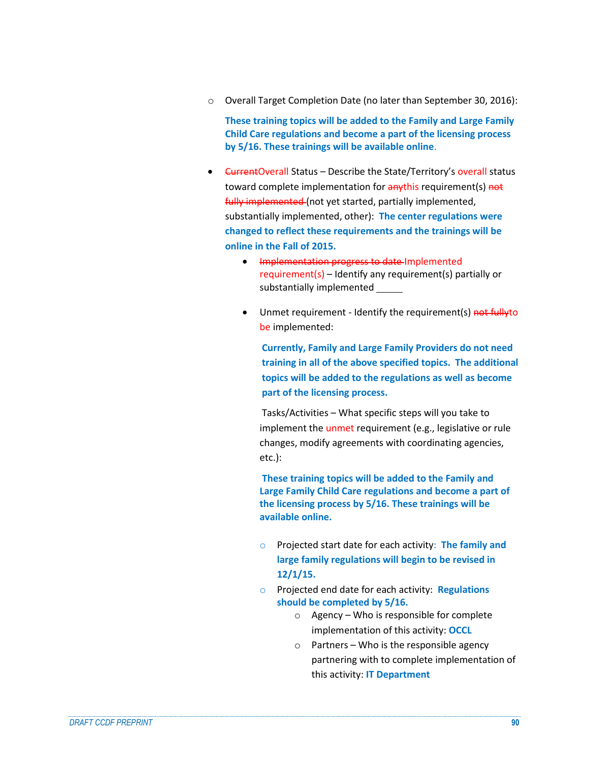- Overall Target Completion Date (no later than September 30, 2016):

  **These training topics will be added to the Family and Large Family Child Care regulations and become a part of the licensing process by 5/16. These trainings will be available online.**

- ~~Current~~Overall Status – Describe the State/Territory's overall status toward complete implementation for ~~any~~this requirement(s) ~~not fully implemented~~ (not yet started, partially implemented, substantially implemented, other): **The center regulations were changed to reflect these requirements and the trainings will be online in the Fall of 2015.**

  - ~~Implementation progress to date~~ Implemented requirement(s) – Identify any requirement(s) partially or substantially implemented \_\_\_\_\_

  - Unmet requirement - Identify the requirement(s) ~~not fully~~to be implemented:

    **Currently, Family and Large Family Providers do not need training in all of the above specified topics. The additional topics will be added to the regulations as well as become part of the licensing process.**

    Tasks/Activities – What specific steps will you take to implement the unmet requirement (e.g., legislative or rule changes, modify agreements with coordinating agencies, etc.):

    **These training topics will be added to the Family and Large Family Child Care regulations and become a part of the licensing process by 5/16. These trainings will be available online.**

    - Projected start date for each activity: **The family and large family regulations will begin to be revised in 12/1/15.**
    - Projected end date for each activity: **Regulations should be completed by 5/16.**
      - Agency – Who is responsible for complete implementation of this activity: **OCCL**
      - Partners – Who is the responsible agency partnering with to complete implementation of this activity: **IT Department**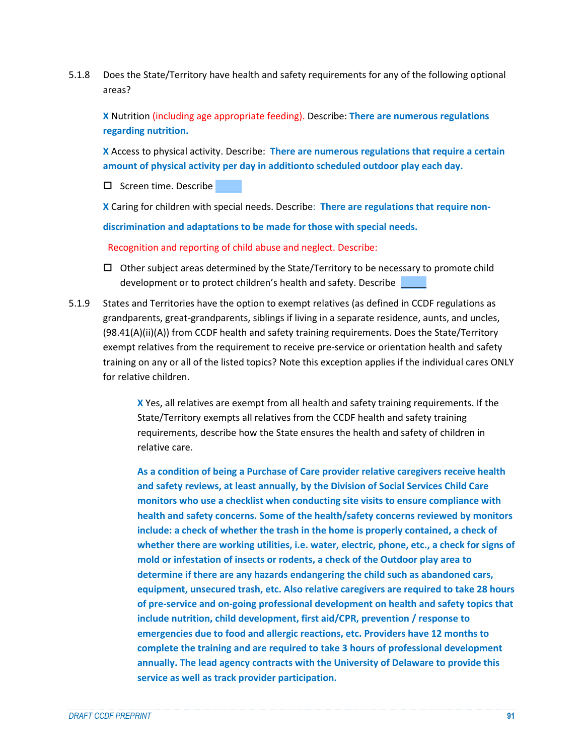5.1.8 Does the State/Territory have health and safety requirements for any of the following optional areas?

X Nutrition (including age appropriate feeding). Describe: **There are numerous regulations regarding nutrition.**

X Access to physical activity. Describe: **There are numerous regulations that require a certain amount of physical activity per day in additionto scheduled outdoor play each day.**

☐ Screen time. Describe

X Caring for children with special needs. Describe: **There are regulations that require non-discrimination and adaptations to be made for those with special needs.**

Recognition and reporting of child abuse and neglect. Describe:

☐ Other subject areas determined by the State/Territory to be necessary to promote child development or to protect children's health and safety. Describe

5.1.9 States and Territories have the option to exempt relatives (as defined in CCDF regulations as grandparents, great-grandparents, siblings if living in a separate residence, aunts, and uncles, (98.41(A)(ii)(A)) from CCDF health and safety training requirements. Does the State/Territory exempt relatives from the requirement to receive pre-service or orientation health and safety training on any or all of the listed topics? Note this exception applies if the individual cares ONLY for relative children.

X Yes, all relatives are exempt from all health and safety training requirements. If the State/Territory exempts all relatives from the CCDF health and safety training requirements, describe how the State ensures the health and safety of children in relative care.

**As a condition of being a Purchase of Care provider relative caregivers receive health and safety reviews, at least annually, by the Division of Social Services Child Care monitors who use a checklist when conducting site visits to ensure compliance with health and safety concerns. Some of the health/safety concerns reviewed by monitors include: a check of whether the trash in the home is properly contained, a check of whether there are working utilities, i.e. water, electric, phone, etc., a check for signs of mold or infestation of insects or rodents, a check of the Outdoor play area to determine if there are any hazards endangering the child such as abandoned cars, equipment, unsecured trash, etc. Also relative caregivers are required to take 28 hours of pre-service and on-going professional development on health and safety topics that include nutrition, child development, first aid/CPR, prevention / response to emergencies due to food and allergic reactions, etc. Providers have 12 months to complete the training and are required to take 3 hours of professional development annually. The lead agency contracts with the University of Delaware to provide this service as well as track provider participation.**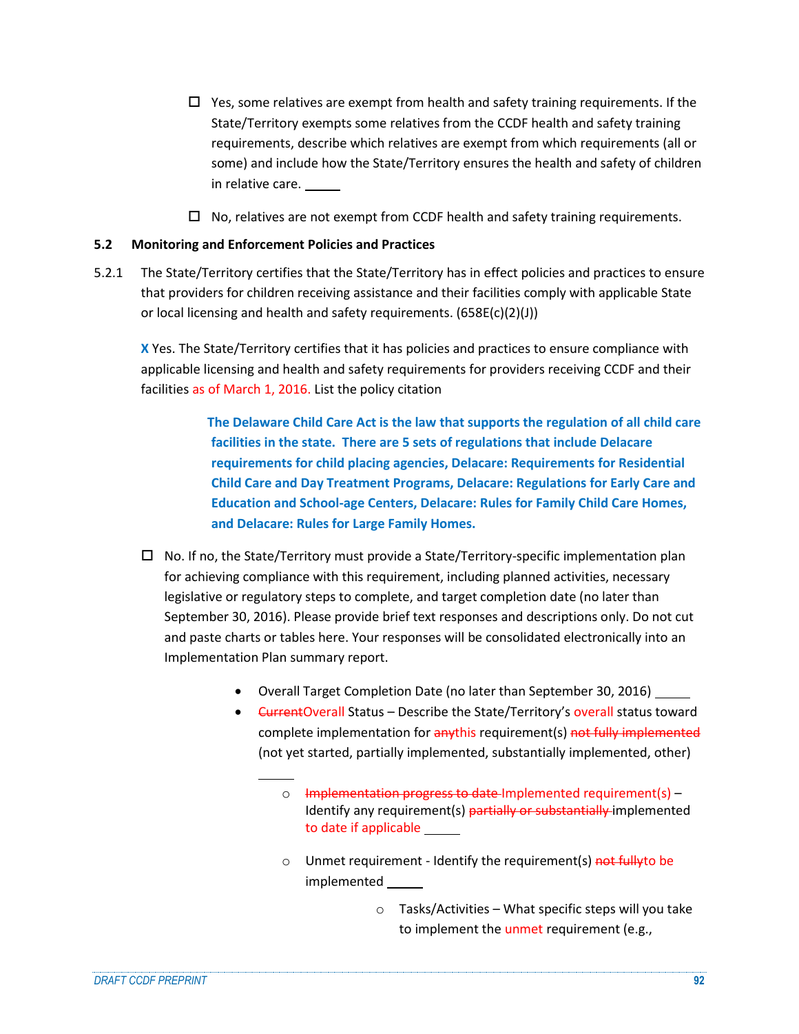- ☐ Yes, some relatives are exempt from health and safety training requirements. If the State/Territory exempts some relatives from the CCDF health and safety training requirements, describe which relatives are exempt from which requirements (all or some) and include how the State/Territory ensures the health and safety of children in relative care. _____

- ☐ No, relatives are not exempt from CCDF health and safety training requirements.

## 5.2 Monitoring and Enforcement Policies and Practices

5.2.1 The State/Territory certifies that the State/Territory has in effect policies and practices to ensure that providers for children receiving assistance and their facilities comply with applicable State or local licensing and health and safety requirements. (658E(c)(2)(J))

**X** Yes. The State/Territory certifies that it has policies and practices to ensure compliance with applicable licensing and health and safety requirements for providers receiving CCDF and their facilities as of March 1, 2016. List the policy citation

**The Delaware Child Care Act is the law that supports the regulation of all child care facilities in the state. There are 5 sets of regulations that include Delacare requirements for child placing agencies, Delacare: Requirements for Residential Child Care and Day Treatment Programs, Delacare: Regulations for Early Care and Education and School-age Centers, Delacare: Rules for Family Child Care Homes, and Delacare: Rules for Large Family Homes.**

☐ No. If no, the State/Territory must provide a State/Territory-specific implementation plan for achieving compliance with this requirement, including planned activities, necessary legislative or regulatory steps to complete, and target completion date (no later than September 30, 2016). Please provide brief text responses and descriptions only. Do not cut and paste charts or tables here. Your responses will be consolidated electronically into an Implementation Plan summary report.

- Overall Target Completion Date (no later than September 30, 2016) _____
- ~~Current~~Overall Status – Describe the State/Territory's overall status toward complete implementation for ~~any~~this requirement(s) ~~not fully implemented~~ (not yet started, partially implemented, substantially implemented, other) _____
  - ~~Implementation progress to date~~ Implemented requirement(s) – Identify any requirement(s) ~~partially or substantially~~ implemented to date if applicable _____
  - Unmet requirement - Identify the requirement(s) ~~not fully~~to be implemented _____
    - Tasks/Activities – What specific steps will you take to implement the unmet requirement (e.g.,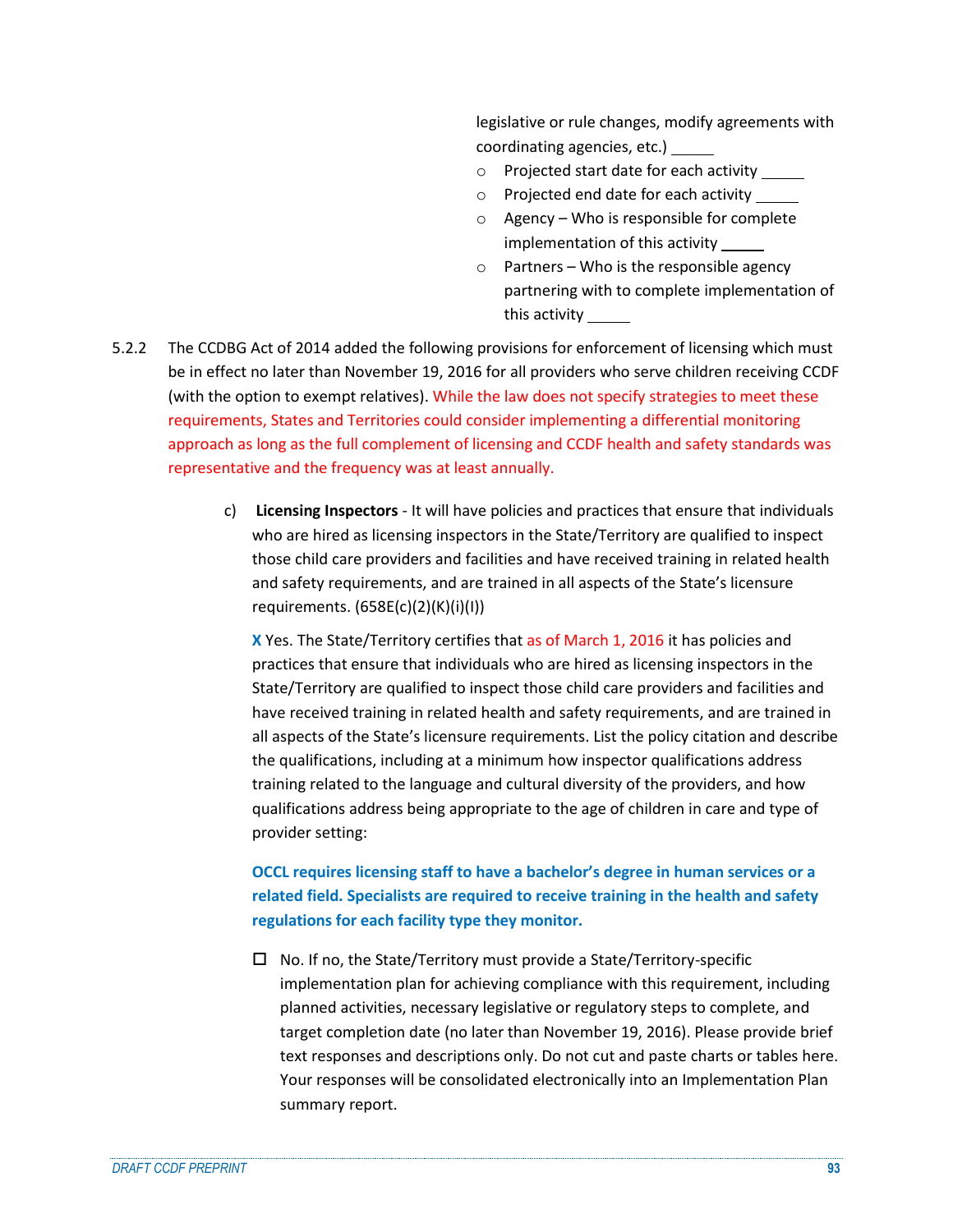legislative or rule changes, modify agreements with coordinating agencies, etc.) _____

- Projected start date for each activity _____
- Projected end date for each activity _____
- Agency – Who is responsible for complete implementation of this activity _____
- Partners – Who is the responsible agency partnering with to complete implementation of this activity _____

5.2.2 The CCDBG Act of 2014 added the following provisions for enforcement of licensing which must be in effect no later than November 19, 2016 for all providers who serve children receiving CCDF (with the option to exempt relatives). While the law does not specify strategies to meet these requirements, States and Territories could consider implementing a differential monitoring approach as long as the full complement of licensing and CCDF health and safety standards was representative and the frequency was at least annually.

c) **Licensing Inspectors** - It will have policies and practices that ensure that individuals who are hired as licensing inspectors in the State/Territory are qualified to inspect those child care providers and facilities and have received training in related health and safety requirements, and are trained in all aspects of the State's licensure requirements. (658E(c)(2)(K)(i)(I))

**X** Yes. The State/Territory certifies that as of March 1, 2016 it has policies and practices that ensure that individuals who are hired as licensing inspectors in the State/Territory are qualified to inspect those child care providers and facilities and have received training in related health and safety requirements, and are trained in all aspects of the State's licensure requirements. List the policy citation and describe the qualifications, including at a minimum how inspector qualifications address training related to the language and cultural diversity of the providers, and how qualifications address being appropriate to the age of children in care and type of provider setting:

**OCCL requires licensing staff to have a bachelor's degree in human services or a related field. Specialists are required to receive training in the health and safety regulations for each facility type they monitor.**

☐ No. If no, the State/Territory must provide a State/Territory-specific implementation plan for achieving compliance with this requirement, including planned activities, necessary legislative or regulatory steps to complete, and target completion date (no later than November 19, 2016). Please provide brief text responses and descriptions only. Do not cut and paste charts or tables here. Your responses will be consolidated electronically into an Implementation Plan summary report.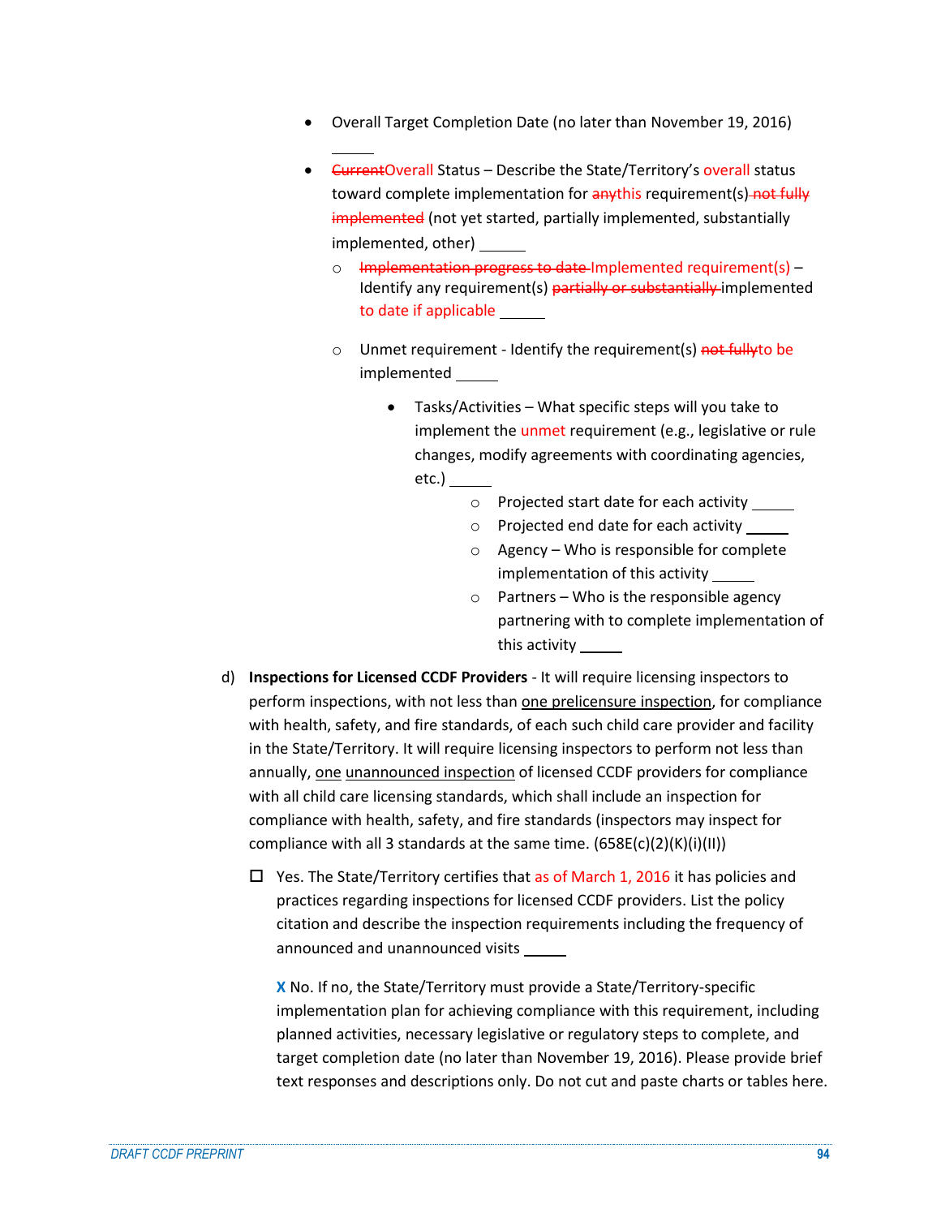- Overall Target Completion Date (no later than November 19, 2016)

  ______

- ~~Current~~Overall Status – Describe the State/Territory's overall status toward complete implementation for ~~any~~this requirement(s) ~~not fully implemented~~ (not yet started, partially implemented, substantially implemented, other) ______
  - ~~Implementation progress to date~~ Implemented requirement(s) – Identify any requirement(s) ~~partially or substantially~~ implemented to date if applicable ______
  - Unmet requirement - Identify the requirement(s) ~~not fully~~to be implemented ______
    - Tasks/Activities – What specific steps will you take to implement the unmet requirement (e.g., legislative or rule changes, modify agreements with coordinating agencies, etc.) ______
      - Projected start date for each activity ______
      - Projected end date for each activity ______
      - Agency – Who is responsible for complete implementation of this activity ______
      - Partners – Who is the responsible agency partnering with to complete implementation of this activity ______

d) **Inspections for Licensed CCDF Providers** - It will require licensing inspectors to perform inspections, with not less than one prelicensure inspection, for compliance with health, safety, and fire standards, of each such child care provider and facility in the State/Territory. It will require licensing inspectors to perform not less than annually, one unannounced inspection of licensed CCDF providers for compliance with all child care licensing standards, which shall include an inspection for compliance with health, safety, and fire standards (inspectors may inspect for compliance with all 3 standards at the same time. (658E(c)(2)(K)(i)(II))

☐ Yes. The State/Territory certifies that as of March 1, 2016 it has policies and practices regarding inspections for licensed CCDF providers. List the policy citation and describe the inspection requirements including the frequency of announced and unannounced visits ______

X No. If no, the State/Territory must provide a State/Territory-specific implementation plan for achieving compliance with this requirement, including planned activities, necessary legislative or regulatory steps to complete, and target completion date (no later than November 19, 2016). Please provide brief text responses and descriptions only. Do not cut and paste charts or tables here.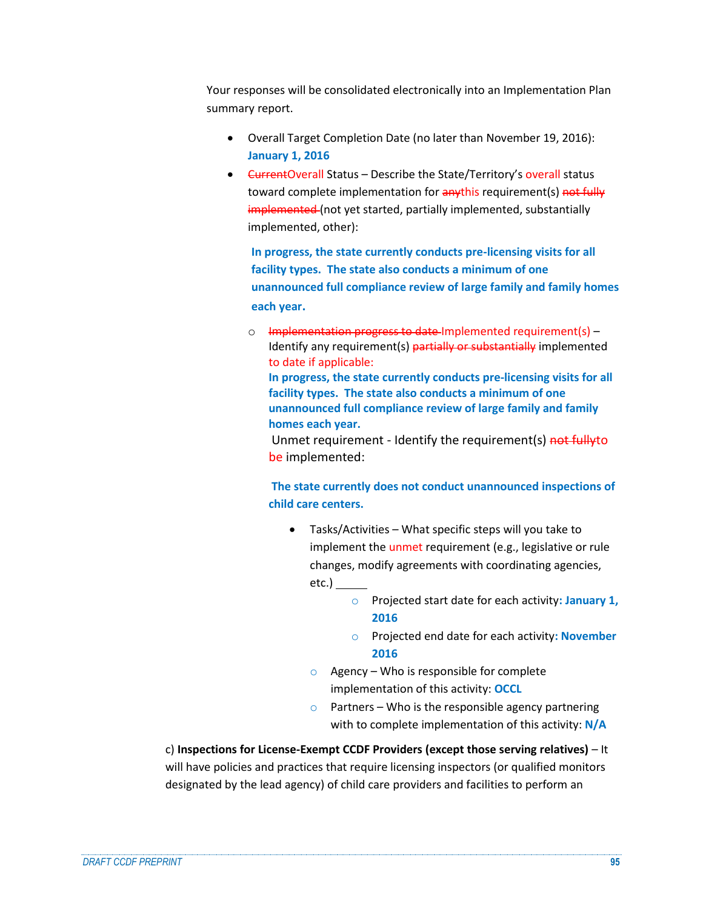Your responses will be consolidated electronically into an Implementation Plan summary report.

- Overall Target Completion Date (no later than November 19, 2016): **January 1, 2016**
- ~~Current~~Overall Status – Describe the State/Territory's overall status toward complete implementation for ~~any~~this requirement(s) ~~not fully implemented~~ (not yet started, partially implemented, substantially implemented, other):

  **In progress, the state currently conducts pre-licensing visits for all facility types. The state also conducts a minimum of one unannounced full compliance review of large family and family homes each year.**

  - ~~Implementation progress to date~~ Implemented requirement(s) – Identify any requirement(s) ~~partially or substantially~~ implemented to date if applicable:
    **In progress, the state currently conducts pre-licensing visits for all facility types. The state also conducts a minimum of one unannounced full compliance review of large family and family homes each year.**

    Unmet requirement - Identify the requirement(s) ~~not fully~~to be implemented:

    **The state currently does not conduct unannounced inspections of child care centers.**

    - Tasks/Activities – What specific steps will you take to implement the unmet requirement (e.g., legislative or rule changes, modify agreements with coordinating agencies, etc.) _____
      - Projected start date for each activity: **January 1, 2016**
      - Projected end date for each activity: **November 2016**
    - Agency – Who is responsible for complete implementation of this activity: **OCCL**
    - Partners – Who is the responsible agency partnering with to complete implementation of this activity: **N/A**

c) **Inspections for License-Exempt CCDF Providers (except those serving relatives)** – It will have policies and practices that require licensing inspectors (or qualified monitors designated by the lead agency) of child care providers and facilities to perform an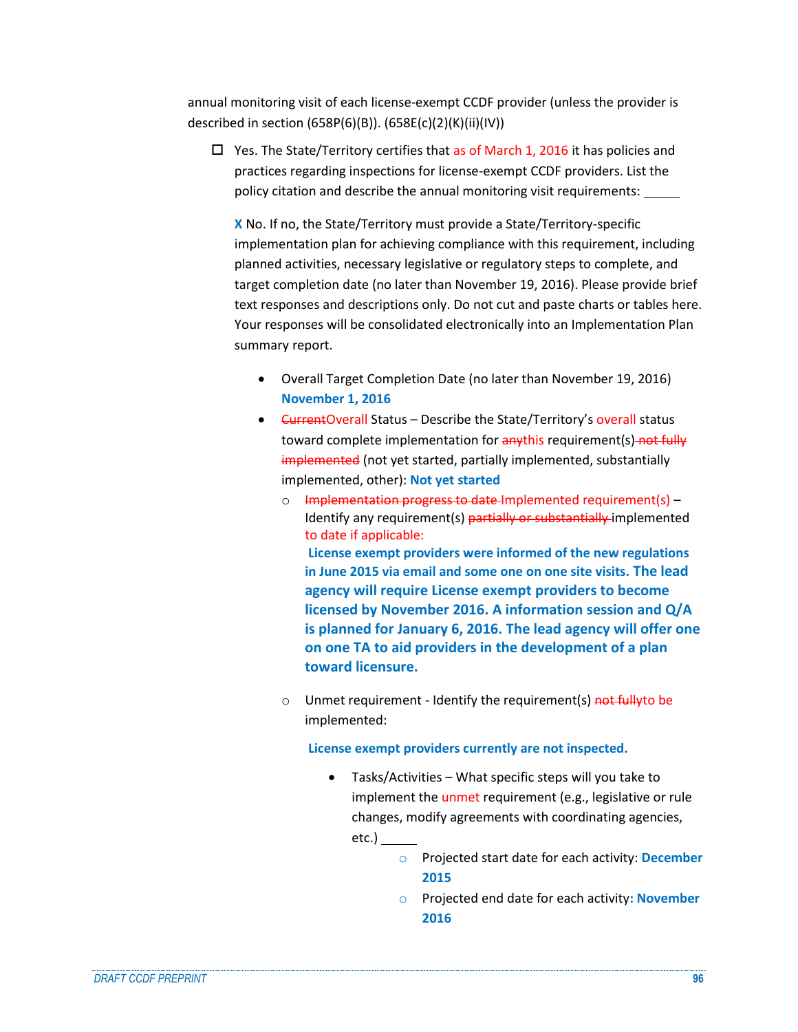annual monitoring visit of each license-exempt CCDF provider (unless the provider is described in section (658P(6)(B)). (658E(c)(2)(K)(ii)(IV))

- ☐ Yes. The State/Territory certifies that as of March 1, 2016 it has policies and practices regarding inspections for license-exempt CCDF providers. List the policy citation and describe the annual monitoring visit requirements: _____

  **X** No. If no, the State/Territory must provide a State/Territory-specific implementation plan for achieving compliance with this requirement, including planned activities, necessary legislative or regulatory steps to complete, and target completion date (no later than November 19, 2016). Please provide brief text responses and descriptions only. Do not cut and paste charts or tables here. Your responses will be consolidated electronically into an Implementation Plan summary report.

  - Overall Target Completion Date (no later than November 19, 2016) **November 1, 2016**
  - ~~Current~~Overall Status – Describe the State/Territory's overall status toward complete implementation for ~~any~~this requirement(s) ~~not fully implemented~~ (not yet started, partially implemented, substantially implemented, other): **Not yet started**
    - ~~Implementation progress to date~~ Implemented requirement(s) – Identify any requirement(s) ~~partially or substantially~~ implemented to date if applicable:
      **License exempt providers were informed of the new regulations in June 2015 via email and some one on one site visits. The lead agency will require License exempt providers to become licensed by November 2016. A information session and Q/A is planned for January 6, 2016. The lead agency will offer one on one TA to aid providers in the development of a plan toward licensure.**
    - Unmet requirement - Identify the requirement(s) ~~not fully~~to be implemented:

      **License exempt providers currently are not inspected.**

      - Tasks/Activities – What specific steps will you take to implement the unmet requirement (e.g., legislative or rule changes, modify agreements with coordinating agencies, etc.) _____
        - Projected start date for each activity: **December 2015**
        - Projected end date for each activity: **November 2016**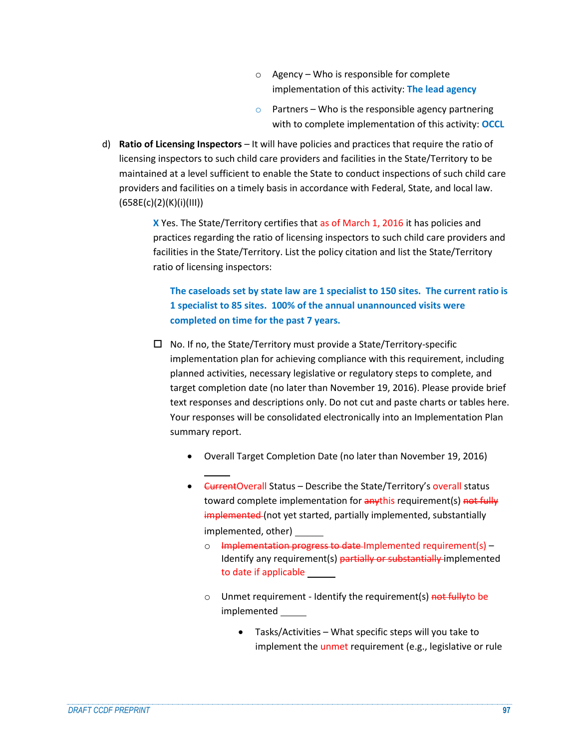- Agency – Who is responsible for complete implementation of this activity: **The lead agency**
- Partners – Who is the responsible agency partnering with to complete implementation of this activity: **OCCL**

d) **Ratio of Licensing Inspectors** – It will have policies and practices that require the ratio of licensing inspectors to such child care providers and facilities in the State/Territory to be maintained at a level sufficient to enable the State to conduct inspections of such child care providers and facilities on a timely basis in accordance with Federal, State, and local law. (658E(c)(2)(K)(i)(III))

X Yes. The State/Territory certifies that as of March 1, 2016 it has policies and practices regarding the ratio of licensing inspectors to such child care providers and facilities in the State/Territory. List the policy citation and list the State/Territory ratio of licensing inspectors:

**The caseloads set by state law are 1 specialist to 150 sites. The current ratio is 1 specialist to 85 sites. 100% of the annual unannounced visits were completed on time for the past 7 years.**

☐ No. If no, the State/Territory must provide a State/Territory-specific implementation plan for achieving compliance with this requirement, including planned activities, necessary legislative or regulatory steps to complete, and target completion date (no later than November 19, 2016). Please provide brief text responses and descriptions only. Do not cut and paste charts or tables here. Your responses will be consolidated electronically into an Implementation Plan summary report.

- Overall Target Completion Date (no later than November 19, 2016) _____
- ~~Current~~Overall Status – Describe the State/Territory's overall status toward complete implementation for ~~any~~this requirement(s) ~~not fully implemented~~ (not yet started, partially implemented, substantially implemented, other) _____
  - ~~Implementation progress to date~~ Implemented requirement(s) – Identify any requirement(s) ~~partially or substantially~~ implemented to date if applicable _____
  - Unmet requirement - Identify the requirement(s) ~~not fully~~to be implemented _____
    - Tasks/Activities – What specific steps will you take to implement the unmet requirement (e.g., legislative or rule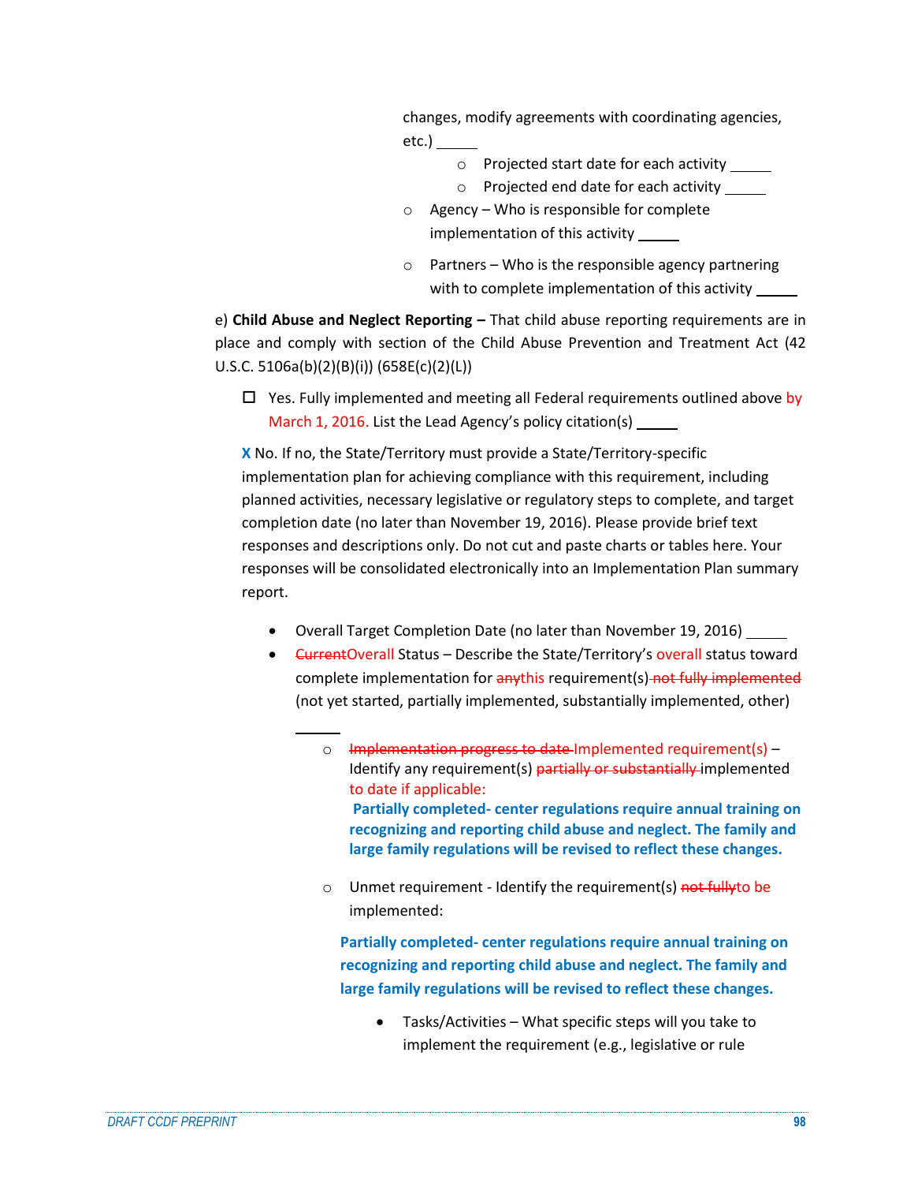changes, modify agreements with coordinating agencies, etc.) _____

- Projected start date for each activity _____
- Projected end date for each activity _____

- Agency – Who is responsible for complete implementation of this activity _____
- Partners – Who is the responsible agency partnering with to complete implementation of this activity _____

e) **Child Abuse and Neglect Reporting –** That child abuse reporting requirements are in place and comply with section of the Child Abuse Prevention and Treatment Act (42 U.S.C. 5106a(b)(2)(B)(i)) (658E(c)(2)(L))

☐ Yes. Fully implemented and meeting all Federal requirements outlined above by March 1, 2016. List the Lead Agency's policy citation(s) _____

**X** No. If no, the State/Territory must provide a State/Territory-specific implementation plan for achieving compliance with this requirement, including planned activities, necessary legislative or regulatory steps to complete, and target completion date (no later than November 19, 2016). Please provide brief text responses and descriptions only. Do not cut and paste charts or tables here. Your responses will be consolidated electronically into an Implementation Plan summary report.

- Overall Target Completion Date (no later than November 19, 2016) _____
- ~~Current~~Overall Status – Describe the State/Territory's overall status toward complete implementation for ~~any~~this requirement(s) ~~not fully implemented~~ (not yet started, partially implemented, substantially implemented, other)

  _____

  - ~~Implementation progress to date~~ Implemented requirement(s) – Identify any requirement(s) ~~partially or substantially~~ implemented to date if applicable:
    **Partially completed- center regulations require annual training on recognizing and reporting child abuse and neglect. The family and large family regulations will be revised to reflect these changes.**

  - Unmet requirement - Identify the requirement(s) ~~not fully~~to be implemented:

    **Partially completed- center regulations require annual training on recognizing and reporting child abuse and neglect. The family and large family regulations will be revised to reflect these changes.**

    - Tasks/Activities – What specific steps will you take to implement the requirement (e.g., legislative or rule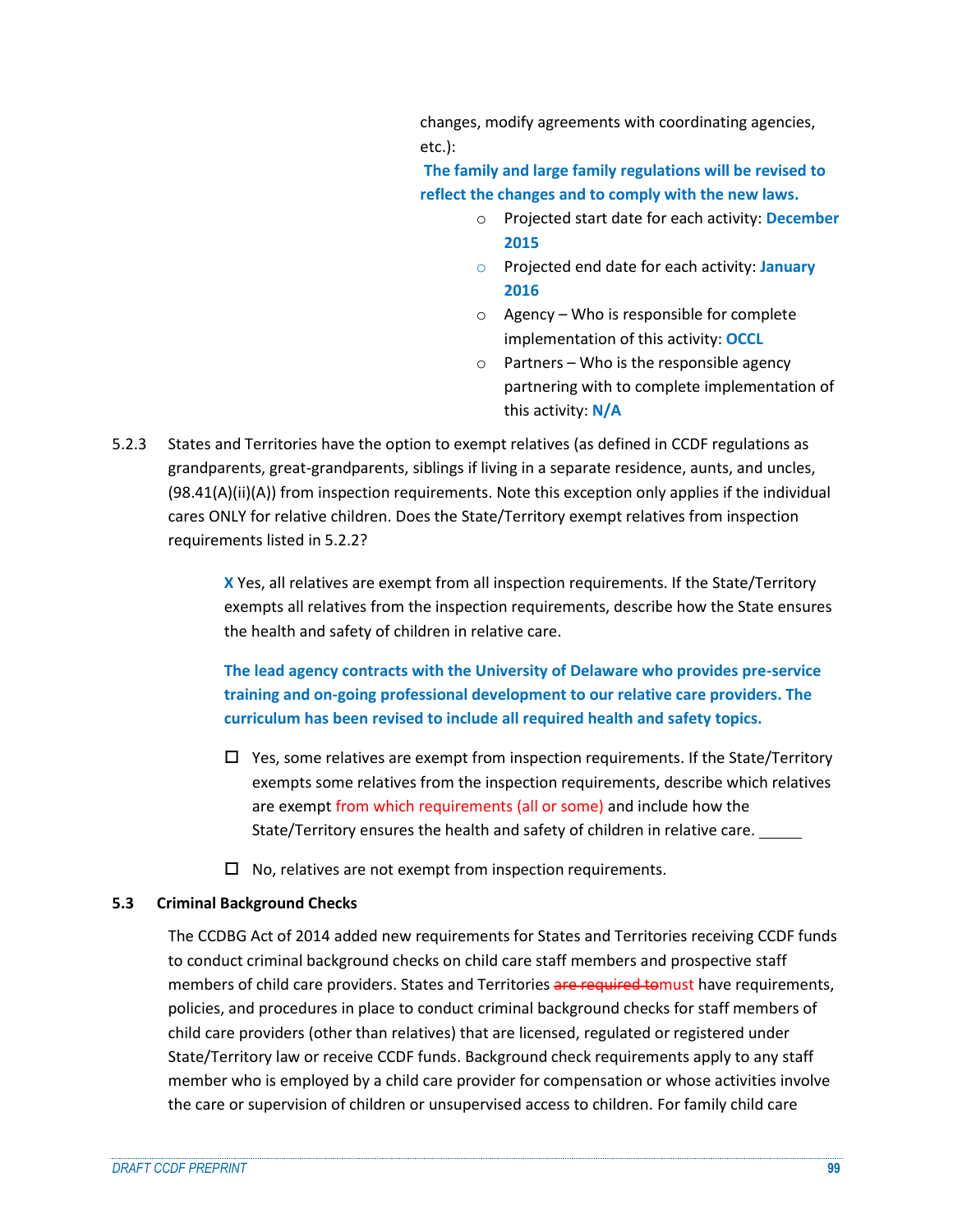changes, modify agreements with coordinating agencies, etc.):

**The family and large family regulations will be revised to reflect the changes and to comply with the new laws.**

- Projected start date for each activity: **December 2015**
- Projected end date for each activity: **January 2016**
- Agency – Who is responsible for complete implementation of this activity: **OCCL**
- Partners – Who is the responsible agency partnering with to complete implementation of this activity: **N/A**

5.2.3 States and Territories have the option to exempt relatives (as defined in CCDF regulations as grandparents, great-grandparents, siblings if living in a separate residence, aunts, and uncles, (98.41(A)(ii)(A)) from inspection requirements. Note this exception only applies if the individual cares ONLY for relative children. Does the State/Territory exempt relatives from inspection requirements listed in 5.2.2?

**X** Yes, all relatives are exempt from all inspection requirements. If the State/Territory exempts all relatives from the inspection requirements, describe how the State ensures the health and safety of children in relative care.

**The lead agency contracts with the University of Delaware who provides pre-service training and on-going professional development to our relative care providers. The curriculum has been revised to include all required health and safety topics.**

☐ Yes, some relatives are exempt from inspection requirements. If the State/Territory exempts some relatives from the inspection requirements, describe which relatives are exempt from which requirements (all or some) and include how the State/Territory ensures the health and safety of children in relative care. ______

☐ No, relatives are not exempt from inspection requirements.

## 5.3 Criminal Background Checks

The CCDBG Act of 2014 added new requirements for States and Territories receiving CCDF funds to conduct criminal background checks on child care staff members and prospective staff members of child care providers. States and Territories ~~are required to~~must have requirements, policies, and procedures in place to conduct criminal background checks for staff members of child care providers (other than relatives) that are licensed, regulated or registered under State/Territory law or receive CCDF funds. Background check requirements apply to any staff member who is employed by a child care provider for compensation or whose activities involve the care or supervision of children or unsupervised access to children. For family child care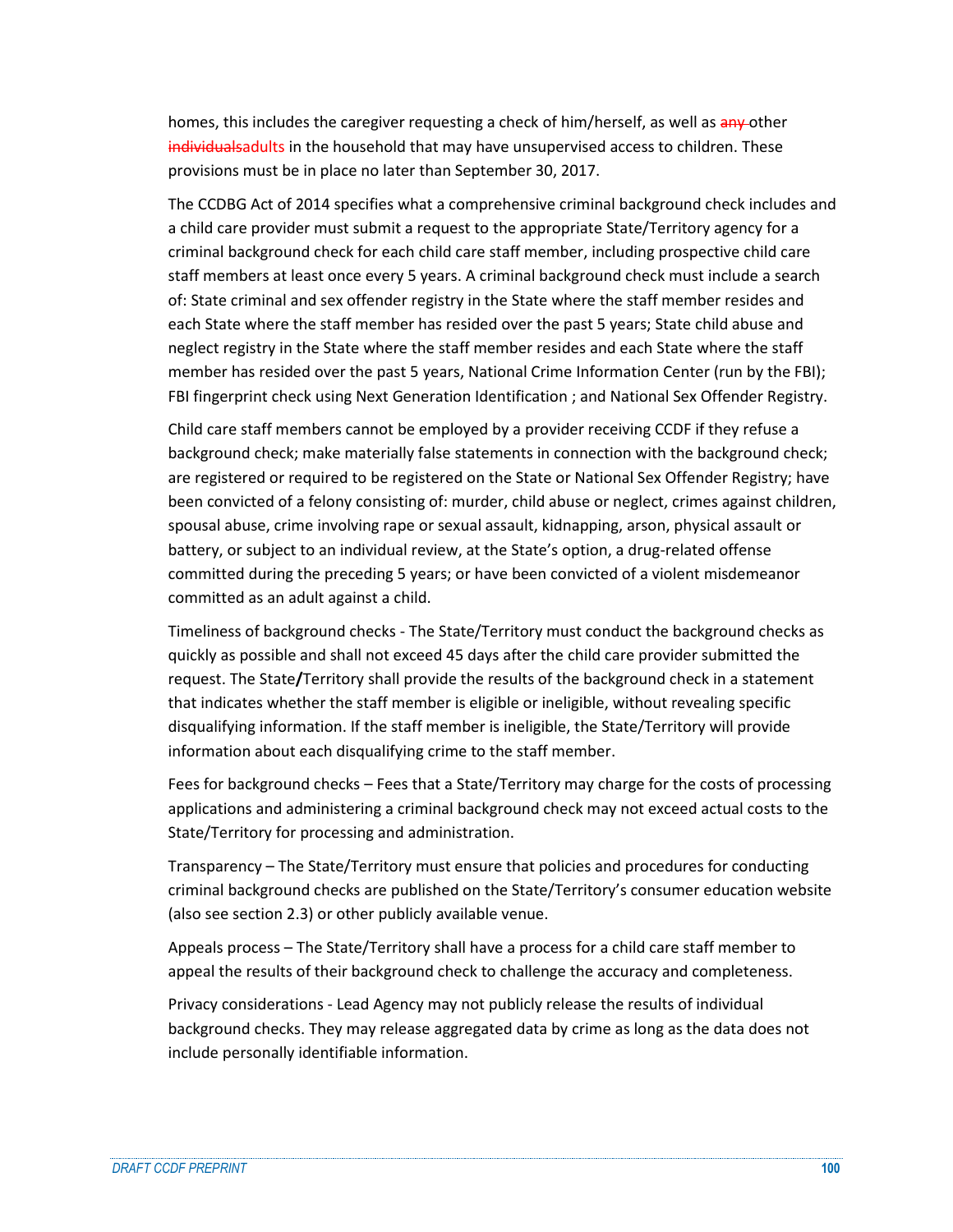homes, this includes the caregiver requesting a check of him/herself, as well as ~~any~~ other ~~individuals~~adults in the household that may have unsupervised access to children. These provisions must be in place no later than September 30, 2017.

The CCDBG Act of 2014 specifies what a comprehensive criminal background check includes and a child care provider must submit a request to the appropriate State/Territory agency for a criminal background check for each child care staff member, including prospective child care staff members at least once every 5 years. A criminal background check must include a search of: State criminal and sex offender registry in the State where the staff member resides and each State where the staff member has resided over the past 5 years; State child abuse and neglect registry in the State where the staff member resides and each State where the staff member has resided over the past 5 years, National Crime Information Center (run by the FBI); FBI fingerprint check using Next Generation Identification ; and National Sex Offender Registry.

Child care staff members cannot be employed by a provider receiving CCDF if they refuse a background check; make materially false statements in connection with the background check; are registered or required to be registered on the State or National Sex Offender Registry; have been convicted of a felony consisting of: murder, child abuse or neglect, crimes against children, spousal abuse, crime involving rape or sexual assault, kidnapping, arson, physical assault or battery, or subject to an individual review, at the State's option, a drug-related offense committed during the preceding 5 years; or have been convicted of a violent misdemeanor committed as an adult against a child.

Timeliness of background checks - The State/Territory must conduct the background checks as quickly as possible and shall not exceed 45 days after the child care provider submitted the request. The State**/**Territory shall provide the results of the background check in a statement that indicates whether the staff member is eligible or ineligible, without revealing specific disqualifying information. If the staff member is ineligible, the State/Territory will provide information about each disqualifying crime to the staff member.

Fees for background checks – Fees that a State/Territory may charge for the costs of processing applications and administering a criminal background check may not exceed actual costs to the State/Territory for processing and administration.

Transparency – The State/Territory must ensure that policies and procedures for conducting criminal background checks are published on the State/Territory's consumer education website (also see section 2.3) or other publicly available venue.

Appeals process – The State/Territory shall have a process for a child care staff member to appeal the results of their background check to challenge the accuracy and completeness.

Privacy considerations - Lead Agency may not publicly release the results of individual background checks. They may release aggregated data by crime as long as the data does not include personally identifiable information.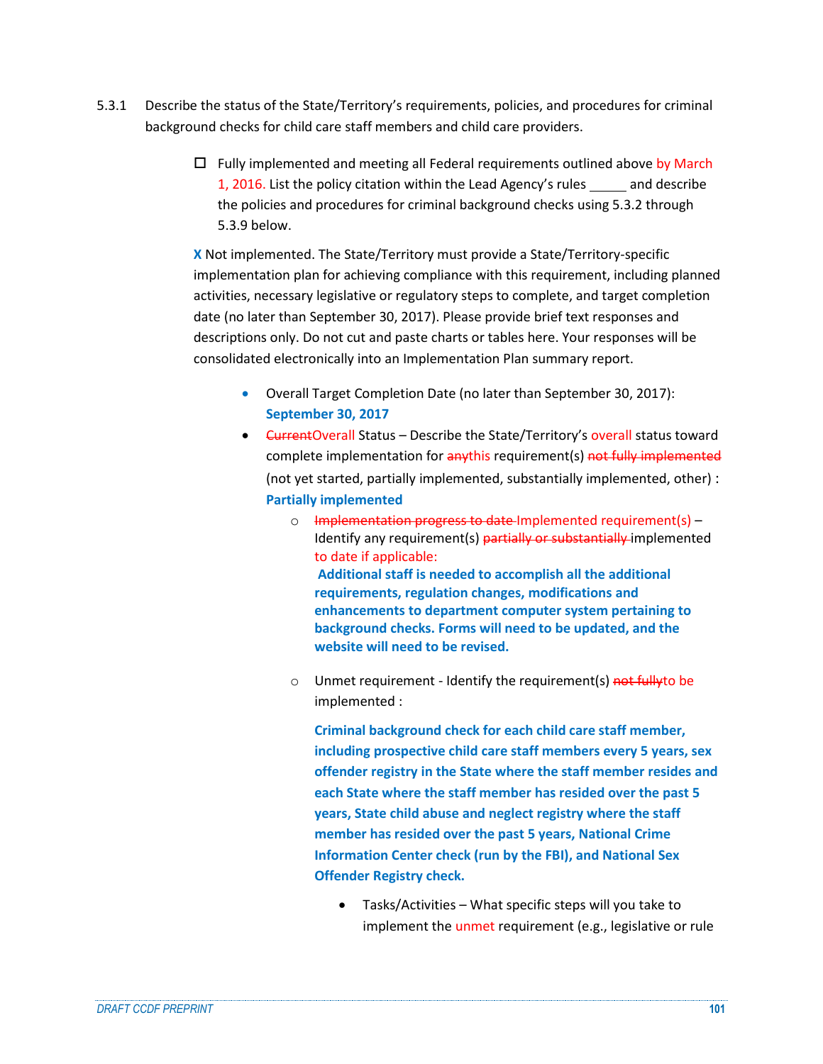5.3.1 Describe the status of the State/Territory's requirements, policies, and procedures for criminal background checks for child care staff members and child care providers.

- ☐ Fully implemented and meeting all Federal requirements outlined above by March 1, 2016. List the policy citation within the Lead Agency's rules _____ and describe the policies and procedures for criminal background checks using 5.3.2 through 5.3.9 below.

**X** Not implemented. The State/Territory must provide a State/Territory-specific implementation plan for achieving compliance with this requirement, including planned activities, necessary legislative or regulatory steps to complete, and target completion date (no later than September 30, 2017). Please provide brief text responses and descriptions only. Do not cut and paste charts or tables here. Your responses will be consolidated electronically into an Implementation Plan summary report.

- Overall Target Completion Date (no later than September 30, 2017): **September 30, 2017**
- ~~Current~~Overall Status – Describe the State/Territory's overall status toward complete implementation for ~~any~~this requirement(s) ~~not fully implemented~~ (not yet started, partially implemented, substantially implemented, other) : **Partially implemented**
  - ~~Implementation progress to date~~ Implemented requirement(s) – Identify any requirement(s) ~~partially or substantially~~ implemented to date if applicable:
    **Additional staff is needed to accomplish all the additional requirements, regulation changes, modifications and enhancements to department computer system pertaining to background checks. Forms will need to be updated, and the website will need to be revised.**
  - Unmet requirement - Identify the requirement(s) ~~not fully~~to be implemented :

    **Criminal background check for each child care staff member, including prospective child care staff members every 5 years, sex offender registry in the State where the staff member resides and each State where the staff member has resided over the past 5 years, State child abuse and neglect registry where the staff member has resided over the past 5 years, National Crime Information Center check (run by the FBI), and National Sex Offender Registry check.**

    - Tasks/Activities – What specific steps will you take to implement the unmet requirement (e.g., legislative or rule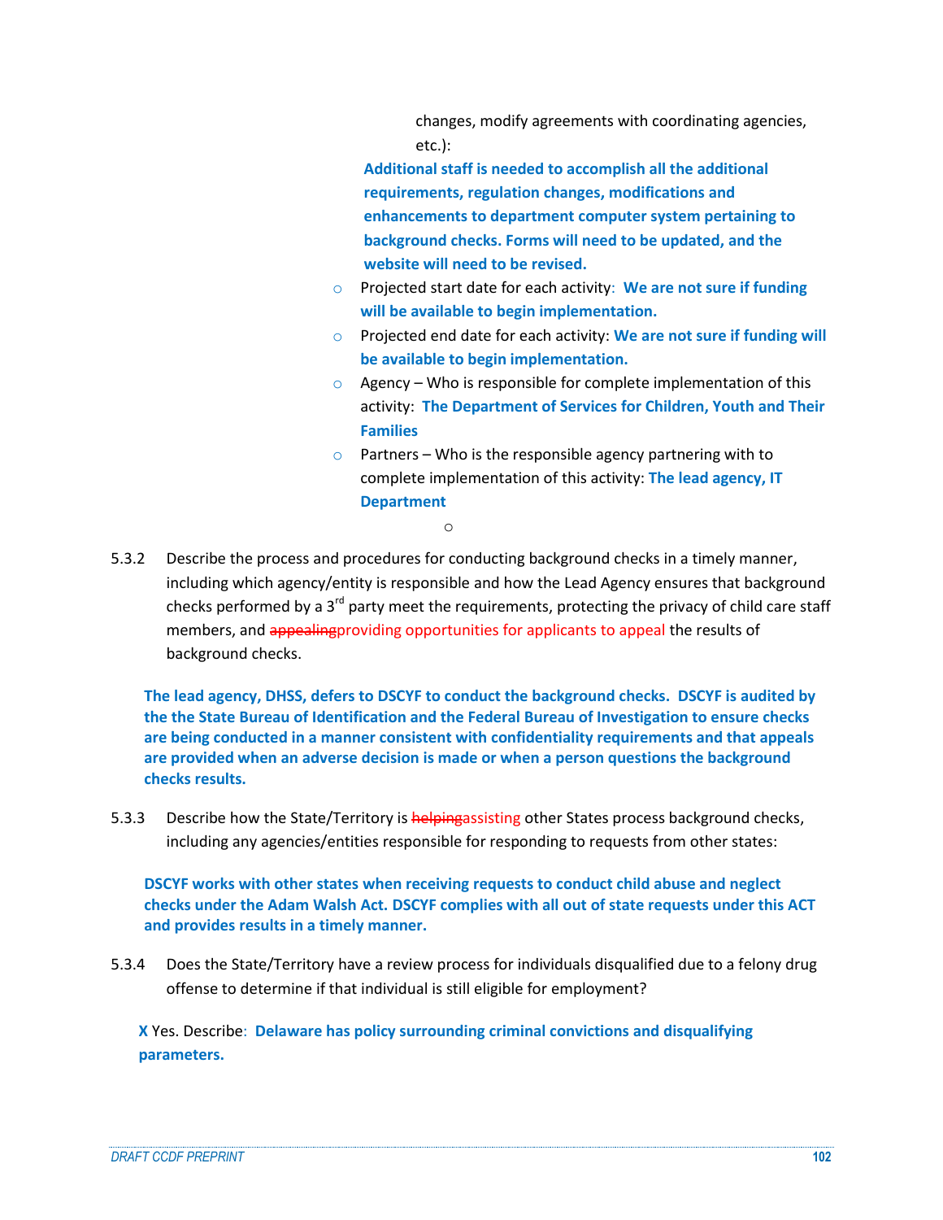changes, modify agreements with coordinating agencies, etc.):

**Additional staff is needed to accomplish all the additional requirements, regulation changes, modifications and enhancements to department computer system pertaining to background checks. Forms will need to be updated, and the website will need to be revised.**

- Projected start date for each activity: **We are not sure if funding will be available to begin implementation.**
- Projected end date for each activity: **We are not sure if funding will be available to begin implementation.**
- Agency – Who is responsible for complete implementation of this activity: **The Department of Services for Children, Youth and Their Families**
- Partners – Who is the responsible agency partnering with to complete implementation of this activity: **The lead agency, IT Department**

5.3.2 Describe the process and procedures for conducting background checks in a timely manner, including which agency/entity is responsible and how the Lead Agency ensures that background checks performed by a 3rd party meet the requirements, protecting the privacy of child care staff members, and ~~appealing~~providing opportunities for applicants to appeal the results of background checks.

**The lead agency, DHSS, defers to DSCYF to conduct the background checks. DSCYF is audited by the the State Bureau of Identification and the Federal Bureau of Investigation to ensure checks are being conducted in a manner consistent with confidentiality requirements and that appeals are provided when an adverse decision is made or when a person questions the background checks results.**

5.3.3 Describe how the State/Territory is ~~helping~~assisting other States process background checks, including any agencies/entities responsible for responding to requests from other states:

**DSCYF works with other states when receiving requests to conduct child abuse and neglect checks under the Adam Walsh Act. DSCYF complies with all out of state requests under this ACT and provides results in a timely manner.**

5.3.4 Does the State/Territory have a review process for individuals disqualified due to a felony drug offense to determine if that individual is still eligible for employment?

**X** Yes. Describe: **Delaware has policy surrounding criminal convictions and disqualifying parameters.**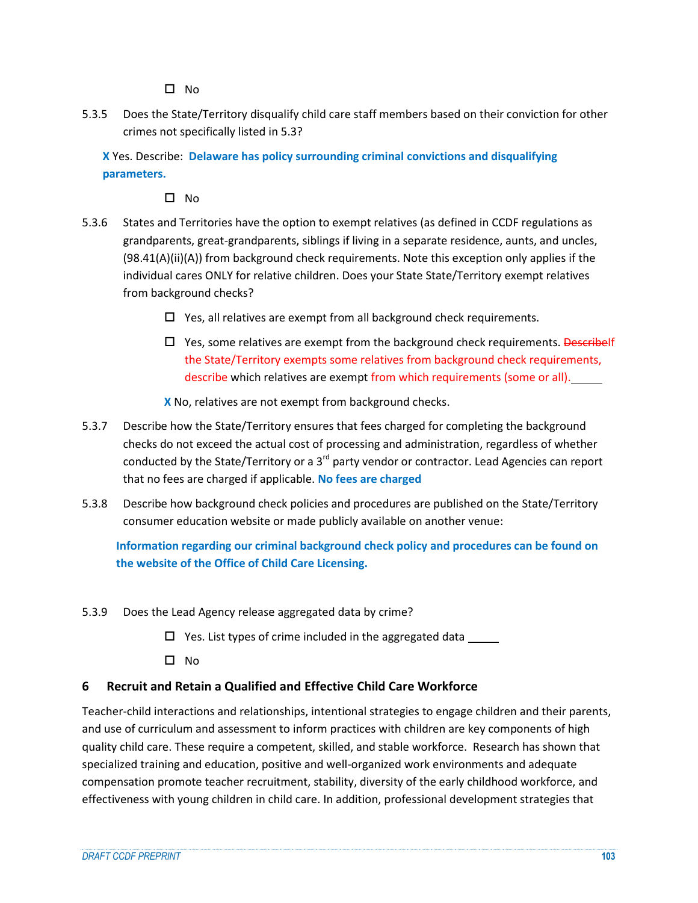☐ No

5.3.5 Does the State/Territory disqualify child care staff members based on their conviction for other crimes not specifically listed in 5.3?

**X** Yes. Describe: **Delaware has policy surrounding criminal convictions and disqualifying parameters.**

☐ No

5.3.6 States and Territories have the option to exempt relatives (as defined in CCDF regulations as grandparents, great-grandparents, siblings if living in a separate residence, aunts, and uncles, (98.41(A)(ii)(A)) from background check requirements. Note this exception only applies if the individual cares ONLY for relative children. Does your State State/Territory exempt relatives from background checks?

☐ Yes, all relatives are exempt from all background check requirements.

☐ Yes, some relatives are exempt from the background check requirements. ~~Describe~~If the State/Territory exempts some relatives from background check requirements, describe which relatives are exempt from which requirements (some or all).\_\_\_\_\_

**X** No, relatives are not exempt from background checks.

5.3.7 Describe how the State/Territory ensures that fees charged for completing the background checks do not exceed the actual cost of processing and administration, regardless of whether conducted by the State/Territory or a 3rd party vendor or contractor. Lead Agencies can report that no fees are charged if applicable. **No fees are charged**

5.3.8 Describe how background check policies and procedures are published on the State/Territory consumer education website or made publicly available on another venue:

**Information regarding our criminal background check policy and procedures can be found on the website of the Office of Child Care Licensing.**

5.3.9 Does the Lead Agency release aggregated data by crime?

☐ Yes. List types of crime included in the aggregated data \_\_\_\_\_

☐ No

## 6 Recruit and Retain a Qualified and Effective Child Care Workforce

Teacher-child interactions and relationships, intentional strategies to engage children and their parents, and use of curriculum and assessment to inform practices with children are key components of high quality child care. These require a competent, skilled, and stable workforce. Research has shown that specialized training and education, positive and well-organized work environments and adequate compensation promote teacher recruitment, stability, diversity of the early childhood workforce, and effectiveness with young children in child care. In addition, professional development strategies that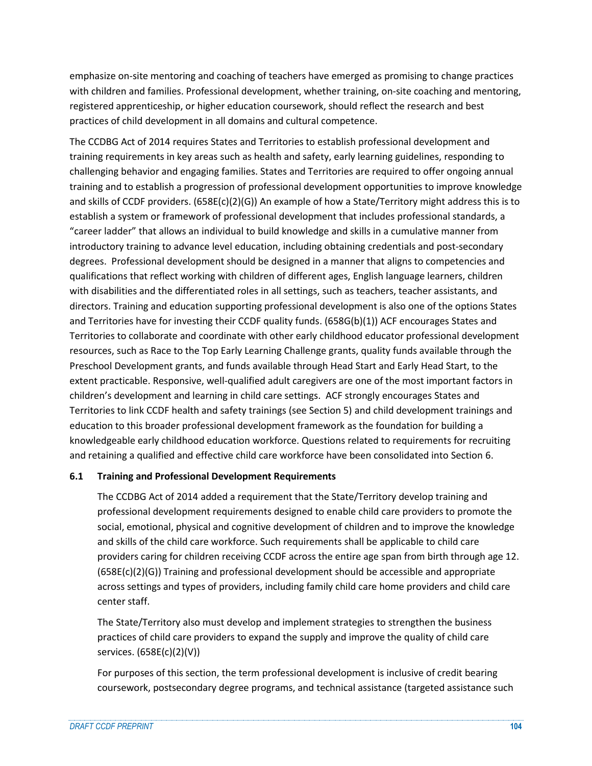emphasize on-site mentoring and coaching of teachers have emerged as promising to change practices with children and families. Professional development, whether training, on-site coaching and mentoring, registered apprenticeship, or higher education coursework, should reflect the research and best practices of child development in all domains and cultural competence.

The CCDBG Act of 2014 requires States and Territories to establish professional development and training requirements in key areas such as health and safety, early learning guidelines, responding to challenging behavior and engaging families. States and Territories are required to offer ongoing annual training and to establish a progression of professional development opportunities to improve knowledge and skills of CCDF providers. (658E(c)(2)(G)) An example of how a State/Territory might address this is to establish a system or framework of professional development that includes professional standards, a "career ladder" that allows an individual to build knowledge and skills in a cumulative manner from introductory training to advance level education, including obtaining credentials and post-secondary degrees. Professional development should be designed in a manner that aligns to competencies and qualifications that reflect working with children of different ages, English language learners, children with disabilities and the differentiated roles in all settings, such as teachers, teacher assistants, and directors. Training and education supporting professional development is also one of the options States and Territories have for investing their CCDF quality funds. (658G(b)(1)) ACF encourages States and Territories to collaborate and coordinate with other early childhood educator professional development resources, such as Race to the Top Early Learning Challenge grants, quality funds available through the Preschool Development grants, and funds available through Head Start and Early Head Start, to the extent practicable. Responsive, well-qualified adult caregivers are one of the most important factors in children's development and learning in child care settings. ACF strongly encourages States and Territories to link CCDF health and safety trainings (see Section 5) and child development trainings and education to this broader professional development framework as the foundation for building a knowledgeable early childhood education workforce. Questions related to requirements for recruiting and retaining a qualified and effective child care workforce have been consolidated into Section 6.

### 6.1 Training and Professional Development Requirements

The CCDBG Act of 2014 added a requirement that the State/Territory develop training and professional development requirements designed to enable child care providers to promote the social, emotional, physical and cognitive development of children and to improve the knowledge and skills of the child care workforce. Such requirements shall be applicable to child care providers caring for children receiving CCDF across the entire age span from birth through age 12. (658E(c)(2)(G)) Training and professional development should be accessible and appropriate across settings and types of providers, including family child care home providers and child care center staff.

The State/Territory also must develop and implement strategies to strengthen the business practices of child care providers to expand the supply and improve the quality of child care services. (658E(c)(2)(V))

For purposes of this section, the term professional development is inclusive of credit bearing coursework, postsecondary degree programs, and technical assistance (targeted assistance such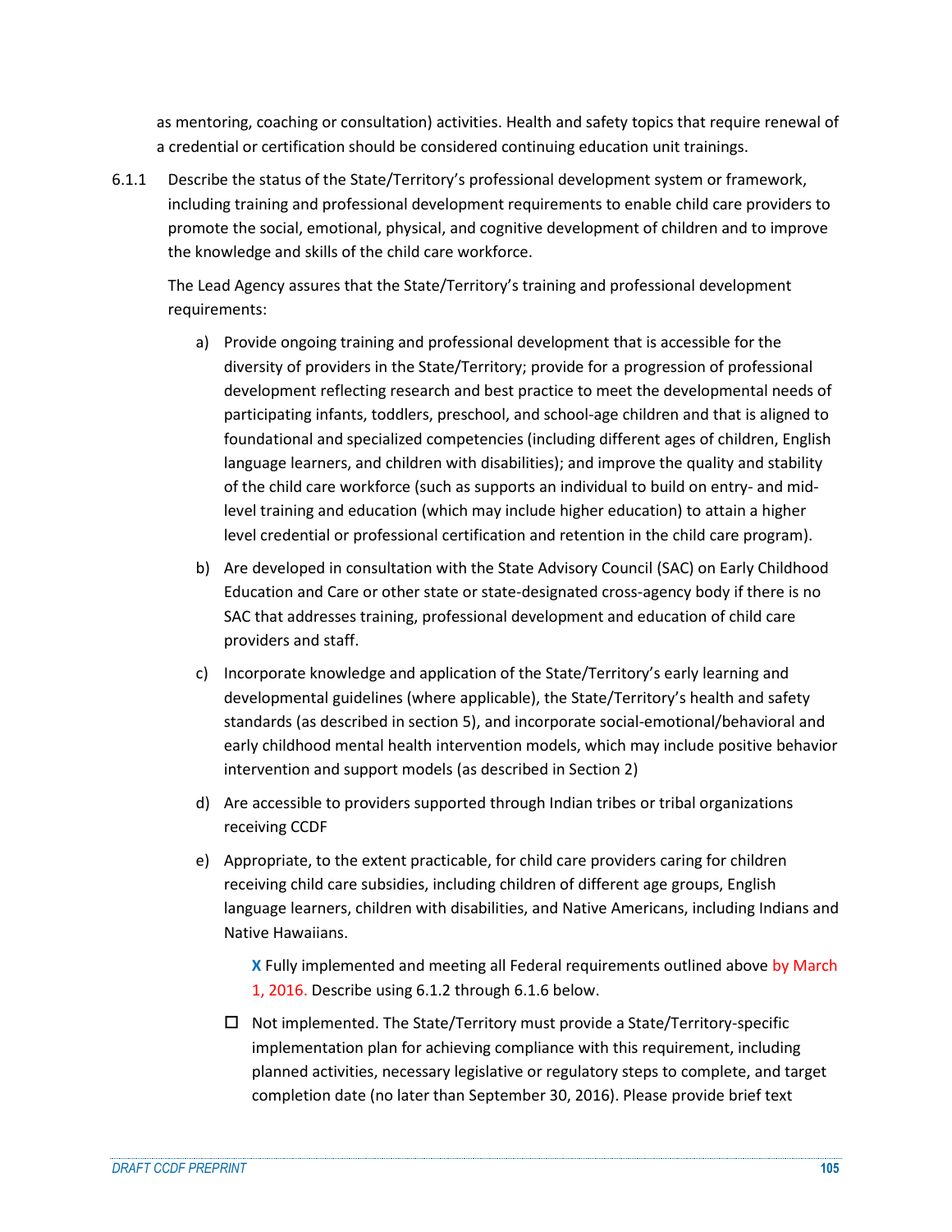as mentoring, coaching or consultation) activities. Health and safety topics that require renewal of a credential or certification should be considered continuing education unit trainings.

6.1.1 Describe the status of the State/Territory's professional development system or framework, including training and professional development requirements to enable child care providers to promote the social, emotional, physical, and cognitive development of children and to improve the knowledge and skills of the child care workforce.

The Lead Agency assures that the State/Territory's training and professional development requirements:

a) Provide ongoing training and professional development that is accessible for the diversity of providers in the State/Territory; provide for a progression of professional development reflecting research and best practice to meet the developmental needs of participating infants, toddlers, preschool, and school-age children and that is aligned to foundational and specialized competencies (including different ages of children, English language learners, and children with disabilities); and improve the quality and stability of the child care workforce (such as supports an individual to build on entry- and mid-level training and education (which may include higher education) to attain a higher level credential or professional certification and retention in the child care program).

b) Are developed in consultation with the State Advisory Council (SAC) on Early Childhood Education and Care or other state or state-designated cross-agency body if there is no SAC that addresses training, professional development and education of child care providers and staff.

c) Incorporate knowledge and application of the State/Territory's early learning and developmental guidelines (where applicable), the State/Territory's health and safety standards (as described in section 5), and incorporate social-emotional/behavioral and early childhood mental health intervention models, which may include positive behavior intervention and support models (as described in Section 2)

d) Are accessible to providers supported through Indian tribes or tribal organizations receiving CCDF

e) Appropriate, to the extent practicable, for child care providers caring for children receiving child care subsidies, including children of different age groups, English language learners, children with disabilities, and Native Americans, including Indians and Native Hawaiians.

X Fully implemented and meeting all Federal requirements outlined above by March 1, 2016. Describe using 6.1.2 through 6.1.6 below.

☐ Not implemented. The State/Territory must provide a State/Territory-specific implementation plan for achieving compliance with this requirement, including planned activities, necessary legislative or regulatory steps to complete, and target completion date (no later than September 30, 2016). Please provide brief text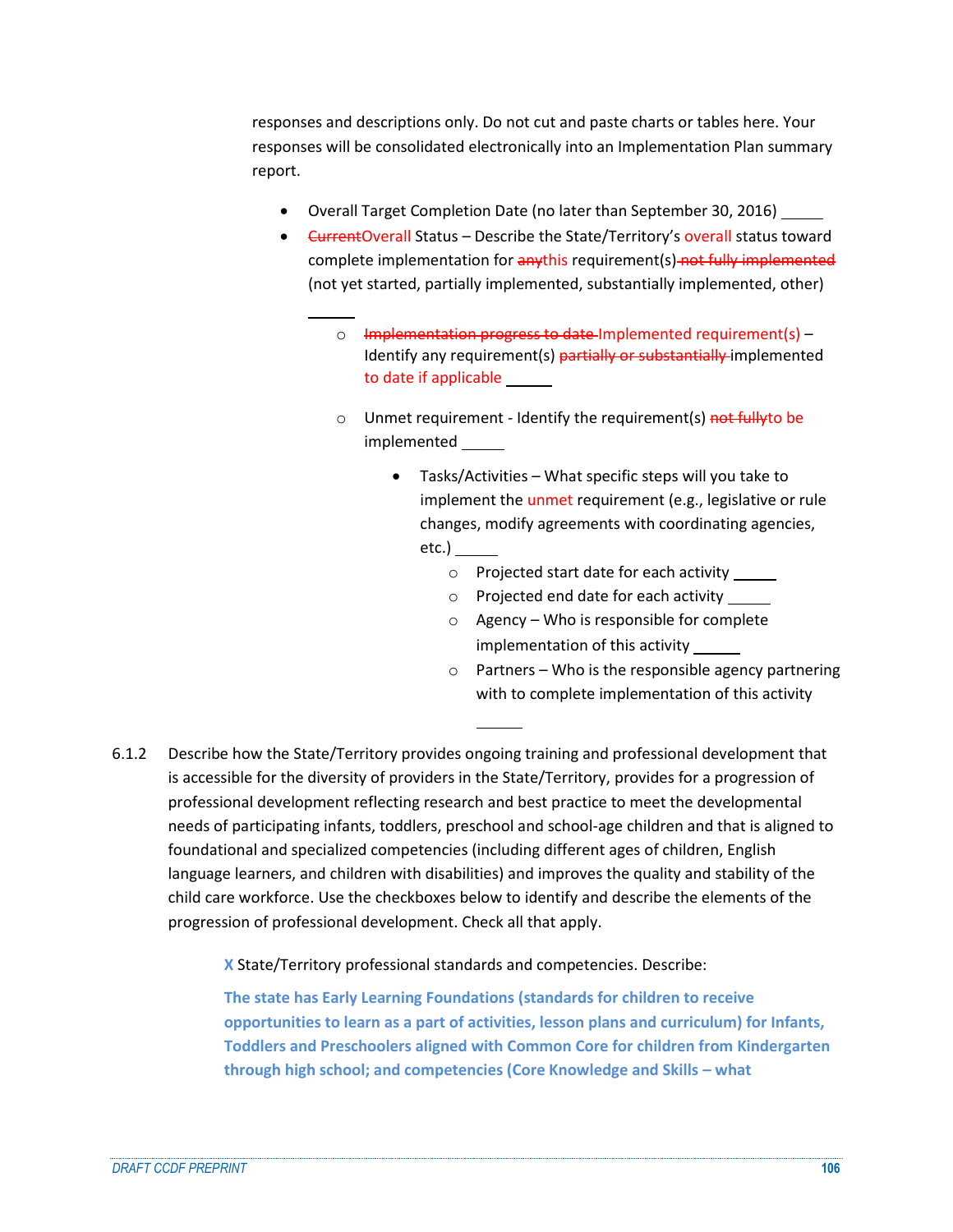responses and descriptions only. Do not cut and paste charts or tables here. Your responses will be consolidated electronically into an Implementation Plan summary report.

- Overall Target Completion Date (no later than September 30, 2016) _____
- ~~Current~~Overall Status – Describe the State/Territory's overall status toward complete implementation for ~~any~~this requirement(s) ~~not fully implemented~~ (not yet started, partially implemented, substantially implemented, other)

  _____

  - ~~Implementation progress to date~~ Implemented requirement(s) – Identify any requirement(s) ~~partially or substantially~~ implemented to date if applicable _____
  - Unmet requirement - Identify the requirement(s) ~~not fully~~to be implemented _____
    - Tasks/Activities – What specific steps will you take to implement the unmet requirement (e.g., legislative or rule changes, modify agreements with coordinating agencies, etc.) _____
      - Projected start date for each activity _____
      - Projected end date for each activity _____
      - Agency – Who is responsible for complete implementation of this activity _____
      - Partners – Who is the responsible agency partnering with to complete implementation of this activity

        _____

6.1.2 Describe how the State/Territory provides ongoing training and professional development that is accessible for the diversity of providers in the State/Territory, provides for a progression of professional development reflecting research and best practice to meet the developmental needs of participating infants, toddlers, preschool and school-age children and that is aligned to foundational and specialized competencies (including different ages of children, English language learners, and children with disabilities) and improves the quality and stability of the child care workforce. Use the checkboxes below to identify and describe the elements of the progression of professional development. Check all that apply.

**X** State/Territory professional standards and competencies. Describe:

**The state has Early Learning Foundations (standards for children to receive opportunities to learn as a part of activities, lesson plans and curriculum) for Infants, Toddlers and Preschoolers aligned with Common Core for children from Kindergarten through high school; and competencies (Core Knowledge and Skills – what**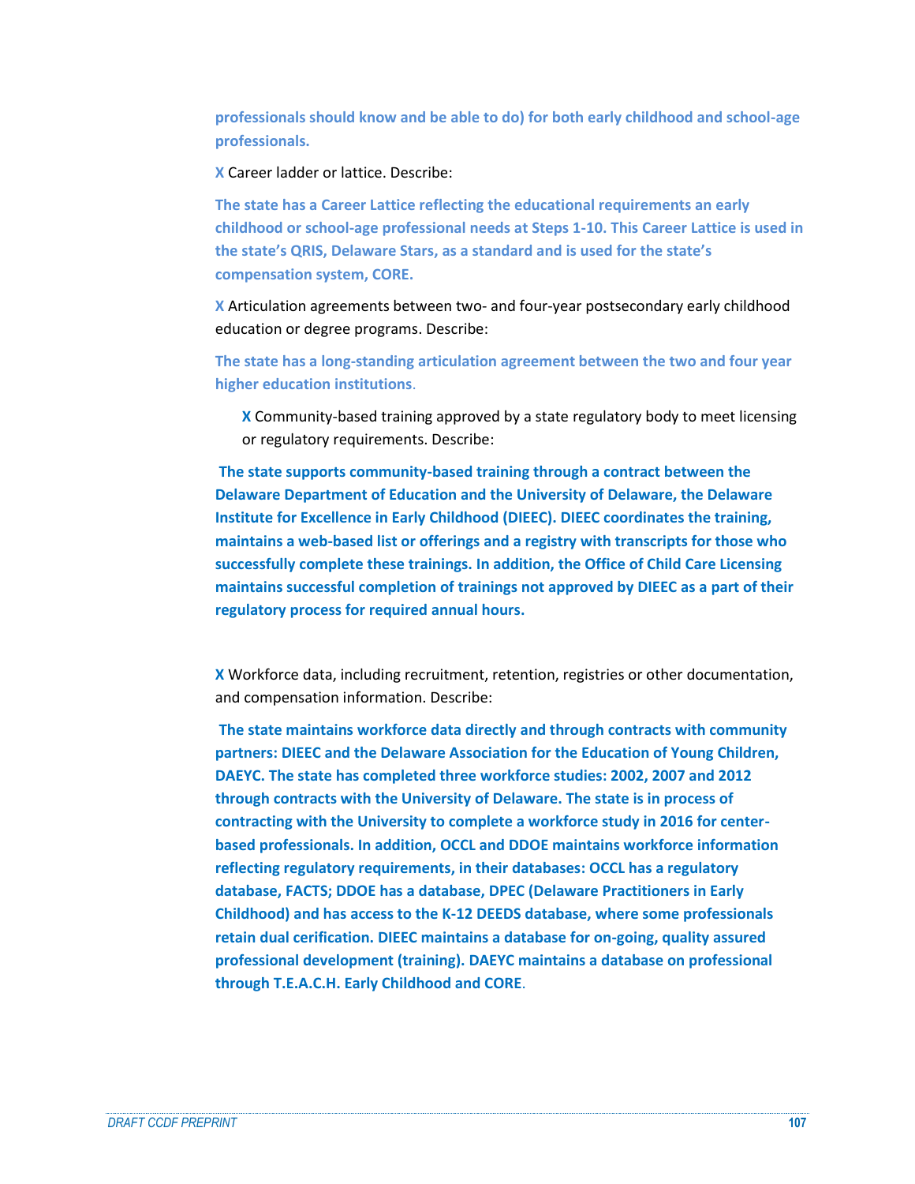**professionals should know and be able to do) for both early childhood and school-age professionals.**

**X** Career ladder or lattice. Describe:

**The state has a Career Lattice reflecting the educational requirements an early childhood or school-age professional needs at Steps 1-10. This Career Lattice is used in the state's QRIS, Delaware Stars, as a standard and is used for the state's compensation system, CORE.**

**X** Articulation agreements between two- and four-year postsecondary early childhood education or degree programs. Describe:

**The state has a long-standing articulation agreement between the two and four year higher education institutions**.

**X** Community-based training approved by a state regulatory body to meet licensing or regulatory requirements. Describe:

**The state supports community-based training through a contract between the Delaware Department of Education and the University of Delaware, the Delaware Institute for Excellence in Early Childhood (DIEEC). DIEEC coordinates the training, maintains a web-based list or offerings and a registry with transcripts for those who successfully complete these trainings. In addition, the Office of Child Care Licensing maintains successful completion of trainings not approved by DIEEC as a part of their regulatory process for required annual hours.**

**X** Workforce data, including recruitment, retention, registries or other documentation, and compensation information. Describe:

**The state maintains workforce data directly and through contracts with community partners: DIEEC and the Delaware Association for the Education of Young Children, DAEYC. The state has completed three workforce studies: 2002, 2007 and 2012 through contracts with the University of Delaware. The state is in process of contracting with the University to complete a workforce study in 2016 for center-based professionals. In addition, OCCL and DDOE maintains workforce information reflecting regulatory requirements, in their databases: OCCL has a regulatory database, FACTS; DDOE has a database, DPEC (Delaware Practitioners in Early Childhood) and has access to the K-12 DEEDS database, where some professionals retain dual cerification. DIEEC maintains a database for on-going, quality assured professional development (training). DAEYC maintains a database on professional through T.E.A.C.H. Early Childhood and CORE**.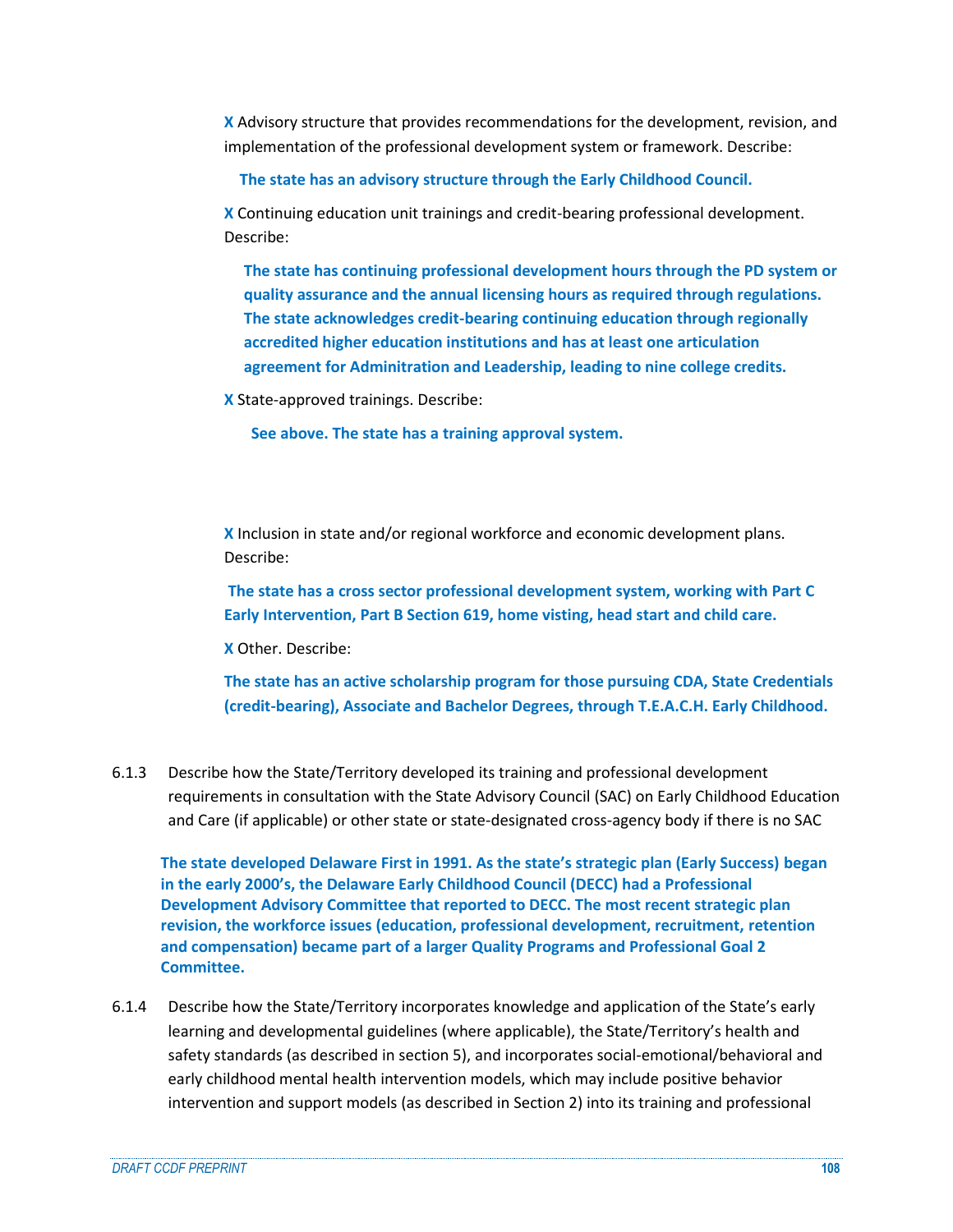**X** Advisory structure that provides recommendations for the development, revision, and implementation of the professional development system or framework. Describe:

**The state has an advisory structure through the Early Childhood Council.**

**X** Continuing education unit trainings and credit-bearing professional development. Describe:

**The state has continuing professional development hours through the PD system or quality assurance and the annual licensing hours as required through regulations. The state acknowledges credit-bearing continuing education through regionally accredited higher education institutions and has at least one articulation agreement for Adminitration and Leadership, leading to nine college credits.**

**X** State-approved trainings. Describe:

**See above. The state has a training approval system.**

**X** Inclusion in state and/or regional workforce and economic development plans. Describe:

**The state has a cross sector professional development system, working with Part C Early Intervention, Part B Section 619, home visting, head start and child care.**

**X** Other. Describe:

**The state has an active scholarship program for those pursuing CDA, State Credentials (credit-bearing), Associate and Bachelor Degrees, through T.E.A.C.H. Early Childhood.**

6.1.3 Describe how the State/Territory developed its training and professional development requirements in consultation with the State Advisory Council (SAC) on Early Childhood Education and Care (if applicable) or other state or state-designated cross-agency body if there is no SAC

**The state developed Delaware First in 1991. As the state's strategic plan (Early Success) began in the early 2000's, the Delaware Early Childhood Council (DECC) had a Professional Development Advisory Committee that reported to DECC. The most recent strategic plan revision, the workforce issues (education, professional development, recruitment, retention and compensation) became part of a larger Quality Programs and Professional Goal 2 Committee.**

6.1.4 Describe how the State/Territory incorporates knowledge and application of the State's early learning and developmental guidelines (where applicable), the State/Territory's health and safety standards (as described in section 5), and incorporates social-emotional/behavioral and early childhood mental health intervention models, which may include positive behavior intervention and support models (as described in Section 2) into its training and professional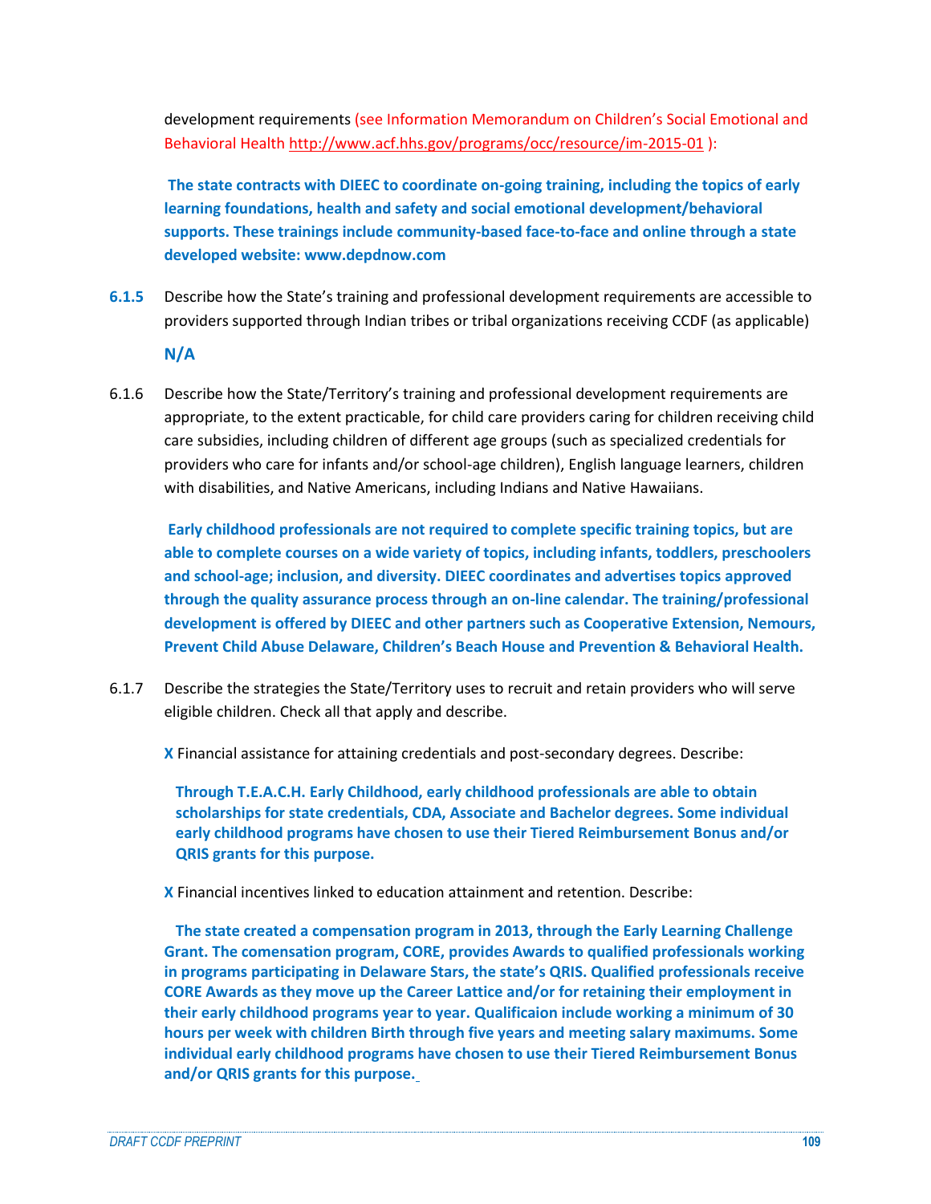development requirements (see Information Memorandum on Children's Social Emotional and Behavioral Health http://www.acf.hhs.gov/programs/occ/resource/im-2015-01 ):

**The state contracts with DIEEC to coordinate on-going training, including the topics of early learning foundations, health and safety and social emotional development/behavioral supports. These trainings include community-based face-to-face and online through a state developed website: www.depdnow.com**

**6.1.5** Describe how the State's training and professional development requirements are accessible to providers supported through Indian tribes or tribal organizations receiving CCDF (as applicable)

**N/A**

6.1.6 Describe how the State/Territory's training and professional development requirements are appropriate, to the extent practicable, for child care providers caring for children receiving child care subsidies, including children of different age groups (such as specialized credentials for providers who care for infants and/or school-age children), English language learners, children with disabilities, and Native Americans, including Indians and Native Hawaiians.

**Early childhood professionals are not required to complete specific training topics, but are able to complete courses on a wide variety of topics, including infants, toddlers, preschoolers and school-age; inclusion, and diversity. DIEEC coordinates and advertises topics approved through the quality assurance process through an on-line calendar. The training/professional development is offered by DIEEC and other partners such as Cooperative Extension, Nemours, Prevent Child Abuse Delaware, Children's Beach House and Prevention & Behavioral Health.**

6.1.7 Describe the strategies the State/Territory uses to recruit and retain providers who will serve eligible children. Check all that apply and describe.

**X** Financial assistance for attaining credentials and post-secondary degrees. Describe:

**Through T.E.A.C.H. Early Childhood, early childhood professionals are able to obtain scholarships for state credentials, CDA, Associate and Bachelor degrees. Some individual early childhood programs have chosen to use their Tiered Reimbursement Bonus and/or QRIS grants for this purpose.**

**X** Financial incentives linked to education attainment and retention. Describe:

**The state created a compensation program in 2013, through the Early Learning Challenge Grant. The comensation program, CORE, provides Awards to qualified professionals working in programs participating in Delaware Stars, the state's QRIS. Qualified professionals receive CORE Awards as they move up the Career Lattice and/or for retaining their employment in their early childhood programs year to year. Qualificaion include working a minimum of 30 hours per week with children Birth through five years and meeting salary maximums. Some individual early childhood programs have chosen to use their Tiered Reimbursement Bonus and/or QRIS grants for this purpose.**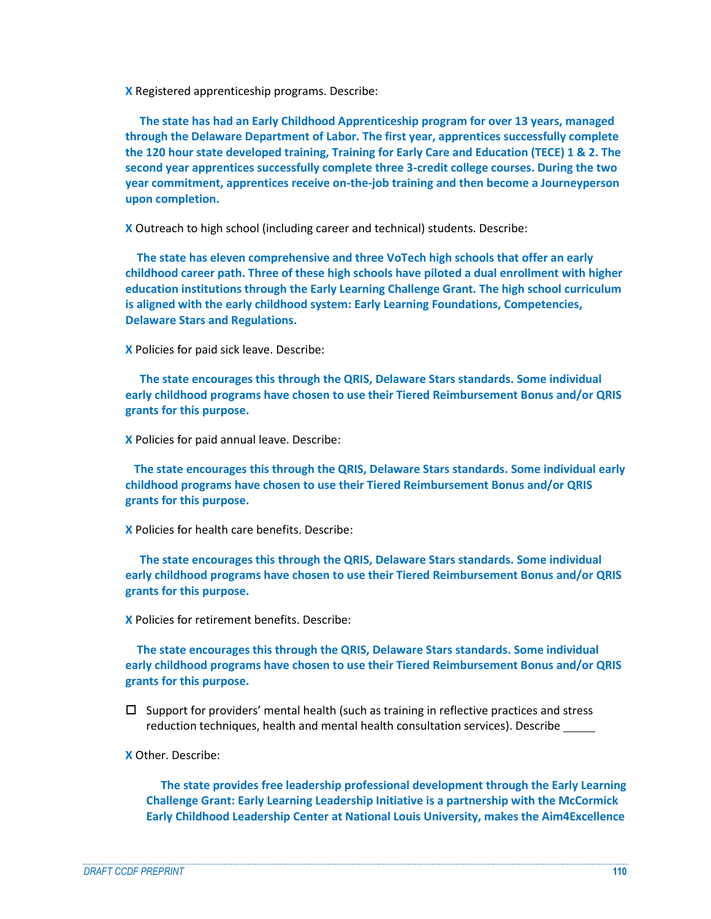**X** Registered apprenticeship programs. Describe:

**The state has had an Early Childhood Apprenticeship program for over 13 years, managed through the Delaware Department of Labor. The first year, apprentices successfully complete the 120 hour state developed training, Training for Early Care and Education (TECE) 1 & 2. The second year apprentices successfully complete three 3-credit college courses. During the two year commitment, apprentices receive on-the-job training and then become a Journeyperson upon completion.**

**X** Outreach to high school (including career and technical) students. Describe:

**The state has eleven comprehensive and three VoTech high schools that offer an early childhood career path. Three of these high schools have piloted a dual enrollment with higher education institutions through the Early Learning Challenge Grant. The high school curriculum is aligned with the early childhood system: Early Learning Foundations, Competencies, Delaware Stars and Regulations.**

**X** Policies for paid sick leave. Describe:

**The state encourages this through the QRIS, Delaware Stars standards. Some individual early childhood programs have chosen to use their Tiered Reimbursement Bonus and/or QRIS grants for this purpose.**

**X** Policies for paid annual leave. Describe:

**The state encourages this through the QRIS, Delaware Stars standards. Some individual early childhood programs have chosen to use their Tiered Reimbursement Bonus and/or QRIS grants for this purpose.**

**X** Policies for health care benefits. Describe:

**The state encourages this through the QRIS, Delaware Stars standards. Some individual early childhood programs have chosen to use their Tiered Reimbursement Bonus and/or QRIS grants for this purpose.**

**X** Policies for retirement benefits. Describe:

**The state encourages this through the QRIS, Delaware Stars standards. Some individual early childhood programs have chosen to use their Tiered Reimbursement Bonus and/or QRIS grants for this purpose.**

☐ Support for providers' mental health (such as training in reflective practices and stress reduction techniques, health and mental health consultation services). Describe _____

**X** Other. Describe:

**The state provides free leadership professional development through the Early Learning Challenge Grant: Early Learning Leadership Initiative is a partnership with the McCormick Early Childhood Leadership Center at National Louis University, makes the Aim4Excellence**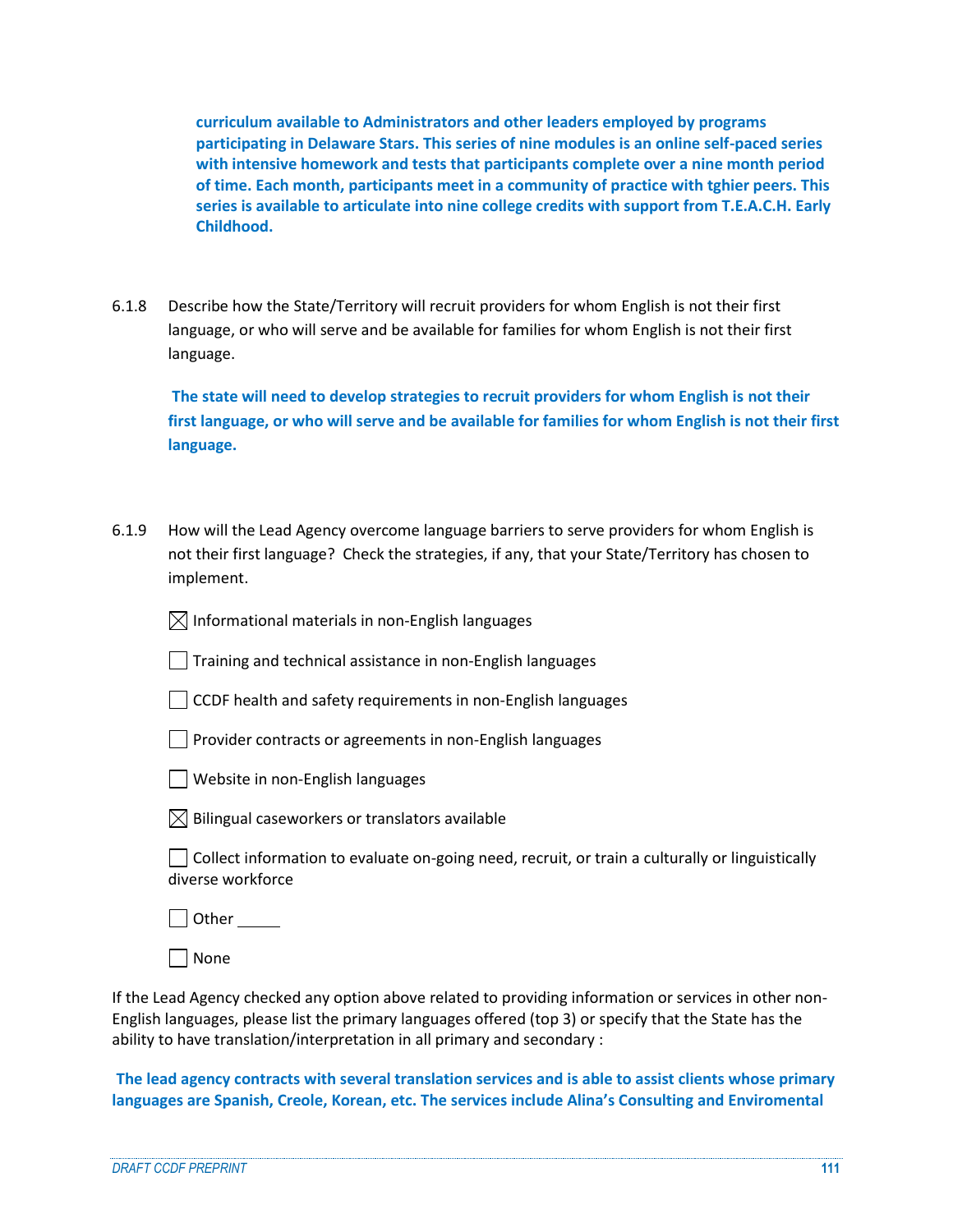**curriculum available to Administrators and other leaders employed by programs participating in Delaware Stars. This series of nine modules is an online self-paced series with intensive homework and tests that participants complete over a nine month period of time. Each month, participants meet in a community of practice with tghier peers. This series is available to articulate into nine college credits with support from T.E.A.C.H. Early Childhood.**

6.1.8 Describe how the State/Territory will recruit providers for whom English is not their first language, or who will serve and be available for families for whom English is not their first language.

**The state will need to develop strategies to recruit providers for whom English is not their first language, or who will serve and be available for families for whom English is not their first language.**

6.1.9 How will the Lead Agency overcome language barriers to serve providers for whom English is not their first language? Check the strategies, if any, that your State/Territory has chosen to implement.

- [x] Informational materials in non-English languages
- [ ] Training and technical assistance in non-English languages
- [ ] CCDF health and safety requirements in non-English languages
- [ ] Provider contracts or agreements in non-English languages
- [ ] Website in non-English languages
- [x] Bilingual caseworkers or translators available
- [ ] Collect information to evaluate on-going need, recruit, or train a culturally or linguistically diverse workforce
- [ ] Other _____
- [ ] None

If the Lead Agency checked any option above related to providing information or services in other non-English languages, please list the primary languages offered (top 3) or specify that the State has the ability to have translation/interpretation in all primary and secondary :

**The lead agency contracts with several translation services and is able to assist clients whose primary languages are Spanish, Creole, Korean, etc. The services include Alina's Consulting and Enviromental**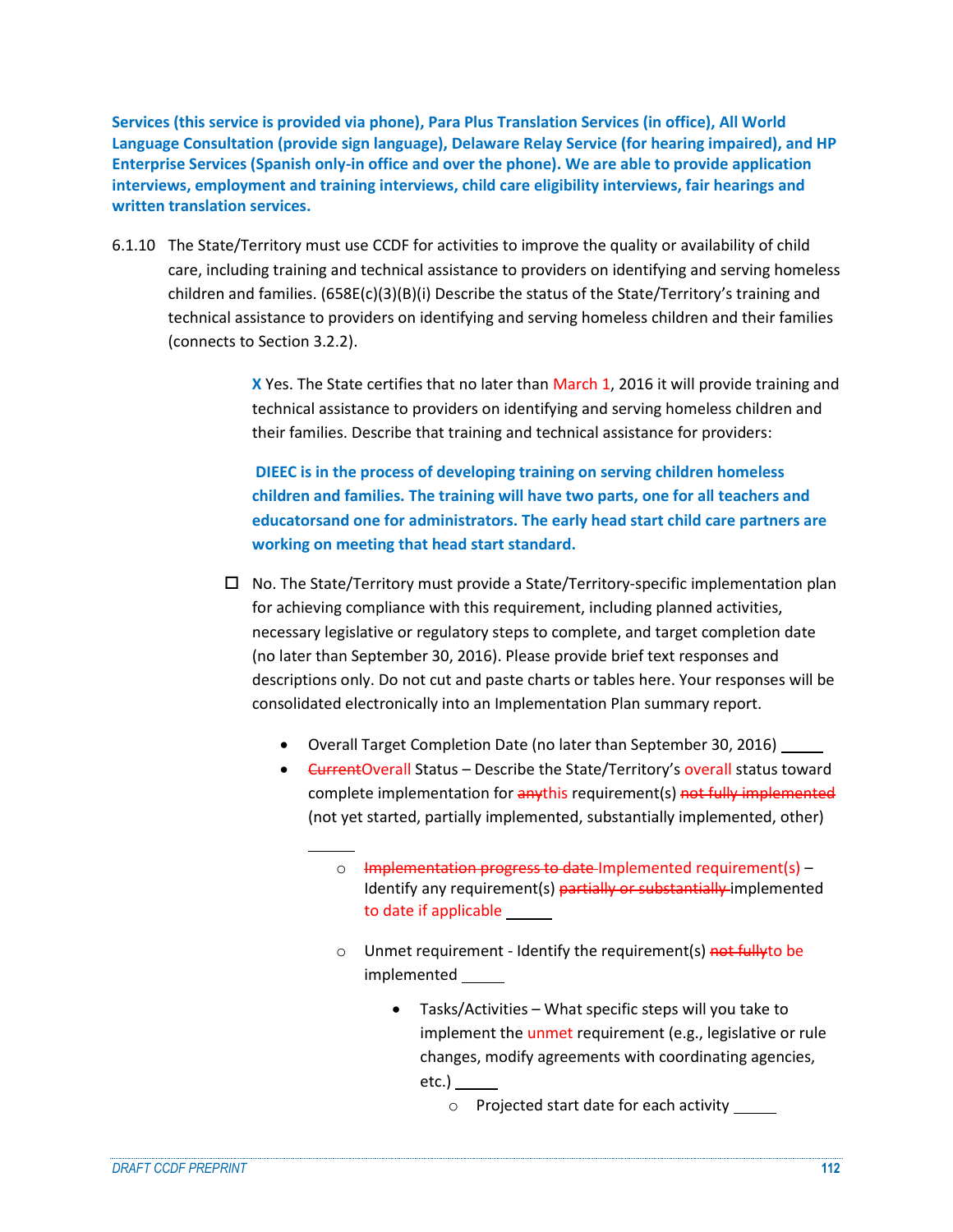**Services (this service is provided via phone), Para Plus Translation Services (in office), All World Language Consultation (provide sign language), Delaware Relay Service (for hearing impaired), and HP Enterprise Services (Spanish only-in office and over the phone). We are able to provide application interviews, employment and training interviews, child care eligibility interviews, fair hearings and written translation services.**

6.1.10 The State/Territory must use CCDF for activities to improve the quality or availability of child care, including training and technical assistance to providers on identifying and serving homeless children and families. (658E(c)(3)(B)(i) Describe the status of the State/Territory's training and technical assistance to providers on identifying and serving homeless children and their families (connects to Section 3.2.2).

> **X** Yes. The State certifies that no later than March 1, 2016 it will provide training and technical assistance to providers on identifying and serving homeless children and their families. Describe that training and technical assistance for providers:
>
> **DIEEC is in the process of developing training on serving children homeless children and families. The training will have two parts, one for all teachers and educatorsand one for administrators. The early head start child care partners are working on meeting that head start standard.**
>
> ☐ No. The State/Territory must provide a State/Territory-specific implementation plan for achieving compliance with this requirement, including planned activities, necessary legislative or regulatory steps to complete, and target completion date (no later than September 30, 2016). Please provide brief text responses and descriptions only. Do not cut and paste charts or tables here. Your responses will be consolidated electronically into an Implementation Plan summary report.
>
> - Overall Target Completion Date (no later than September 30, 2016) _____
> - ~~Current~~Overall Status – Describe the State/Territory's overall status toward complete implementation for ~~any~~this requirement(s) ~~not fully implemented~~ (not yet started, partially implemented, substantially implemented, other) _____
>     - ~~Implementation progress to date~~ Implemented requirement(s) – Identify any requirement(s) ~~partially or substantially~~ implemented to date if applicable _____
>     - Unmet requirement - Identify the requirement(s) ~~not fully~~to be implemented _____
>         - Tasks/Activities – What specific steps will you take to implement the unmet requirement (e.g., legislative or rule changes, modify agreements with coordinating agencies, etc.) _____
>             - Projected start date for each activity _____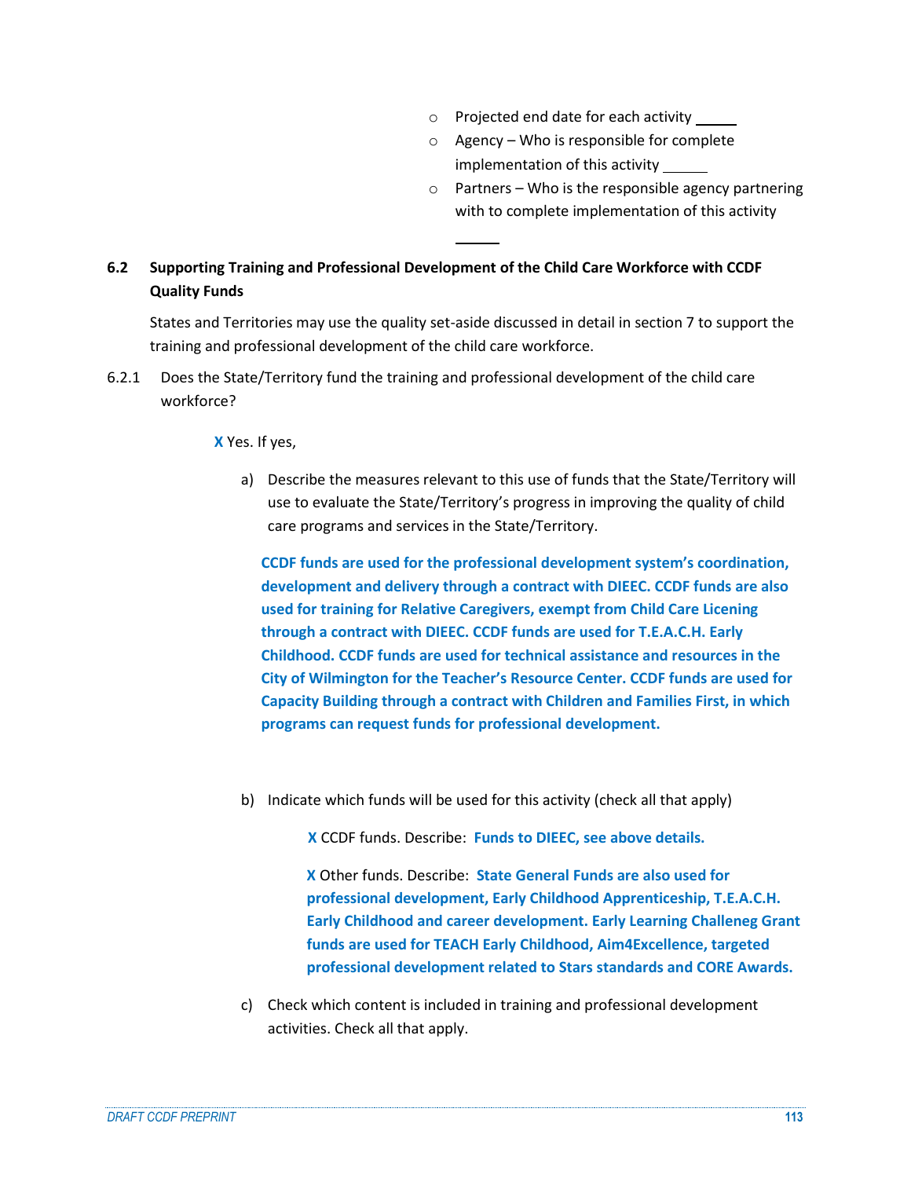- Projected end date for each activity _____
- Agency – Who is responsible for complete implementation of this activity _____
- Partners – Who is the responsible agency partnering with to complete implementation of this activity

  _____

## 6.2 Supporting Training and Professional Development of the Child Care Workforce with CCDF Quality Funds

States and Territories may use the quality set-aside discussed in detail in section 7 to support the training and professional development of the child care workforce.

6.2.1 Does the State/Territory fund the training and professional development of the child care workforce?

**X** Yes. If yes,

a) Describe the measures relevant to this use of funds that the State/Territory will use to evaluate the State/Territory's progress in improving the quality of child care programs and services in the State/Territory.

**CCDF funds are used for the professional development system's coordination, development and delivery through a contract with DIEEC. CCDF funds are also used for training for Relative Caregivers, exempt from Child Care Licening through a contract with DIEEC. CCDF funds are used for T.E.A.C.H. Early Childhood. CCDF funds are used for technical assistance and resources in the City of Wilmington for the Teacher's Resource Center. CCDF funds are used for Capacity Building through a contract with Children and Families First, in which programs can request funds for professional development.**

b) Indicate which funds will be used for this activity (check all that apply)

**X** CCDF funds. Describe: **Funds to DIEEC, see above details.**

**X** Other funds. Describe: **State General Funds are also used for professional development, Early Childhood Apprenticeship, T.E.A.C.H. Early Childhood and career development. Early Learning Challeneg Grant funds are used for TEACH Early Childhood, Aim4Excellence, targeted professional development related to Stars standards and CORE Awards.**

c) Check which content is included in training and professional development activities. Check all that apply.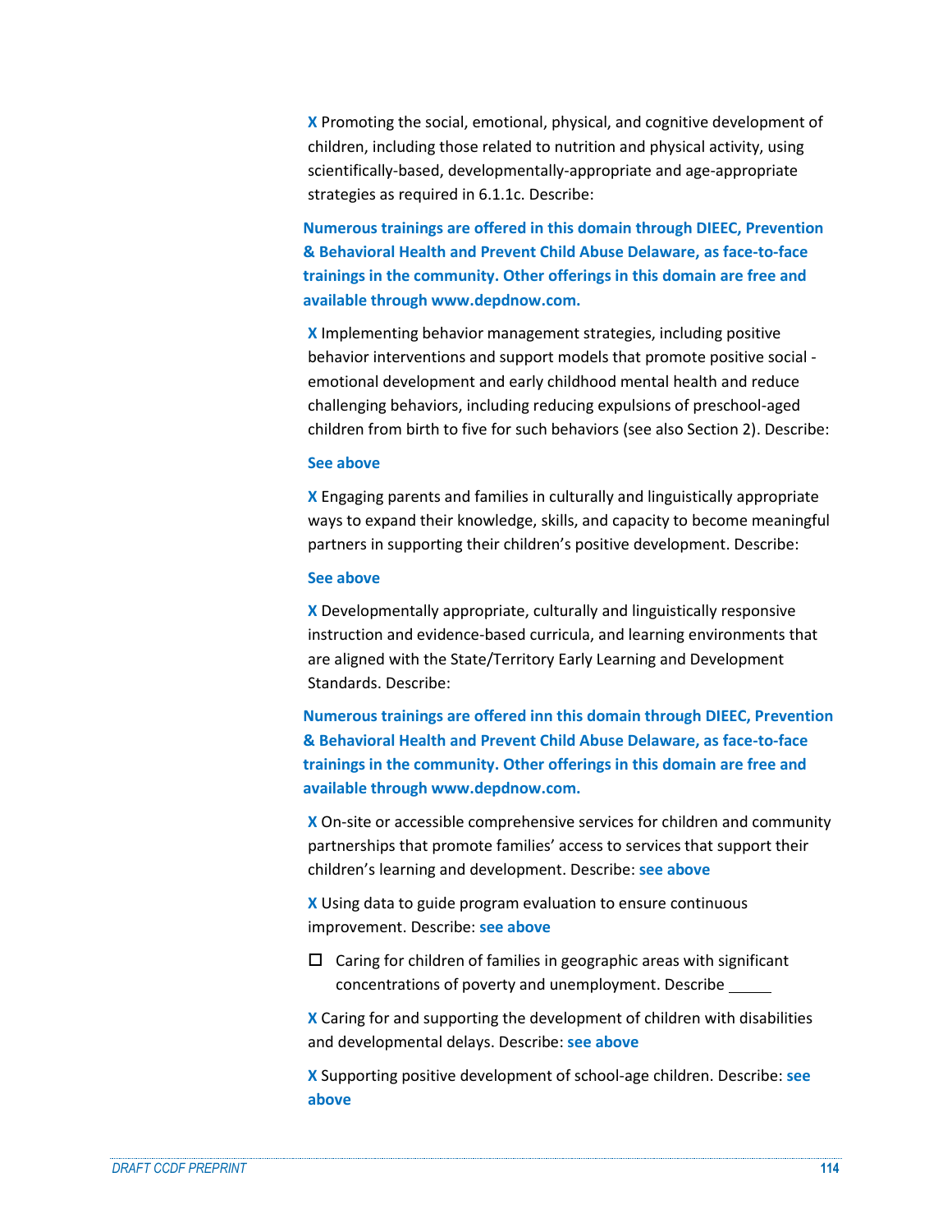**X** Promoting the social, emotional, physical, and cognitive development of children, including those related to nutrition and physical activity, using scientifically-based, developmentally-appropriate and age-appropriate strategies as required in 6.1.1c. Describe:

**Numerous trainings are offered in this domain through DIEEC, Prevention & Behavioral Health and Prevent Child Abuse Delaware, as face-to-face trainings in the community. Other offerings in this domain are free and available through www.depdnow.com.**

**X** Implementing behavior management strategies, including positive behavior interventions and support models that promote positive social - emotional development and early childhood mental health and reduce challenging behaviors, including reducing expulsions of preschool-aged children from birth to five for such behaviors (see also Section 2). Describe:

**See above**

**X** Engaging parents and families in culturally and linguistically appropriate ways to expand their knowledge, skills, and capacity to become meaningful partners in supporting their children's positive development. Describe:

**See above**

**X** Developmentally appropriate, culturally and linguistically responsive instruction and evidence-based curricula, and learning environments that are aligned with the State/Territory Early Learning and Development Standards. Describe:

**Numerous trainings are offered inn this domain through DIEEC, Prevention & Behavioral Health and Prevent Child Abuse Delaware, as face-to-face trainings in the community. Other offerings in this domain are free and available through www.depdnow.com.**

**X** On-site or accessible comprehensive services for children and community partnerships that promote families' access to services that support their children's learning and development. Describe: **see above**

**X** Using data to guide program evaluation to ensure continuous improvement. Describe: **see above**

☐ Caring for children of families in geographic areas with significant concentrations of poverty and unemployment. Describe _____

**X** Caring for and supporting the development of children with disabilities and developmental delays. Describe: **see above**

**X** Supporting positive development of school-age children. Describe: **see above**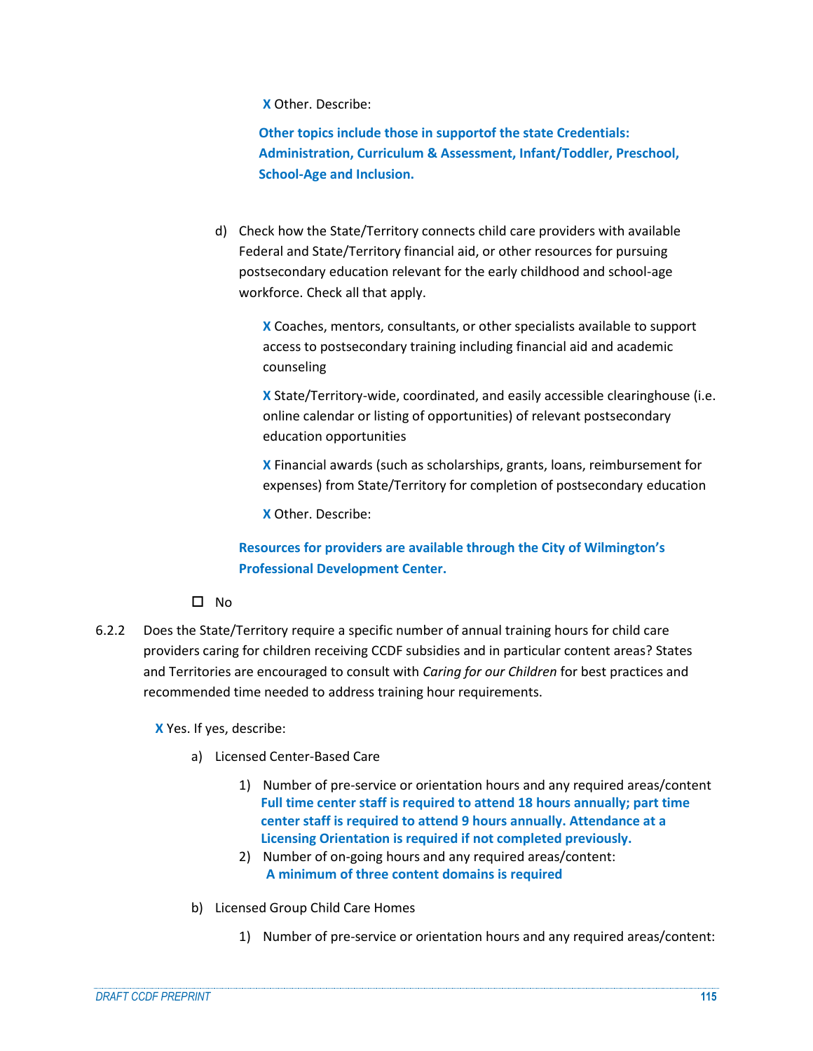**X** Other. Describe:

**Other topics include those in supportof the state Credentials: Administration, Curriculum & Assessment, Infant/Toddler, Preschool, School-Age and Inclusion.**

d) Check how the State/Territory connects child care providers with available Federal and State/Territory financial aid, or other resources for pursuing postsecondary education relevant for the early childhood and school-age workforce. Check all that apply.

**X** Coaches, mentors, consultants, or other specialists available to support access to postsecondary training including financial aid and academic counseling

**X** State/Territory-wide, coordinated, and easily accessible clearinghouse (i.e. online calendar or listing of opportunities) of relevant postsecondary education opportunities

**X** Financial awards (such as scholarships, grants, loans, reimbursement for expenses) from State/Territory for completion of postsecondary education

**X** Other. Describe:

**Resources for providers are available through the City of Wilmington's Professional Development Center.**

☐ No

6.2.2 Does the State/Territory require a specific number of annual training hours for child care providers caring for children receiving CCDF subsidies and in particular content areas? States and Territories are encouraged to consult with *Caring for our Children* for best practices and recommended time needed to address training hour requirements.

**X** Yes. If yes, describe:

a) Licensed Center-Based Care

1) Number of pre-service or orientation hours and any required areas/content
**Full time center staff is required to attend 18 hours annually; part time center staff is required to attend 9 hours annually. Attendance at a Licensing Orientation is required if not completed previously.**
2) Number of on-going hours and any required areas/content:
**A minimum of three content domains is required**

b) Licensed Group Child Care Homes

1) Number of pre-service or orientation hours and any required areas/content: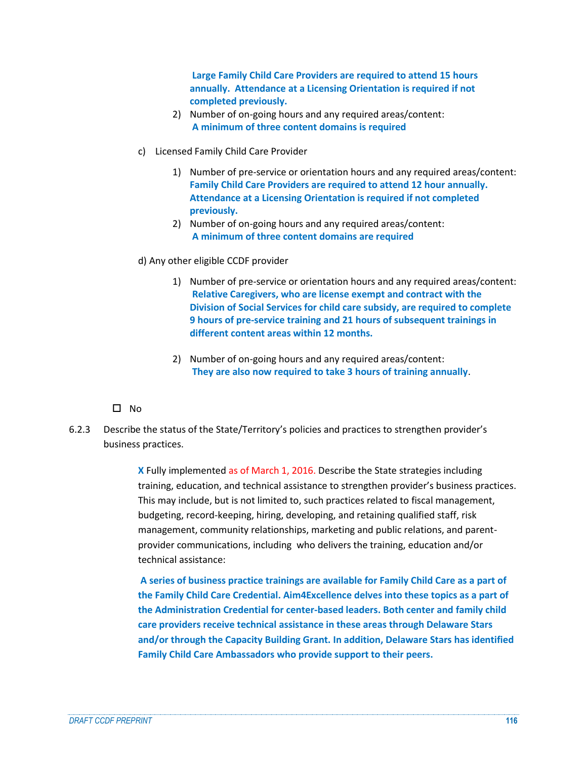**Large Family Child Care Providers are required to attend 15 hours annually. Attendance at a Licensing Orientation is required if not completed previously.**

2) Number of on-going hours and any required areas/content:
   **A minimum of three content domains is required**

c) Licensed Family Child Care Provider

1) Number of pre-service or orientation hours and any required areas/content:
   **Family Child Care Providers are required to attend 12 hour annually. Attendance at a Licensing Orientation is required if not completed previously.**
2) Number of on-going hours and any required areas/content:
   **A minimum of three content domains are required**

d) Any other eligible CCDF provider

1) Number of pre-service or orientation hours and any required areas/content:
   **Relative Caregivers, who are license exempt and contract with the Division of Social Services for child care subsidy, are required to complete 9 hours of pre-service training and 21 hours of subsequent trainings in different content areas within 12 months.**

2) Number of on-going hours and any required areas/content:
   **They are also now required to take 3 hours of training annually**.

☐ No

6.2.3 Describe the status of the State/Territory's policies and practices to strengthen provider's business practices.

**X** Fully implemented as of March 1, 2016. Describe the State strategies including training, education, and technical assistance to strengthen provider's business practices. This may include, but is not limited to, such practices related to fiscal management, budgeting, record-keeping, hiring, developing, and retaining qualified staff, risk management, community relationships, marketing and public relations, and parent-provider communications, including who delivers the training, education and/or technical assistance:

**A series of business practice trainings are available for Family Child Care as a part of the Family Child Care Credential. Aim4Excellence delves into these topics as a part of the Administration Credential for center-based leaders. Both center and family child care providers receive technical assistance in these areas through Delaware Stars and/or through the Capacity Building Grant. In addition, Delaware Stars has identified Family Child Care Ambassadors who provide support to their peers.**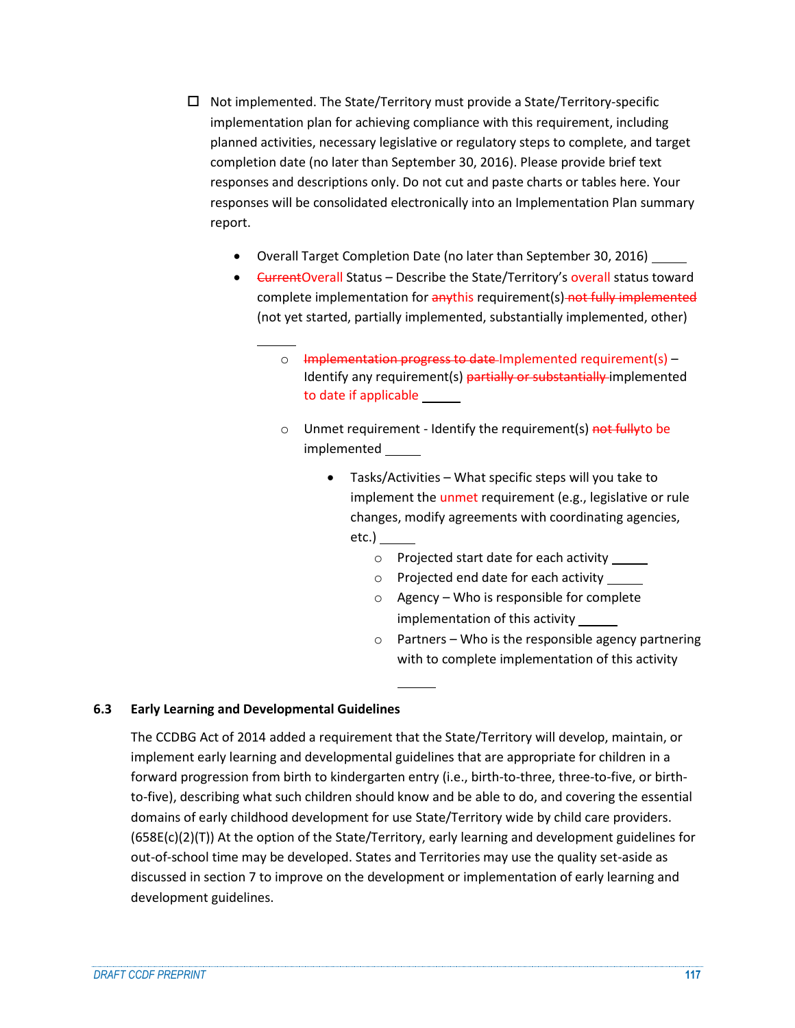☐ Not implemented. The State/Territory must provide a State/Territory-specific implementation plan for achieving compliance with this requirement, including planned activities, necessary legislative or regulatory steps to complete, and target completion date (no later than September 30, 2016). Please provide brief text responses and descriptions only. Do not cut and paste charts or tables here. Your responses will be consolidated electronically into an Implementation Plan summary report.

- Overall Target Completion Date (no later than September 30, 2016) ______
- ~~Current~~Overall Status – Describe the State/Territory's overall status toward complete implementation for ~~any~~this requirement(s) ~~not fully implemented~~ (not yet started, partially implemented, substantially implemented, other)

  ______

  - ~~Implementation progress to date~~ Implemented requirement(s) – Identify any requirement(s) ~~partially or substantially~~ implemented to date if applicable ______
  - Unmet requirement - Identify the requirement(s) ~~not fully~~to be implemented ______
    - Tasks/Activities – What specific steps will you take to implement the unmet requirement (e.g., legislative or rule changes, modify agreements with coordinating agencies, etc.) ______
      - Projected start date for each activity ______
      - Projected end date for each activity ______
      - Agency – Who is responsible for complete implementation of this activity ______
      - Partners – Who is the responsible agency partnering with to complete implementation of this activity

        ______

### 6.3 Early Learning and Developmental Guidelines

The CCDBG Act of 2014 added a requirement that the State/Territory will develop, maintain, or implement early learning and developmental guidelines that are appropriate for children in a forward progression from birth to kindergarten entry (i.e., birth-to-three, three-to-five, or birth-to-five), describing what such children should know and be able to do, and covering the essential domains of early childhood development for use State/Territory wide by child care providers. (658E(c)(2)(T)) At the option of the State/Territory, early learning and development guidelines for out-of-school time may be developed. States and Territories may use the quality set-aside as discussed in section 7 to improve on the development or implementation of early learning and development guidelines.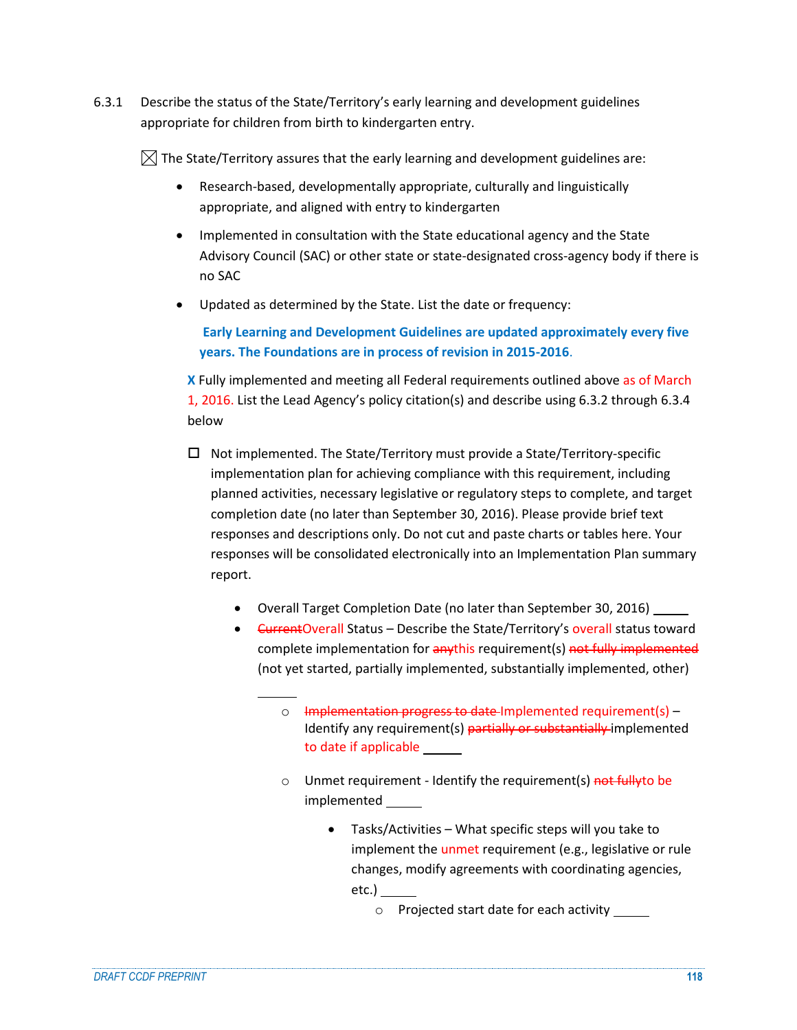6.3.1 Describe the status of the State/Territory's early learning and development guidelines appropriate for children from birth to kindergarten entry.

☒ The State/Territory assures that the early learning and development guidelines are:

- Research-based, developmentally appropriate, culturally and linguistically appropriate, and aligned with entry to kindergarten
- Implemented in consultation with the State educational agency and the State Advisory Council (SAC) or other state or state-designated cross-agency body if there is no SAC
- Updated as determined by the State. List the date or frequency:

  **Early Learning and Development Guidelines are updated approximately every five years. The Foundations are in process of revision in 2015-2016.**

**X** Fully implemented and meeting all Federal requirements outlined above as of March 1, 2016. List the Lead Agency's policy citation(s) and describe using 6.3.2 through 6.3.4 below

☐ Not implemented. The State/Territory must provide a State/Territory-specific implementation plan for achieving compliance with this requirement, including planned activities, necessary legislative or regulatory steps to complete, and target completion date (no later than September 30, 2016). Please provide brief text responses and descriptions only. Do not cut and paste charts or tables here. Your responses will be consolidated electronically into an Implementation Plan summary report.

- Overall Target Completion Date (no later than September 30, 2016) \_\_\_\_\_
- ~~Current~~Overall Status – Describe the State/Territory's overall status toward complete implementation for ~~any~~this requirement(s) ~~not fully implemented~~ (not yet started, partially implemented, substantially implemented, other)

  \_\_\_\_\_

  - ~~Implementation progress to date~~ Implemented requirement(s) – Identify any requirement(s) ~~partially or substantially~~ implemented to date if applicable \_\_\_\_\_
  - Unmet requirement - Identify the requirement(s) ~~not fully~~to be implemented \_\_\_\_\_
    - Tasks/Activities – What specific steps will you take to implement the unmet requirement (e.g., legislative or rule changes, modify agreements with coordinating agencies, etc.) \_\_\_\_\_
      - Projected start date for each activity \_\_\_\_\_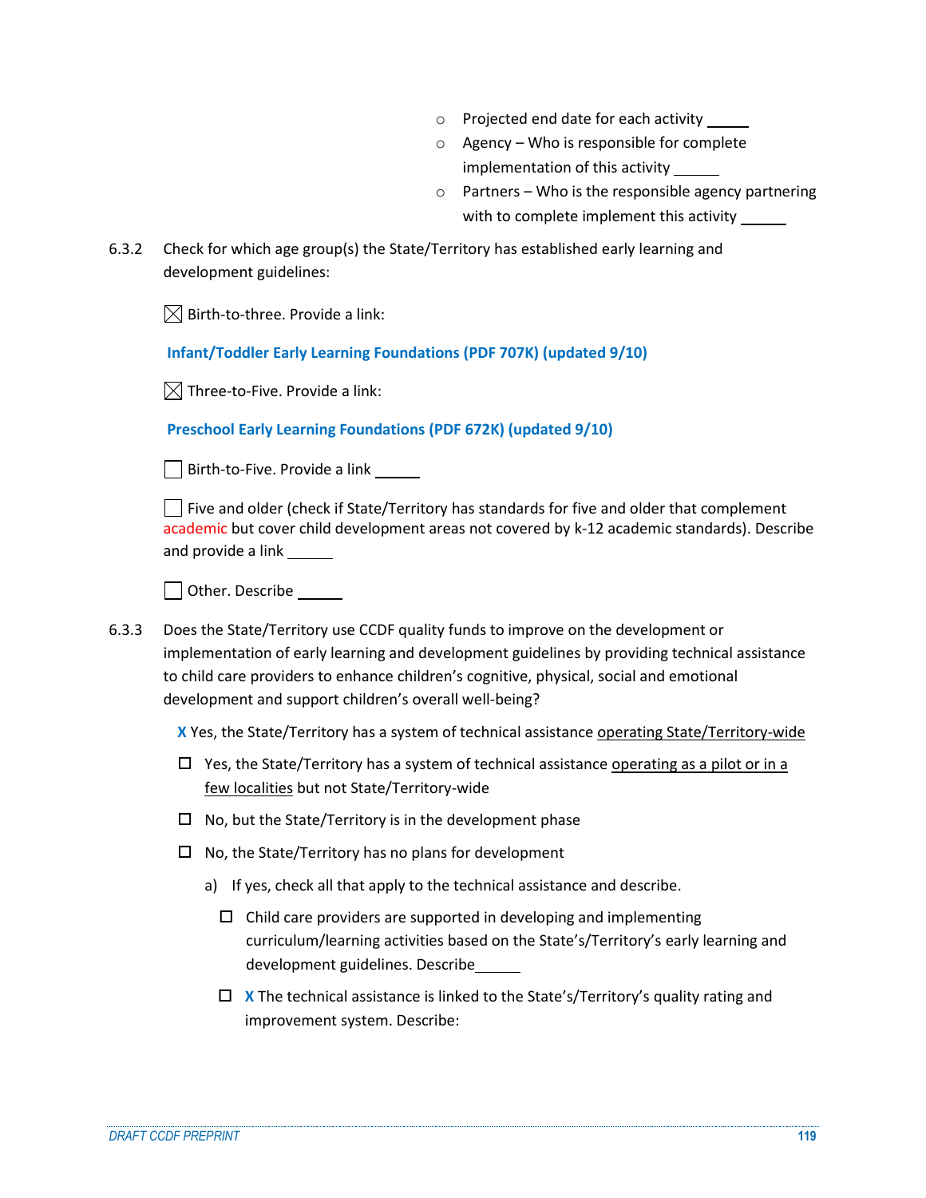- Projected end date for each activity ______
- Agency – Who is responsible for complete implementation of this activity ______
- Partners – Who is the responsible agency partnering with to complete implement this activity ______

6.3.2 Check for which age group(s) the State/Territory has established early learning and development guidelines:

☒ Birth-to-three. Provide a link:

**Infant/Toddler Early Learning Foundations (PDF 707K) (updated 9/10)**

☒ Three-to-Five. Provide a link:

**Preschool Early Learning Foundations (PDF 672K) (updated 9/10)**

☐ Birth-to-Five. Provide a link ______

☐ Five and older (check if State/Territory has standards for five and older that complement academic but cover child development areas not covered by k-12 academic standards). Describe and provide a link ______

☐ Other. Describe ______

6.3.3 Does the State/Territory use CCDF quality funds to improve on the development or implementation of early learning and development guidelines by providing technical assistance to child care providers to enhance children's cognitive, physical, social and emotional development and support children's overall well-being?

**X** Yes, the State/Territory has a system of technical assistance <u>operating State/Territory-wide</u>

☐ Yes, the State/Territory has a system of technical assistance <u>operating as a pilot or in a few localities</u> but not State/Territory-wide

☐ No, but the State/Territory is in the development phase

☐ No, the State/Territory has no plans for development

a) If yes, check all that apply to the technical assistance and describe.

☐ Child care providers are supported in developing and implementing curriculum/learning activities based on the State's/Territory's early learning and development guidelines. Describe______

☐ **X** The technical assistance is linked to the State's/Territory's quality rating and improvement system. Describe: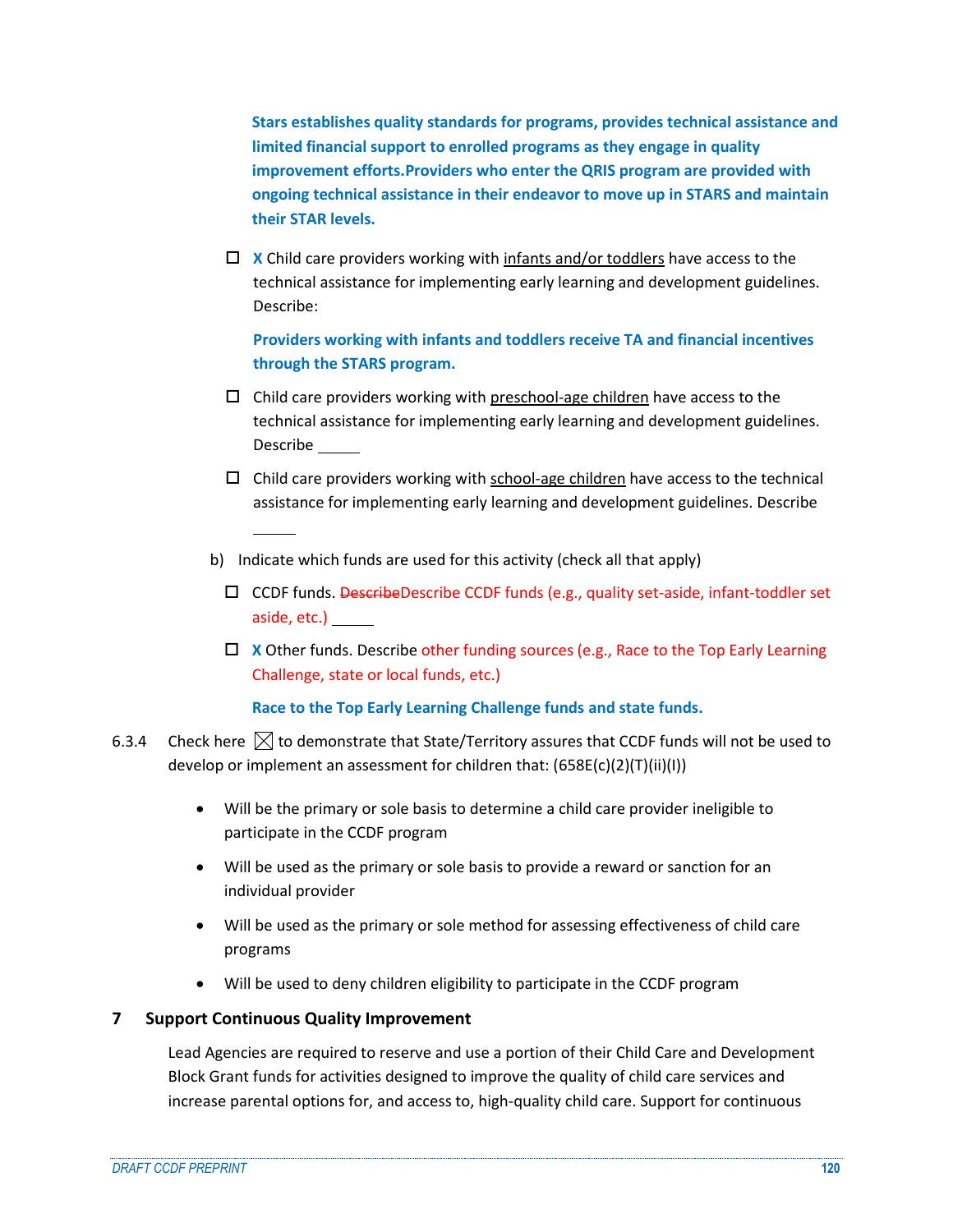**Stars establishes quality standards for programs, provides technical assistance and limited financial support to enrolled programs as they engage in quality improvement efforts.Providers who enter the QRIS program are provided with ongoing technical assistance in their endeavor to move up in STARS and maintain their STAR levels.**

- ☐ X Child care providers working with infants and/or toddlers have access to the technical assistance for implementing early learning and development guidelines. Describe:

  **Providers working with infants and toddlers receive TA and financial incentives through the STARS program.**

- ☐ Child care providers working with preschool-age children have access to the technical assistance for implementing early learning and development guidelines. Describe \_\_\_\_\_

- ☐ Child care providers working with school-age children have access to the technical assistance for implementing early learning and development guidelines. Describe \_\_\_\_\_

b) Indicate which funds are used for this activity (check all that apply)

- ☐ CCDF funds. ~~Describe~~Describe CCDF funds (e.g., quality set-aside, infant-toddler set aside, etc.) \_\_\_\_\_

- ☐ X Other funds. Describe other funding sources (e.g., Race to the Top Early Learning Challenge, state or local funds, etc.)

  **Race to the Top Early Learning Challenge funds and state funds.**

6.3.4 Check here ☒ to demonstrate that State/Territory assures that CCDF funds will not be used to develop or implement an assessment for children that: (658E(c)(2)(T)(ii)(I))

- Will be the primary or sole basis to determine a child care provider ineligible to participate in the CCDF program
- Will be used as the primary or sole basis to provide a reward or sanction for an individual provider
- Will be used as the primary or sole method for assessing effectiveness of child care programs
- Will be used to deny children eligibility to participate in the CCDF program

## 7 Support Continuous Quality Improvement

Lead Agencies are required to reserve and use a portion of their Child Care and Development Block Grant funds for activities designed to improve the quality of child care services and increase parental options for, and access to, high-quality child care. Support for continuous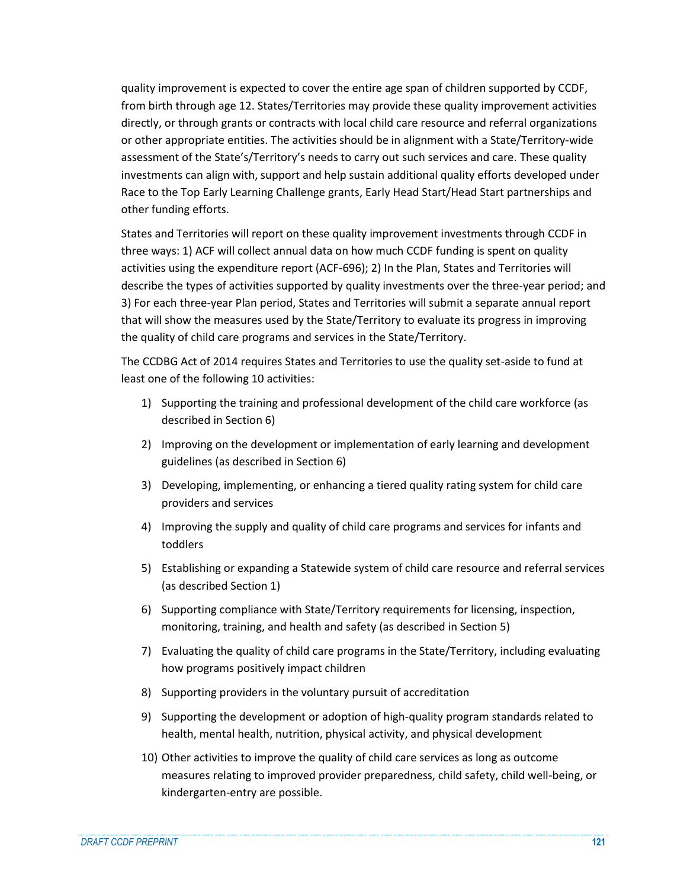quality improvement is expected to cover the entire age span of children supported by CCDF, from birth through age 12. States/Territories may provide these quality improvement activities directly, or through grants or contracts with local child care resource and referral organizations or other appropriate entities. The activities should be in alignment with a State/Territory-wide assessment of the State's/Territory's needs to carry out such services and care. These quality investments can align with, support and help sustain additional quality efforts developed under Race to the Top Early Learning Challenge grants, Early Head Start/Head Start partnerships and other funding efforts.

States and Territories will report on these quality improvement investments through CCDF in three ways: 1) ACF will collect annual data on how much CCDF funding is spent on quality activities using the expenditure report (ACF-696); 2) In the Plan, States and Territories will describe the types of activities supported by quality investments over the three-year period; and 3) For each three-year Plan period, States and Territories will submit a separate annual report that will show the measures used by the State/Territory to evaluate its progress in improving the quality of child care programs and services in the State/Territory.

The CCDBG Act of 2014 requires States and Territories to use the quality set-aside to fund at least one of the following 10 activities:

1) Supporting the training and professional development of the child care workforce (as described in Section 6)
2) Improving on the development or implementation of early learning and development guidelines (as described in Section 6)
3) Developing, implementing, or enhancing a tiered quality rating system for child care providers and services
4) Improving the supply and quality of child care programs and services for infants and toddlers
5) Establishing or expanding a Statewide system of child care resource and referral services (as described Section 1)
6) Supporting compliance with State/Territory requirements for licensing, inspection, monitoring, training, and health and safety (as described in Section 5)
7) Evaluating the quality of child care programs in the State/Territory, including evaluating how programs positively impact children
8) Supporting providers in the voluntary pursuit of accreditation
9) Supporting the development or adoption of high-quality program standards related to health, mental health, nutrition, physical activity, and physical development
10) Other activities to improve the quality of child care services as long as outcome measures relating to improved provider preparedness, child safety, child well-being, or kindergarten-entry are possible.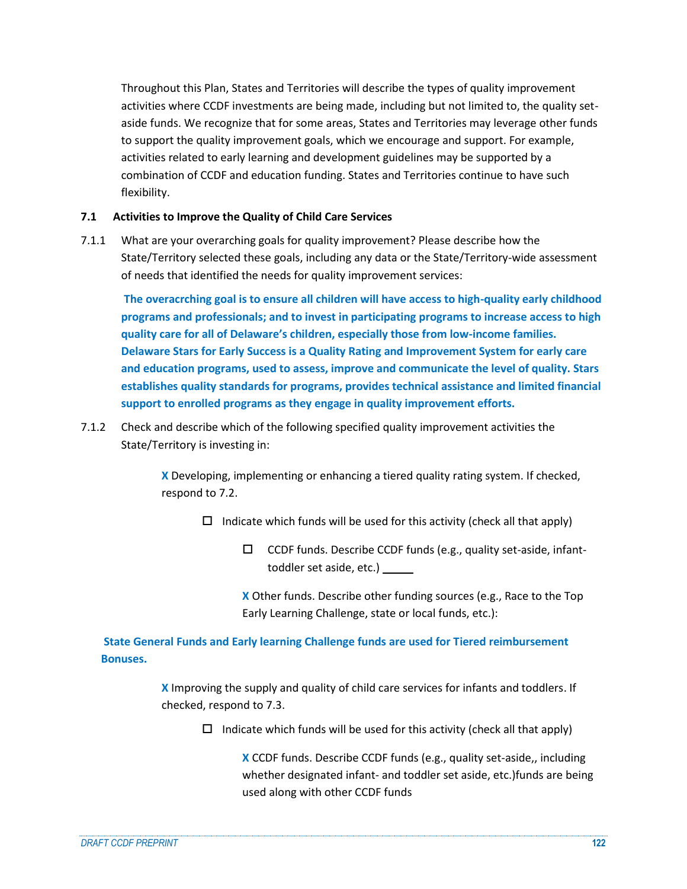Throughout this Plan, States and Territories will describe the types of quality improvement activities where CCDF investments are being made, including but not limited to, the quality set-aside funds. We recognize that for some areas, States and Territories may leverage other funds to support the quality improvement goals, which we encourage and support. For example, activities related to early learning and development guidelines may be supported by a combination of CCDF and education funding. States and Territories continue to have such flexibility.

**7.1 Activities to Improve the Quality of Child Care Services**

7.1.1 What are your overarching goals for quality improvement? Please describe how the State/Territory selected these goals, including any data or the State/Territory-wide assessment of needs that identified the needs for quality improvement services:

**The overacrching goal is to ensure all children will have access to high-quality early childhood programs and professionals; and to invest in participating programs to increase access to high quality care for all of Delaware's children, especially those from low-income families. Delaware Stars for Early Success is a Quality Rating and Improvement System for early care and education programs, used to assess, improve and communicate the level of quality. Stars establishes quality standards for programs, provides technical assistance and limited financial support to enrolled programs as they engage in quality improvement efforts.**

7.1.2 Check and describe which of the following specified quality improvement activities the State/Territory is investing in:

**X** Developing, implementing or enhancing a tiered quality rating system. If checked, respond to 7.2.

☐ Indicate which funds will be used for this activity (check all that apply)

☐ CCDF funds. Describe CCDF funds (e.g., quality set-aside, infant-toddler set aside, etc.) _____

**X** Other funds. Describe other funding sources (e.g., Race to the Top Early Learning Challenge, state or local funds, etc.):

**State General Funds and Early learning Challenge funds are used for Tiered reimbursement Bonuses.**

**X** Improving the supply and quality of child care services for infants and toddlers. If checked, respond to 7.3.

☐ Indicate which funds will be used for this activity (check all that apply)

**X** CCDF funds. Describe CCDF funds (e.g., quality set-aside,, including whether designated infant- and toddler set aside, etc.)funds are being used along with other CCDF funds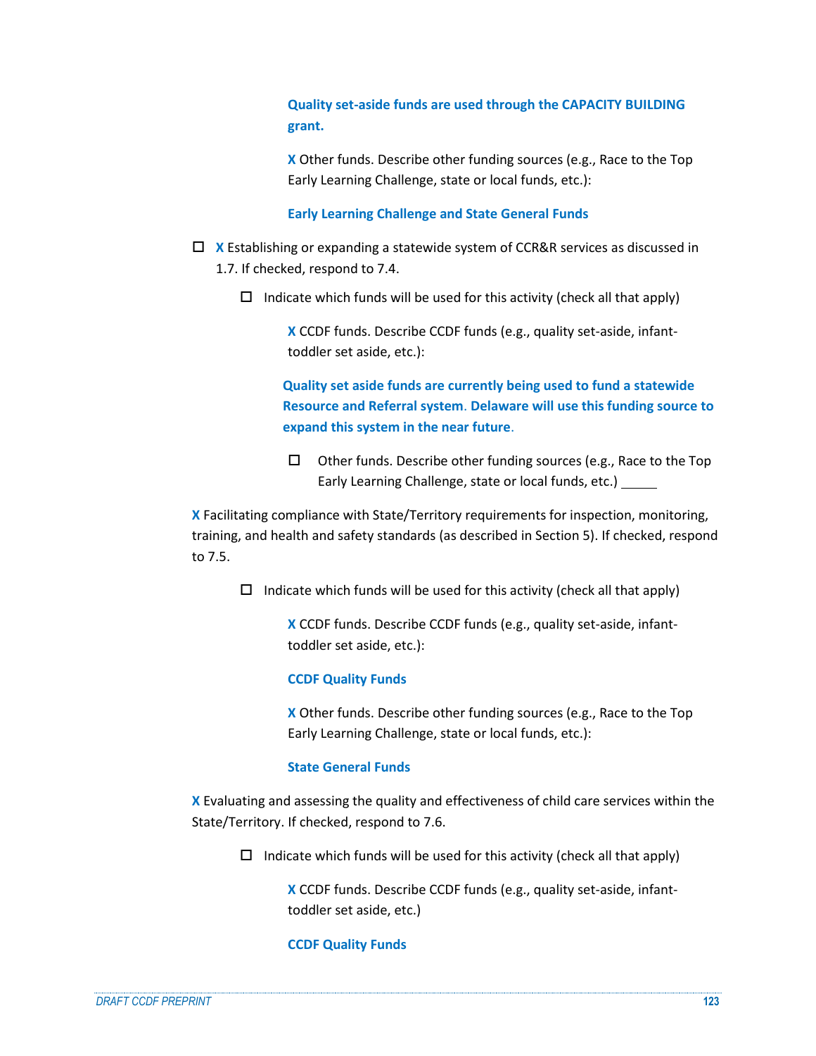**Quality set-aside funds are used through the CAPACITY BUILDING grant.**

**X** Other funds. Describe other funding sources (e.g., Race to the Top Early Learning Challenge, state or local funds, etc.):

**Early Learning Challenge and State General Funds**

- ☐ **X** Establishing or expanding a statewide system of CCR&R services as discussed in 1.7. If checked, respond to 7.4.

  - ☐ Indicate which funds will be used for this activity (check all that apply)

    **X** CCDF funds. Describe CCDF funds (e.g., quality set-aside, infant-toddler set aside, etc.):

    **Quality set aside funds are currently being used to fund a statewide Resource and Referral system. Delaware will use this funding source to expand this system in the near future.**

    ☐ Other funds. Describe other funding sources (e.g., Race to the Top Early Learning Challenge, state or local funds, etc.) _____

**X** Facilitating compliance with State/Territory requirements for inspection, monitoring, training, and health and safety standards (as described in Section 5). If checked, respond to 7.5.

- ☐ Indicate which funds will be used for this activity (check all that apply)

  **X** CCDF funds. Describe CCDF funds (e.g., quality set-aside, infant-toddler set aside, etc.):

  **CCDF Quality Funds**

  **X** Other funds. Describe other funding sources (e.g., Race to the Top Early Learning Challenge, state or local funds, etc.):

  **State General Funds**

**X** Evaluating and assessing the quality and effectiveness of child care services within the State/Territory. If checked, respond to 7.6.

- ☐ Indicate which funds will be used for this activity (check all that apply)

  **X** CCDF funds. Describe CCDF funds (e.g., quality set-aside, infant-toddler set aside, etc.)

  **CCDF Quality Funds**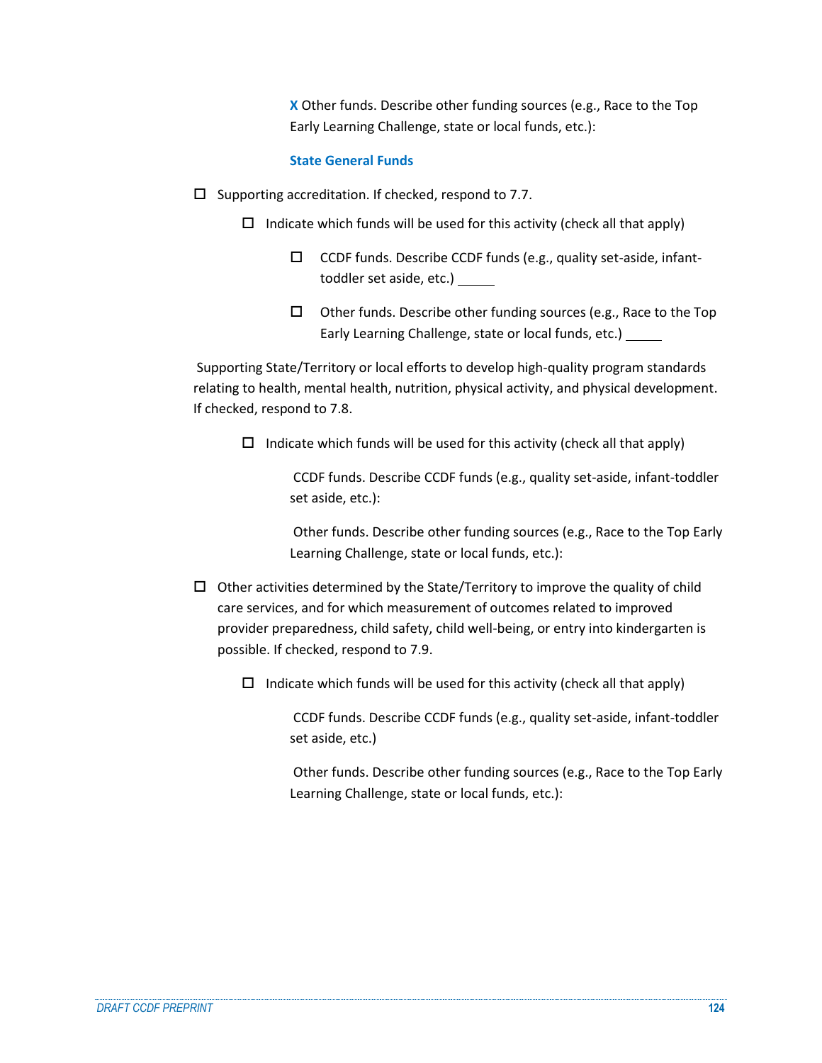**X** Other funds. Describe other funding sources (e.g., Race to the Top Early Learning Challenge, state or local funds, etc.):

**State General Funds**

☐ Supporting accreditation. If checked, respond to 7.7.

☐ Indicate which funds will be used for this activity (check all that apply)

☐ CCDF funds. Describe CCDF funds (e.g., quality set-aside, infant-toddler set aside, etc.) _____

☐ Other funds. Describe other funding sources (e.g., Race to the Top Early Learning Challenge, state or local funds, etc.) _____

Supporting State/Territory or local efforts to develop high-quality program standards relating to health, mental health, nutrition, physical activity, and physical development. If checked, respond to 7.8.

☐ Indicate which funds will be used for this activity (check all that apply)

CCDF funds. Describe CCDF funds (e.g., quality set-aside, infant-toddler set aside, etc.):

Other funds. Describe other funding sources (e.g., Race to the Top Early Learning Challenge, state or local funds, etc.):

☐ Other activities determined by the State/Territory to improve the quality of child care services, and for which measurement of outcomes related to improved provider preparedness, child safety, child well-being, or entry into kindergarten is possible. If checked, respond to 7.9.

☐ Indicate which funds will be used for this activity (check all that apply)

CCDF funds. Describe CCDF funds (e.g., quality set-aside, infant-toddler set aside, etc.)

Other funds. Describe other funding sources (e.g., Race to the Top Early Learning Challenge, state or local funds, etc.):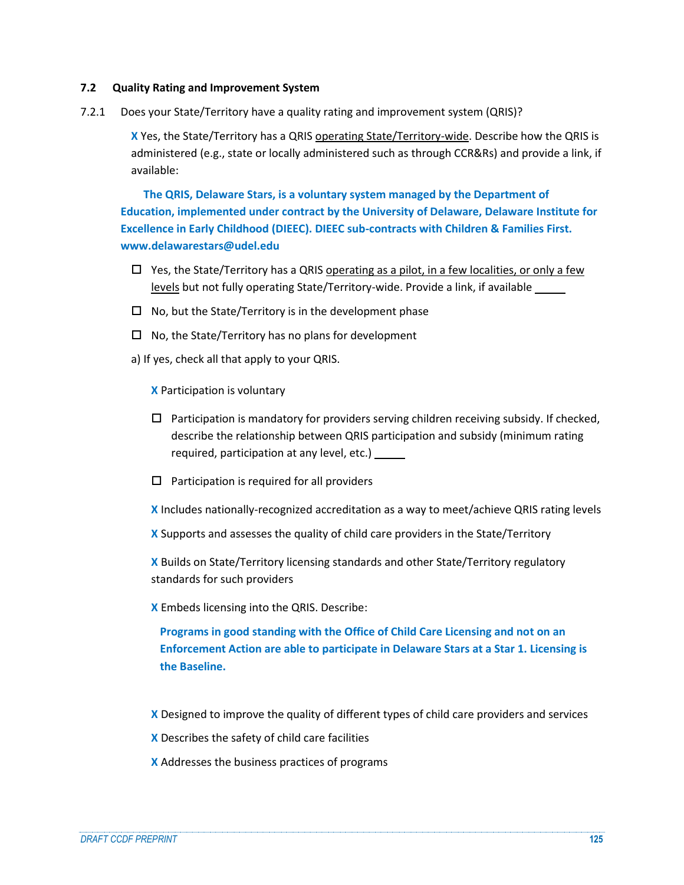### 7.2 Quality Rating and Improvement System

7.2.1 Does your State/Territory have a quality rating and improvement system (QRIS)?

X Yes, the State/Territory has a QRIS operating State/Territory-wide. Describe how the QRIS is administered (e.g., state or locally administered such as through CCR&Rs) and provide a link, if available:

**The QRIS, Delaware Stars, is a voluntary system managed by the Department of Education, implemented under contract by the University of Delaware, Delaware Institute for Excellence in Early Childhood (DIEEC). DIEEC sub-contracts with Children & Families First. www.delawarestars@udel.edu**

☐ Yes, the State/Territory has a QRIS operating as a pilot, in a few localities, or only a few levels but not fully operating State/Territory-wide. Provide a link, if available _____

☐ No, but the State/Territory is in the development phase

☐ No, the State/Territory has no plans for development

a) If yes, check all that apply to your QRIS.

X Participation is voluntary

☐ Participation is mandatory for providers serving children receiving subsidy. If checked, describe the relationship between QRIS participation and subsidy (minimum rating required, participation at any level, etc.) _____

☐ Participation is required for all providers

X Includes nationally-recognized accreditation as a way to meet/achieve QRIS rating levels

X Supports and assesses the quality of child care providers in the State/Territory

X Builds on State/Territory licensing standards and other State/Territory regulatory standards for such providers

X Embeds licensing into the QRIS. Describe:

**Programs in good standing with the Office of Child Care Licensing and not on an Enforcement Action are able to participate in Delaware Stars at a Star 1. Licensing is the Baseline.**

X Designed to improve the quality of different types of child care providers and services

X Describes the safety of child care facilities

X Addresses the business practices of programs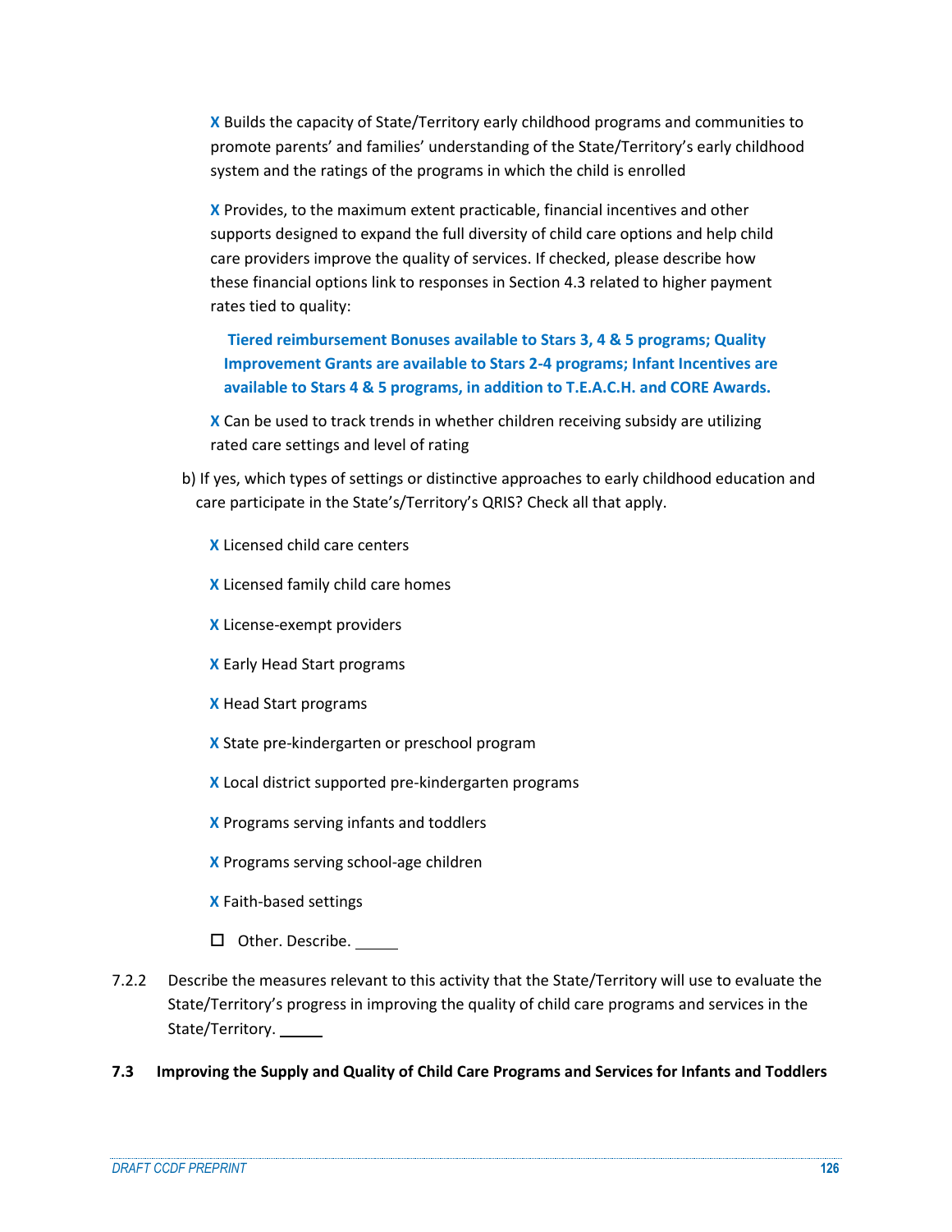**X** Builds the capacity of State/Territory early childhood programs and communities to promote parents' and families' understanding of the State/Territory's early childhood system and the ratings of the programs in which the child is enrolled

**X** Provides, to the maximum extent practicable, financial incentives and other supports designed to expand the full diversity of child care options and help child care providers improve the quality of services. If checked, please describe how these financial options link to responses in Section 4.3 related to higher payment rates tied to quality:

> **Tiered reimbursement Bonuses available to Stars 3, 4 & 5 programs; Quality Improvement Grants are available to Stars 2-4 programs; Infant Incentives are available to Stars 4 & 5 programs, in addition to T.E.A.C.H. and CORE Awards.**

**X** Can be used to track trends in whether children receiving subsidy are utilizing rated care settings and level of rating

b) If yes, which types of settings or distinctive approaches to early childhood education and care participate in the State's/Territory's QRIS? Check all that apply.

- **X** Licensed child care centers
- **X** Licensed family child care homes
- **X** License-exempt providers
- **X** Early Head Start programs
- **X** Head Start programs
- **X** State pre-kindergarten or preschool program
- **X** Local district supported pre-kindergarten programs
- **X** Programs serving infants and toddlers
- **X** Programs serving school-age children
- **X** Faith-based settings
- ☐ Other. Describe. _____

7.2.2 Describe the measures relevant to this activity that the State/Territory will use to evaluate the State/Territory's progress in improving the quality of child care programs and services in the State/Territory. _____

**7.3 Improving the Supply and Quality of Child Care Programs and Services for Infants and Toddlers**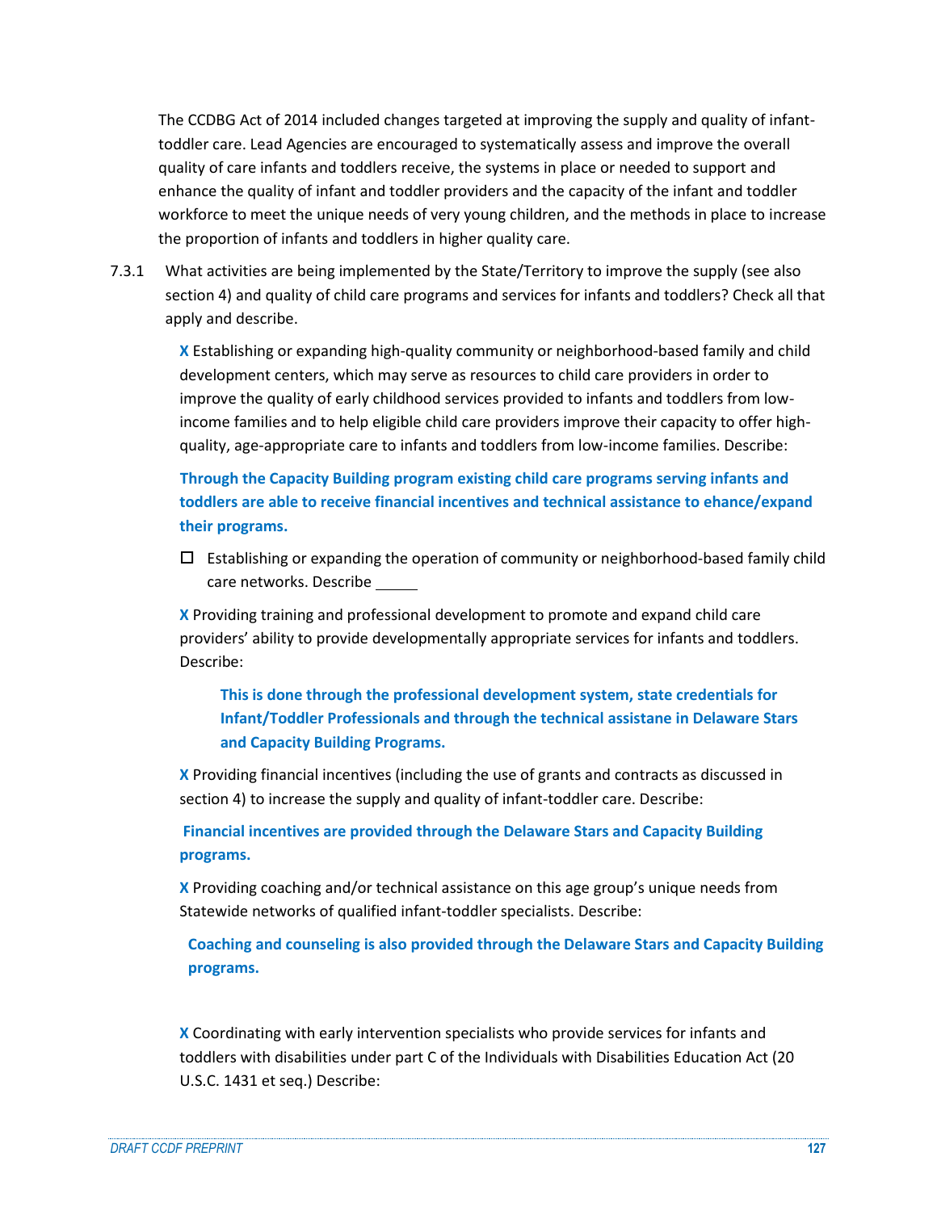The CCDBG Act of 2014 included changes targeted at improving the supply and quality of infant-toddler care. Lead Agencies are encouraged to systematically assess and improve the overall quality of care infants and toddlers receive, the systems in place or needed to support and enhance the quality of infant and toddler providers and the capacity of the infant and toddler workforce to meet the unique needs of very young children, and the methods in place to increase the proportion of infants and toddlers in higher quality care.

7.3.1 What activities are being implemented by the State/Territory to improve the supply (see also section 4) and quality of child care programs and services for infants and toddlers? Check all that apply and describe.

X Establishing or expanding high-quality community or neighborhood-based family and child development centers, which may serve as resources to child care providers in order to improve the quality of early childhood services provided to infants and toddlers from low-income families and to help eligible child care providers improve their capacity to offer high-quality, age-appropriate care to infants and toddlers from low-income families. Describe:

**Through the Capacity Building program existing child care programs serving infants and toddlers are able to receive financial incentives and technical assistance to ehance/expand their programs.**

☐ Establishing or expanding the operation of community or neighborhood-based family child care networks. Describe _____

X Providing training and professional development to promote and expand child care providers' ability to provide developmentally appropriate services for infants and toddlers. Describe:

**This is done through the professional development system, state credentials for Infant/Toddler Professionals and through the technical assistane in Delaware Stars and Capacity Building Programs.**

X Providing financial incentives (including the use of grants and contracts as discussed in section 4) to increase the supply and quality of infant-toddler care. Describe:

**Financial incentives are provided through the Delaware Stars and Capacity Building programs.**

X Providing coaching and/or technical assistance on this age group's unique needs from Statewide networks of qualified infant-toddler specialists. Describe:

**Coaching and counseling is also provided through the Delaware Stars and Capacity Building programs.**

X Coordinating with early intervention specialists who provide services for infants and toddlers with disabilities under part C of the Individuals with Disabilities Education Act (20 U.S.C. 1431 et seq.) Describe: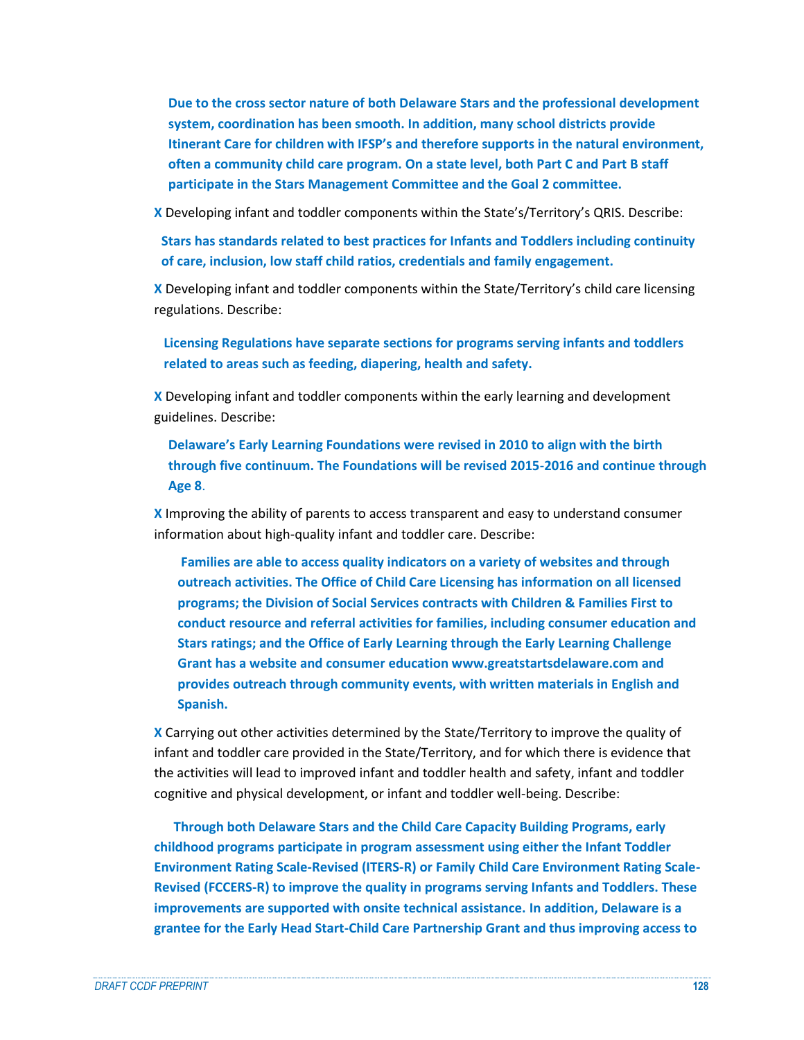**Due to the cross sector nature of both Delaware Stars and the professional development system, coordination has been smooth. In addition, many school districts provide Itinerant Care for children with IFSP's and therefore supports in the natural environment, often a community child care program. On a state level, both Part C and Part B staff participate in the Stars Management Committee and the Goal 2 committee.**

**X** Developing infant and toddler components within the State's/Territory's QRIS. Describe:

**Stars has standards related to best practices for Infants and Toddlers including continuity of care, inclusion, low staff child ratios, credentials and family engagement.**

**X** Developing infant and toddler components within the State/Territory's child care licensing regulations. Describe:

**Licensing Regulations have separate sections for programs serving infants and toddlers related to areas such as feeding, diapering, health and safety.**

**X** Developing infant and toddler components within the early learning and development guidelines. Describe:

**Delaware's Early Learning Foundations were revised in 2010 to align with the birth through five continuum. The Foundations will be revised 2015-2016 and continue through Age 8**.

**X** Improving the ability of parents to access transparent and easy to understand consumer information about high-quality infant and toddler care. Describe:

**Families are able to access quality indicators on a variety of websites and through outreach activities. The Office of Child Care Licensing has information on all licensed programs; the Division of Social Services contracts with Children & Families First to conduct resource and referral activities for families, including consumer education and Stars ratings; and the Office of Early Learning through the Early Learning Challenge Grant has a website and consumer education www.greatstartsdelaware.com and provides outreach through community events, with written materials in English and Spanish.**

**X** Carrying out other activities determined by the State/Territory to improve the quality of infant and toddler care provided in the State/Territory, and for which there is evidence that the activities will lead to improved infant and toddler health and safety, infant and toddler cognitive and physical development, or infant and toddler well-being. Describe:

**Through both Delaware Stars and the Child Care Capacity Building Programs, early childhood programs participate in program assessment using either the Infant Toddler Environment Rating Scale-Revised (ITERS-R) or Family Child Care Environment Rating Scale-Revised (FCCERS-R) to improve the quality in programs serving Infants and Toddlers. These improvements are supported with onsite technical assistance. In addition, Delaware is a grantee for the Early Head Start-Child Care Partnership Grant and thus improving access to**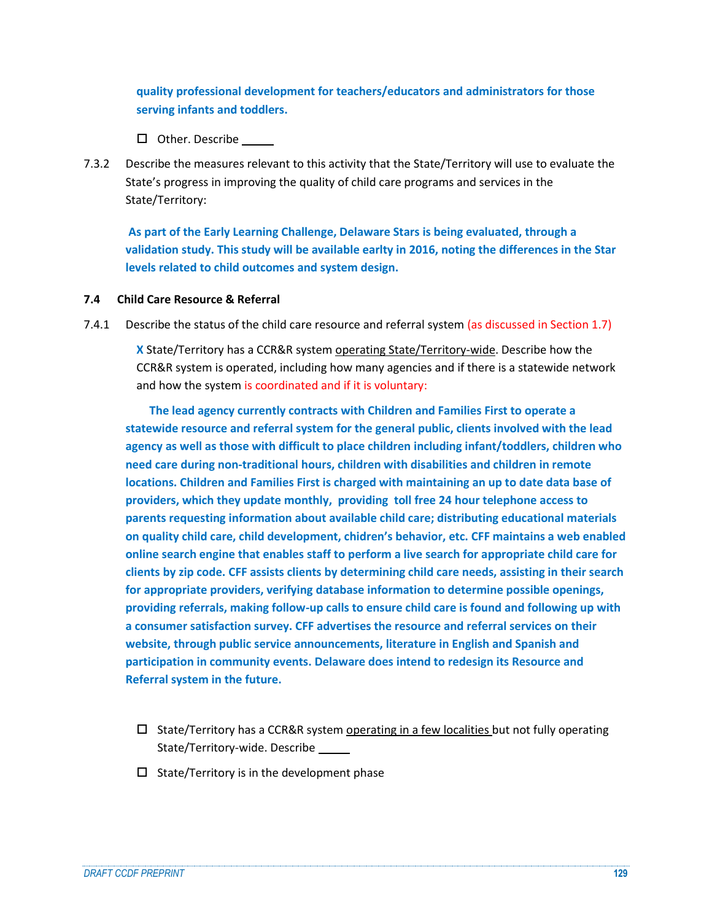**quality professional development for teachers/educators and administrators for those serving infants and toddlers.**

☐ Other. Describe _____

7.3.2 Describe the measures relevant to this activity that the State/Territory will use to evaluate the State's progress in improving the quality of child care programs and services in the State/Territory:

**As part of the Early Learning Challenge, Delaware Stars is being evaluated, through a validation study. This study will be available earlty in 2016, noting the differences in the Star levels related to child outcomes and system design.**

### 7.4 Child Care Resource & Referral

7.4.1 Describe the status of the child care resource and referral system (as discussed in Section 1.7)

**X** State/Territory has a CCR&R system operating State/Territory-wide. Describe how the CCR&R system is operated, including how many agencies and if there is a statewide network and how the system is coordinated and if it is voluntary:

**The lead agency currently contracts with Children and Families First to operate a statewide resource and referral system for the general public, clients involved with the lead agency as well as those with difficult to place children including infant/toddlers, children who need care during non-traditional hours, children with disabilities and children in remote locations. Children and Families First is charged with maintaining an up to date data base of providers, which they update monthly, providing toll free 24 hour telephone access to parents requesting information about available child care; distributing educational materials on quality child care, child development, chidren's behavior, etc. CFF maintains a web enabled online search engine that enables staff to perform a live search for appropriate child care for clients by zip code. CFF assists clients by determining child care needs, assisting in their search for appropriate providers, verifying database information to determine possible openings, providing referrals, making follow-up calls to ensure child care is found and following up with a consumer satisfaction survey. CFF advertises the resource and referral services on their website, through public service announcements, literature in English and Spanish and participation in community events. Delaware does intend to redesign its Resource and Referral system in the future.**

☐ State/Territory has a CCR&R system operating in a few localities but not fully operating State/Territory-wide. Describe _____

☐ State/Territory is in the development phase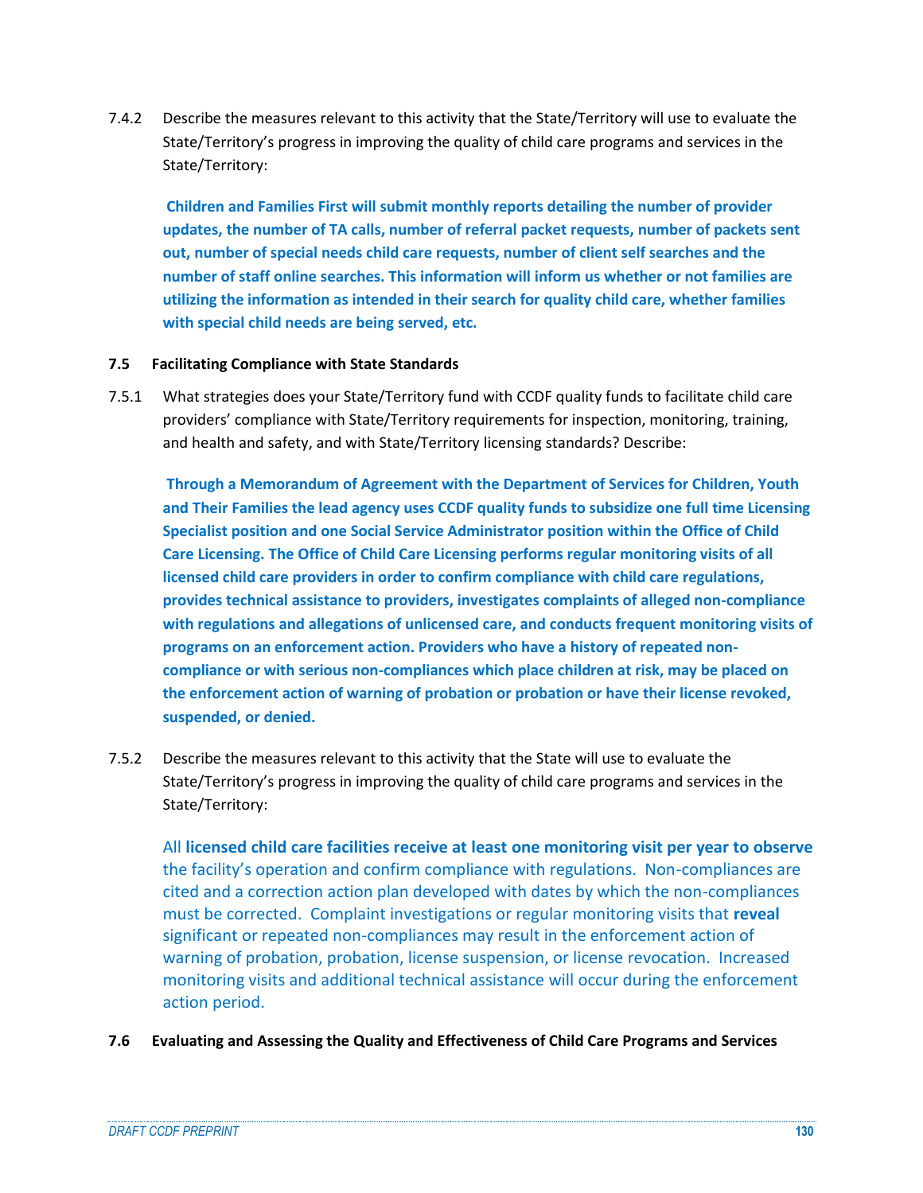7.4.2 Describe the measures relevant to this activity that the State/Territory will use to evaluate the State/Territory's progress in improving the quality of child care programs and services in the State/Territory:

**Children and Families First will submit monthly reports detailing the number of provider updates, the number of TA calls, number of referral packet requests, number of packets sent out, number of special needs child care requests, number of client self searches and the number of staff online searches. This information will inform us whether or not families are utilizing the information as intended in their search for quality child care, whether families with special child needs are being served, etc.**

**7.5 Facilitating Compliance with State Standards**

7.5.1 What strategies does your State/Territory fund with CCDF quality funds to facilitate child care providers' compliance with State/Territory requirements for inspection, monitoring, training, and health and safety, and with State/Territory licensing standards? Describe:

**Through a Memorandum of Agreement with the Department of Services for Children, Youth and Their Families the lead agency uses CCDF quality funds to subsidize one full time Licensing Specialist position and one Social Service Administrator position within the Office of Child Care Licensing. The Office of Child Care Licensing performs regular monitoring visits of all licensed child care providers in order to confirm compliance with child care regulations, provides technical assistance to providers, investigates complaints of alleged non-compliance with regulations and allegations of unlicensed care, and conducts frequent monitoring visits of programs on an enforcement action. Providers who have a history of repeated non-compliance or with serious non-compliances which place children at risk, may be placed on the enforcement action of warning of probation or probation or have their license revoked, suspended, or denied.**

7.5.2 Describe the measures relevant to this activity that the State will use to evaluate the State/Territory's progress in improving the quality of child care programs and services in the State/Territory:

All **licensed child care facilities receive at least one monitoring visit per year to observe** the facility's operation and confirm compliance with regulations. Non-compliances are cited and a correction action plan developed with dates by which the non-compliances must be corrected. Complaint investigations or regular monitoring visits that **reveal** significant or repeated non-compliances may result in the enforcement action of warning of probation, probation, license suspension, or license revocation. Increased monitoring visits and additional technical assistance will occur during the enforcement action period.

**7.6 Evaluating and Assessing the Quality and Effectiveness of Child Care Programs and Services**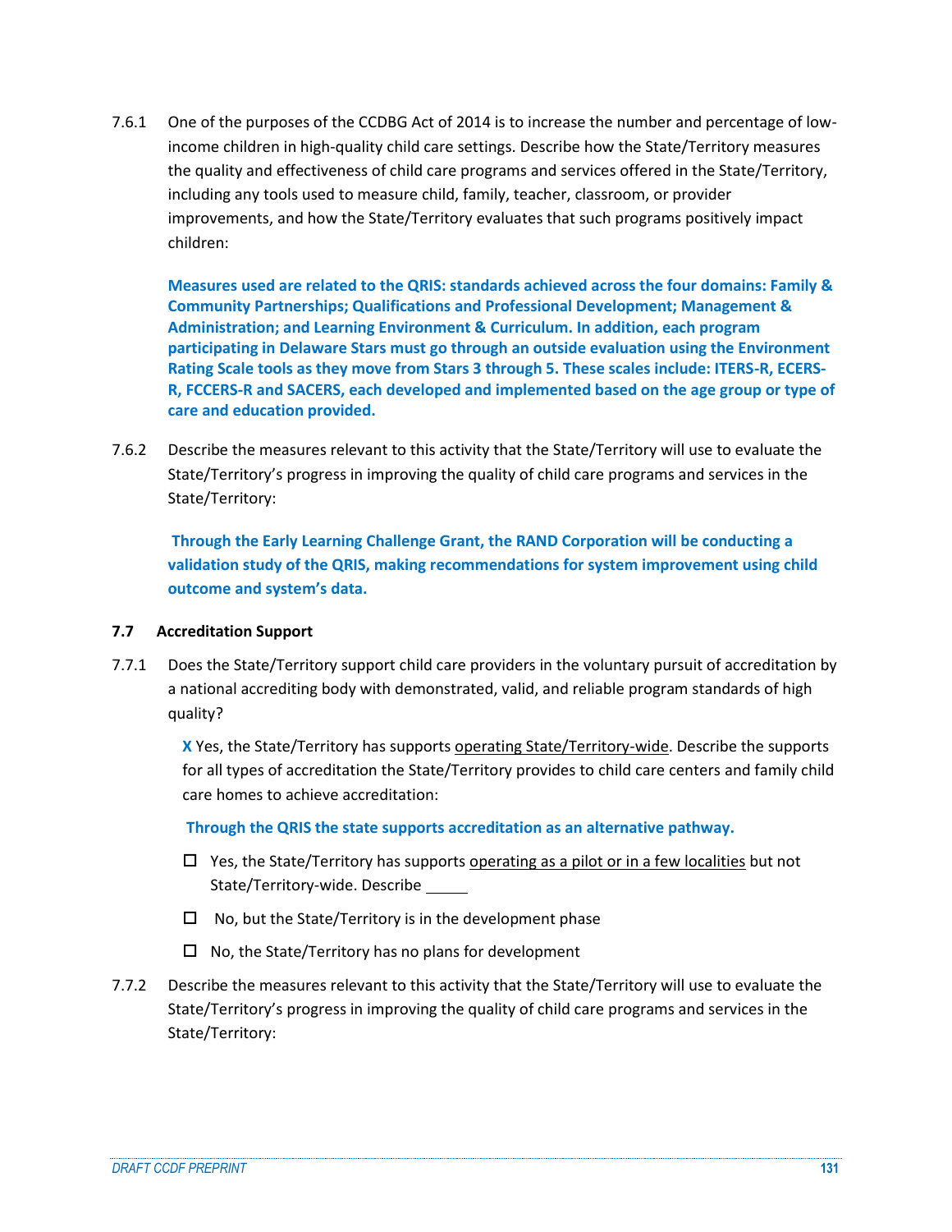7.6.1 One of the purposes of the CCDBG Act of 2014 is to increase the number and percentage of low-income children in high-quality child care settings. Describe how the State/Territory measures the quality and effectiveness of child care programs and services offered in the State/Territory, including any tools used to measure child, family, teacher, classroom, or provider improvements, and how the State/Territory evaluates that such programs positively impact children:

**Measures used are related to the QRIS: standards achieved across the four domains: Family & Community Partnerships; Qualifications and Professional Development; Management & Administration; and Learning Environment & Curriculum. In addition, each program participating in Delaware Stars must go through an outside evaluation using the Environment Rating Scale tools as they move from Stars 3 through 5. These scales include: ITERS-R, ECERS-R, FCCERS-R and SACERS, each developed and implemented based on the age group or type of care and education provided.**

7.6.2 Describe the measures relevant to this activity that the State/Territory will use to evaluate the State/Territory's progress in improving the quality of child care programs and services in the State/Territory:

**Through the Early Learning Challenge Grant, the RAND Corporation will be conducting a validation study of the QRIS, making recommendations for system improvement using child outcome and system's data.**

### 7.7 Accreditation Support

7.7.1 Does the State/Territory support child care providers in the voluntary pursuit of accreditation by a national accrediting body with demonstrated, valid, and reliable program standards of high quality?

**X** Yes, the State/Territory has supports operating State/Territory-wide. Describe the supports for all types of accreditation the State/Territory provides to child care centers and family child care homes to achieve accreditation:

**Through the QRIS the state supports accreditation as an alternative pathway.**

☐ Yes, the State/Territory has supports operating as a pilot or in a few localities but not State/Territory-wide. Describe \_\_\_\_\_

☐ No, but the State/Territory is in the development phase

☐ No, the State/Territory has no plans for development

7.7.2 Describe the measures relevant to this activity that the State/Territory will use to evaluate the State/Territory's progress in improving the quality of child care programs and services in the State/Territory: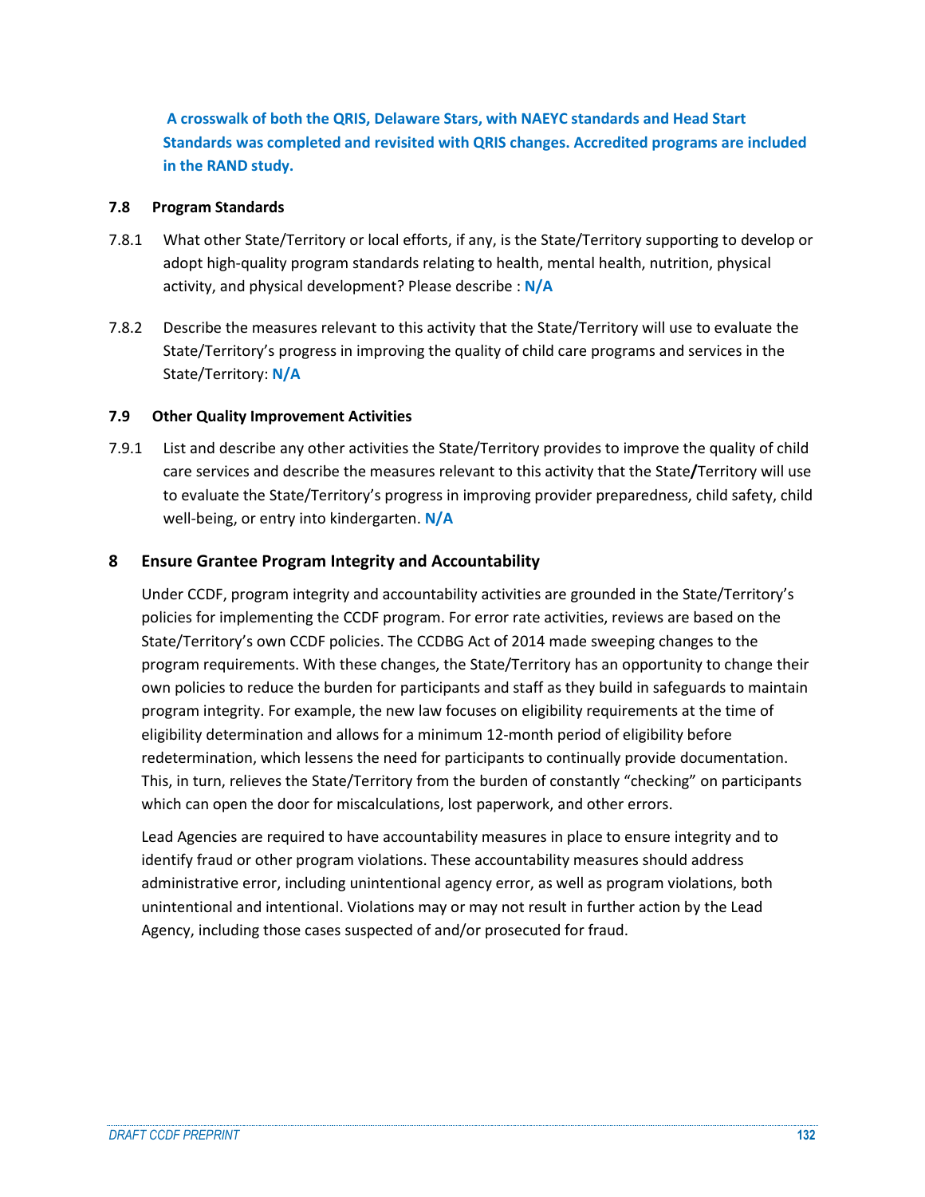**A crosswalk of both the QRIS, Delaware Stars, with NAEYC standards and Head Start Standards was completed and revisited with QRIS changes. Accredited programs are included in the RAND study.**

### 7.8 Program Standards

7.8.1 What other State/Territory or local efforts, if any, is the State/Territory supporting to develop or adopt high-quality program standards relating to health, mental health, nutrition, physical activity, and physical development? Please describe : **N/A**

7.8.2 Describe the measures relevant to this activity that the State/Territory will use to evaluate the State/Territory's progress in improving the quality of child care programs and services in the State/Territory: **N/A**

### 7.9 Other Quality Improvement Activities

7.9.1 List and describe any other activities the State/Territory provides to improve the quality of child care services and describe the measures relevant to this activity that the State/Territory will use to evaluate the State/Territory's progress in improving provider preparedness, child safety, child well-being, or entry into kindergarten. **N/A**

## 8 Ensure Grantee Program Integrity and Accountability

Under CCDF, program integrity and accountability activities are grounded in the State/Territory's policies for implementing the CCDF program. For error rate activities, reviews are based on the State/Territory's own CCDF policies. The CCDBG Act of 2014 made sweeping changes to the program requirements. With these changes, the State/Territory has an opportunity to change their own policies to reduce the burden for participants and staff as they build in safeguards to maintain program integrity. For example, the new law focuses on eligibility requirements at the time of eligibility determination and allows for a minimum 12-month period of eligibility before redetermination, which lessens the need for participants to continually provide documentation. This, in turn, relieves the State/Territory from the burden of constantly "checking" on participants which can open the door for miscalculations, lost paperwork, and other errors.

Lead Agencies are required to have accountability measures in place to ensure integrity and to identify fraud or other program violations. These accountability measures should address administrative error, including unintentional agency error, as well as program violations, both unintentional and intentional. Violations may or may not result in further action by the Lead Agency, including those cases suspected of and/or prosecuted for fraud.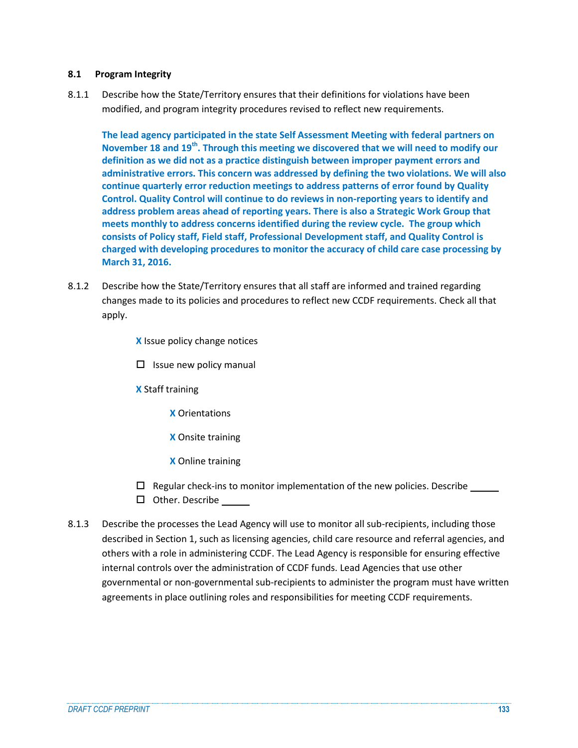### 8.1 Program Integrity

8.1.1 Describe how the State/Territory ensures that their definitions for violations have been modified, and program integrity procedures revised to reflect new requirements.

**The lead agency participated in the state Self Assessment Meeting with federal partners on November 18 and 19th. Through this meeting we discovered that we will need to modify our definition as we did not as a practice distinguish between improper payment errors and administrative errors. This concern was addressed by defining the two violations. We will also continue quarterly error reduction meetings to address patterns of error found by Quality Control. Quality Control will continue to do reviews in non-reporting years to identify and address problem areas ahead of reporting years. There is also a Strategic Work Group that meets monthly to address concerns identified during the review cycle. The group which consists of Policy staff, Field staff, Professional Development staff, and Quality Control is charged with developing procedures to monitor the accuracy of child care case processing by March 31, 2016.**

8.1.2 Describe how the State/Territory ensures that all staff are informed and trained regarding changes made to its policies and procedures to reflect new CCDF requirements. Check all that apply.

- **X** Issue policy change notices
- ☐ Issue new policy manual
- **X** Staff training
  - **X** Orientations
  - **X** Onsite training
  - **X** Online training
- ☐ Regular check-ins to monitor implementation of the new policies. Describe ______
- ☐ Other. Describe ______

8.1.3 Describe the processes the Lead Agency will use to monitor all sub-recipients, including those described in Section 1, such as licensing agencies, child care resource and referral agencies, and others with a role in administering CCDF. The Lead Agency is responsible for ensuring effective internal controls over the administration of CCDF funds. Lead Agencies that use other governmental or non-governmental sub-recipients to administer the program must have written agreements in place outlining roles and responsibilities for meeting CCDF requirements.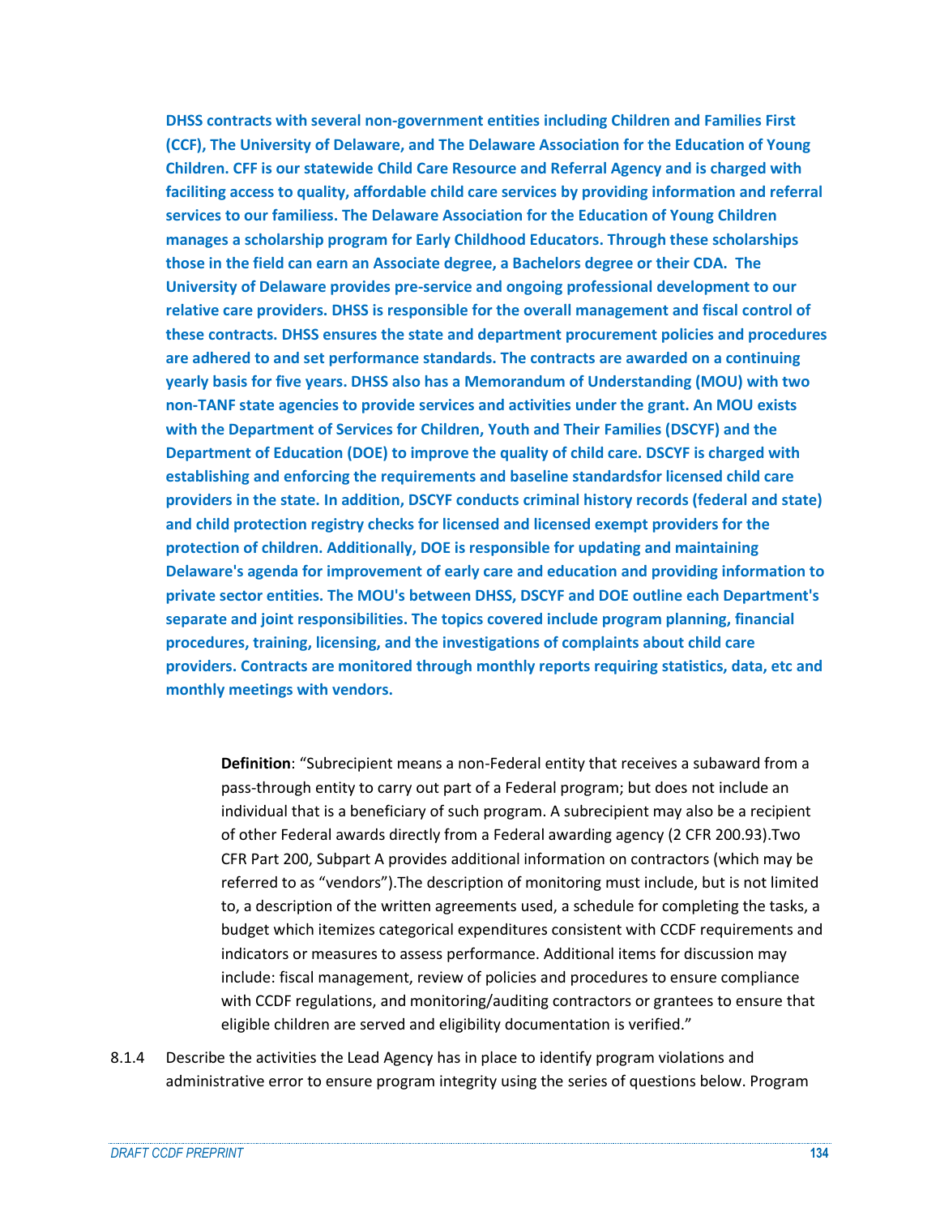**DHSS contracts with several non-government entities including Children and Families First (CCF), The University of Delaware, and The Delaware Association for the Education of Young Children. CFF is our statewide Child Care Resource and Referral Agency and is charged with faciliting access to quality, affordable child care services by providing information and referral services to our familiess. The Delaware Association for the Education of Young Children manages a scholarship program for Early Childhood Educators. Through these scholarships those in the field can earn an Associate degree, a Bachelors degree or their CDA. The University of Delaware provides pre-service and ongoing professional development to our relative care providers. DHSS is responsible for the overall management and fiscal control of these contracts. DHSS ensures the state and department procurement policies and procedures are adhered to and set performance standards. The contracts are awarded on a continuing yearly basis for five years. DHSS also has a Memorandum of Understanding (MOU) with two non-TANF state agencies to provide services and activities under the grant. An MOU exists with the Department of Services for Children, Youth and Their Families (DSCYF) and the Department of Education (DOE) to improve the quality of child care. DSCYF is charged with establishing and enforcing the requirements and baseline standardsfor licensed child care providers in the state. In addition, DSCYF conducts criminal history records (federal and state) and child protection registry checks for licensed and licensed exempt providers for the protection of children. Additionally, DOE is responsible for updating and maintaining Delaware's agenda for improvement of early care and education and providing information to private sector entities. The MOU's between DHSS, DSCYF and DOE outline each Department's separate and joint responsibilities. The topics covered include program planning, financial procedures, training, licensing, and the investigations of complaints about child care providers. Contracts are monitored through monthly reports requiring statistics, data, etc and monthly meetings with vendors.**

> **Definition**: "Subrecipient means a non-Federal entity that receives a subaward from a pass-through entity to carry out part of a Federal program; but does not include an individual that is a beneficiary of such program. A subrecipient may also be a recipient of other Federal awards directly from a Federal awarding agency (2 CFR 200.93).Two CFR Part 200, Subpart A provides additional information on contractors (which may be referred to as "vendors").The description of monitoring must include, but is not limited to, a description of the written agreements used, a schedule for completing the tasks, a budget which itemizes categorical expenditures consistent with CCDF requirements and indicators or measures to assess performance. Additional items for discussion may include: fiscal management, review of policies and procedures to ensure compliance with CCDF regulations, and monitoring/auditing contractors or grantees to ensure that eligible children are served and eligibility documentation is verified."

8.1.4 Describe the activities the Lead Agency has in place to identify program violations and administrative error to ensure program integrity using the series of questions below. Program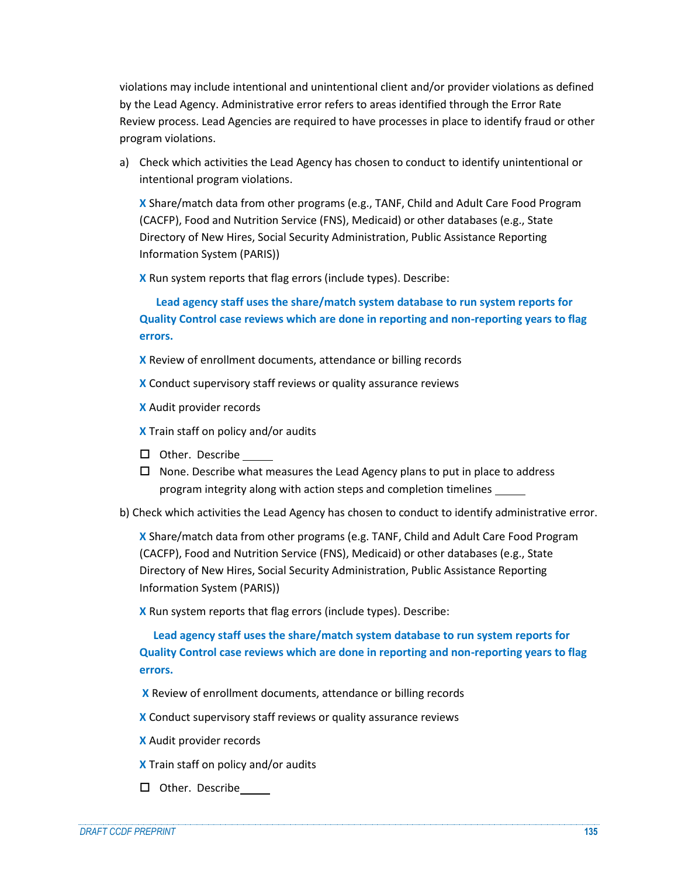violations may include intentional and unintentional client and/or provider violations as defined by the Lead Agency. Administrative error refers to areas identified through the Error Rate Review process. Lead Agencies are required to have processes in place to identify fraud or other program violations.

a) Check which activities the Lead Agency has chosen to conduct to identify unintentional or intentional program violations.

X Share/match data from other programs (e.g., TANF, Child and Adult Care Food Program (CACFP), Food and Nutrition Service (FNS), Medicaid) or other databases (e.g., State Directory of New Hires, Social Security Administration, Public Assistance Reporting Information System (PARIS))

X Run system reports that flag errors (include types). Describe:

**Lead agency staff uses the share/match system database to run system reports for Quality Control case reviews which are done in reporting and non-reporting years to flag errors.**

X Review of enrollment documents, attendance or billing records

X Conduct supervisory staff reviews or quality assurance reviews

X Audit provider records

X Train staff on policy and/or audits

☐ Other. Describe _____

☐ None. Describe what measures the Lead Agency plans to put in place to address program integrity along with action steps and completion timelines _____

b) Check which activities the Lead Agency has chosen to conduct to identify administrative error.

X Share/match data from other programs (e.g. TANF, Child and Adult Care Food Program (CACFP), Food and Nutrition Service (FNS), Medicaid) or other databases (e.g., State Directory of New Hires, Social Security Administration, Public Assistance Reporting Information System (PARIS))

X Run system reports that flag errors (include types). Describe:

**Lead agency staff uses the share/match system database to run system reports for Quality Control case reviews which are done in reporting and non-reporting years to flag errors.**

X Review of enrollment documents, attendance or billing records

X Conduct supervisory staff reviews or quality assurance reviews

X Audit provider records

X Train staff on policy and/or audits

☐ Other. Describe _____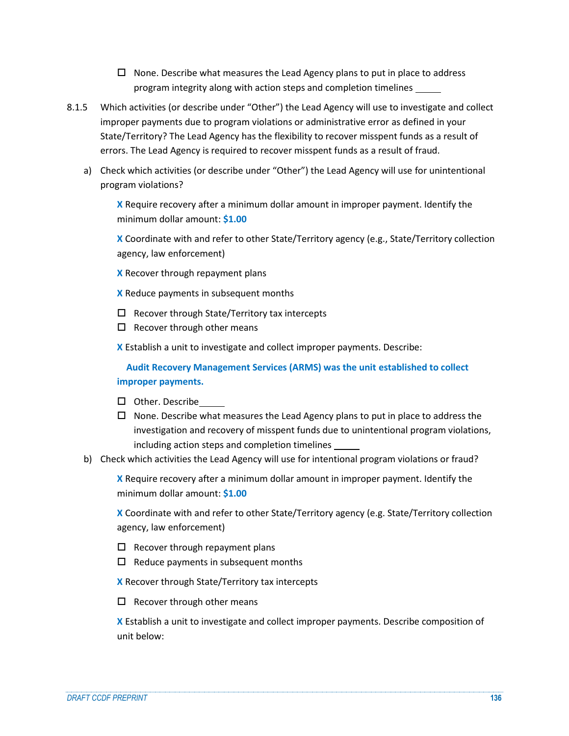☐ None. Describe what measures the Lead Agency plans to put in place to address program integrity along with action steps and completion timelines _____

8.1.5 Which activities (or describe under "Other") the Lead Agency will use to investigate and collect improper payments due to program violations or administrative error as defined in your State/Territory? The Lead Agency has the flexibility to recover misspent funds as a result of errors. The Lead Agency is required to recover misspent funds as a result of fraud.

a) Check which activities (or describe under "Other") the Lead Agency will use for unintentional program violations?

**X** Require recovery after a minimum dollar amount in improper payment. Identify the minimum dollar amount: **$1.00**

**X** Coordinate with and refer to other State/Territory agency (e.g., State/Territory collection agency, law enforcement)

**X** Recover through repayment plans

**X** Reduce payments in subsequent months

☐ Recover through State/Territory tax intercepts

☐ Recover through other means

**X** Establish a unit to investigate and collect improper payments. Describe:

**Audit Recovery Management Services (ARMS) was the unit established to collect improper payments.**

☐ Other. Describe_____

☐ None. Describe what measures the Lead Agency plans to put in place to address the investigation and recovery of misspent funds due to unintentional program violations, including action steps and completion timelines _____

b) Check which activities the Lead Agency will use for intentional program violations or fraud?

**X** Require recovery after a minimum dollar amount in improper payment. Identify the minimum dollar amount: **$1.00**

**X** Coordinate with and refer to other State/Territory agency (e.g. State/Territory collection agency, law enforcement)

☐ Recover through repayment plans

☐ Reduce payments in subsequent months

**X** Recover through State/Territory tax intercepts

☐ Recover through other means

**X** Establish a unit to investigate and collect improper payments. Describe composition of unit below: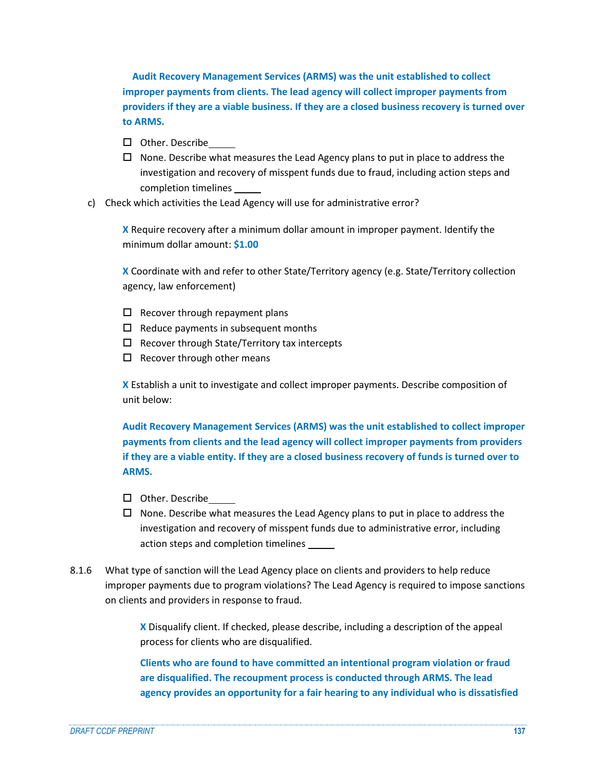**Audit Recovery Management Services (ARMS) was the unit established to collect improper payments from clients. The lead agency will collect improper payments from providers if they are a viable business. If they are a closed business recovery is turned over to ARMS.**

- ☐ Other. Describe_____
- ☐ None. Describe what measures the Lead Agency plans to put in place to address the investigation and recovery of misspent funds due to fraud, including action steps and completion timelines _____

c) Check which activities the Lead Agency will use for administrative error?

**X** Require recovery after a minimum dollar amount in improper payment. Identify the minimum dollar amount: **$1.00**

**X** Coordinate with and refer to other State/Territory agency (e.g. State/Territory collection agency, law enforcement)

- ☐ Recover through repayment plans
- ☐ Reduce payments in subsequent months
- ☐ Recover through State/Territory tax intercepts
- ☐ Recover through other means

**X** Establish a unit to investigate and collect improper payments. Describe composition of unit below:

**Audit Recovery Management Services (ARMS) was the unit established to collect improper payments from clients and the lead agency will collect improper payments from providers if they are a viable entity. If they are a closed business recovery of funds is turned over to ARMS.**

- ☐ Other. Describe_____
- ☐ None. Describe what measures the Lead Agency plans to put in place to address the investigation and recovery of misspent funds due to administrative error, including action steps and completion timelines _____

8.1.6 What type of sanction will the Lead Agency place on clients and providers to help reduce improper payments due to program violations? The Lead Agency is required to impose sanctions on clients and providers in response to fraud.

**X** Disqualify client. If checked, please describe, including a description of the appeal process for clients who are disqualified.

**Clients who are found to have committed an intentional program violation or fraud are disqualified. The recoupment process is conducted through ARMS. The lead agency provides an opportunity for a fair hearing to any individual who is dissatisfied**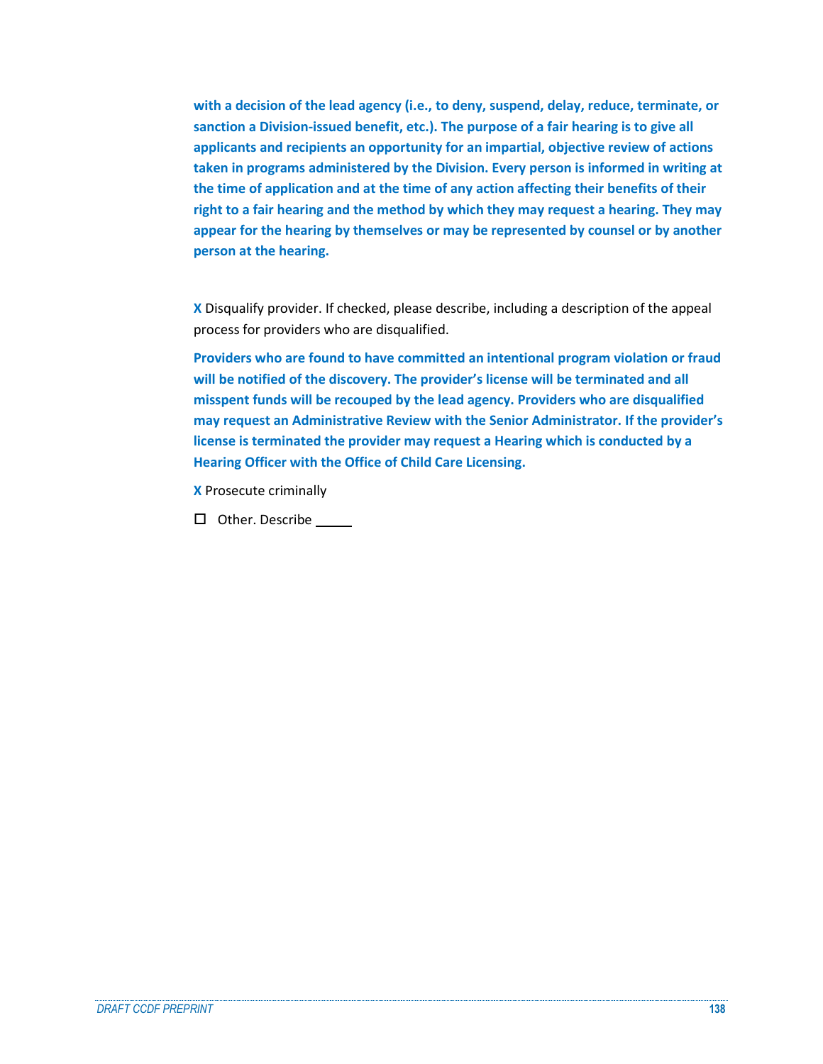**with a decision of the lead agency (i.e., to deny, suspend, delay, reduce, terminate, or sanction a Division-issued benefit, etc.). The purpose of a fair hearing is to give all applicants and recipients an opportunity for an impartial, objective review of actions taken in programs administered by the Division. Every person is informed in writing at the time of application and at the time of any action affecting their benefits of their right to a fair hearing and the method by which they may request a hearing. They may appear for the hearing by themselves or may be represented by counsel or by another person at the hearing.**

**X** Disqualify provider. If checked, please describe, including a description of the appeal process for providers who are disqualified.

**Providers who are found to have committed an intentional program violation or fraud will be notified of the discovery. The provider's license will be terminated and all misspent funds will be recouped by the lead agency. Providers who are disqualified may request an Administrative Review with the Senior Administrator. If the provider's license is terminated the provider may request a Hearing which is conducted by a Hearing Officer with the Office of Child Care Licensing.**

**X** Prosecute criminally

☐ Other. Describe _____